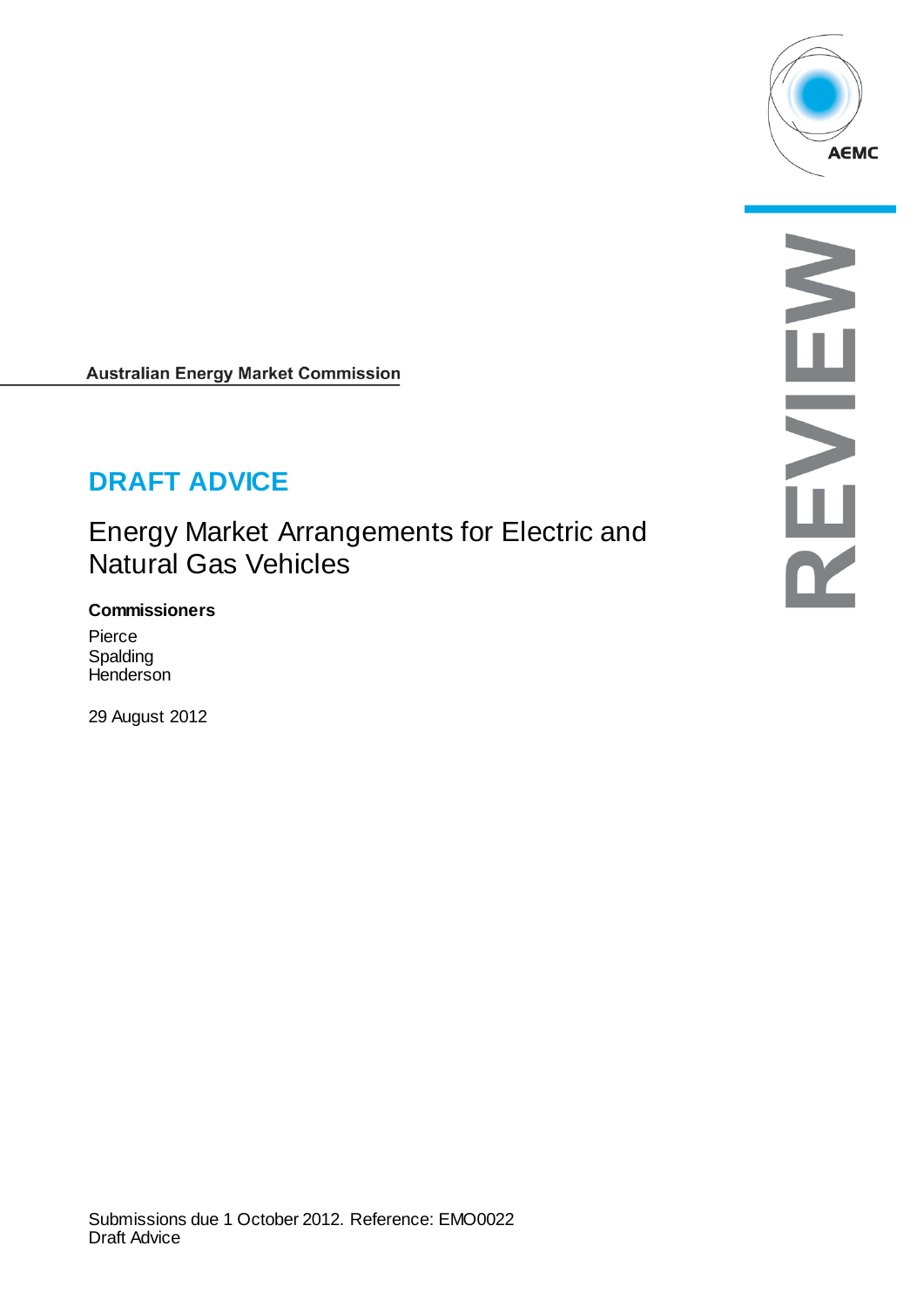Australian Energy Market Commission

# DRAFT ADVICE

## Energy Market Arrangements for Electric and Natural Gas Vehicles

**Commissioners**

Pierce
Spalding
Henderson

29 August 2012

REVIEW

Submissions due 1 October 2012. Reference: EMO0022
Draft Advice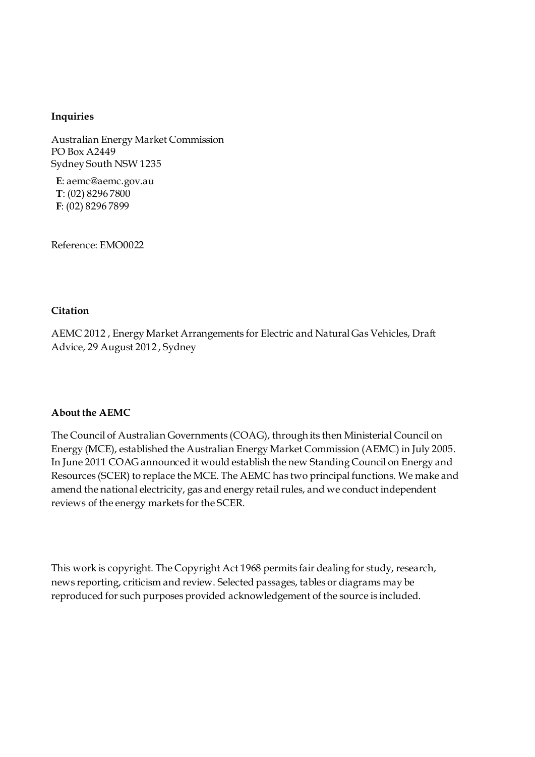**Inquiries**

Australian Energy Market Commission
PO Box A2449
Sydney South NSW 1235

**E**: aemc@aemc.gov.au
**T**: (02) 8296 7800
**F**: (02) 8296 7899

Reference: EMO0022

**Citation**

AEMC 2012 , Energy Market Arrangements for Electric and Natural Gas Vehicles, Draft Advice, 29 August 2012 , Sydney

**About the AEMC**

The Council of Australian Governments (COAG), through its then Ministerial Council on Energy (MCE), established the Australian Energy Market Commission (AEMC) in July 2005. In June 2011 COAG announced it would establish the new Standing Council on Energy and Resources (SCER) to replace the MCE. The AEMC has two principal functions. We make and amend the national electricity, gas and energy retail rules, and we conduct independent reviews of the energy markets for the SCER.

This work is copyright. The Copyright Act 1968 permits fair dealing for study, research, news reporting, criticism and review. Selected passages, tables or diagrams may be reproduced for such purposes provided acknowledgement of the source is included.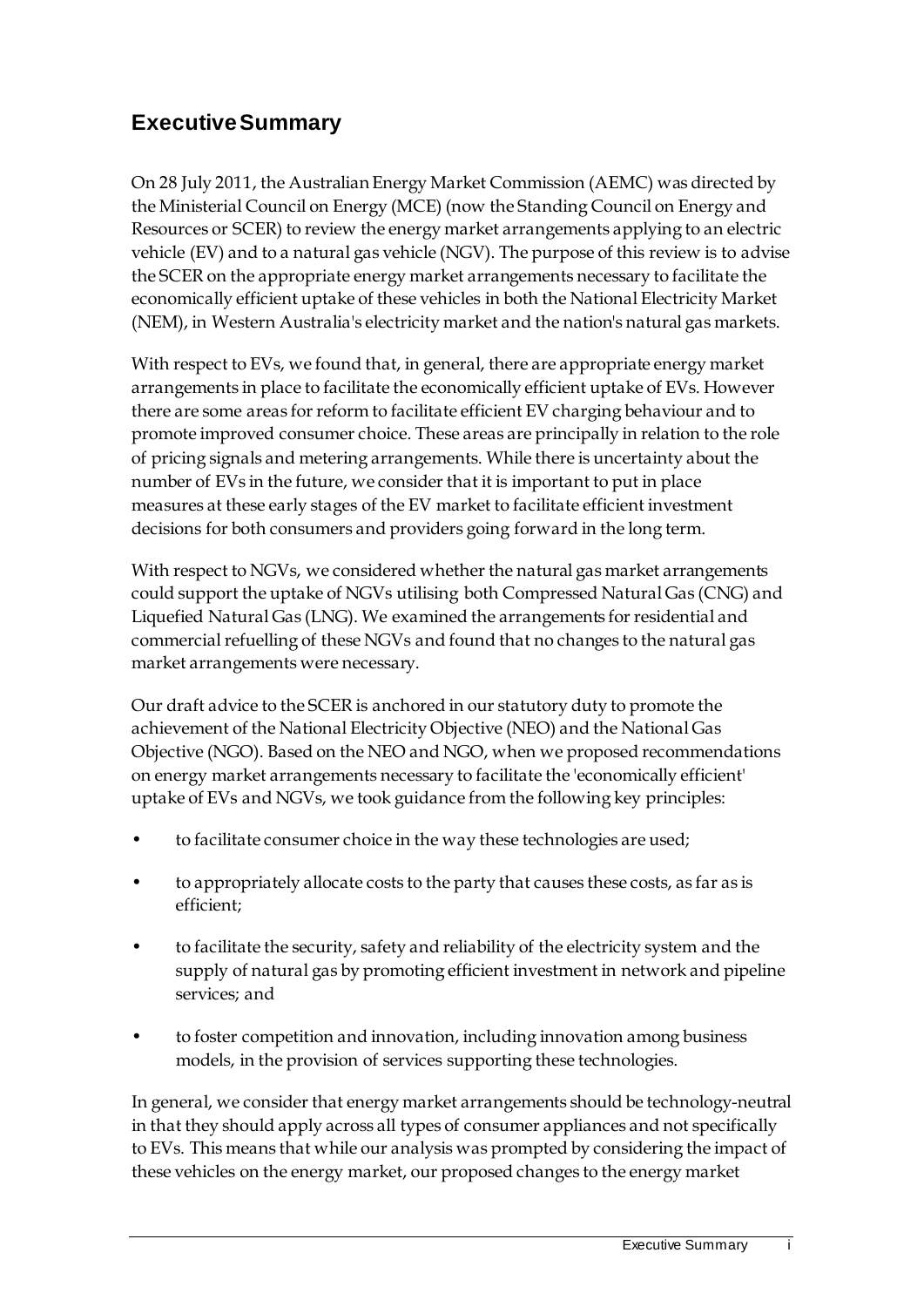## Executive Summary

On 28 July 2011, the Australian Energy Market Commission (AEMC) was directed by the Ministerial Council on Energy (MCE) (now the Standing Council on Energy and Resources or SCER) to review the energy market arrangements applying to an electric vehicle (EV) and to a natural gas vehicle (NGV). The purpose of this review is to advise the SCER on the appropriate energy market arrangements necessary to facilitate the economically efficient uptake of these vehicles in both the National Electricity Market (NEM), in Western Australia's electricity market and the nation's natural gas markets.

With respect to EVs, we found that, in general, there are appropriate energy market arrangements in place to facilitate the economically efficient uptake of EVs. However there are some areas for reform to facilitate efficient EV charging behaviour and to promote improved consumer choice. These areas are principally in relation to the role of pricing signals and metering arrangements. While there is uncertainty about the number of EVs in the future, we consider that it is important to put in place measures at these early stages of the EV market to facilitate efficient investment decisions for both consumers and providers going forward in the long term.

With respect to NGVs, we considered whether the natural gas market arrangements could support the uptake of NGVs utilising both Compressed Natural Gas (CNG) and Liquefied Natural Gas (LNG). We examined the arrangements for residential and commercial refuelling of these NGVs and found that no changes to the natural gas market arrangements were necessary.

Our draft advice to the SCER is anchored in our statutory duty to promote the achievement of the National Electricity Objective (NEO) and the National Gas Objective (NGO). Based on the NEO and NGO, when we proposed recommendations on energy market arrangements necessary to facilitate the 'economically efficient' uptake of EVs and NGVs, we took guidance from the following key principles:

- to facilitate consumer choice in the way these technologies are used;
- to appropriately allocate costs to the party that causes these costs, as far as is efficient;
- to facilitate the security, safety and reliability of the electricity system and the supply of natural gas by promoting efficient investment in network and pipeline services; and
- to foster competition and innovation, including innovation among business models, in the provision of services supporting these technologies.

In general, we consider that energy market arrangements should be technology-neutral in that they should apply across all types of consumer appliances and not specifically to EVs. This means that while our analysis was prompted by considering the impact of these vehicles on the energy market, our proposed changes to the energy market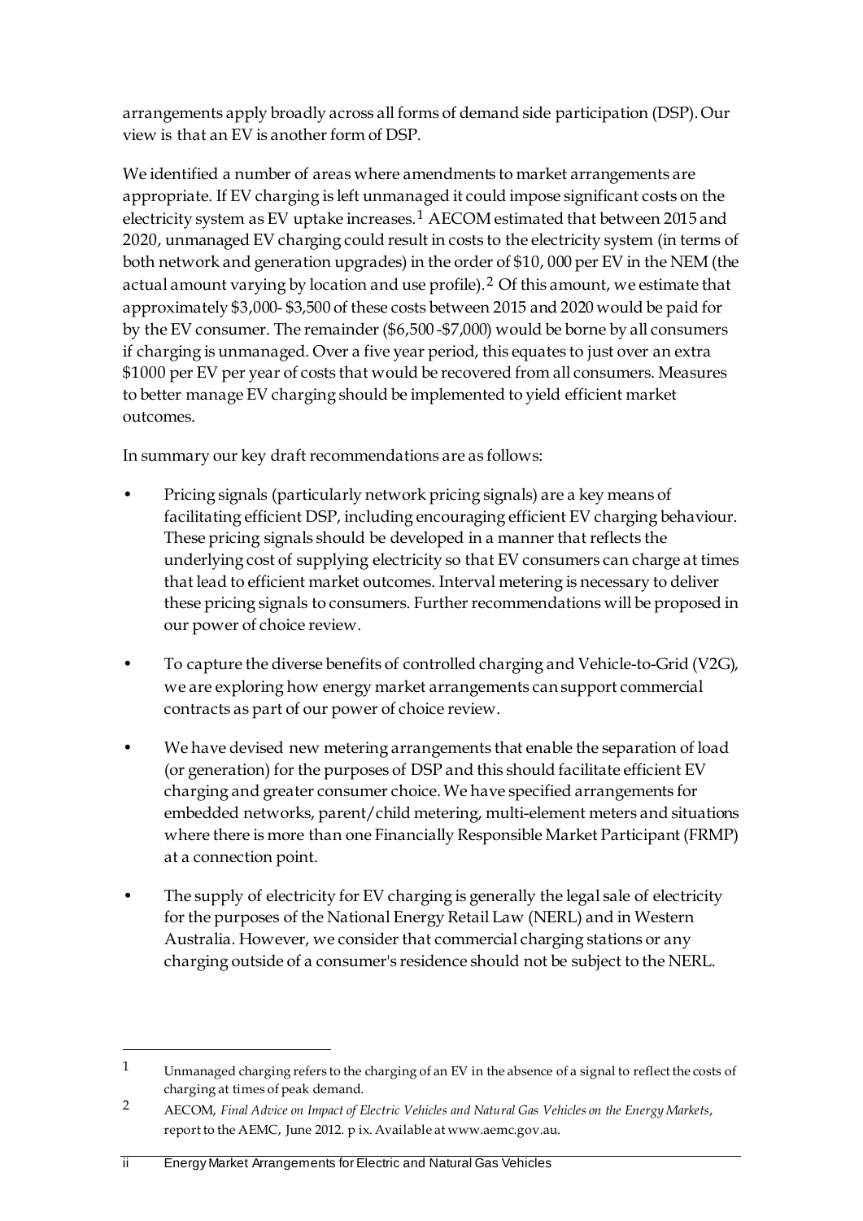arrangements apply broadly across all forms of demand side participation (DSP). Our view is that an EV is another form of DSP.

We identified a number of areas where amendments to market arrangements are appropriate. If EV charging is left unmanaged it could impose significant costs on the electricity system as EV uptake increases.[1] AECOM estimated that between 2015 and 2020, unmanaged EV charging could result in costs to the electricity system (in terms of both network and generation upgrades) in the order of $10, 000 per EV in the NEM (the actual amount varying by location and use profile).[2] Of this amount, we estimate that approximately $3,000- $3,500 of these costs between 2015 and 2020 would be paid for by the EV consumer. The remainder ($6,500 -$7,000) would be borne by all consumers if charging is unmanaged. Over a five year period, this equates to just over an extra $1000 per EV per year of costs that would be recovered from all consumers. Measures to better manage EV charging should be implemented to yield efficient market outcomes.

In summary our key draft recommendations are as follows:

- Pricing signals (particularly network pricing signals) are a key means of facilitating efficient DSP, including encouraging efficient EV charging behaviour. These pricing signals should be developed in a manner that reflects the underlying cost of supplying electricity so that EV consumers can charge at times that lead to efficient market outcomes. Interval metering is necessary to deliver these pricing signals to consumers. Further recommendations will be proposed in our power of choice review.
- To capture the diverse benefits of controlled charging and Vehicle-to-Grid (V2G), we are exploring how energy market arrangements can support commercial contracts as part of our power of choice review.
- We have devised new metering arrangements that enable the separation of load (or generation) for the purposes of DSP and this should facilitate efficient EV charging and greater consumer choice. We have specified arrangements for embedded networks, parent/child metering, multi-element meters and situations where there is more than one Financially Responsible Market Participant (FRMP) at a connection point.
- The supply of electricity for EV charging is generally the legal sale of electricity for the purposes of the National Energy Retail Law (NERL) and in Western Australia. However, we consider that commercial charging stations or any charging outside of a consumer's residence should not be subject to the NERL.

[1] Unmanaged charging refers to the charging of an EV in the absence of a signal to reflect the costs of charging at times of peak demand.

[2] AECOM, *Final Advice on Impact of Electric Vehicles and Natural Gas Vehicles on the Energy Markets*, report to the AEMC, June 2012. p ix. Available at www.aemc.gov.au.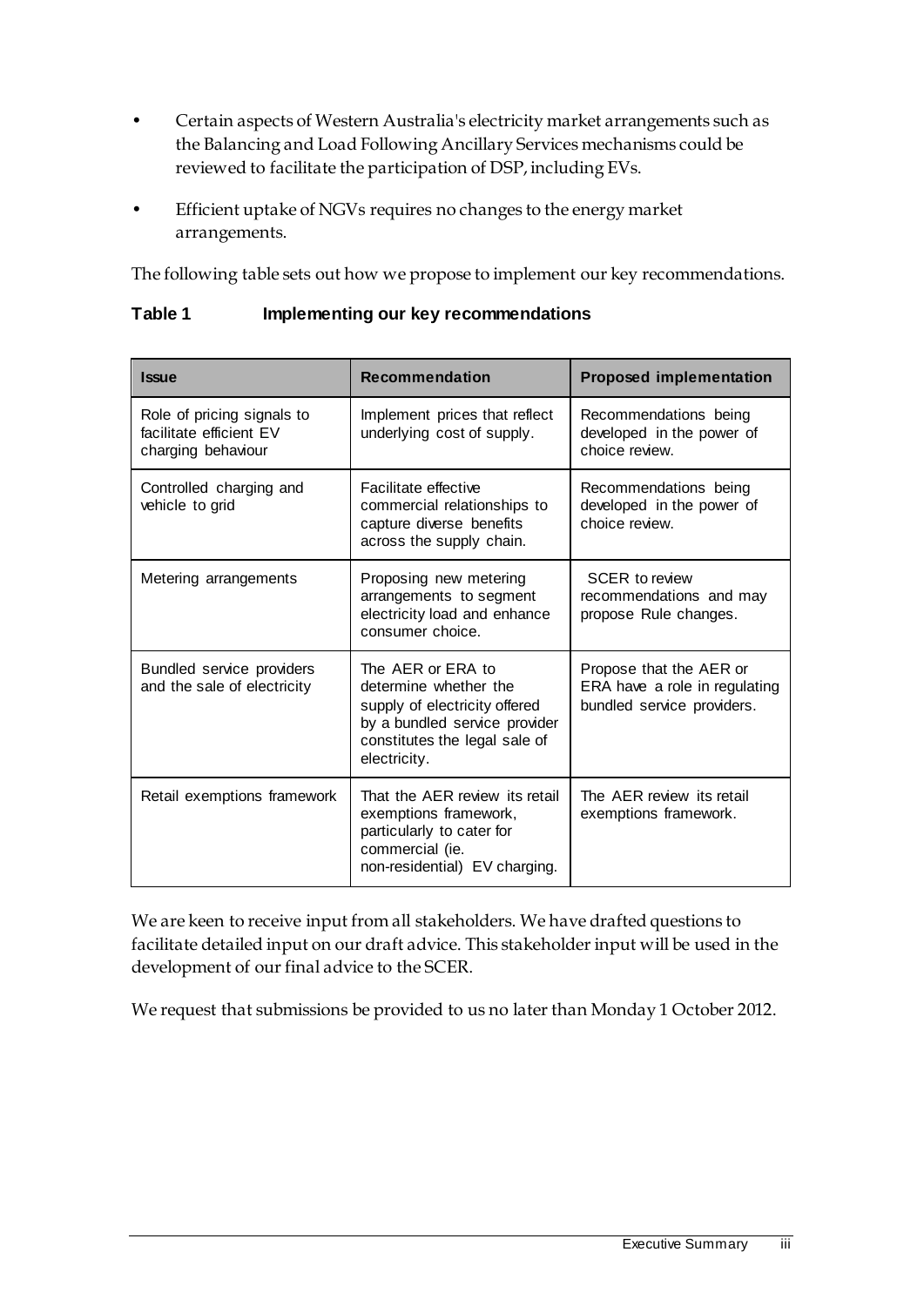- Certain aspects of Western Australia's electricity market arrangements such as the Balancing and Load Following Ancillary Services mechanisms could be reviewed to facilitate the participation of DSP, including EVs.
- Efficient uptake of NGVs requires no changes to the energy market arrangements.

The following table sets out how we propose to implement our key recommendations.

**Table 1 Implementing our key recommendations**

| Issue | Recommendation | Proposed implementation |
|---|---|---|
| Role of pricing signals to facilitate efficient EV charging behaviour | Implement prices that reflect underlying cost of supply. | Recommendations being developed in the power of choice review. |
| Controlled charging and vehicle to grid | Facilitate effective commercial relationships to capture diverse benefits across the supply chain. | Recommendations being developed in the power of choice review. |
| Metering arrangements | Proposing new metering arrangements to segment electricity load and enhance consumer choice. | SCER to review recommendations and may propose Rule changes. |
| Bundled service providers and the sale of electricity | The AER or ERA to determine whether the supply of electricity offered by a bundled service provider constitutes the legal sale of electricity. | Propose that the AER or ERA have a role in regulating bundled service providers. |
| Retail exemptions framework | That the AER review its retail exemptions framework, particularly to cater for commercial (ie. non-residential) EV charging. | The AER review its retail exemptions framework. |

We are keen to receive input from all stakeholders. We have drafted questions to facilitate detailed input on our draft advice. This stakeholder input will be used in the development of our final advice to the SCER.

We request that submissions be provided to us no later than Monday 1 October 2012.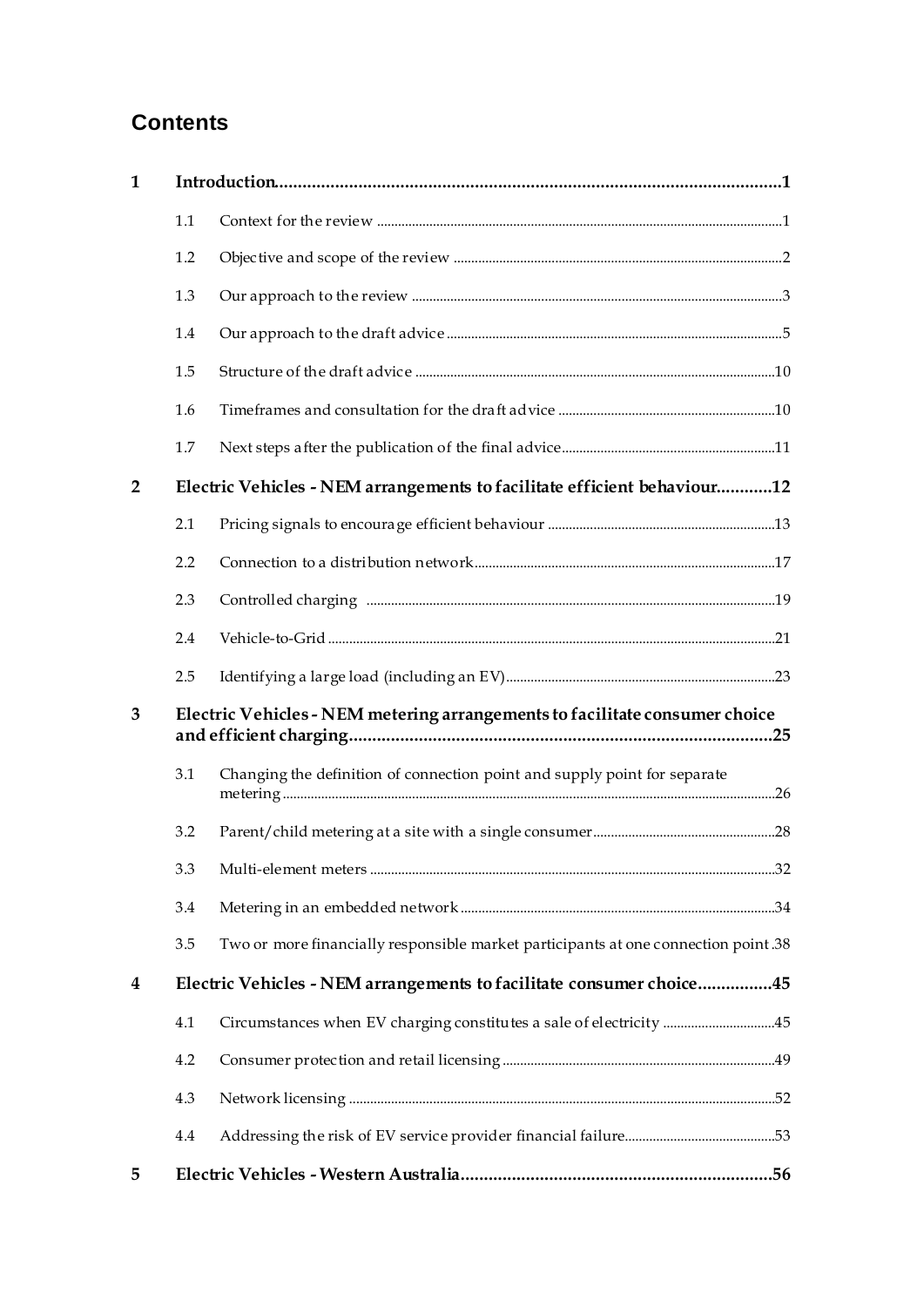# Contents

| | | | |
|---|---|---|---|
| **1** | **Introduction** | | **1** |
| | 1.1 | Context for the review | 1 |
| | 1.2 | Objective and scope of the review | 2 |
| | 1.3 | Our approach to the review | 3 |
| | 1.4 | Our approach to the draft advice | 5 |
| | 1.5 | Structure of the draft advice | 10 |
| | 1.6 | Timeframes and consultation for the draft advice | 10 |
| | 1.7 | Next steps after the publication of the final advice | 11 |
| **2** | **Electric Vehicles - NEM arrangements to facilitate efficient behaviour** | | **12** |
| | 2.1 | Pricing signals to encourage efficient behaviour | 13 |
| | 2.2 | Connection to a distribution network | 17 |
| | 2.3 | Controlled charging | 19 |
| | 2.4 | Vehicle-to-Grid | 21 |
| | 2.5 | Identifying a large load (including an EV) | 23 |
| **3** | **Electric Vehicles - NEM metering arrangements to facilitate consumer choice and efficient charging** | | **25** |
| | 3.1 | Changing the definition of connection point and supply point for separate metering | 26 |
| | 3.2 | Parent/child metering at a site with a single consumer | 28 |
| | 3.3 | Multi-element meters | 32 |
| | 3.4 | Metering in an embedded network | 34 |
| | 3.5 | Two or more financially responsible market participants at one connection point | 38 |
| **4** | **Electric Vehicles - NEM arrangements to facilitate consumer choice** | | **45** |
| | 4.1 | Circumstances when EV charging constitutes a sale of electricity | 45 |
| | 4.2 | Consumer protection and retail licensing | 49 |
| | 4.3 | Network licensing | 52 |
| | 4.4 | Addressing the risk of EV service provider financial failure | 53 |
| **5** | **Electric Vehicles - Western Australia** | | **56** |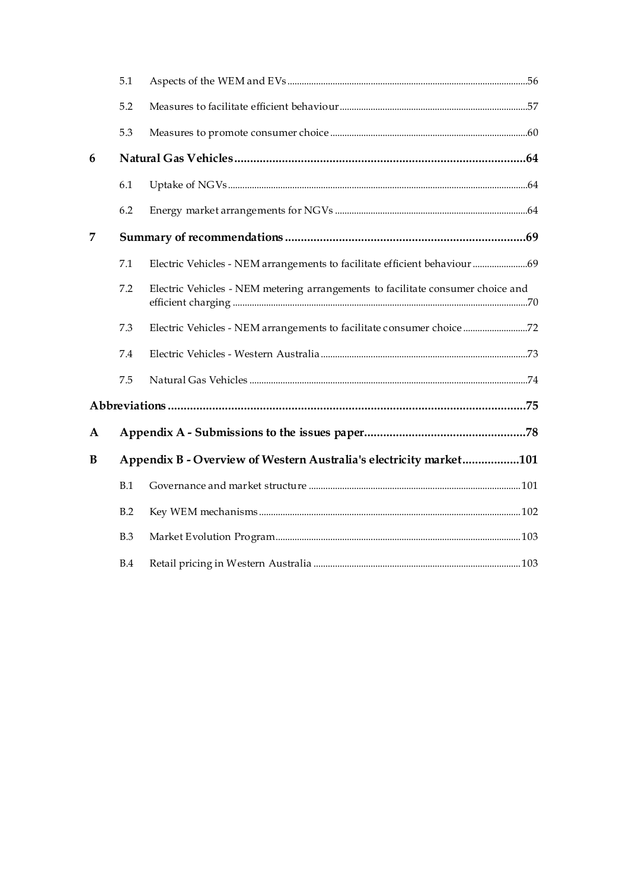| | | |
|---|---|---|
| 5.1 | Aspects of the WEM and EVs | 56 |
| 5.2 | Measures to facilitate efficient behaviour | 57 |
| 5.3 | Measures to promote consumer choice | 60 |
| **6** | **Natural Gas Vehicles** | **64** |
| 6.1 | Uptake of NGVs | 64 |
| 6.2 | Energy market arrangements for NGVs | 64 |
| **7** | **Summary of recommendations** | **69** |
| 7.1 | Electric Vehicles - NEM arrangements to facilitate efficient behaviour | 69 |
| 7.2 | Electric Vehicles - NEM metering arrangements to facilitate consumer choice and efficient charging | 70 |
| 7.3 | Electric Vehicles - NEM arrangements to facilitate consumer choice | 72 |
| 7.4 | Electric Vehicles - Western Australia | 73 |
| 7.5 | Natural Gas Vehicles | 74 |
| **Abbreviations** | | **75** |
| **A** | **Appendix A - Submissions to the issues paper** | **78** |
| **B** | **Appendix B - Overview of Western Australia's electricity market** | **101** |
| B.1 | Governance and market structure | 101 |
| B.2 | Key WEM mechanisms | 102 |
| B.3 | Market Evolution Program | 103 |
| B.4 | Retail pricing in Western Australia | 103 |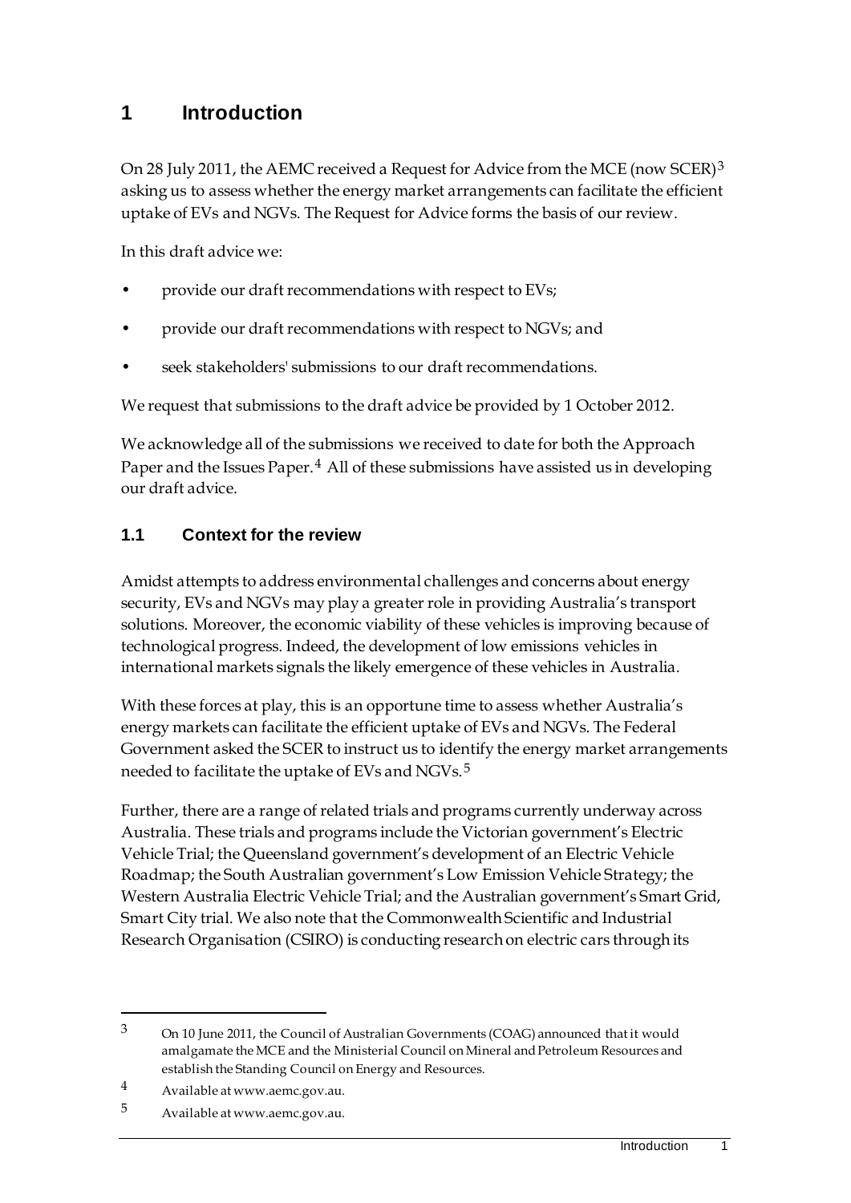# 1 Introduction

On 28 July 2011, the AEMC received a Request for Advice from the MCE (now SCER)[3] asking us to assess whether the energy market arrangements can facilitate the efficient uptake of EVs and NGVs. The Request for Advice forms the basis of our review.

In this draft advice we:

- provide our draft recommendations with respect to EVs;
- provide our draft recommendations with respect to NGVs; and
- seek stakeholders' submissions to our draft recommendations.

We request that submissions to the draft advice be provided by 1 October 2012.

We acknowledge all of the submissions we received to date for both the Approach Paper and the Issues Paper.[4] All of these submissions have assisted us in developing our draft advice.

## 1.1 Context for the review

Amidst attempts to address environmental challenges and concerns about energy security, EVs and NGVs may play a greater role in providing Australia's transport solutions. Moreover, the economic viability of these vehicles is improving because of technological progress. Indeed, the development of low emissions vehicles in international markets signals the likely emergence of these vehicles in Australia.

With these forces at play, this is an opportune time to assess whether Australia's energy markets can facilitate the efficient uptake of EVs and NGVs. The Federal Government asked the SCER to instruct us to identify the energy market arrangements needed to facilitate the uptake of EVs and NGVs.[5]

Further, there are a range of related trials and programs currently underway across Australia. These trials and programs include the Victorian government's Electric Vehicle Trial; the Queensland government's development of an Electric Vehicle Roadmap; the South Australian government's Low Emission Vehicle Strategy; the Western Australia Electric Vehicle Trial; and the Australian government's Smart Grid, Smart City trial. We also note that the Commonwealth Scientific and Industrial Research Organisation (CSIRO) is conducting research on electric cars through its

---

[3] On 10 June 2011, the Council of Australian Governments (COAG) announced that it would amalgamate the MCE and the Ministerial Council on Mineral and Petroleum Resources and establish the Standing Council on Energy and Resources.

[4] Available at www.aemc.gov.au.

[5] Available at www.aemc.gov.au.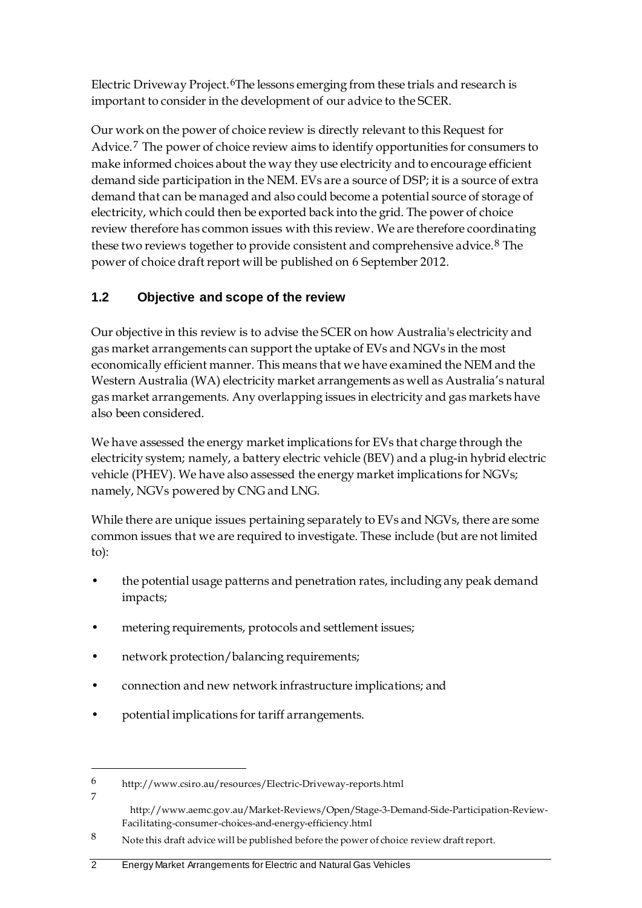Electric Driveway Project.[6]The lessons emerging from these trials and research is important to consider in the development of our advice to the SCER.

Our work on the power of choice review is directly relevant to this Request for Advice.[7] The power of choice review aims to identify opportunities for consumers to make informed choices about the way they use electricity and to encourage efficient demand side participation in the NEM. EVs are a source of DSP; it is a source of extra demand that can be managed and also could become a potential source of storage of electricity, which could then be exported back into the grid. The power of choice review therefore has common issues with this review. We are therefore coordinating these two reviews together to provide consistent and comprehensive advice.[8] The power of choice draft report will be published on 6 September 2012.

## 1.2 Objective and scope of the review

Our objective in this review is to advise the SCER on how Australia's electricity and gas market arrangements can support the uptake of EVs and NGVs in the most economically efficient manner. This means that we have examined the NEM and the Western Australia (WA) electricity market arrangements as well as Australia's natural gas market arrangements. Any overlapping issues in electricity and gas markets have also been considered.

We have assessed the energy market implications for EVs that charge through the electricity system; namely, a battery electric vehicle (BEV) and a plug-in hybrid electric vehicle (PHEV). We have also assessed the energy market implications for NGVs; namely, NGVs powered by CNG and LNG.

While there are unique issues pertaining separately to EVs and NGVs, there are some common issues that we are required to investigate. These include (but are not limited to):

- the potential usage patterns and penetration rates, including any peak demand impacts;
- metering requirements, protocols and settlement issues;
- network protection/balancing requirements;
- connection and new network infrastructure implications; and
- potential implications for tariff arrangements.

---

6 http://www.csiro.au/resources/Electric-Driveway-reports.html

7 http://www.aemc.gov.au/Market-Reviews/Open/Stage-3-Demand-Side-Participation-Review-Facilitating-consumer-choices-and-energy-efficiency.html

8 Note this draft advice will be published before the power of choice review draft report.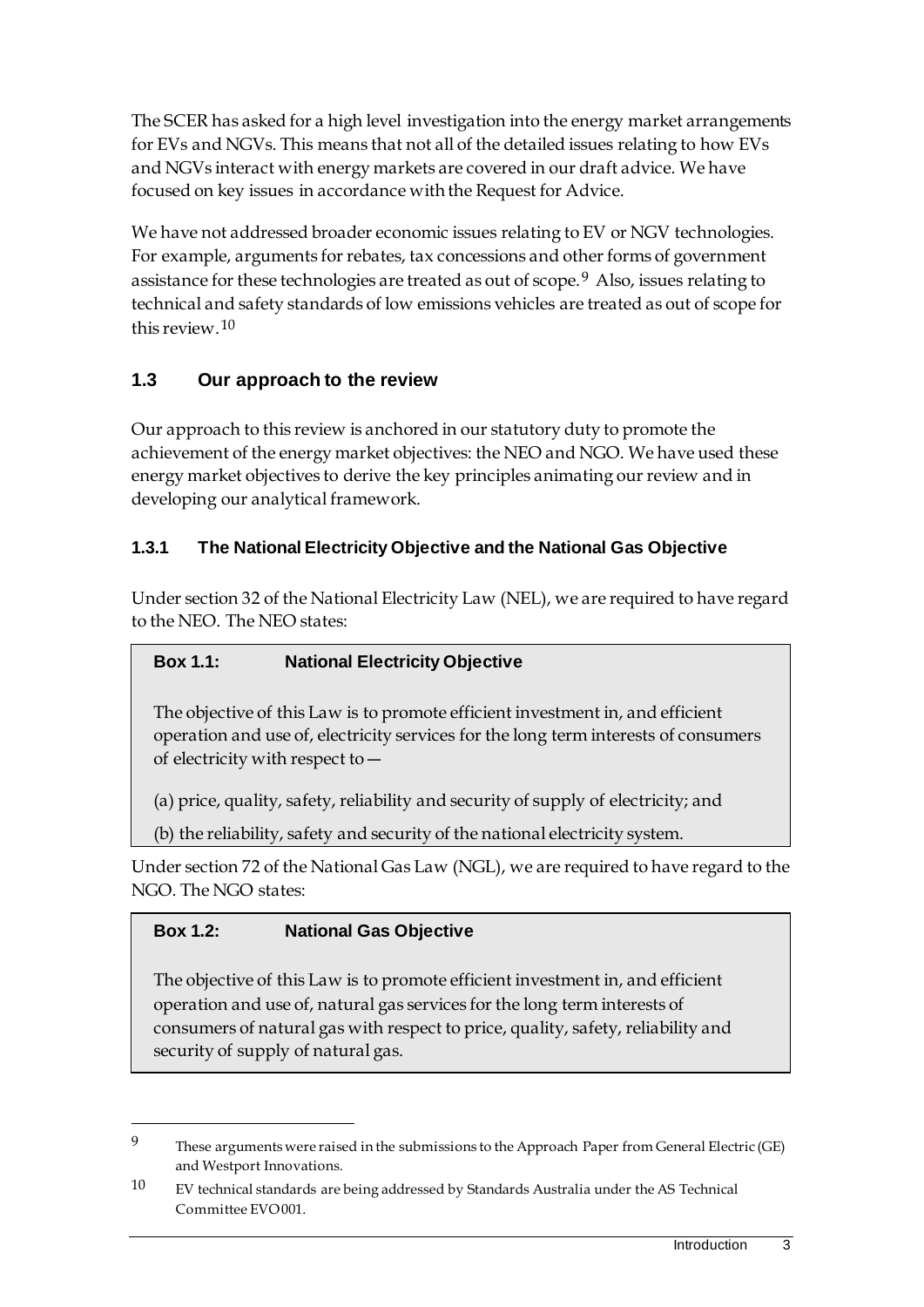The SCER has asked for a high level investigation into the energy market arrangements for EVs and NGVs. This means that not all of the detailed issues relating to how EVs and NGVs interact with energy markets are covered in our draft advice. We have focused on key issues in accordance with the Request for Advice.

We have not addressed broader economic issues relating to EV or NGV technologies. For example, arguments for rebates, tax concessions and other forms of government assistance for these technologies are treated as out of scope.[9] Also, issues relating to technical and safety standards of low emissions vehicles are treated as out of scope for this review.[10]

## 1.3 Our approach to the review

Our approach to this review is anchored in our statutory duty to promote the achievement of the energy market objectives: the NEO and NGO. We have used these energy market objectives to derive the key principles animating our review and in developing our analytical framework.

### 1.3.1 The National Electricity Objective and the National Gas Objective

Under section 32 of the National Electricity Law (NEL), we are required to have regard to the NEO. The NEO states:

> **Box 1.1: National Electricity Objective**
>
> The objective of this Law is to promote efficient investment in, and efficient operation and use of, electricity services for the long term interests of consumers of electricity with respect to—
>
> (a) price, quality, safety, reliability and security of supply of electricity; and
>
> (b) the reliability, safety and security of the national electricity system.

Under section 72 of the National Gas Law (NGL), we are required to have regard to the NGO. The NGO states:

> **Box 1.2: National Gas Objective**
>
> The objective of this Law is to promote efficient investment in, and efficient operation and use of, natural gas services for the long term interests of consumers of natural gas with respect to price, quality, safety, reliability and security of supply of natural gas.

---

[9] These arguments were raised in the submissions to the Approach Paper from General Electric (GE) and Westport Innovations.

[10] EV technical standards are being addressed by Standards Australia under the AS Technical Committee EVO001.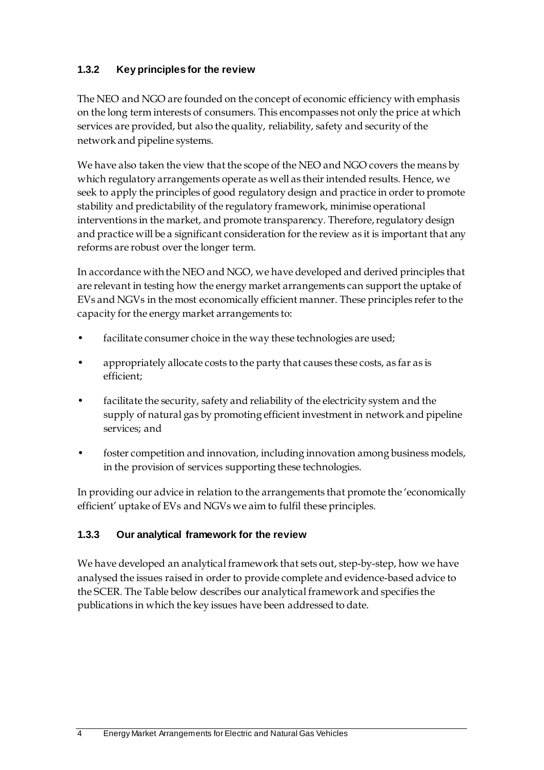### 1.3.2 Key principles for the review

The NEO and NGO are founded on the concept of economic efficiency with emphasis on the long term interests of consumers. This encompasses not only the price at which services are provided, but also the quality, reliability, safety and security of the network and pipeline systems.

We have also taken the view that the scope of the NEO and NGO covers the means by which regulatory arrangements operate as well as their intended results. Hence, we seek to apply the principles of good regulatory design and practice in order to promote stability and predictability of the regulatory framework, minimise operational interventions in the market, and promote transparency. Therefore, regulatory design and practice will be a significant consideration for the review as it is important that any reforms are robust over the longer term.

In accordance with the NEO and NGO, we have developed and derived principles that are relevant in testing how the energy market arrangements can support the uptake of EVs and NGVs in the most economically efficient manner. These principles refer to the capacity for the energy market arrangements to:

- facilitate consumer choice in the way these technologies are used;
- appropriately allocate costs to the party that causes these costs, as far as is efficient;
- facilitate the security, safety and reliability of the electricity system and the supply of natural gas by promoting efficient investment in network and pipeline services; and
- foster competition and innovation, including innovation among business models, in the provision of services supporting these technologies.

In providing our advice in relation to the arrangements that promote the 'economically efficient' uptake of EVs and NGVs we aim to fulfil these principles.

### 1.3.3 Our analytical framework for the review

We have developed an analytical framework that sets out, step-by-step, how we have analysed the issues raised in order to provide complete and evidence-based advice to the SCER. The Table below describes our analytical framework and specifies the publications in which the key issues have been addressed to date.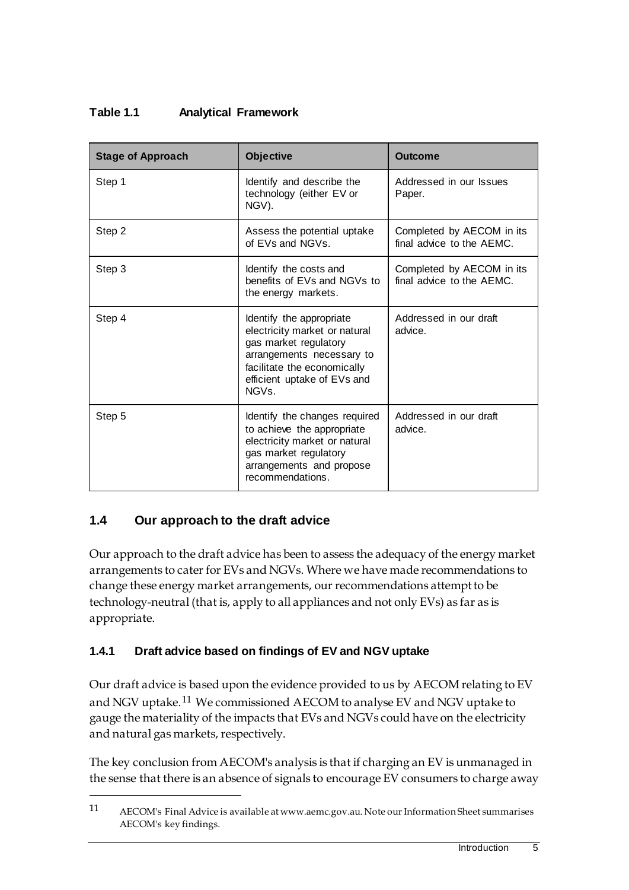**Table 1.1 Analytical Framework**

| Stage of Approach | Objective | Outcome |
|---|---|---|
| Step 1 | Identify and describe the technology (either EV or NGV). | Addressed in our Issues Paper. |
| Step 2 | Assess the potential uptake of EVs and NGVs. | Completed by AECOM in its final advice to the AEMC. |
| Step 3 | Identify the costs and benefits of EVs and NGVs to the energy markets. | Completed by AECOM in its final advice to the AEMC. |
| Step 4 | Identify the appropriate electricity market or natural gas market regulatory arrangements necessary to facilitate the economically efficient uptake of EVs and NGVs. | Addressed in our draft advice. |
| Step 5 | Identify the changes required to achieve the appropriate electricity market or natural gas market regulatory arrangements and propose recommendations. | Addressed in our draft advice. |

## 1.4 Our approach to the draft advice

Our approach to the draft advice has been to assess the adequacy of the energy market arrangements to cater for EVs and NGVs. Where we have made recommendations to change these energy market arrangements, our recommendations attempt to be technology-neutral (that is, apply to all appliances and not only EVs) as far as is appropriate.

### 1.4.1 Draft advice based on findings of EV and NGV uptake

Our draft advice is based upon the evidence provided to us by AECOM relating to EV and NGV uptake.[11] We commissioned AECOM to analyse EV and NGV uptake to gauge the materiality of the impacts that EVs and NGVs could have on the electricity and natural gas markets, respectively.

The key conclusion from AECOM's analysis is that if charging an EV is unmanaged in the sense that there is an absence of signals to encourage EV consumers to charge away

11 AECOM's Final Advice is available at www.aemc.gov.au. Note our Information Sheet summarises AECOM's key findings.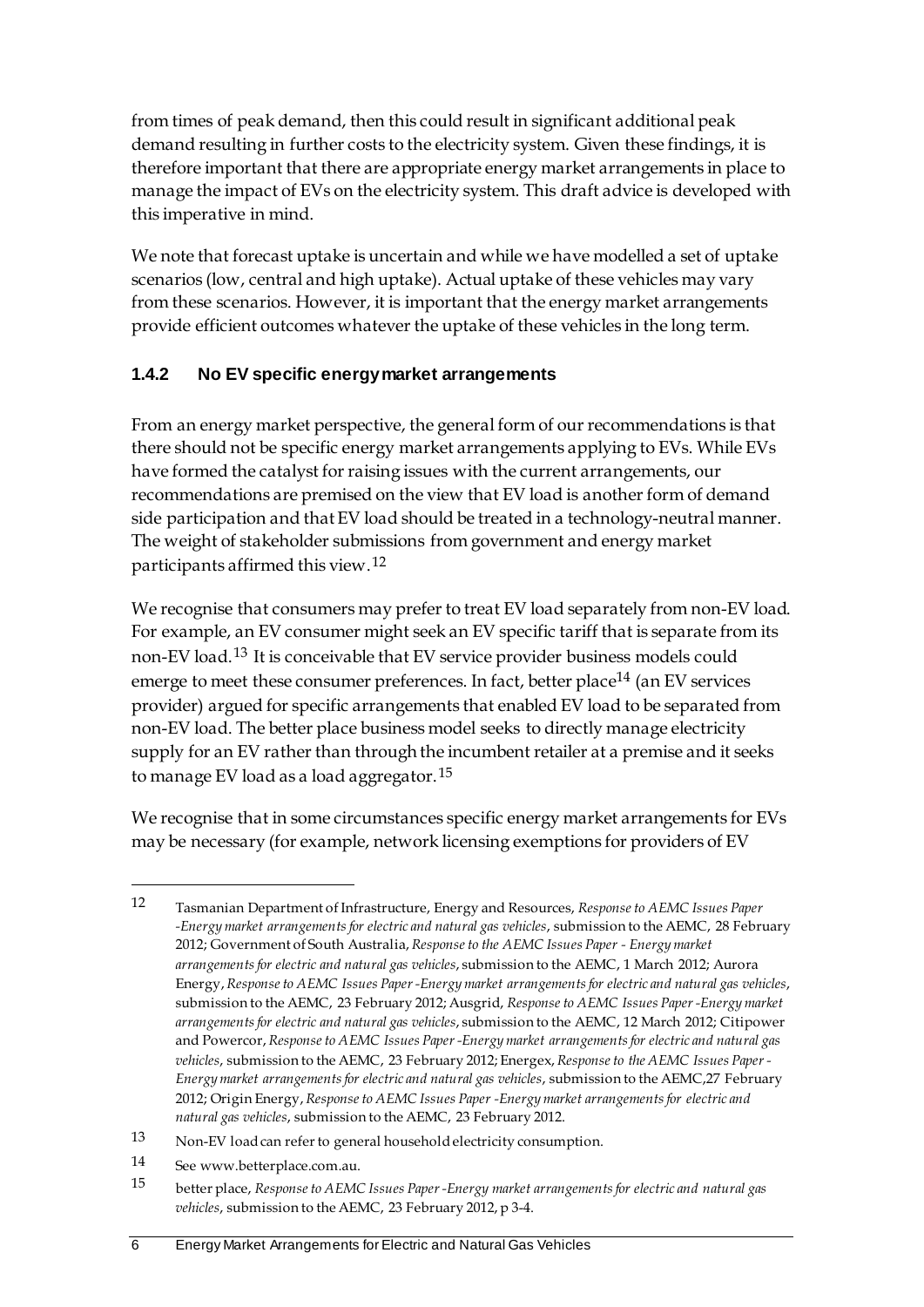from times of peak demand, then this could result in significant additional peak demand resulting in further costs to the electricity system. Given these findings, it is therefore important that there are appropriate energy market arrangements in place to manage the impact of EVs on the electricity system. This draft advice is developed with this imperative in mind.

We note that forecast uptake is uncertain and while we have modelled a set of uptake scenarios (low, central and high uptake). Actual uptake of these vehicles may vary from these scenarios. However, it is important that the energy market arrangements provide efficient outcomes whatever the uptake of these vehicles in the long term.

### 1.4.2 No EV specific energy market arrangements

From an energy market perspective, the general form of our recommendations is that there should not be specific energy market arrangements applying to EVs. While EVs have formed the catalyst for raising issues with the current arrangements, our recommendations are premised on the view that EV load is another form of demand side participation and that EV load should be treated in a technology-neutral manner. The weight of stakeholder submissions from government and energy market participants affirmed this view.[12]

We recognise that consumers may prefer to treat EV load separately from non-EV load. For example, an EV consumer might seek an EV specific tariff that is separate from its non-EV load.[13] It is conceivable that EV service provider business models could emerge to meet these consumer preferences. In fact, better place[14] (an EV services provider) argued for specific arrangements that enabled EV load to be separated from non-EV load. The better place business model seeks to directly manage electricity supply for an EV rather than through the incumbent retailer at a premise and it seeks to manage EV load as a load aggregator.[15]

We recognise that in some circumstances specific energy market arrangements for EVs may be necessary (for example, network licensing exemptions for providers of EV

---

[12] Tasmanian Department of Infrastructure, Energy and Resources, *Response to AEMC Issues Paper -Energy market arrangements for electric and natural gas vehicles*, submission to the AEMC, 28 February 2012; Government of South Australia, *Response to the AEMC Issues Paper - Energy market arrangements for electric and natural gas vehicles*, submission to the AEMC, 1 March 2012; Aurora Energy, *Response to AEMC Issues Paper -Energy market arrangements for electric and natural gas vehicles*, submission to the AEMC, 23 February 2012; Ausgrid, *Response to AEMC Issues Paper -Energy market arrangements for electric and natural gas vehicles*, submission to the AEMC, 12 March 2012; Citipower and Powercor, *Response to AEMC Issues Paper -Energy market arrangements for electric and natural gas vehicles*, submission to the AEMC, 23 February 2012; Energex, *Response to the AEMC Issues Paper - Energy market arrangements for electric and natural gas vehicles*, submission to the AEMC,27 February 2012; Origin Energy, *Response to AEMC Issues Paper -Energy market arrangements for electric and natural gas vehicles*, submission to the AEMC, 23 February 2012.

[13] Non-EV load can refer to general household electricity consumption.

[14] See www.betterplace.com.au.

[15] better place, *Response to AEMC Issues Paper -Energy market arrangements for electric and natural gas vehicles*, submission to the AEMC, 23 February 2012, p 3-4.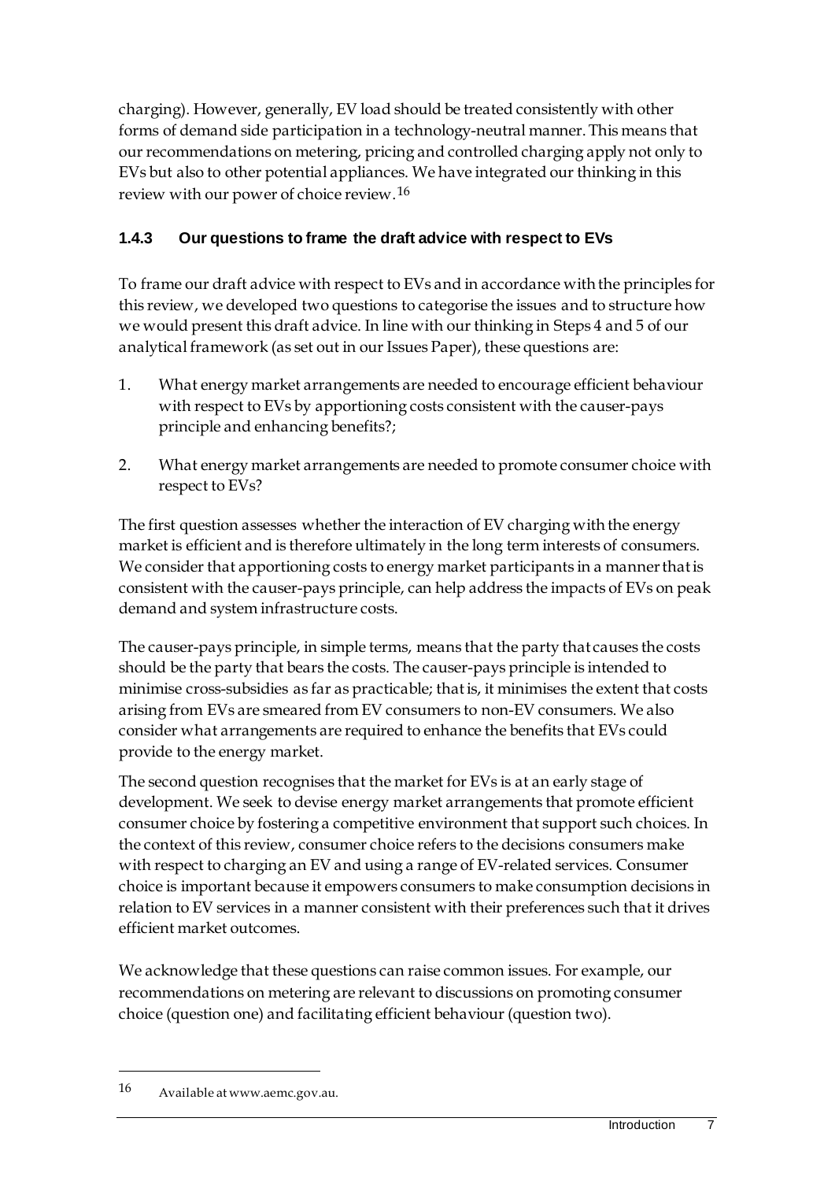charging). However, generally, EV load should be treated consistently with other forms of demand side participation in a technology-neutral manner. This means that our recommendations on metering, pricing and controlled charging apply not only to EVs but also to other potential appliances. We have integrated our thinking in this review with our power of choice review.[16]

### 1.4.3 Our questions to frame the draft advice with respect to EVs

To frame our draft advice with respect to EVs and in accordance with the principles for this review, we developed two questions to categorise the issues and to structure how we would present this draft advice. In line with our thinking in Steps 4 and 5 of our analytical framework (as set out in our Issues Paper), these questions are:

1. What energy market arrangements are needed to encourage efficient behaviour with respect to EVs by apportioning costs consistent with the causer-pays principle and enhancing benefits?;
2. What energy market arrangements are needed to promote consumer choice with respect to EVs?

The first question assesses whether the interaction of EV charging with the energy market is efficient and is therefore ultimately in the long term interests of consumers. We consider that apportioning costs to energy market participants in a manner that is consistent with the causer-pays principle, can help address the impacts of EVs on peak demand and system infrastructure costs.

The causer-pays principle, in simple terms, means that the party that causes the costs should be the party that bears the costs. The causer-pays principle is intended to minimise cross-subsidies as far as practicable; that is, it minimises the extent that costs arising from EVs are smeared from EV consumers to non-EV consumers. We also consider what arrangements are required to enhance the benefits that EVs could provide to the energy market.

The second question recognises that the market for EVs is at an early stage of development. We seek to devise energy market arrangements that promote efficient consumer choice by fostering a competitive environment that support such choices. In the context of this review, consumer choice refers to the decisions consumers make with respect to charging an EV and using a range of EV-related services. Consumer choice is important because it empowers consumers to make consumption decisions in relation to EV services in a manner consistent with their preferences such that it drives efficient market outcomes.

We acknowledge that these questions can raise common issues. For example, our recommendations on metering are relevant to discussions on promoting consumer choice (question one) and facilitating efficient behaviour (question two).

---

16 Available at www.aemc.gov.au.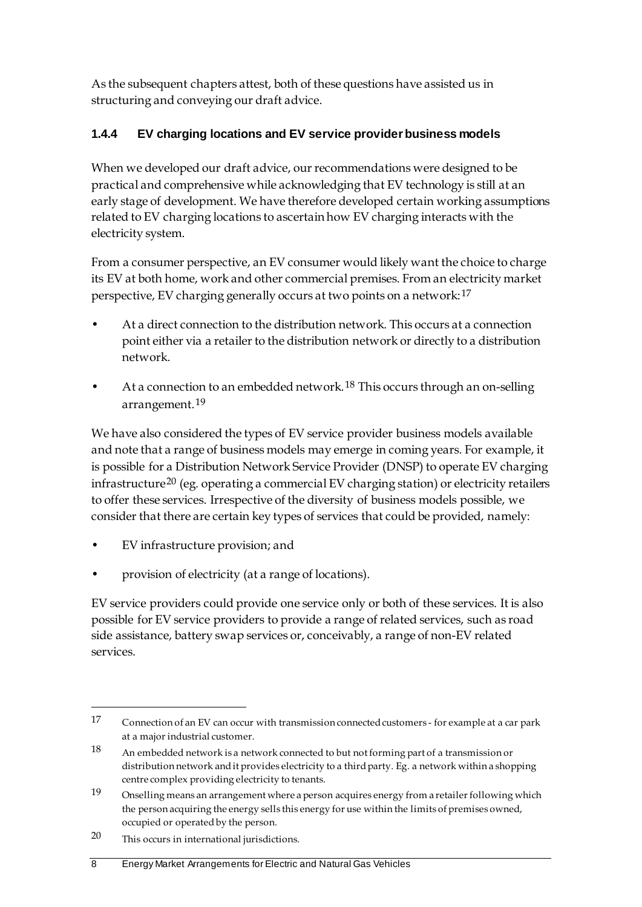As the subsequent chapters attest, both of these questions have assisted us in structuring and conveying our draft advice.

### 1.4.4 EV charging locations and EV service provider business models

When we developed our draft advice, our recommendations were designed to be practical and comprehensive while acknowledging that EV technology is still at an early stage of development. We have therefore developed certain working assumptions related to EV charging locations to ascertain how EV charging interacts with the electricity system.

From a consumer perspective, an EV consumer would likely want the choice to charge its EV at both home, work and other commercial premises. From an electricity market perspective, EV charging generally occurs at two points on a network:[17]

- At a direct connection to the distribution network. This occurs at a connection point either via a retailer to the distribution network or directly to a distribution network.
- At a connection to an embedded network.[18] This occurs through an on-selling arrangement.[19]

We have also considered the types of EV service provider business models available and note that a range of business models may emerge in coming years. For example, it is possible for a Distribution Network Service Provider (DNSP) to operate EV charging infrastructure[20] (eg. operating a commercial EV charging station) or electricity retailers to offer these services. Irrespective of the diversity of business models possible, we consider that there are certain key types of services that could be provided, namely:

- EV infrastructure provision; and
- provision of electricity (at a range of locations).

EV service providers could provide one service only or both of these services. It is also possible for EV service providers to provide a range of related services, such as road side assistance, battery swap services or, conceivably, a range of non-EV related services.

---

17 Connection of an EV can occur with transmission connected customers - for example at a car park at a major industrial customer.

18 An embedded network is a network connected to but not forming part of a transmission or distribution network and it provides electricity to a third party. Eg. a network within a shopping centre complex providing electricity to tenants.

19 Onselling means an arrangement where a person acquires energy from a retailer following which the person acquiring the energy sells this energy for use within the limits of premises owned, occupied or operated by the person.

20 This occurs in international jurisdictions.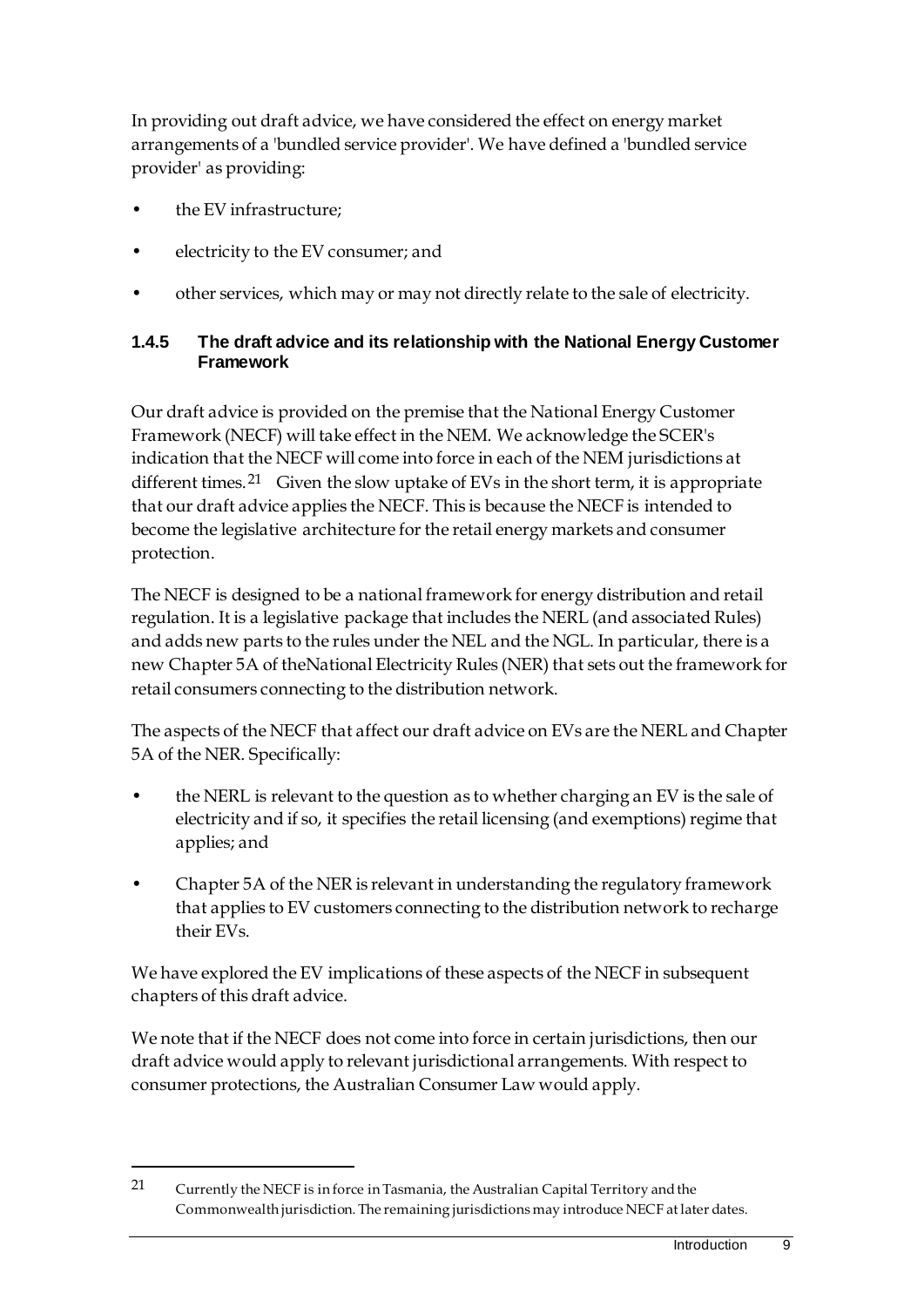In providing out draft advice, we have considered the effect on energy market arrangements of a 'bundled service provider'. We have defined a 'bundled service provider' as providing:

- the EV infrastructure;
- electricity to the EV consumer; and
- other services, which may or may not directly relate to the sale of electricity.

### 1.4.5 The draft advice and its relationship with the National Energy Customer Framework

Our draft advice is provided on the premise that the National Energy Customer Framework (NECF) will take effect in the NEM. We acknowledge the SCER's indication that the NECF will come into force in each of the NEM jurisdictions at different times.[21] Given the slow uptake of EVs in the short term, it is appropriate that our draft advice applies the NECF. This is because the NECF is intended to become the legislative architecture for the retail energy markets and consumer protection.

The NECF is designed to be a national framework for energy distribution and retail regulation. It is a legislative package that includes the NERL (and associated Rules) and adds new parts to the rules under the NEL and the NGL. In particular, there is a new Chapter 5A of theNational Electricity Rules (NER) that sets out the framework for retail consumers connecting to the distribution network.

The aspects of the NECF that affect our draft advice on EVs are the NERL and Chapter 5A of the NER. Specifically:

- the NERL is relevant to the question as to whether charging an EV is the sale of electricity and if so, it specifies the retail licensing (and exemptions) regime that applies; and
- Chapter 5A of the NER is relevant in understanding the regulatory framework that applies to EV customers connecting to the distribution network to recharge their EVs.

We have explored the EV implications of these aspects of the NECF in subsequent chapters of this draft advice.

We note that if the NECF does not come into force in certain jurisdictions, then our draft advice would apply to relevant jurisdictional arrangements. With respect to consumer protections, the Australian Consumer Law would apply.

---

21 Currently the NECF is in force in Tasmania, the Australian Capital Territory and the Commonwealth jurisdiction. The remaining jurisdictions may introduce NECF at later dates.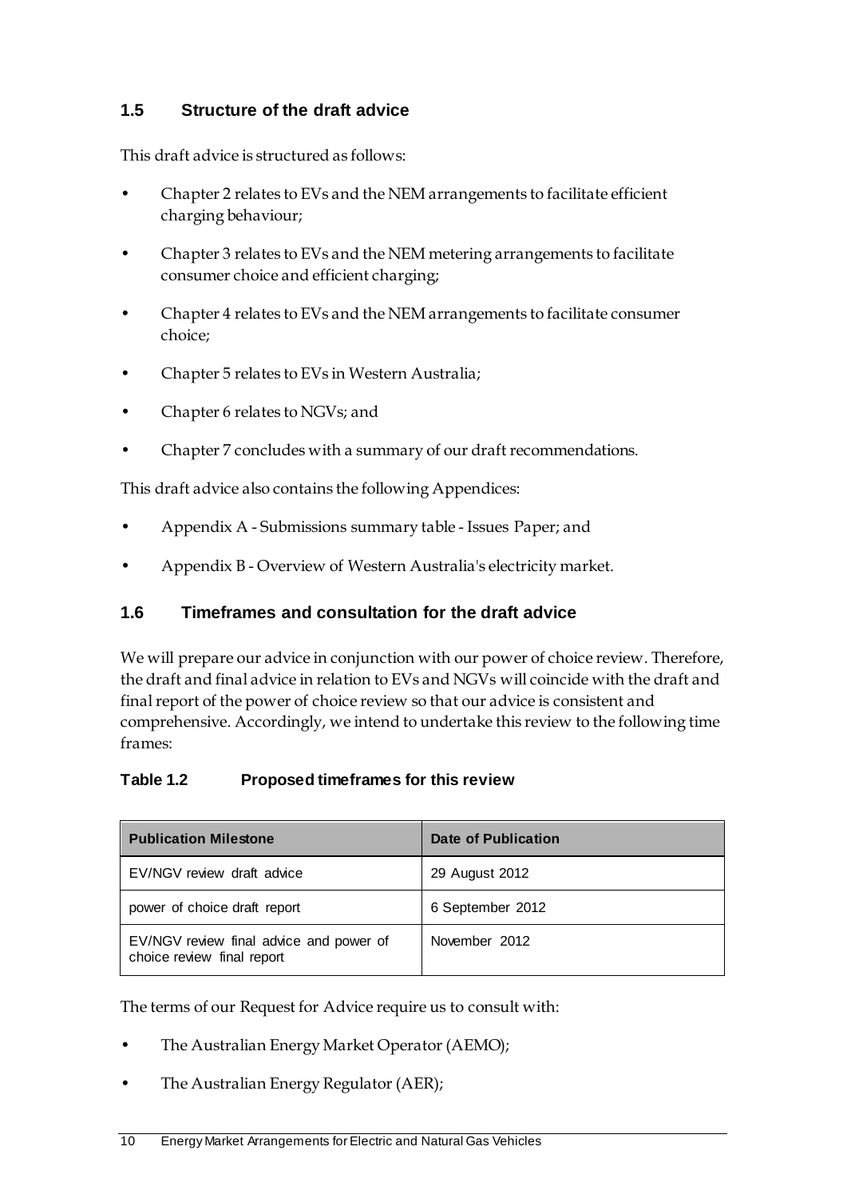## 1.5 Structure of the draft advice

This draft advice is structured as follows:

- Chapter 2 relates to EVs and the NEM arrangements to facilitate efficient charging behaviour;
- Chapter 3 relates to EVs and the NEM metering arrangements to facilitate consumer choice and efficient charging;
- Chapter 4 relates to EVs and the NEM arrangements to facilitate consumer choice;
- Chapter 5 relates to EVs in Western Australia;
- Chapter 6 relates to NGVs; and
- Chapter 7 concludes with a summary of our draft recommendations.

This draft advice also contains the following Appendices:

- Appendix A - Submissions summary table - Issues Paper; and
- Appendix B - Overview of Western Australia's electricity market.

## 1.6 Timeframes and consultation for the draft advice

We will prepare our advice in conjunction with our power of choice review. Therefore, the draft and final advice in relation to EVs and NGVs will coincide with the draft and final report of the power of choice review so that our advice is consistent and comprehensive. Accordingly, we intend to undertake this review to the following time frames:

**Table 1.2 Proposed timeframes for this review**

| Publication Milestone | Date of Publication |
|---|---|
| EV/NGV review draft advice | 29 August 2012 |
| power of choice draft report | 6 September 2012 |
| EV/NGV review final advice and power of choice review final report | November 2012 |

The terms of our Request for Advice require us to consult with:

- The Australian Energy Market Operator (AEMO);
- The Australian Energy Regulator (AER);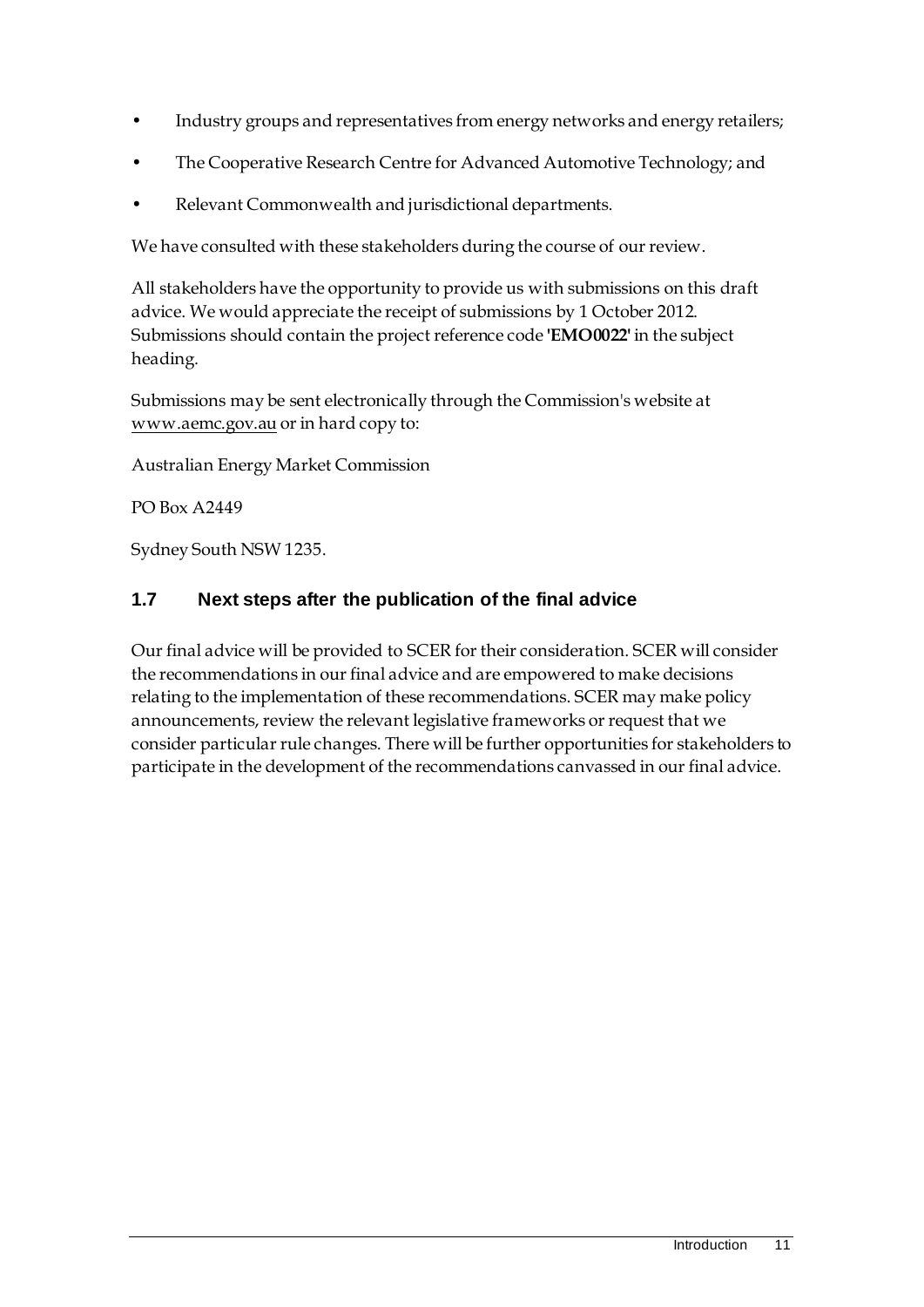- Industry groups and representatives from energy networks and energy retailers;
- The Cooperative Research Centre for Advanced Automotive Technology; and
- Relevant Commonwealth and jurisdictional departments.

We have consulted with these stakeholders during the course of our review.

All stakeholders have the opportunity to provide us with submissions on this draft advice. We would appreciate the receipt of submissions by 1 October 2012. Submissions should contain the project reference code '**EMO0022**' in the subject heading.

Submissions may be sent electronically through the Commission's website at www.aemc.gov.au or in hard copy to:

Australian Energy Market Commission

PO Box A2449

Sydney South NSW 1235.

## 1.7 Next steps after the publication of the final advice

Our final advice will be provided to SCER for their consideration. SCER will consider the recommendations in our final advice and are empowered to make decisions relating to the implementation of these recommendations. SCER may make policy announcements, review the relevant legislative frameworks or request that we consider particular rule changes. There will be further opportunities for stakeholders to participate in the development of the recommendations canvassed in our final advice.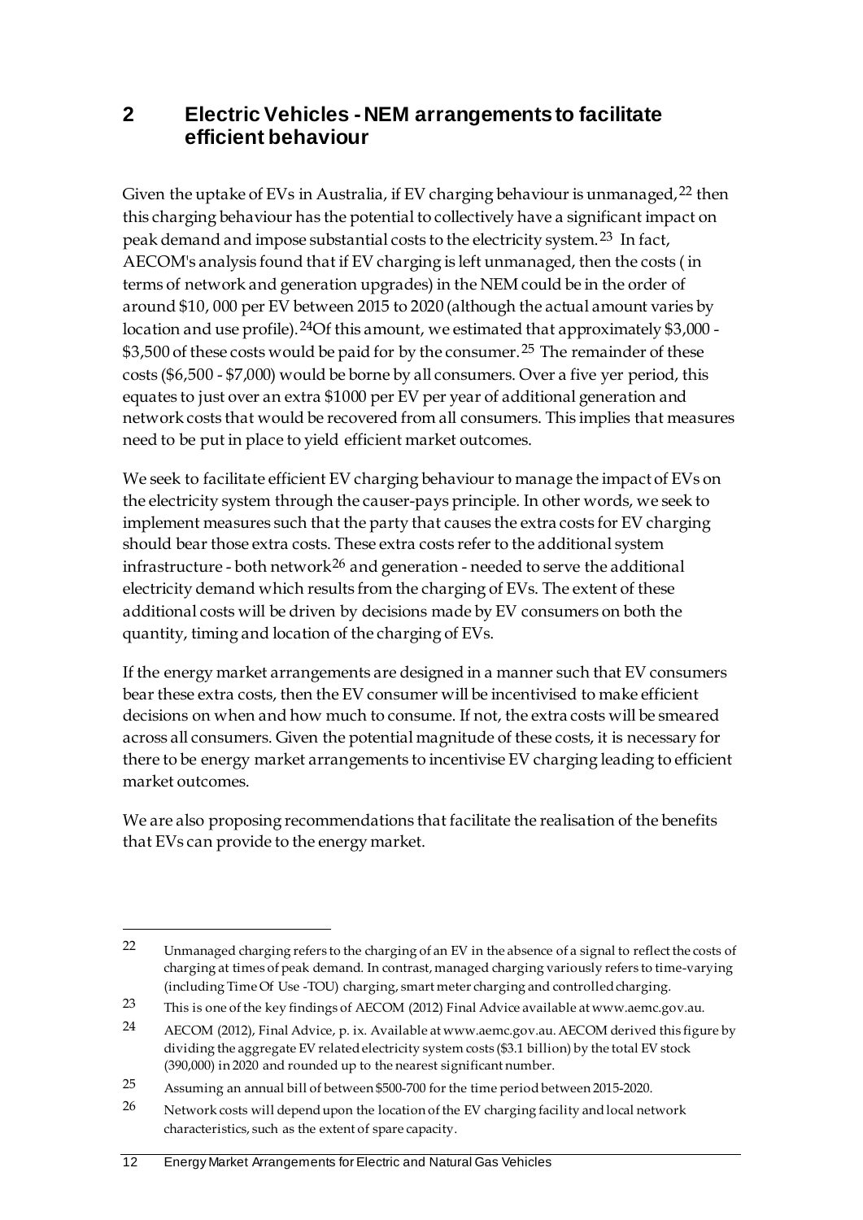## 2 Electric Vehicles - NEM arrangements to facilitate efficient behaviour

Given the uptake of EVs in Australia, if EV charging behaviour is unmanaged,[22] then this charging behaviour has the potential to collectively have a significant impact on peak demand and impose substantial costs to the electricity system.[23] In fact, AECOM's analysis found that if EV charging is left unmanaged, then the costs ( in terms of network and generation upgrades) in the NEM could be in the order of around $10, 000 per EV between 2015 to 2020 (although the actual amount varies by location and use profile).[24]Of this amount, we estimated that approximately $3,000 - $3,500 of these costs would be paid for by the consumer.[25] The remainder of these costs ($6,500 - $7,000) would be borne by all consumers. Over a five yer period, this equates to just over an extra $1000 per EV per year of additional generation and network costs that would be recovered from all consumers. This implies that measures need to be put in place to yield efficient market outcomes.

We seek to facilitate efficient EV charging behaviour to manage the impact of EVs on the electricity system through the causer-pays principle. In other words, we seek to implement measures such that the party that causes the extra costs for EV charging should bear those extra costs. These extra costs refer to the additional system infrastructure - both network[26] and generation - needed to serve the additional electricity demand which results from the charging of EVs. The extent of these additional costs will be driven by decisions made by EV consumers on both the quantity, timing and location of the charging of EVs.

If the energy market arrangements are designed in a manner such that EV consumers bear these extra costs, then the EV consumer will be incentivised to make efficient decisions on when and how much to consume. If not, the extra costs will be smeared across all consumers. Given the potential magnitude of these costs, it is necessary for there to be energy market arrangements to incentivise EV charging leading to efficient market outcomes.

We are also proposing recommendations that facilitate the realisation of the benefits that EVs can provide to the energy market.

---

[22] Unmanaged charging refers to the charging of an EV in the absence of a signal to reflect the costs of charging at times of peak demand. In contrast, managed charging variously refers to time-varying (including Time Of Use -TOU) charging, smart meter charging and controlled charging.

[23] This is one of the key findings of AECOM (2012) Final Advice available at www.aemc.gov.au.

[24] AECOM (2012), Final Advice, p. ix. Available at www.aemc.gov.au. AECOM derived this figure by dividing the aggregate EV related electricity system costs ($3.1 billion) by the total EV stock (390,000) in 2020 and rounded up to the nearest significant number.

[25] Assuming an annual bill of between $500-700 for the time period between 2015-2020.

[26] Network costs will depend upon the location of the EV charging facility and local network characteristics, such as the extent of spare capacity.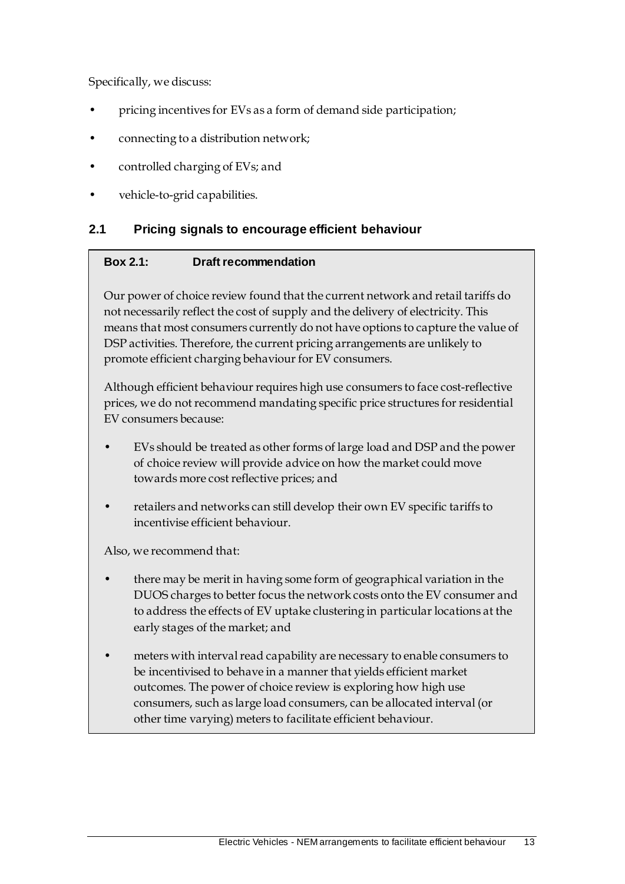Specifically, we discuss:

- pricing incentives for EVs as a form of demand side participation;
- connecting to a distribution network;
- controlled charging of EVs; and
- vehicle-to-grid capabilities.

## 2.1 Pricing signals to encourage efficient behaviour

**Box 2.1: Draft recommendation**

Our power of choice review found that the current network and retail tariffs do not necessarily reflect the cost of supply and the delivery of electricity. This means that most consumers currently do not have options to capture the value of DSP activities. Therefore, the current pricing arrangements are unlikely to promote efficient charging behaviour for EV consumers.

Although efficient behaviour requires high use consumers to face cost-reflective prices, we do not recommend mandating specific price structures for residential EV consumers because:

- EVs should be treated as other forms of large load and DSP and the power of choice review will provide advice on how the market could move towards more cost reflective prices; and
- retailers and networks can still develop their own EV specific tariffs to incentivise efficient behaviour.

Also, we recommend that:

- there may be merit in having some form of geographical variation in the DUOS charges to better focus the network costs onto the EV consumer and to address the effects of EV uptake clustering in particular locations at the early stages of the market; and
- meters with interval read capability are necessary to enable consumers to be incentivised to behave in a manner that yields efficient market outcomes. The power of choice review is exploring how high use consumers, such as large load consumers, can be allocated interval (or other time varying) meters to facilitate efficient behaviour.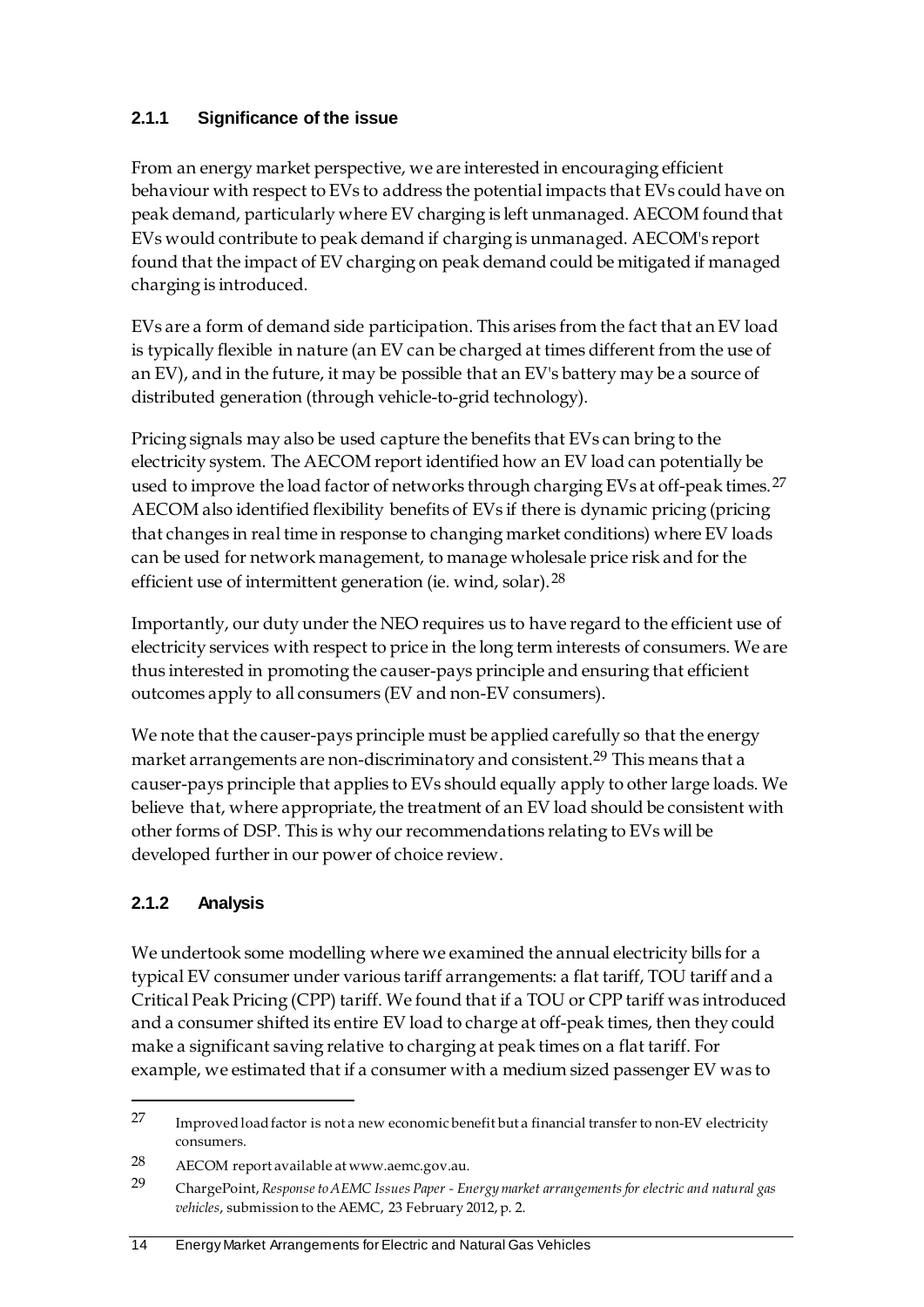### 2.1.1 Significance of the issue

From an energy market perspective, we are interested in encouraging efficient behaviour with respect to EVs to address the potential impacts that EVs could have on peak demand, particularly where EV charging is left unmanaged. AECOM found that EVs would contribute to peak demand if charging is unmanaged. AECOM's report found that the impact of EV charging on peak demand could be mitigated if managed charging is introduced.

EVs are a form of demand side participation. This arises from the fact that an EV load is typically flexible in nature (an EV can be charged at times different from the use of an EV), and in the future, it may be possible that an EV's battery may be a source of distributed generation (through vehicle-to-grid technology).

Pricing signals may also be used capture the benefits that EVs can bring to the electricity system. The AECOM report identified how an EV load can potentially be used to improve the load factor of networks through charging EVs at off-peak times.[27] AECOM also identified flexibility benefits of EVs if there is dynamic pricing (pricing that changes in real time in response to changing market conditions) where EV loads can be used for network management, to manage wholesale price risk and for the efficient use of intermittent generation (ie. wind, solar).[28]

Importantly, our duty under the NEO requires us to have regard to the efficient use of electricity services with respect to price in the long term interests of consumers. We are thus interested in promoting the causer-pays principle and ensuring that efficient outcomes apply to all consumers (EV and non-EV consumers).

We note that the causer-pays principle must be applied carefully so that the energy market arrangements are non-discriminatory and consistent.[29] This means that a causer-pays principle that applies to EVs should equally apply to other large loads. We believe that, where appropriate, the treatment of an EV load should be consistent with other forms of DSP. This is why our recommendations relating to EVs will be developed further in our power of choice review.

### 2.1.2 Analysis

We undertook some modelling where we examined the annual electricity bills for a typical EV consumer under various tariff arrangements: a flat tariff, TOU tariff and a Critical Peak Pricing (CPP) tariff. We found that if a TOU or CPP tariff was introduced and a consumer shifted its entire EV load to charge at off-peak times, then they could make a significant saving relative to charging at peak times on a flat tariff. For example, we estimated that if a consumer with a medium sized passenger EV was to

---

[27] Improved load factor is not a new economic benefit but a financial transfer to non-EV electricity consumers.

[28] AECOM report available at www.aemc.gov.au.

[29] ChargePoint, *Response to AEMC Issues Paper - Energy market arrangements for electric and natural gas vehicles*, submission to the AEMC, 23 February 2012, p. 2.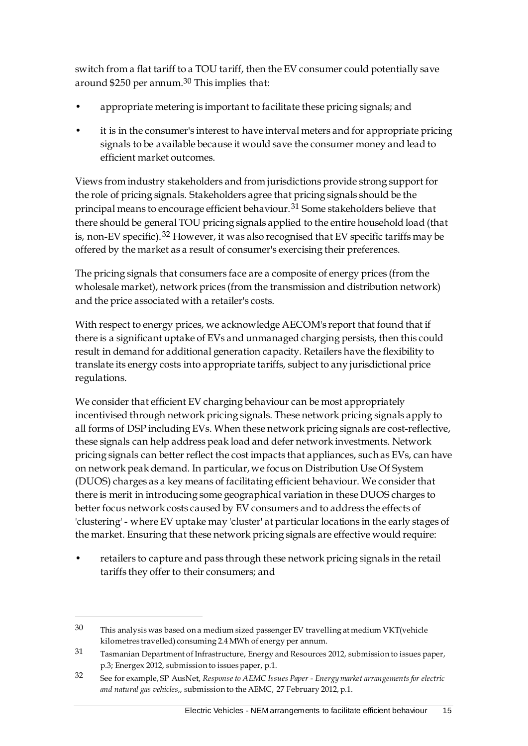switch from a flat tariff to a TOU tariff, then the EV consumer could potentially save around $250 per annum.[30] This implies that:

- appropriate metering is important to facilitate these pricing signals; and
- it is in the consumer's interest to have interval meters and for appropriate pricing signals to be available because it would save the consumer money and lead to efficient market outcomes.

Views from industry stakeholders and from jurisdictions provide strong support for the role of pricing signals. Stakeholders agree that pricing signals should be the principal means to encourage efficient behaviour.[31] Some stakeholders believe that there should be general TOU pricing signals applied to the entire household load (that is, non-EV specific).[32] However, it was also recognised that EV specific tariffs may be offered by the market as a result of consumer's exercising their preferences.

The pricing signals that consumers face are a composite of energy prices (from the wholesale market), network prices (from the transmission and distribution network) and the price associated with a retailer's costs.

With respect to energy prices, we acknowledge AECOM's report that found that if there is a significant uptake of EVs and unmanaged charging persists, then this could result in demand for additional generation capacity. Retailers have the flexibility to translate its energy costs into appropriate tariffs, subject to any jurisdictional price regulations.

We consider that efficient EV charging behaviour can be most appropriately incentivised through network pricing signals. These network pricing signals apply to all forms of DSP including EVs. When these network pricing signals are cost-reflective, these signals can help address peak load and defer network investments. Network pricing signals can better reflect the cost impacts that appliances, such as EVs, can have on network peak demand. In particular, we focus on Distribution Use Of System (DUOS) charges as a key means of facilitating efficient behaviour. We consider that there is merit in introducing some geographical variation in these DUOS charges to better focus network costs caused by EV consumers and to address the effects of 'clustering' - where EV uptake may 'cluster' at particular locations in the early stages of the market. Ensuring that these network pricing signals are effective would require:

- retailers to capture and pass through these network pricing signals in the retail tariffs they offer to their consumers; and

---

30 This analysis was based on a medium sized passenger EV travelling at medium VKT(vehicle kilometres travelled) consuming 2.4 MWh of energy per annum.

31 Tasmanian Department of Infrastructure, Energy and Resources 2012, submission to issues paper, p.3; Energex 2012, submission to issues paper, p.1.

32 See for example, SP AusNet, *Response to AEMC Issues Paper - Energy market arrangements for electric and natural gas vehicles*,, submission to the AEMC, 27 February 2012, p.1.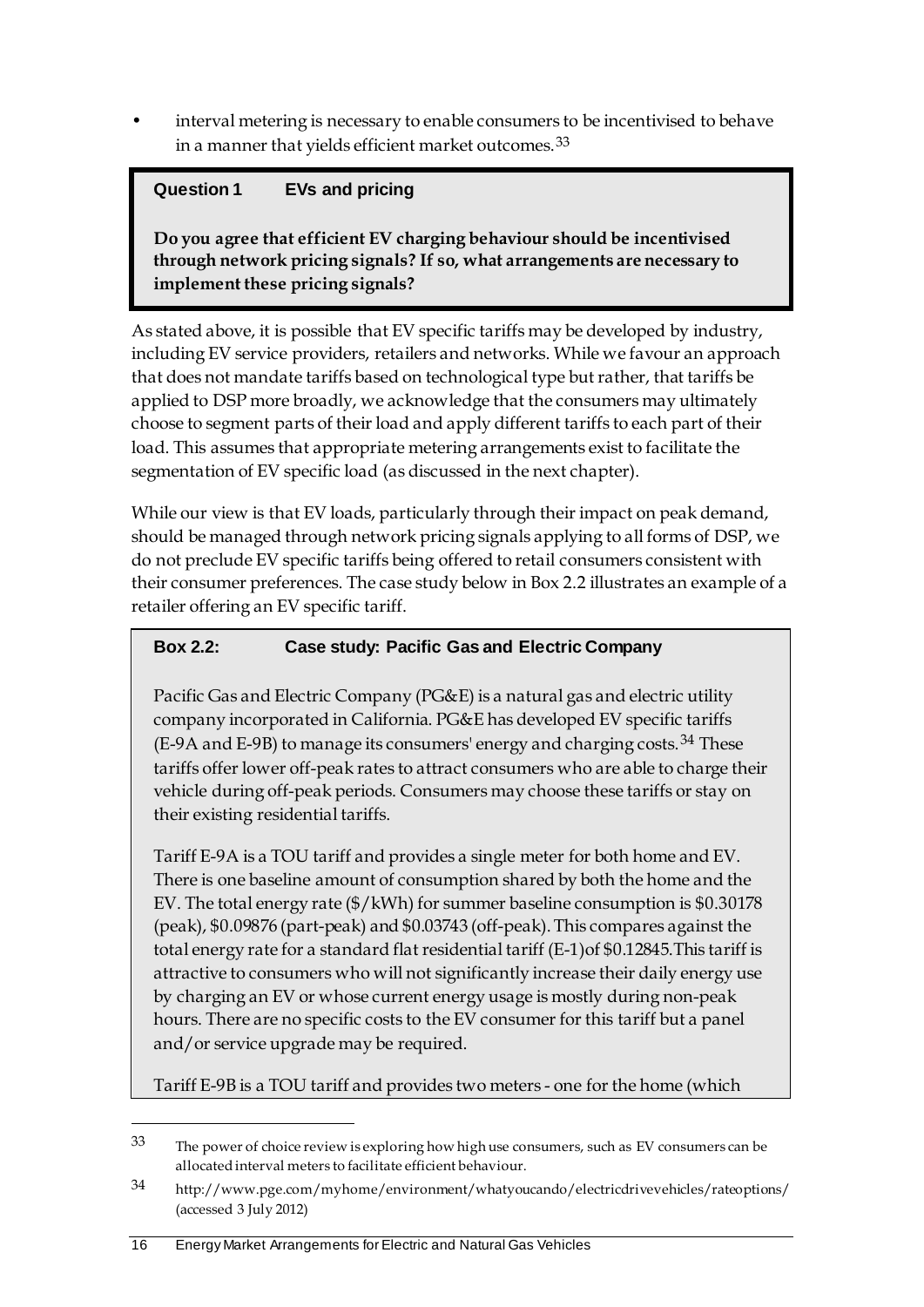- interval metering is necessary to enable consumers to be incentivised to behave in a manner that yields efficient market outcomes.[33]

> **Question 1 EVs and pricing**
>
> **Do you agree that efficient EV charging behaviour should be incentivised through network pricing signals? If so, what arrangements are necessary to implement these pricing signals?**

As stated above, it is possible that EV specific tariffs may be developed by industry, including EV service providers, retailers and networks. While we favour an approach that does not mandate tariffs based on technological type but rather, that tariffs be applied to DSP more broadly, we acknowledge that the consumers may ultimately choose to segment parts of their load and apply different tariffs to each part of their load. This assumes that appropriate metering arrangements exist to facilitate the segmentation of EV specific load (as discussed in the next chapter).

While our view is that EV loads, particularly through their impact on peak demand, should be managed through network pricing signals applying to all forms of DSP, we do not preclude EV specific tariffs being offered to retail consumers consistent with their consumer preferences. The case study below in Box 2.2 illustrates an example of a retailer offering an EV specific tariff.

> **Box 2.2: Case study: Pacific Gas and Electric Company**
>
> Pacific Gas and Electric Company (PG&E) is a natural gas and electric utility company incorporated in California. PG&E has developed EV specific tariffs (E-9A and E-9B) to manage its consumers' energy and charging costs.[34] These tariffs offer lower off-peak rates to attract consumers who are able to charge their vehicle during off-peak periods. Consumers may choose these tariffs or stay on their existing residential tariffs.
>
> Tariff E-9A is a TOU tariff and provides a single meter for both home and EV. There is one baseline amount of consumption shared by both the home and the EV. The total energy rate ($/kWh) for summer baseline consumption is $0.30178 (peak), $0.09876 (part-peak) and $0.03743 (off-peak). This compares against the total energy rate for a standard flat residential tariff (E-1)of $0.12845.This tariff is attractive to consumers who will not significantly increase their daily energy use by charging an EV or whose current energy usage is mostly during non-peak hours. There are no specific costs to the EV consumer for this tariff but a panel and/or service upgrade may be required.
>
> Tariff E-9B is a TOU tariff and provides two meters - one for the home (which

---

[33] The power of choice review is exploring how high use consumers, such as EV consumers can be allocated interval meters to facilitate efficient behaviour.

[34] http://www.pge.com/myhome/environment/whatyoucando/electricdrivevehicles/rateoptions/ (accessed 3 July 2012)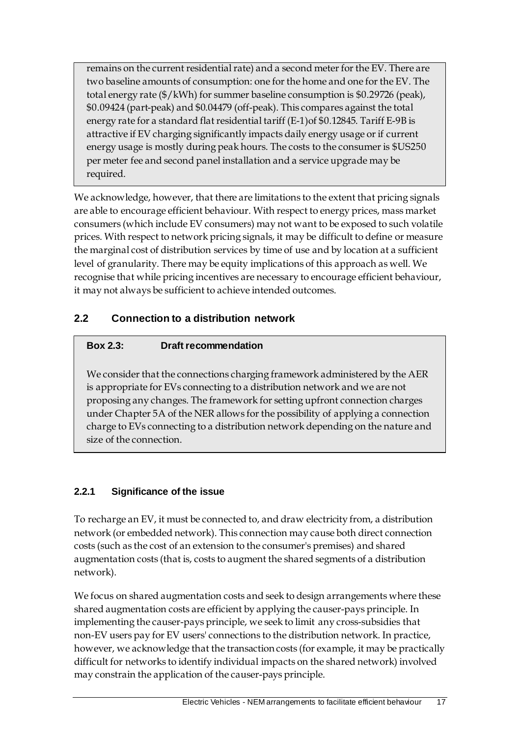remains on the current residential rate) and a second meter for the EV. There are two baseline amounts of consumption: one for the home and one for the EV. The total energy rate ($/kWh) for summer baseline consumption is $0.29726 (peak), $0.09424 (part-peak) and $0.04479 (off-peak). This compares against the total energy rate for a standard flat residential tariff (E-1)of $0.12845. Tariff E-9B is attractive if EV charging significantly impacts daily energy usage or if current energy usage is mostly during peak hours. The costs to the consumer is $US250 per meter fee and second panel installation and a service upgrade may be required.

We acknowledge, however, that there are limitations to the extent that pricing signals are able to encourage efficient behaviour. With respect to energy prices, mass market consumers (which include EV consumers) may not want to be exposed to such volatile prices. With respect to network pricing signals, it may be difficult to define or measure the marginal cost of distribution services by time of use and by location at a sufficient level of granularity. There may be equity implications of this approach as well. We recognise that while pricing incentives are necessary to encourage efficient behaviour, it may not always be sufficient to achieve intended outcomes.

## 2.2 Connection to a distribution network

**Box 2.3: Draft recommendation**

We consider that the connections charging framework administered by the AER is appropriate for EVs connecting to a distribution network and we are not proposing any changes. The framework for setting upfront connection charges under Chapter 5A of the NER allows for the possibility of applying a connection charge to EVs connecting to a distribution network depending on the nature and size of the connection.

### 2.2.1 Significance of the issue

To recharge an EV, it must be connected to, and draw electricity from, a distribution network (or embedded network). This connection may cause both direct connection costs (such as the cost of an extension to the consumer's premises) and shared augmentation costs (that is, costs to augment the shared segments of a distribution network).

We focus on shared augmentation costs and seek to design arrangements where these shared augmentation costs are efficient by applying the causer-pays principle. In implementing the causer-pays principle, we seek to limit any cross-subsidies that non-EV users pay for EV users' connections to the distribution network. In practice, however, we acknowledge that the transaction costs (for example, it may be practically difficult for networks to identify individual impacts on the shared network) involved may constrain the application of the causer-pays principle.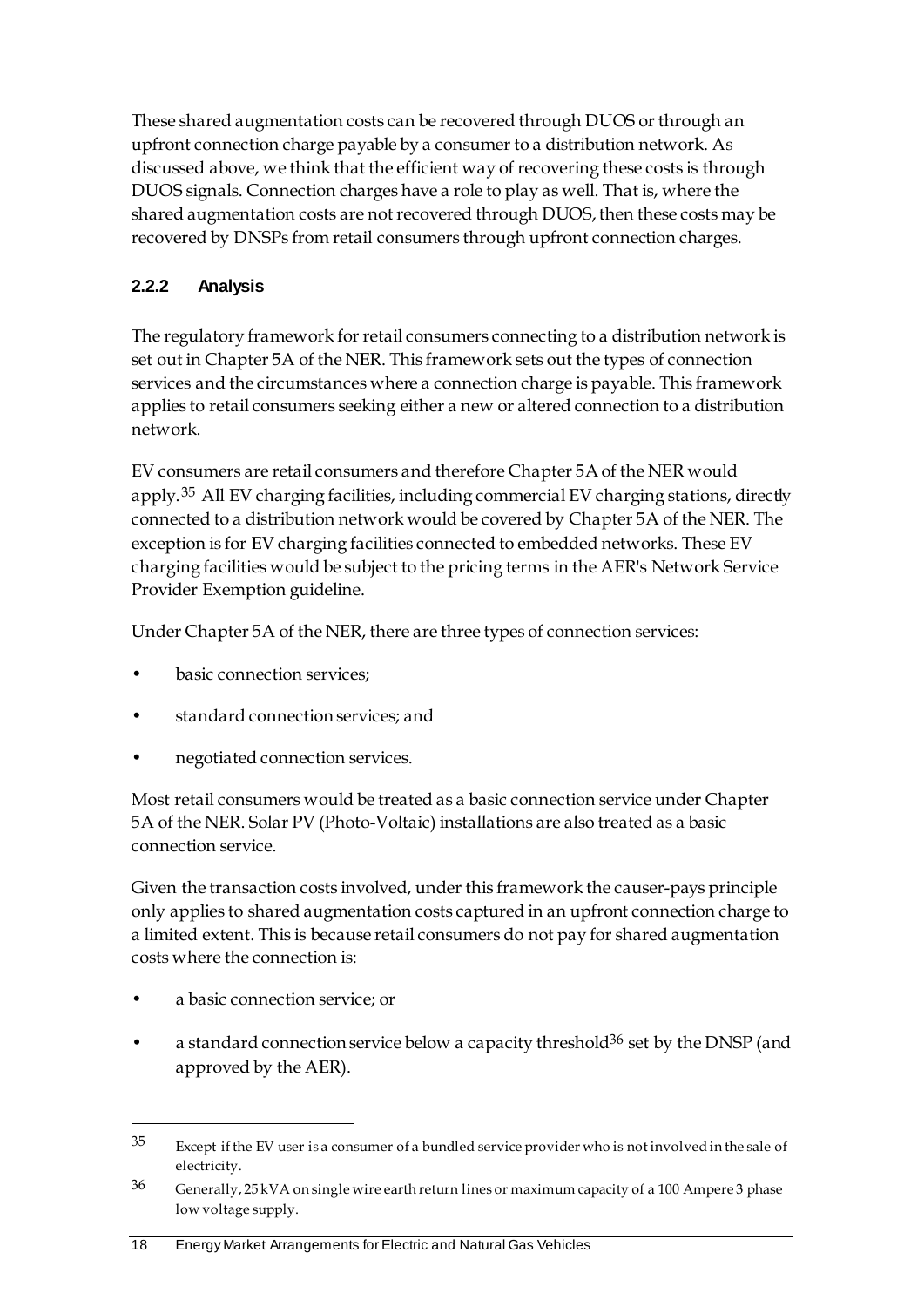These shared augmentation costs can be recovered through DUOS or through an upfront connection charge payable by a consumer to a distribution network. As discussed above, we think that the efficient way of recovering these costs is through DUOS signals. Connection charges have a role to play as well. That is, where the shared augmentation costs are not recovered through DUOS, then these costs may be recovered by DNSPs from retail consumers through upfront connection charges.

### 2.2.2 Analysis

The regulatory framework for retail consumers connecting to a distribution network is set out in Chapter 5A of the NER. This framework sets out the types of connection services and the circumstances where a connection charge is payable. This framework applies to retail consumers seeking either a new or altered connection to a distribution network.

EV consumers are retail consumers and therefore Chapter 5A of the NER would apply.[35] All EV charging facilities, including commercial EV charging stations, directly connected to a distribution network would be covered by Chapter 5A of the NER. The exception is for EV charging facilities connected to embedded networks. These EV charging facilities would be subject to the pricing terms in the AER's Network Service Provider Exemption guideline.

Under Chapter 5A of the NER, there are three types of connection services:

- basic connection services;
- standard connection services; and
- negotiated connection services.

Most retail consumers would be treated as a basic connection service under Chapter 5A of the NER. Solar PV (Photo-Voltaic) installations are also treated as a basic connection service.

Given the transaction costs involved, under this framework the causer-pays principle only applies to shared augmentation costs captured in an upfront connection charge to a limited extent. This is because retail consumers do not pay for shared augmentation costs where the connection is:

- a basic connection service; or
- a standard connection service below a capacity threshold[36] set by the DNSP (and approved by the AER).

---

[35] Except if the EV user is a consumer of a bundled service provider who is not involved in the sale of electricity.

[36] Generally, 25 kVA on single wire earth return lines or maximum capacity of a 100 Ampere 3 phase low voltage supply.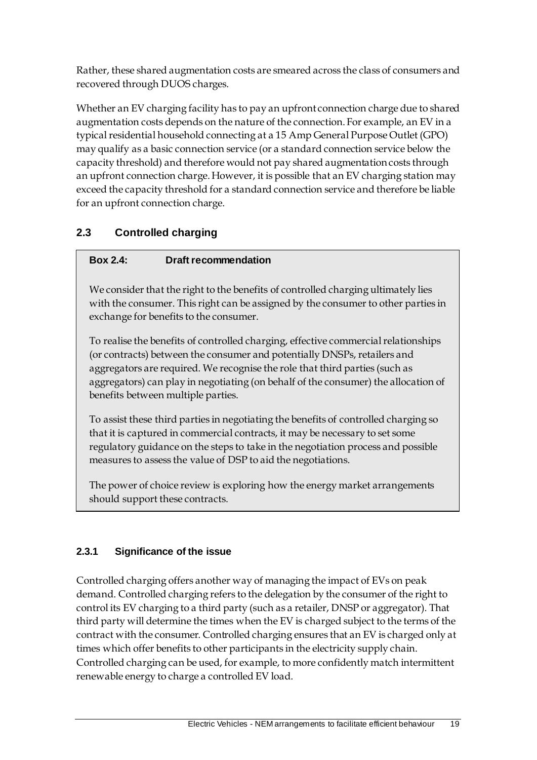Rather, these shared augmentation costs are smeared across the class of consumers and recovered through DUOS charges.

Whether an EV charging facility has to pay an upfront connection charge due to shared augmentation costs depends on the nature of the connection. For example, an EV in a typical residential household connecting at a 15 Amp General Purpose Outlet (GPO) may qualify as a basic connection service (or a standard connection service below the capacity threshold) and therefore would not pay shared augmentation costs through an upfront connection charge. However, it is possible that an EV charging station may exceed the capacity threshold for a standard connection service and therefore be liable for an upfront connection charge.

## 2.3 Controlled charging

> **Box 2.4: Draft recommendation**
>
> We consider that the right to the benefits of controlled charging ultimately lies with the consumer. This right can be assigned by the consumer to other parties in exchange for benefits to the consumer.
>
> To realise the benefits of controlled charging, effective commercial relationships (or contracts) between the consumer and potentially DNSPs, retailers and aggregators are required. We recognise the role that third parties (such as aggregators) can play in negotiating (on behalf of the consumer) the allocation of benefits between multiple parties.
>
> To assist these third parties in negotiating the benefits of controlled charging so that it is captured in commercial contracts, it may be necessary to set some regulatory guidance on the steps to take in the negotiation process and possible measures to assess the value of DSP to aid the negotiations.
>
> The power of choice review is exploring how the energy market arrangements should support these contracts.

### 2.3.1 Significance of the issue

Controlled charging offers another way of managing the impact of EVs on peak demand. Controlled charging refers to the delegation by the consumer of the right to control its EV charging to a third party (such as a retailer, DNSP or aggregator). That third party will determine the times when the EV is charged subject to the terms of the contract with the consumer. Controlled charging ensures that an EV is charged only at times which offer benefits to other participants in the electricity supply chain. Controlled charging can be used, for example, to more confidently match intermittent renewable energy to charge a controlled EV load.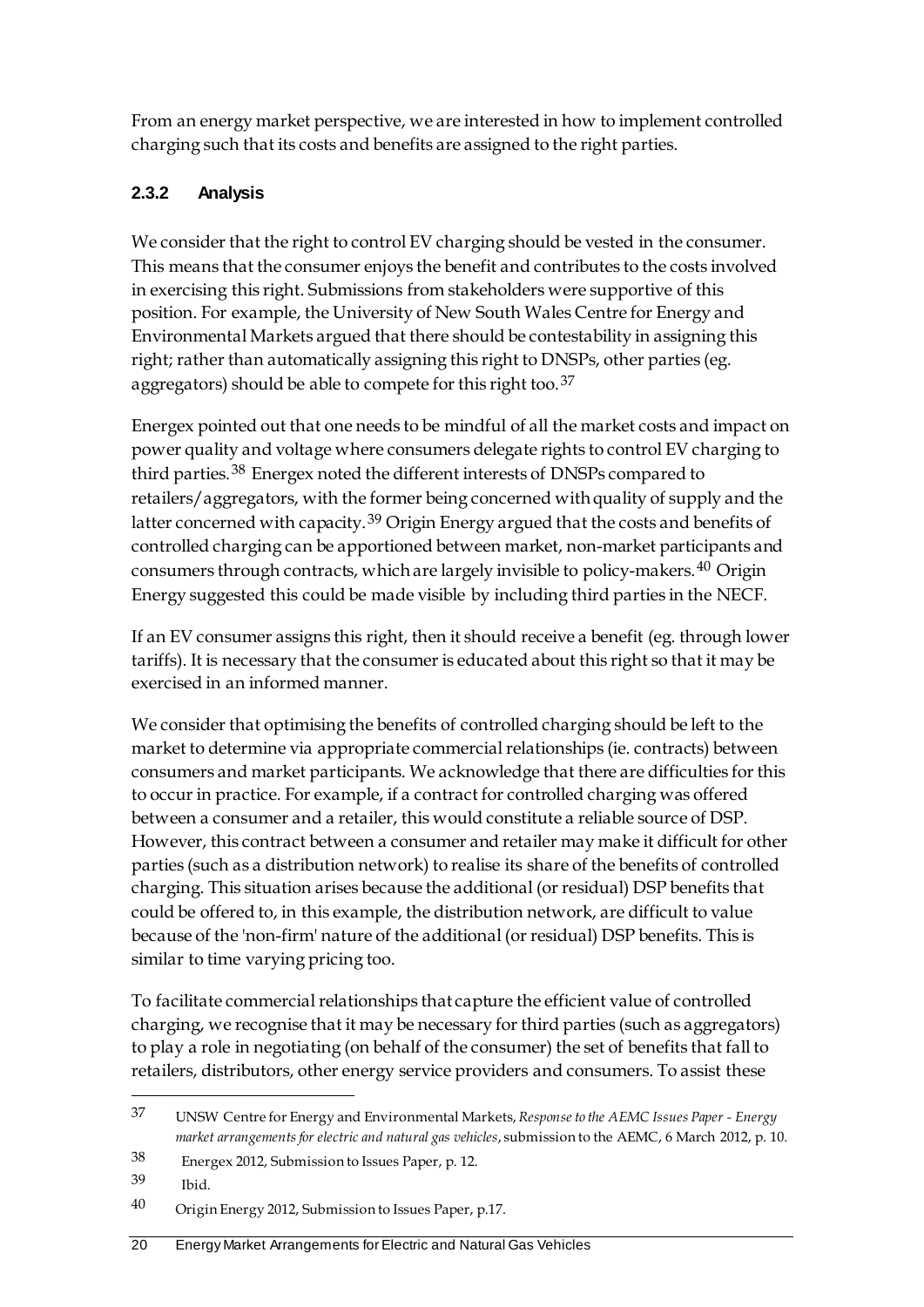From an energy market perspective, we are interested in how to implement controlled charging such that its costs and benefits are assigned to the right parties.

### 2.3.2 Analysis

We consider that the right to control EV charging should be vested in the consumer. This means that the consumer enjoys the benefit and contributes to the costs involved in exercising this right. Submissions from stakeholders were supportive of this position. For example, the University of New South Wales Centre for Energy and Environmental Markets argued that there should be contestability in assigning this right; rather than automatically assigning this right to DNSPs, other parties (eg. aggregators) should be able to compete for this right too.[37]

Energex pointed out that one needs to be mindful of all the market costs and impact on power quality and voltage where consumers delegate rights to control EV charging to third parties.[38] Energex noted the different interests of DNSPs compared to retailers/aggregators, with the former being concerned with quality of supply and the latter concerned with capacity.[39] Origin Energy argued that the costs and benefits of controlled charging can be apportioned between market, non-market participants and consumers through contracts, which are largely invisible to policy-makers.[40] Origin Energy suggested this could be made visible by including third parties in the NECF.

If an EV consumer assigns this right, then it should receive a benefit (eg. through lower tariffs). It is necessary that the consumer is educated about this right so that it may be exercised in an informed manner.

We consider that optimising the benefits of controlled charging should be left to the market to determine via appropriate commercial relationships (ie. contracts) between consumers and market participants. We acknowledge that there are difficulties for this to occur in practice. For example, if a contract for controlled charging was offered between a consumer and a retailer, this would constitute a reliable source of DSP. However, this contract between a consumer and retailer may make it difficult for other parties (such as a distribution network) to realise its share of the benefits of controlled charging. This situation arises because the additional (or residual) DSP benefits that could be offered to, in this example, the distribution network, are difficult to value because of the 'non-firm' nature of the additional (or residual) DSP benefits. This is similar to time varying pricing too.

To facilitate commercial relationships that capture the efficient value of controlled charging, we recognise that it may be necessary for third parties (such as aggregators) to play a role in negotiating (on behalf of the consumer) the set of benefits that fall to retailers, distributors, other energy service providers and consumers. To assist these

---

[37] UNSW Centre for Energy and Environmental Markets, *Response to the AEMC Issues Paper - Energy market arrangements for electric and natural gas vehicles*, submission to the AEMC, 6 March 2012, p. 10.

[38] Energex 2012, Submission to Issues Paper, p. 12.

[39] Ibid.

[40] Origin Energy 2012, Submission to Issues Paper, p.17.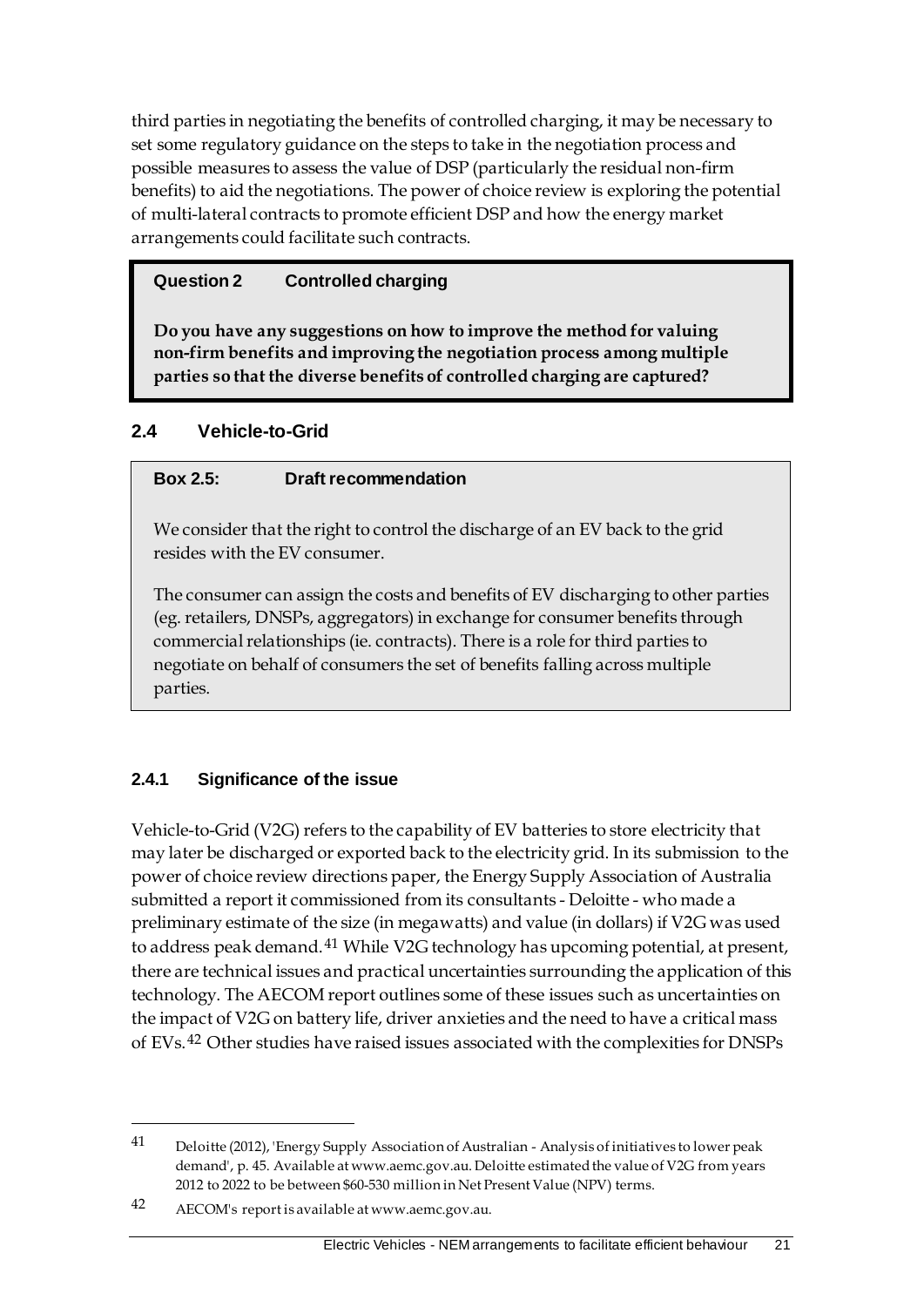third parties in negotiating the benefits of controlled charging, it may be necessary to set some regulatory guidance on the steps to take in the negotiation process and possible measures to assess the value of DSP (particularly the residual non-firm benefits) to aid the negotiations. The power of choice review is exploring the potential of multi-lateral contracts to promote efficient DSP and how the energy market arrangements could facilitate such contracts.

> **Question 2 Controlled charging**
>
> **Do you have any suggestions on how to improve the method for valuing non-firm benefits and improving the negotiation process among multiple parties so that the diverse benefits of controlled charging are captured?**

## 2.4 Vehicle-to-Grid

> **Box 2.5: Draft recommendation**
>
> We consider that the right to control the discharge of an EV back to the grid resides with the EV consumer.
>
> The consumer can assign the costs and benefits of EV discharging to other parties (eg. retailers, DNSPs, aggregators) in exchange for consumer benefits through commercial relationships (ie. contracts). There is a role for third parties to negotiate on behalf of consumers the set of benefits falling across multiple parties.

### 2.4.1 Significance of the issue

Vehicle-to-Grid (V2G) refers to the capability of EV batteries to store electricity that may later be discharged or exported back to the electricity grid. In its submission to the power of choice review directions paper, the Energy Supply Association of Australia submitted a report it commissioned from its consultants - Deloitte - who made a preliminary estimate of the size (in megawatts) and value (in dollars) if V2G was used to address peak demand.[41] While V2G technology has upcoming potential, at present, there are technical issues and practical uncertainties surrounding the application of this technology. The AECOM report outlines some of these issues such as uncertainties on the impact of V2G on battery life, driver anxieties and the need to have a critical mass of EVs.[42] Other studies have raised issues associated with the complexities for DNSPs

---

[41] Deloitte (2012), 'Energy Supply Association of Australian - Analysis of initiatives to lower peak demand', p. 45. Available at www.aemc.gov.au. Deloitte estimated the value of V2G from years 2012 to 2022 to be between $60-530 million in Net Present Value (NPV) terms.

[42] AECOM's report is available at www.aemc.gov.au.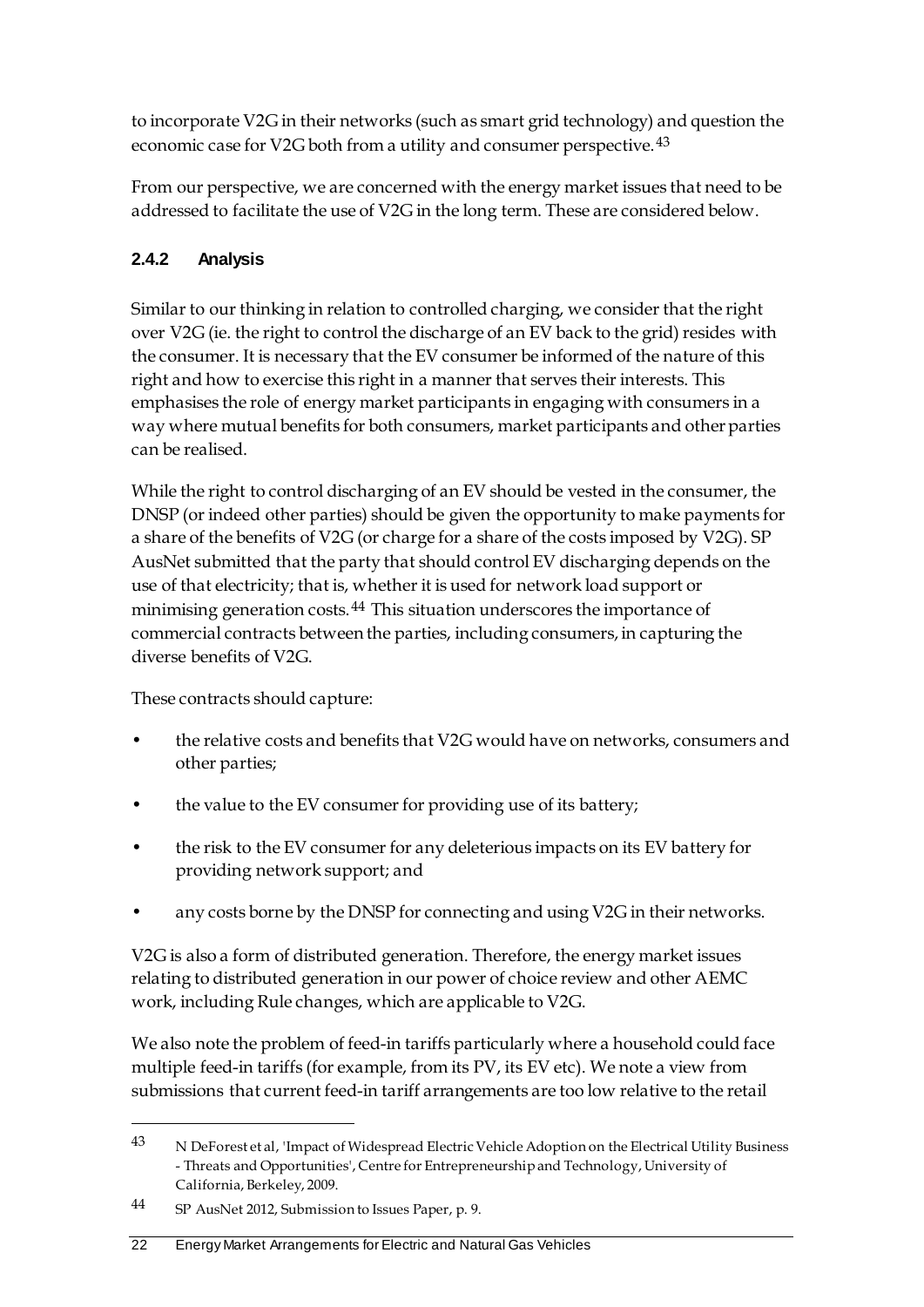to incorporate V2G in their networks (such as smart grid technology) and question the economic case for V2G both from a utility and consumer perspective.[43]

From our perspective, we are concerned with the energy market issues that need to be addressed to facilitate the use of V2G in the long term. These are considered below.

### 2.4.2 Analysis

Similar to our thinking in relation to controlled charging, we consider that the right over V2G (ie. the right to control the discharge of an EV back to the grid) resides with the consumer. It is necessary that the EV consumer be informed of the nature of this right and how to exercise this right in a manner that serves their interests. This emphasises the role of energy market participants in engaging with consumers in a way where mutual benefits for both consumers, market participants and other parties can be realised.

While the right to control discharging of an EV should be vested in the consumer, the DNSP (or indeed other parties) should be given the opportunity to make payments for a share of the benefits of V2G (or charge for a share of the costs imposed by V2G). SP AusNet submitted that the party that should control EV discharging depends on the use of that electricity; that is, whether it is used for network load support or minimising generation costs.[44] This situation underscores the importance of commercial contracts between the parties, including consumers, in capturing the diverse benefits of V2G.

These contracts should capture:

- the relative costs and benefits that V2G would have on networks, consumers and other parties;
- the value to the EV consumer for providing use of its battery;
- the risk to the EV consumer for any deleterious impacts on its EV battery for providing network support; and
- any costs borne by the DNSP for connecting and using V2G in their networks.

V2G is also a form of distributed generation. Therefore, the energy market issues relating to distributed generation in our power of choice review and other AEMC work, including Rule changes, which are applicable to V2G.

We also note the problem of feed-in tariffs particularly where a household could face multiple feed-in tariffs (for example, from its PV, its EV etc). We note a view from submissions that current feed-in tariff arrangements are too low relative to the retail

---

43 N DeForest et al, 'Impact of Widespread Electric Vehicle Adoption on the Electrical Utility Business - Threats and Opportunities', Centre for Entrepreneurship and Technology, University of California, Berkeley, 2009.

44 SP AusNet 2012, Submission to Issues Paper, p. 9.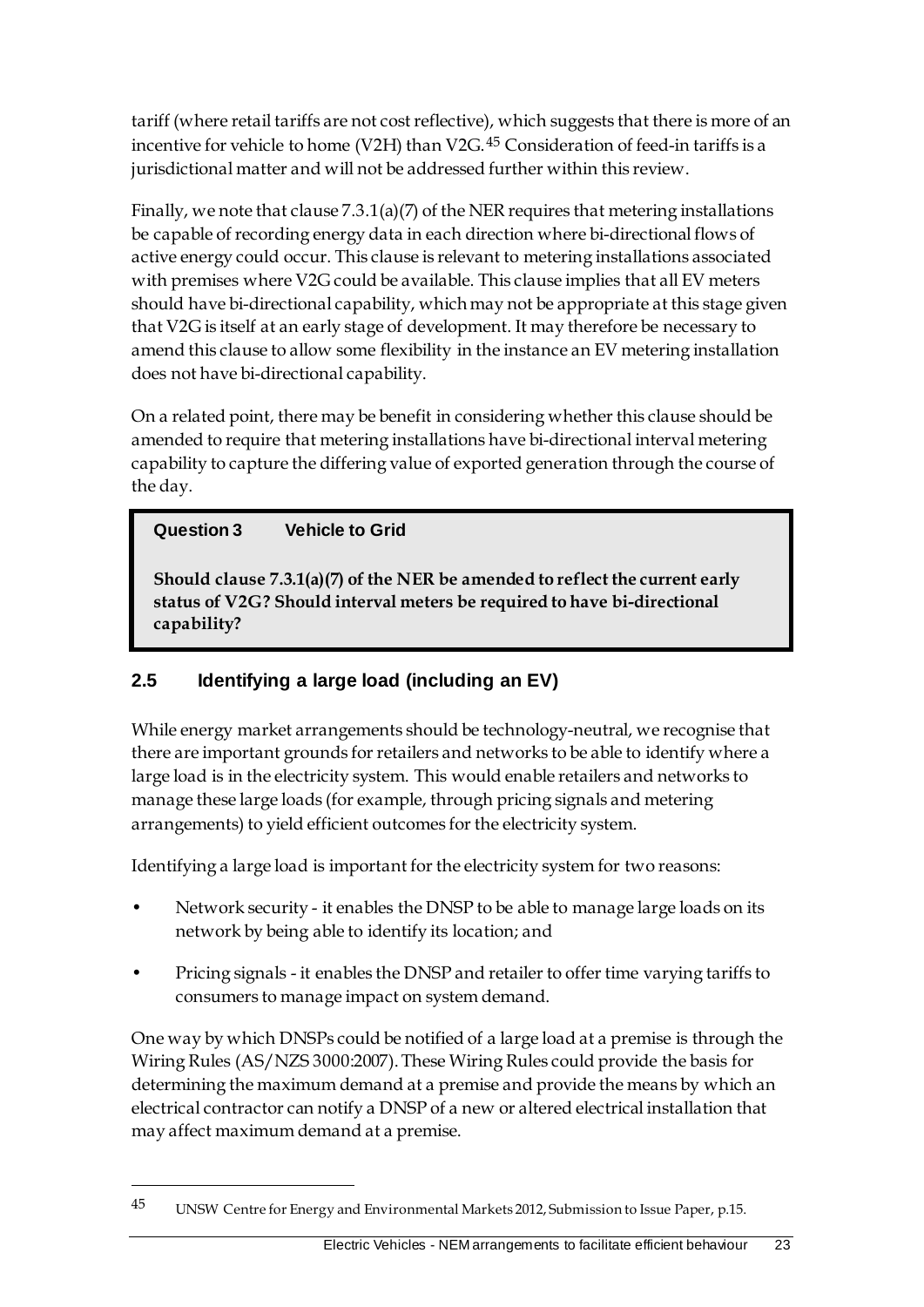tariff (where retail tariffs are not cost reflective), which suggests that there is more of an incentive for vehicle to home (V2H) than V2G.[45] Consideration of feed-in tariffs is a jurisdictional matter and will not be addressed further within this review.

Finally, we note that clause 7.3.1(a)(7) of the NER requires that metering installations be capable of recording energy data in each direction where bi-directional flows of active energy could occur. This clause is relevant to metering installations associated with premises where V2G could be available. This clause implies that all EV meters should have bi-directional capability, which may not be appropriate at this stage given that V2G is itself at an early stage of development. It may therefore be necessary to amend this clause to allow some flexibility in the instance an EV metering installation does not have bi-directional capability.

On a related point, there may be benefit in considering whether this clause should be amended to require that metering installations have bi-directional interval metering capability to capture the differing value of exported generation through the course of the day.

> **Question 3 Vehicle to Grid**
>
> **Should clause 7.3.1(a)(7) of the NER be amended to reflect the current early status of V2G? Should interval meters be required to have bi-directional capability?**

## 2.5 Identifying a large load (including an EV)

While energy market arrangements should be technology-neutral, we recognise that there are important grounds for retailers and networks to be able to identify where a large load is in the electricity system. This would enable retailers and networks to manage these large loads (for example, through pricing signals and metering arrangements) to yield efficient outcomes for the electricity system.

Identifying a large load is important for the electricity system for two reasons:

- Network security - it enables the DNSP to be able to manage large loads on its network by being able to identify its location; and
- Pricing signals - it enables the DNSP and retailer to offer time varying tariffs to consumers to manage impact on system demand.

One way by which DNSPs could be notified of a large load at a premise is through the Wiring Rules (AS/NZS 3000:2007). These Wiring Rules could provide the basis for determining the maximum demand at a premise and provide the means by which an electrical contractor can notify a DNSP of a new or altered electrical installation that may affect maximum demand at a premise.

---

[45] UNSW Centre for Energy and Environmental Markets 2012, Submission to Issue Paper, p.15.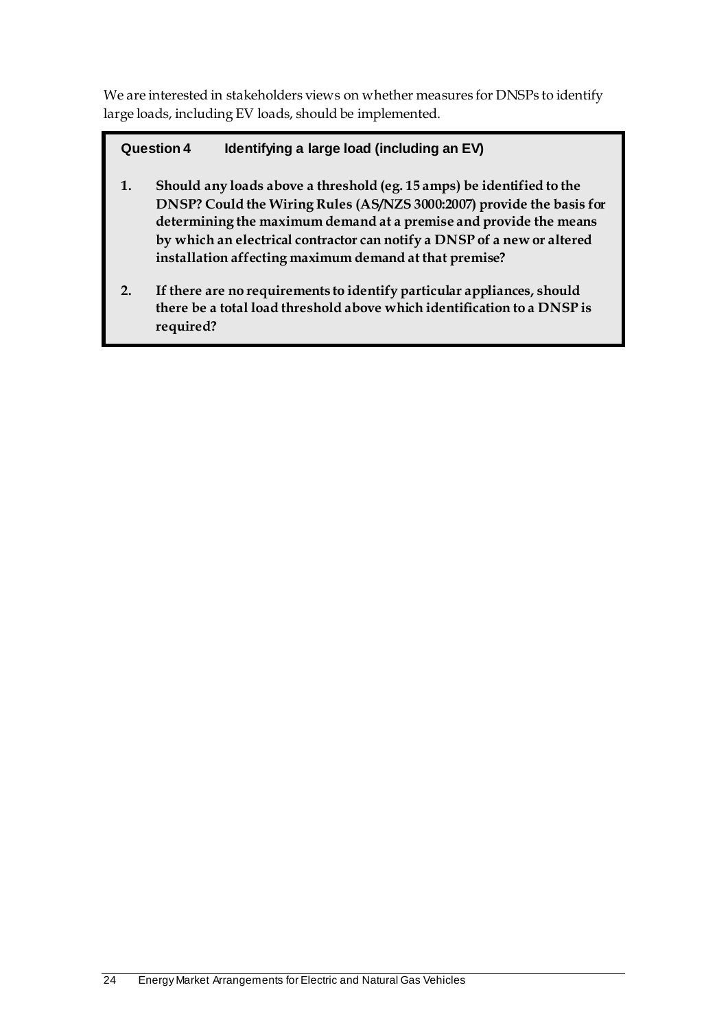We are interested in stakeholders views on whether measures for DNSPs to identify large loads, including EV loads, should be implemented.

**Question 4 Identifying a large load (including an EV)**

1. **Should any loads above a threshold (eg. 15 amps) be identified to the DNSP? Could the Wiring Rules (AS/NZS 3000:2007) provide the basis for determining the maximum demand at a premise and provide the means by which an electrical contractor can notify a DNSP of a new or altered installation affecting maximum demand at that premise?**

2. **If there are no requirements to identify particular appliances, should there be a total load threshold above which identification to a DNSP is required?**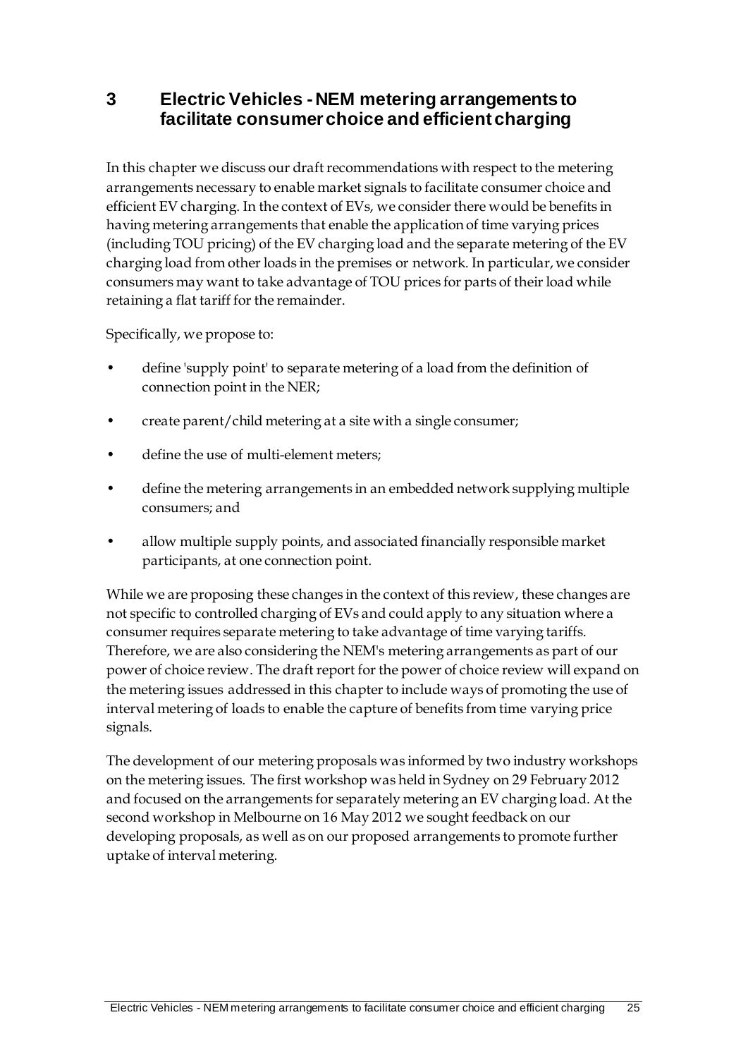# 3 Electric Vehicles - NEM metering arrangements to facilitate consumer choice and efficient charging

In this chapter we discuss our draft recommendations with respect to the metering arrangements necessary to enable market signals to facilitate consumer choice and efficient EV charging. In the context of EVs, we consider there would be benefits in having metering arrangements that enable the application of time varying prices (including TOU pricing) of the EV charging load and the separate metering of the EV charging load from other loads in the premises or network. In particular, we consider consumers may want to take advantage of TOU prices for parts of their load while retaining a flat tariff for the remainder.

Specifically, we propose to:

- define 'supply point' to separate metering of a load from the definition of connection point in the NER;
- create parent/child metering at a site with a single consumer;
- define the use of multi-element meters;
- define the metering arrangements in an embedded network supplying multiple consumers; and
- allow multiple supply points, and associated financially responsible market participants, at one connection point.

While we are proposing these changes in the context of this review, these changes are not specific to controlled charging of EVs and could apply to any situation where a consumer requires separate metering to take advantage of time varying tariffs. Therefore, we are also considering the NEM's metering arrangements as part of our power of choice review. The draft report for the power of choice review will expand on the metering issues addressed in this chapter to include ways of promoting the use of interval metering of loads to enable the capture of benefits from time varying price signals.

The development of our metering proposals was informed by two industry workshops on the metering issues. The first workshop was held in Sydney on 29 February 2012 and focused on the arrangements for separately metering an EV charging load. At the second workshop in Melbourne on 16 May 2012 we sought feedback on our developing proposals, as well as on our proposed arrangements to promote further uptake of interval metering.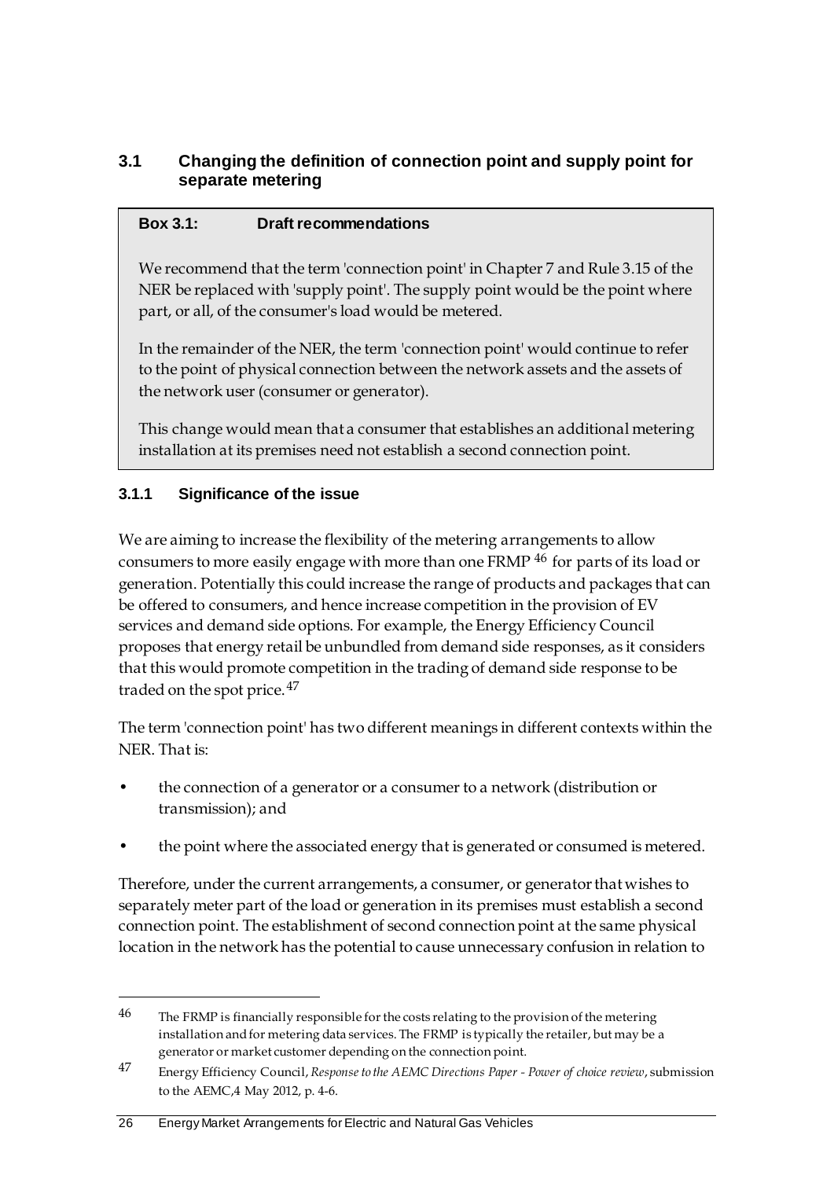## 3.1 Changing the definition of connection point and supply point for separate metering

**Box 3.1: Draft recommendations**

We recommend that the term 'connection point' in Chapter 7 and Rule 3.15 of the NER be replaced with 'supply point'. The supply point would be the point where part, or all, of the consumer's load would be metered.

In the remainder of the NER, the term 'connection point' would continue to refer to the point of physical connection between the network assets and the assets of the network user (consumer or generator).

This change would mean that a consumer that establishes an additional metering installation at its premises need not establish a second connection point.

### 3.1.1 Significance of the issue

We are aiming to increase the flexibility of the metering arrangements to allow consumers to more easily engage with more than one FRMP [46] for parts of its load or generation. Potentially this could increase the range of products and packages that can be offered to consumers, and hence increase competition in the provision of EV services and demand side options. For example, the Energy Efficiency Council proposes that energy retail be unbundled from demand side responses, as it considers that this would promote competition in the trading of demand side response to be traded on the spot price. [47]

The term 'connection point' has two different meanings in different contexts within the NER. That is:

- the connection of a generator or a consumer to a network (distribution or transmission); and
- the point where the associated energy that is generated or consumed is metered.

Therefore, under the current arrangements, a consumer, or generator that wishes to separately meter part of the load or generation in its premises must establish a second connection point. The establishment of second connection point at the same physical location in the network has the potential to cause unnecessary confusion in relation to

---

46 The FRMP is financially responsible for the costs relating to the provision of the metering installation and for metering data services. The FRMP is typically the retailer, but may be a generator or market customer depending on the connection point.

47 Energy Efficiency Council, *Response to the AEMC Directions Paper - Power of choice review*, submission to the AEMC,4 May 2012, p. 4-6.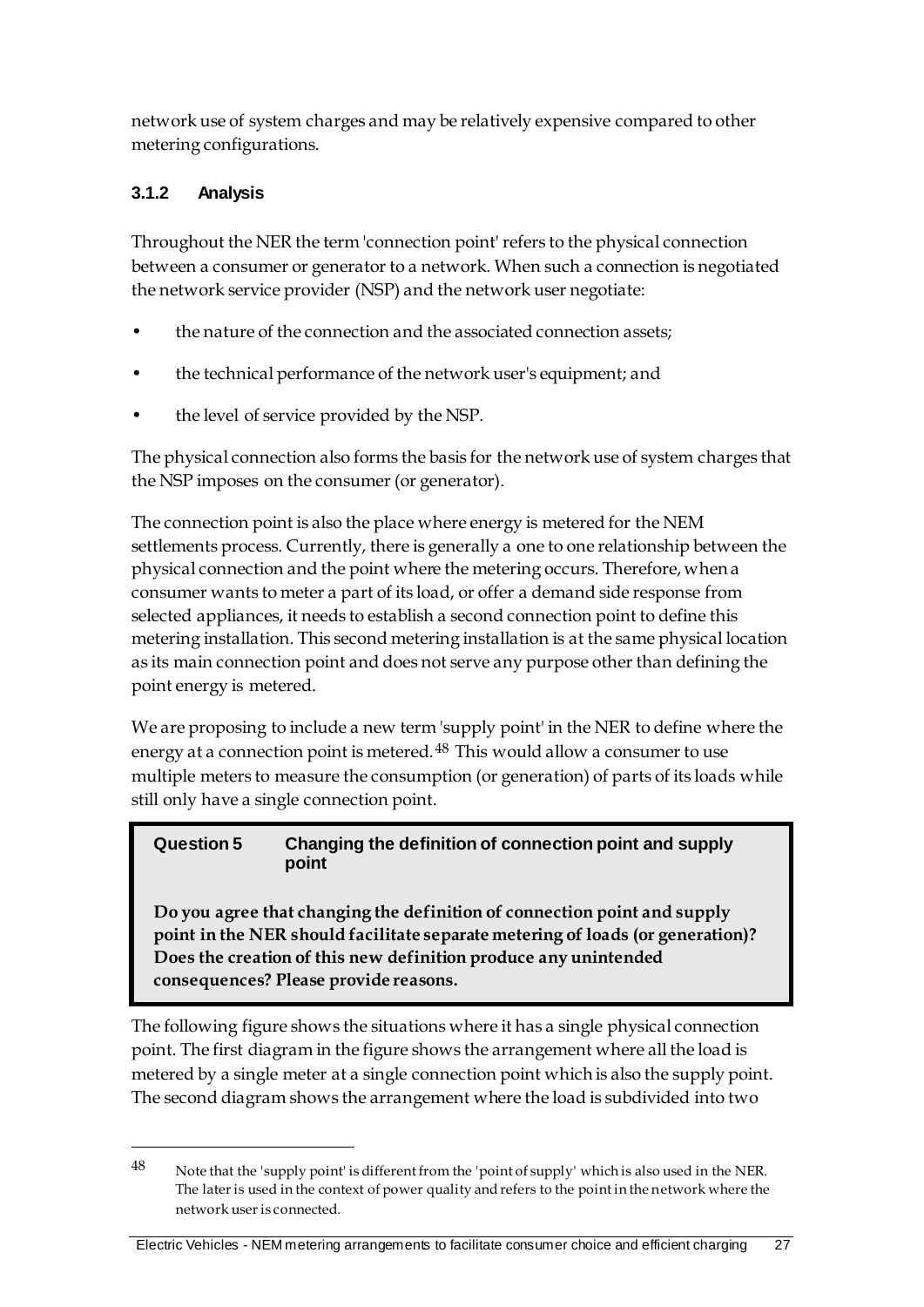network use of system charges and may be relatively expensive compared to other metering configurations.

### 3.1.2 Analysis

Throughout the NER the term 'connection point' refers to the physical connection between a consumer or generator to a network. When such a connection is negotiated the network service provider (NSP) and the network user negotiate:

- the nature of the connection and the associated connection assets;
- the technical performance of the network user's equipment; and
- the level of service provided by the NSP.

The physical connection also forms the basis for the network use of system charges that the NSP imposes on the consumer (or generator).

The connection point is also the place where energy is metered for the NEM settlements process. Currently, there is generally a one to one relationship between the physical connection and the point where the metering occurs. Therefore, when a consumer wants to meter a part of its load, or offer a demand side response from selected appliances, it needs to establish a second connection point to define this metering installation. This second metering installation is at the same physical location as its main connection point and does not serve any purpose other than defining the point energy is metered.

We are proposing to include a new term 'supply point' in the NER to define where the energy at a connection point is metered.[48] This would allow a consumer to use multiple meters to measure the consumption (or generation) of parts of its loads while still only have a single connection point.

> **Question 5 Changing the definition of connection point and supply point**
>
> **Do you agree that changing the definition of connection point and supply point in the NER should facilitate separate metering of loads (or generation)? Does the creation of this new definition produce any unintended consequences? Please provide reasons.**

The following figure shows the situations where it has a single physical connection point. The first diagram in the figure shows the arrangement where all the load is metered by a single meter at a single connection point which is also the supply point. The second diagram shows the arrangement where the load is subdivided into two

---

48 Note that the 'supply point' is different from the 'point of supply' which is also used in the NER. The later is used in the context of power quality and refers to the point in the network where the network user is connected.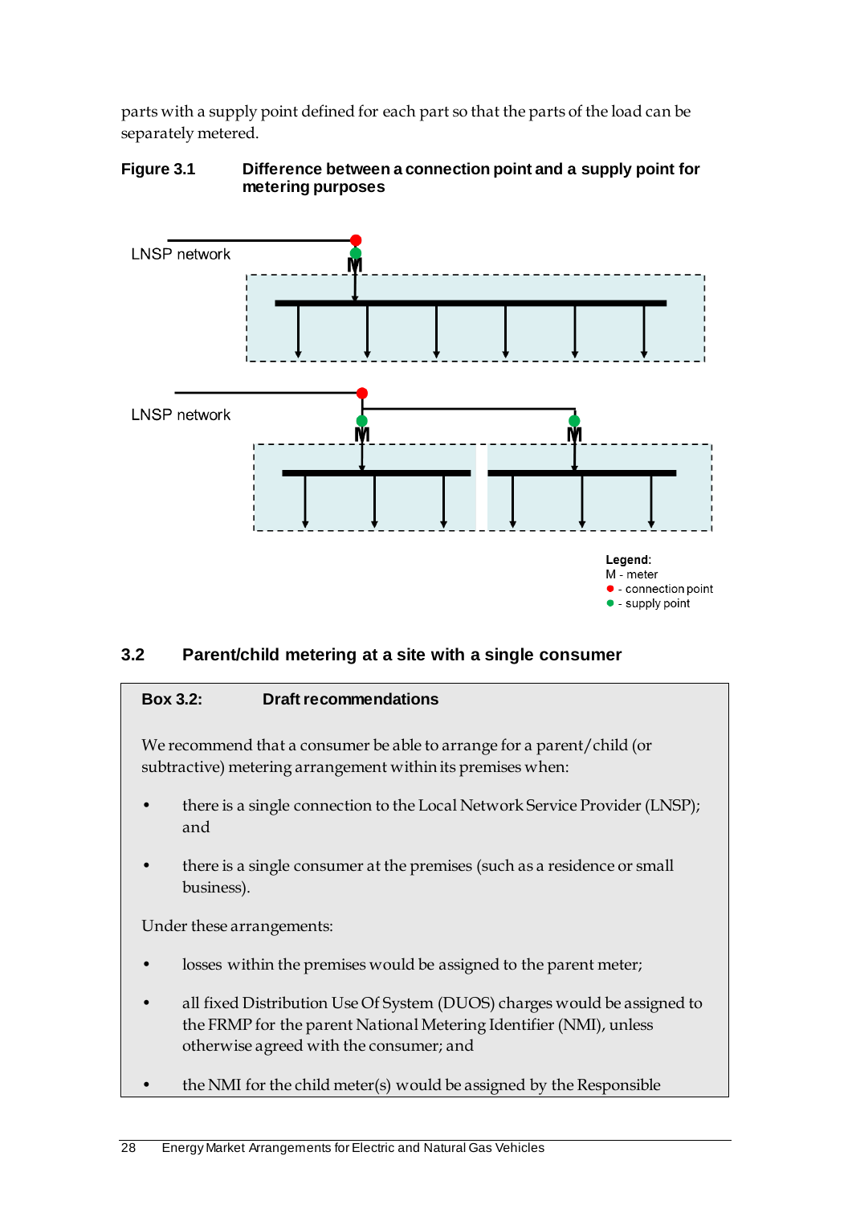parts with a supply point defined for each part so that the parts of the load can be separately metered.

**Figure 3.1 Difference between a connection point and a supply point for metering purposes**

LNSP network

LNSP network

**Legend:**
M - meter
● - connection point
● - supply point

## 3.2 Parent/child metering at a site with a single consumer

**Box 3.2: Draft recommendations**

We recommend that a consumer be able to arrange for a parent/child (or subtractive) metering arrangement within its premises when:

- there is a single connection to the Local Network Service Provider (LNSP); and
- there is a single consumer at the premises (such as a residence or small business).

Under these arrangements:

- losses within the premises would be assigned to the parent meter;
- all fixed Distribution Use Of System (DUOS) charges would be assigned to the FRMP for the parent National Metering Identifier (NMI), unless otherwise agreed with the consumer; and
- the NMI for the child meter(s) would be assigned by the Responsible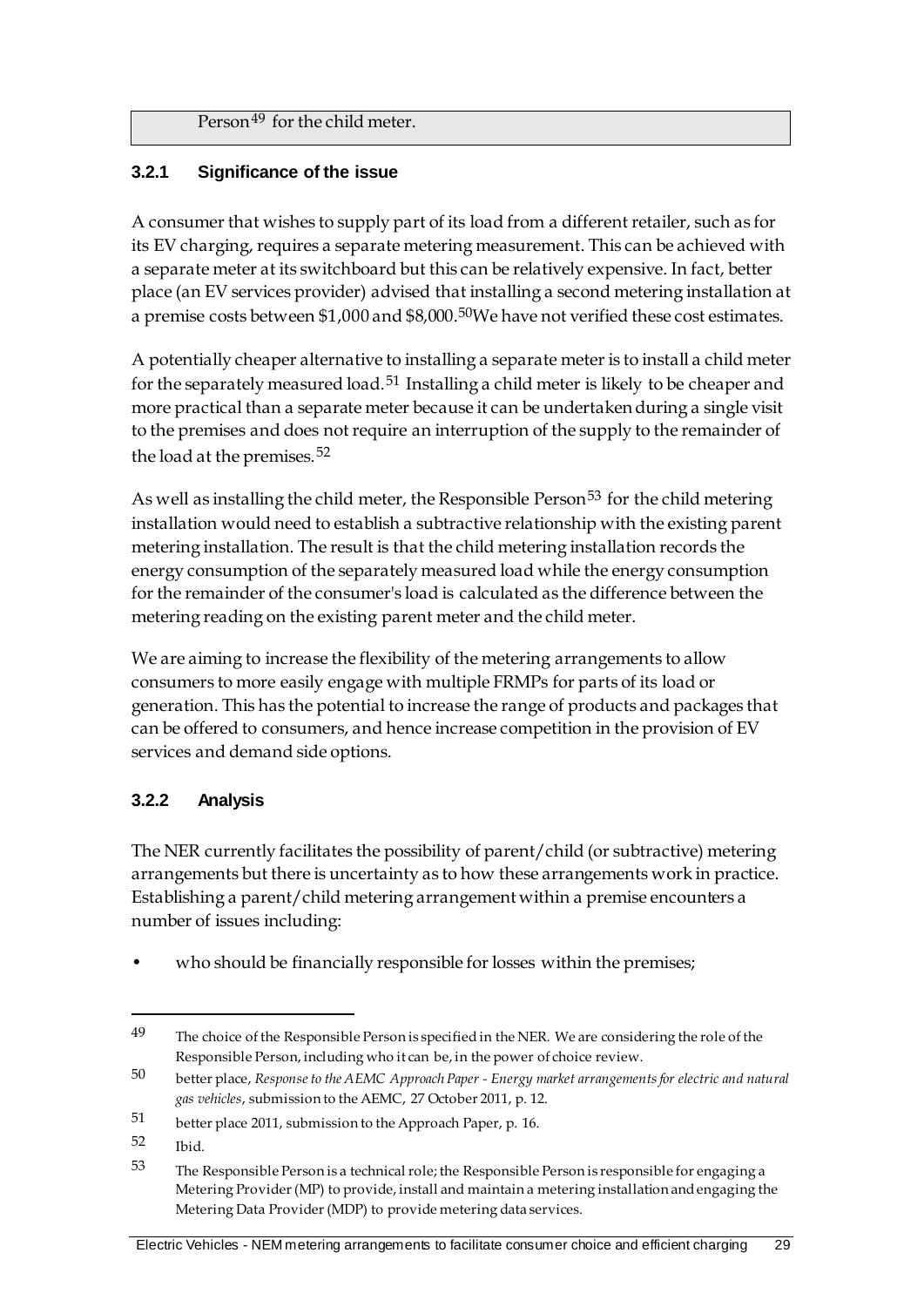Person[49] for the child meter.

### 3.2.1 Significance of the issue

A consumer that wishes to supply part of its load from a different retailer, such as for its EV charging, requires a separate metering measurement. This can be achieved with a separate meter at its switchboard but this can be relatively expensive. In fact, better place (an EV services provider) advised that installing a second metering installation at a premise costs between $1,000 and $8,000.[50] We have not verified these cost estimates.

A potentially cheaper alternative to installing a separate meter is to install a child meter for the separately measured load.[51] Installing a child meter is likely to be cheaper and more practical than a separate meter because it can be undertaken during a single visit to the premises and does not require an interruption of the supply to the remainder of the load at the premises.[52]

As well as installing the child meter, the Responsible Person[53] for the child metering installation would need to establish a subtractive relationship with the existing parent metering installation. The result is that the child metering installation records the energy consumption of the separately measured load while the energy consumption for the remainder of the consumer's load is calculated as the difference between the metering reading on the existing parent meter and the child meter.

We are aiming to increase the flexibility of the metering arrangements to allow consumers to more easily engage with multiple FRMPs for parts of its load or generation. This has the potential to increase the range of products and packages that can be offered to consumers, and hence increase competition in the provision of EV services and demand side options.

### 3.2.2 Analysis

The NER currently facilitates the possibility of parent/child (or subtractive) metering arrangements but there is uncertainty as to how these arrangements work in practice. Establishing a parent/child metering arrangement within a premise encounters a number of issues including:

- who should be financially responsible for losses within the premises;

---

49 The choice of the Responsible Person is specified in the NER. We are considering the role of the Responsible Person, including who it can be, in the power of choice review.

50 better place, *Response to the AEMC Approach Paper - Energy market arrangements for electric and natural gas vehicles*, submission to the AEMC, 27 October 2011, p. 12.

51 better place 2011, submission to the Approach Paper, p. 16.

52 Ibid.

53 The Responsible Person is a technical role; the Responsible Person is responsible for engaging a Metering Provider (MP) to provide, install and maintain a metering installation and engaging the Metering Data Provider (MDP) to provide metering data services.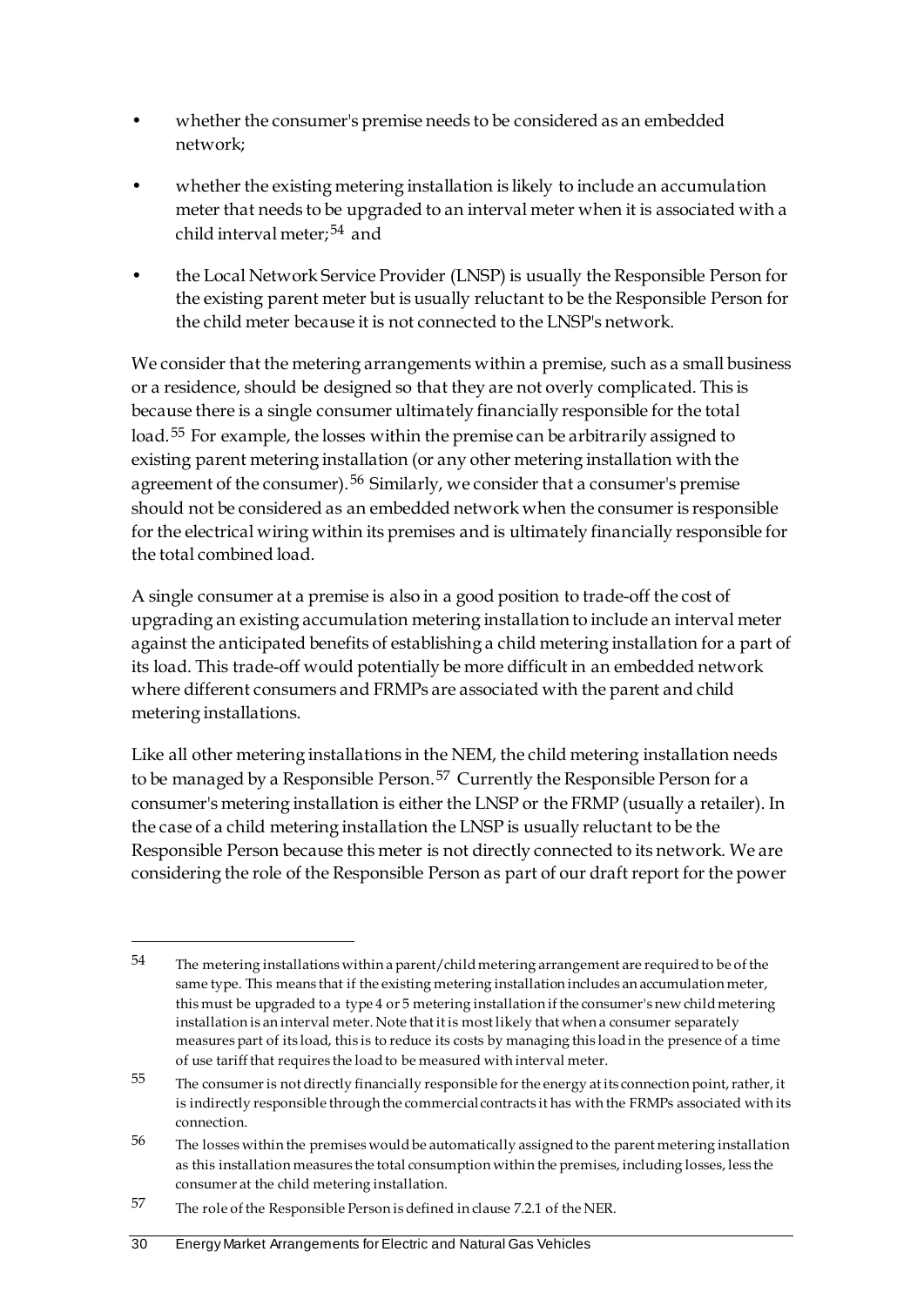- whether the consumer's premise needs to be considered as an embedded network;
- whether the existing metering installation is likely to include an accumulation meter that needs to be upgraded to an interval meter when it is associated with a child interval meter;[54] and
- the Local Network Service Provider (LNSP) is usually the Responsible Person for the existing parent meter but is usually reluctant to be the Responsible Person for the child meter because it is not connected to the LNSP's network.

We consider that the metering arrangements within a premise, such as a small business or a residence, should be designed so that they are not overly complicated. This is because there is a single consumer ultimately financially responsible for the total load.[55] For example, the losses within the premise can be arbitrarily assigned to existing parent metering installation (or any other metering installation with the agreement of the consumer).[56] Similarly, we consider that a consumer's premise should not be considered as an embedded network when the consumer is responsible for the electrical wiring within its premises and is ultimately financially responsible for the total combined load.

A single consumer at a premise is also in a good position to trade-off the cost of upgrading an existing accumulation metering installation to include an interval meter against the anticipated benefits of establishing a child metering installation for a part of its load. This trade-off would potentially be more difficult in an embedded network where different consumers and FRMPs are associated with the parent and child metering installations.

Like all other metering installations in the NEM, the child metering installation needs to be managed by a Responsible Person.[57] Currently the Responsible Person for a consumer's metering installation is either the LNSP or the FRMP (usually a retailer). In the case of a child metering installation the LNSP is usually reluctant to be the Responsible Person because this meter is not directly connected to its network. We are considering the role of the Responsible Person as part of our draft report for the power

---

54 The metering installations within a parent/child metering arrangement are required to be of the same type. This means that if the existing metering installation includes an accumulation meter, this must be upgraded to a type 4 or 5 metering installation if the consumer's new child metering installation is an interval meter. Note that it is most likely that when a consumer separately measures part of its load, this is to reduce its costs by managing this load in the presence of a time of use tariff that requires the load to be measured with interval meter.

55 The consumer is not directly financially responsible for the energy at its connection point, rather, it is indirectly responsible through the commercial contracts it has with the FRMPs associated with its connection.

56 The losses within the premises would be automatically assigned to the parent metering installation as this installation measures the total consumption within the premises, including losses, less the consumer at the child metering installation.

57 The role of the Responsible Person is defined in clause 7.2.1 of the NER.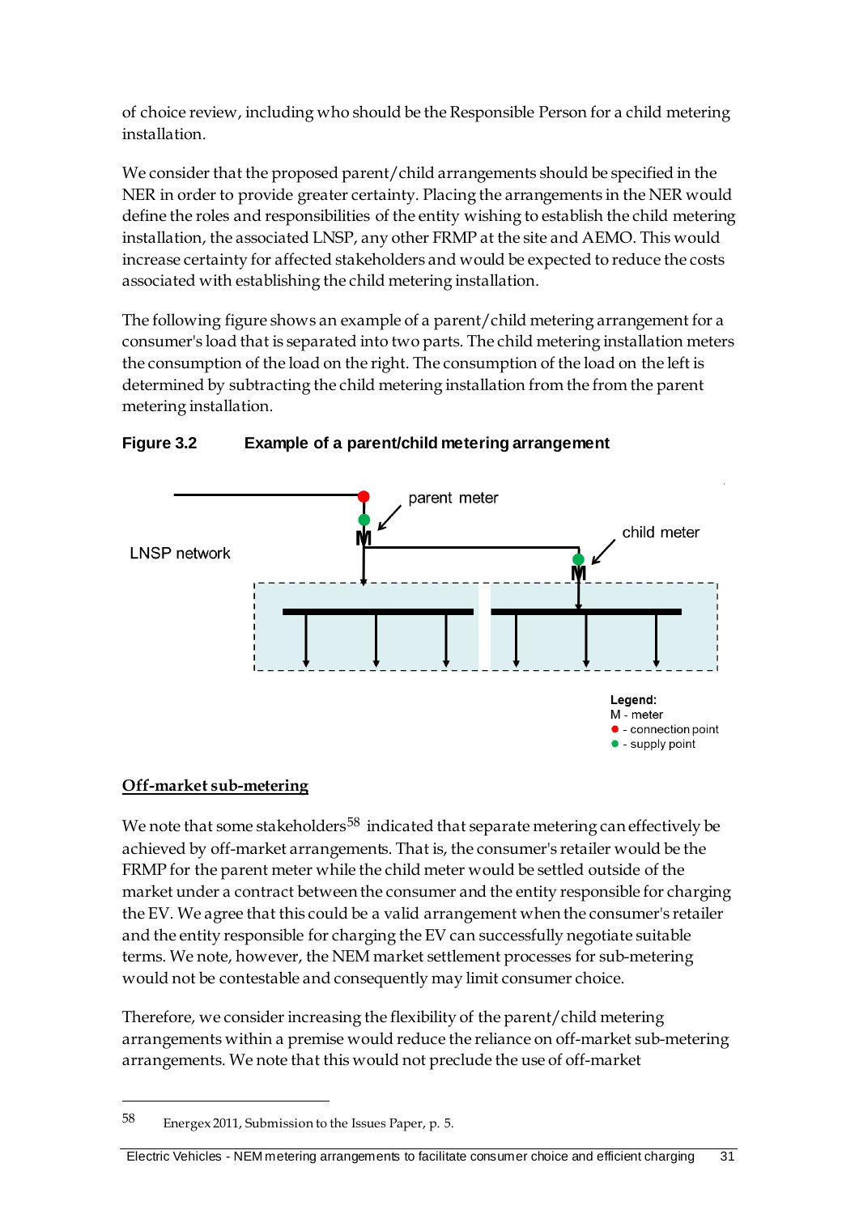of choice review, including who should be the Responsible Person for a child metering installation.

We consider that the proposed parent/child arrangements should be specified in the NER in order to provide greater certainty. Placing the arrangements in the NER would define the roles and responsibilities of the entity wishing to establish the child metering installation, the associated LNSP, any other FRMP at the site and AEMO. This would increase certainty for affected stakeholders and would be expected to reduce the costs associated with establishing the child metering installation.

The following figure shows an example of a parent/child metering arrangement for a consumer's load that is separated into two parts. The child metering installation meters the consumption of the load on the right. The consumption of the load on the left is determined by subtracting the child metering installation from the from the parent metering installation.

**Figure 3.2 Example of a parent/child metering arrangement**

parent meter

child meter

LNSP network

**Legend:**
M - meter
● - connection point
● - supply point

**Off-market sub-metering**

We note that some stakeholders[58] indicated that separate metering can effectively be achieved by off-market arrangements. That is, the consumer's retailer would be the FRMP for the parent meter while the child meter would be settled outside of the market under a contract between the consumer and the entity responsible for charging the EV. We agree that this could be a valid arrangement when the consumer's retailer and the entity responsible for charging the EV can successfully negotiate suitable terms. We note, however, the NEM market settlement processes for sub-metering would not be contestable and consequently may limit consumer choice.

Therefore, we consider increasing the flexibility of the parent/child metering arrangements within a premise would reduce the reliance on off-market sub-metering arrangements. We note that this would not preclude the use of off-market

58 Energex 2011, Submission to the Issues Paper, p. 5.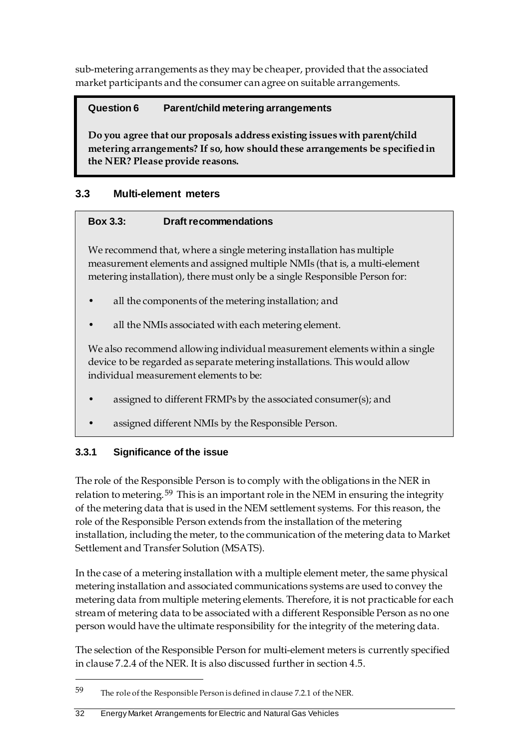sub-metering arrangements as they may be cheaper, provided that the associated market participants and the consumer can agree on suitable arrangements.

> **Question 6 Parent/child metering arrangements**
>
> **Do you agree that our proposals address existing issues with parent/child metering arrangements? If so, how should these arrangements be specified in the NER? Please provide reasons.**

## 3.3 Multi-element meters

> **Box 3.3: Draft recommendations**
>
> We recommend that, where a single metering installation has multiple measurement elements and assigned multiple NMIs (that is, a multi-element metering installation), there must only be a single Responsible Person for:
>
> - all the components of the metering installation; and
> - all the NMIs associated with each metering element.
>
> We also recommend allowing individual measurement elements within a single device to be regarded as separate metering installations. This would allow individual measurement elements to be:
>
> - assigned to different FRMPs by the associated consumer(s); and
> - assigned different NMIs by the Responsible Person.

### 3.3.1 Significance of the issue

The role of the Responsible Person is to comply with the obligations in the NER in relation to metering.[59] This is an important role in the NEM in ensuring the integrity of the metering data that is used in the NEM settlement systems. For this reason, the role of the Responsible Person extends from the installation of the metering installation, including the meter, to the communication of the metering data to Market Settlement and Transfer Solution (MSATS).

In the case of a metering installation with a multiple element meter, the same physical metering installation and associated communications systems are used to convey the metering data from multiple metering elements. Therefore, it is not practicable for each stream of metering data to be associated with a different Responsible Person as no one person would have the ultimate responsibility for the integrity of the metering data.

The selection of the Responsible Person for multi-element meters is currently specified in clause 7.2.4 of the NER. It is also discussed further in section 4.5.

---

[59] The role of the Responsible Person is defined in clause 7.2.1 of the NER.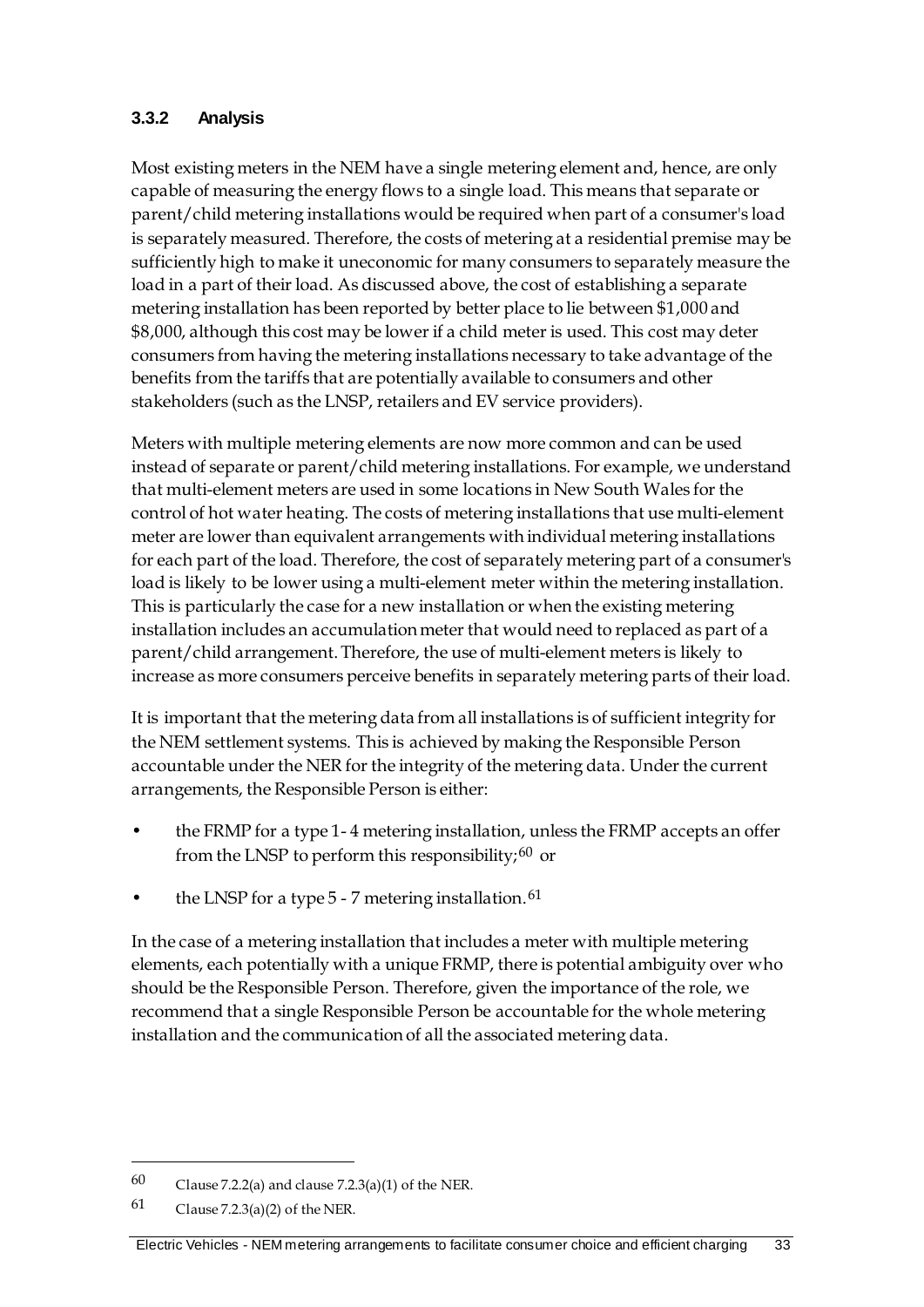### 3.3.2 Analysis

Most existing meters in the NEM have a single metering element and, hence, are only capable of measuring the energy flows to a single load. This means that separate or parent/child metering installations would be required when part of a consumer's load is separately measured. Therefore, the costs of metering at a residential premise may be sufficiently high to make it uneconomic for many consumers to separately measure the load in a part of their load. As discussed above, the cost of establishing a separate metering installation has been reported by better place to lie between $1,000 and $8,000, although this cost may be lower if a child meter is used. This cost may deter consumers from having the metering installations necessary to take advantage of the benefits from the tariffs that are potentially available to consumers and other stakeholders (such as the LNSP, retailers and EV service providers).

Meters with multiple metering elements are now more common and can be used instead of separate or parent/child metering installations. For example, we understand that multi-element meters are used in some locations in New South Wales for the control of hot water heating. The costs of metering installations that use multi-element meter are lower than equivalent arrangements with individual metering installations for each part of the load. Therefore, the cost of separately metering part of a consumer's load is likely to be lower using a multi-element meter within the metering installation. This is particularly the case for a new installation or when the existing metering installation includes an accumulation meter that would need to replaced as part of a parent/child arrangement. Therefore, the use of multi-element meters is likely to increase as more consumers perceive benefits in separately metering parts of their load.

It is important that the metering data from all installations is of sufficient integrity for the NEM settlement systems. This is achieved by making the Responsible Person accountable under the NER for the integrity of the metering data. Under the current arrangements, the Responsible Person is either:

- the FRMP for a type 1- 4 metering installation, unless the FRMP accepts an offer from the LNSP to perform this responsibility;[60] or
- the LNSP for a type 5 - 7 metering installation.[61]

In the case of a metering installation that includes a meter with multiple metering elements, each potentially with a unique FRMP, there is potential ambiguity over who should be the Responsible Person. Therefore, given the importance of the role, we recommend that a single Responsible Person be accountable for the whole metering installation and the communication of all the associated metering data.

---

60 Clause 7.2.2(a) and clause 7.2.3(a)(1) of the NER.

61 Clause 7.2.3(a)(2) of the NER.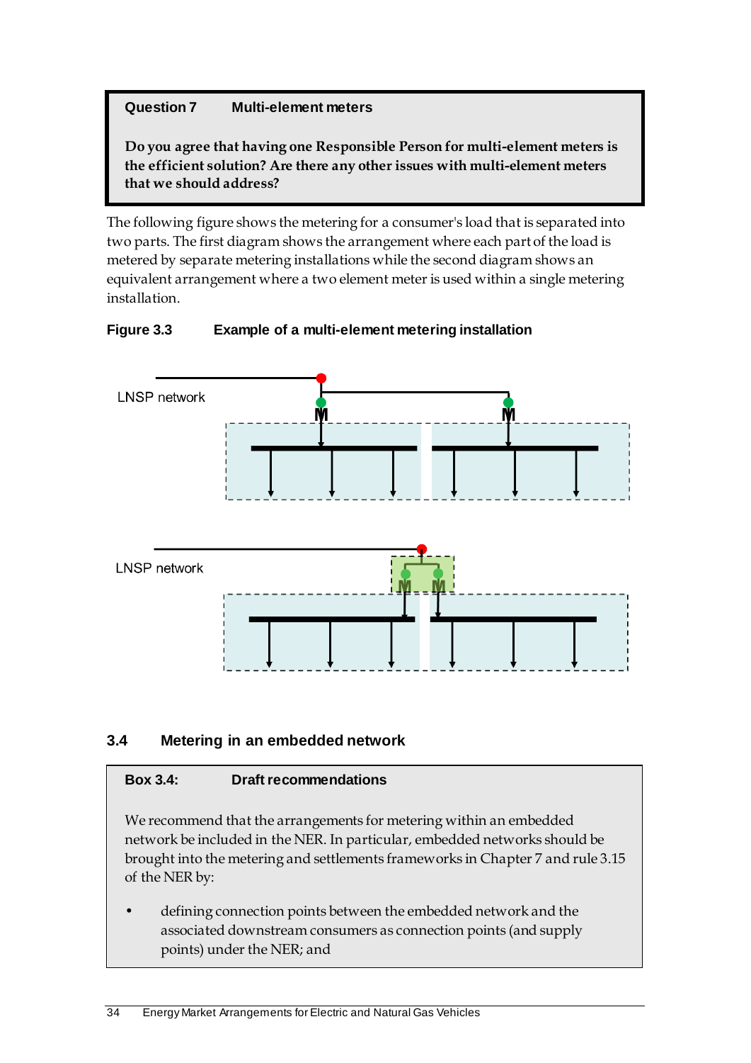**Question 7 Multi-element meters**

**Do you agree that having one Responsible Person for multi-element meters is the efficient solution? Are there any other issues with multi-element meters that we should address?**

The following figure shows the metering for a consumer's load that is separated into two parts. The first diagram shows the arrangement where each part of the load is metered by separate metering installations while the second diagram shows an equivalent arrangement where a two element meter is used within a single metering installation.

**Figure 3.3 Example of a multi-element metering installation**

## 3.4 Metering in an embedded network

**Box 3.4: Draft recommendations**

We recommend that the arrangements for metering within an embedded network be included in the NER. In particular, embedded networks should be brought into the metering and settlements frameworks in Chapter 7 and rule 3.15 of the NER by:

- defining connection points between the embedded network and the associated downstream consumers as connection points (and supply points) under the NER; and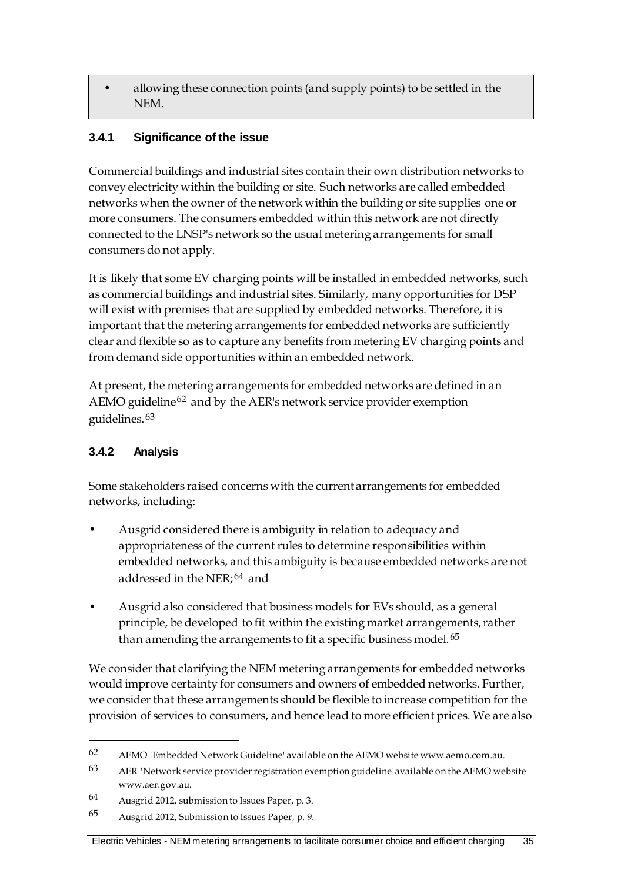- allowing these connection points (and supply points) to be settled in the NEM.

### 3.4.1 Significance of the issue

Commercial buildings and industrial sites contain their own distribution networks to convey electricity within the building or site. Such networks are called embedded networks when the owner of the network within the building or site supplies one or more consumers. The consumers embedded within this network are not directly connected to the LNSP's network so the usual metering arrangements for small consumers do not apply.

It is likely that some EV charging points will be installed in embedded networks, such as commercial buildings and industrial sites. Similarly, many opportunities for DSP will exist with premises that are supplied by embedded networks. Therefore, it is important that the metering arrangements for embedded networks are sufficiently clear and flexible so as to capture any benefits from metering EV charging points and from demand side opportunities within an embedded network.

At present, the metering arrangements for embedded networks are defined in an AEMO guideline[62] and by the AER's network service provider exemption guidelines.[63]

### 3.4.2 Analysis

Some stakeholders raised concerns with the current arrangements for embedded networks, including:

- Ausgrid considered there is ambiguity in relation to adequacy and appropriateness of the current rules to determine responsibilities within embedded networks, and this ambiguity is because embedded networks are not addressed in the NER;[64] and
- Ausgrid also considered that business models for EVs should, as a general principle, be developed to fit within the existing market arrangements, rather than amending the arrangements to fit a specific business model.[65]

We consider that clarifying the NEM metering arrangements for embedded networks would improve certainty for consumers and owners of embedded networks. Further, we consider that these arrangements should be flexible to increase competition for the provision of services to consumers, and hence lead to more efficient prices. We are also

---

62 AEMO 'Embedded Network Guideline' available on the AEMO website www.aemo.com.au.

63 AER 'Network service provider registration exemption guideline' available on the AEMO website www.aer.gov.au.

64 Ausgrid 2012, submission to Issues Paper, p. 3.

65 Ausgrid 2012, Submission to Issues Paper, p. 9.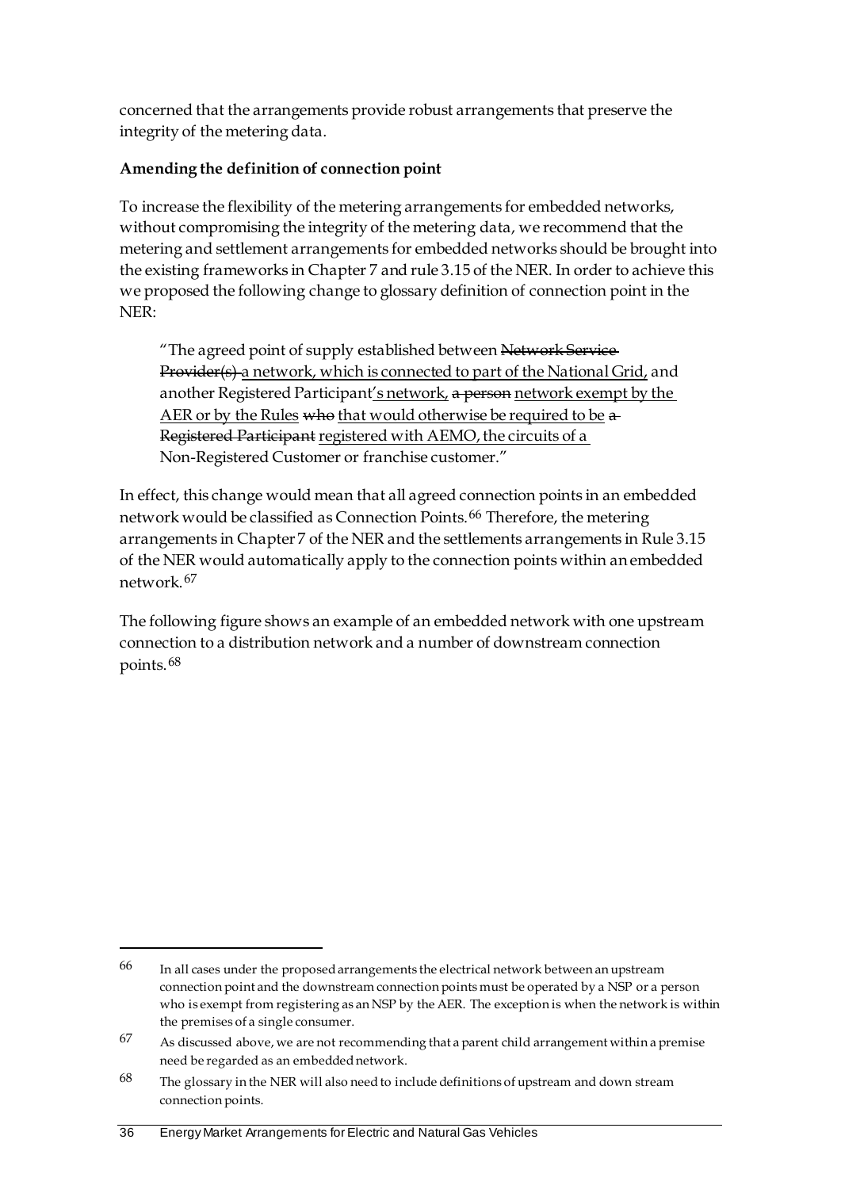concerned that the arrangements provide robust arrangements that preserve the integrity of the metering data.

**Amending the definition of connection point**

To increase the flexibility of the metering arrangements for embedded networks, without compromising the integrity of the metering data, we recommend that the metering and settlement arrangements for embedded networks should be brought into the existing frameworks in Chapter 7 and rule 3.15 of the NER. In order to achieve this we proposed the following change to glossary definition of connection point in the NER:

> "The agreed point of supply established between ~~Network Service Provider(s)~~ <u>a network, which is connected to part of the National Grid,</u> and another Registered Participant<u>'s network,</u> ~~a person~~ <u>network exempt by the AER or by the Rules</u> ~~who~~ <u>that would otherwise be required to be</u> ~~a Registered Participant~~ <u>registered with AEMO, the circuits of a</u> Non-Registered Customer or franchise customer."

In effect, this change would mean that all agreed connection points in an embedded network would be classified as Connection Points.[66] Therefore, the metering arrangements in Chapter 7 of the NER and the settlements arrangements in Rule 3.15 of the NER would automatically apply to the connection points within an embedded network.[67]

The following figure shows an example of an embedded network with one upstream connection to a distribution network and a number of downstream connection points.[68]

---

[66] In all cases under the proposed arrangements the electrical network between an upstream connection point and the downstream connection points must be operated by a NSP or a person who is exempt from registering as an NSP by the AER. The exception is when the network is within the premises of a single consumer.

[67] As discussed above, we are not recommending that a parent child arrangement within a premise need be regarded as an embedded network.

[68] The glossary in the NER will also need to include definitions of upstream and down stream connection points.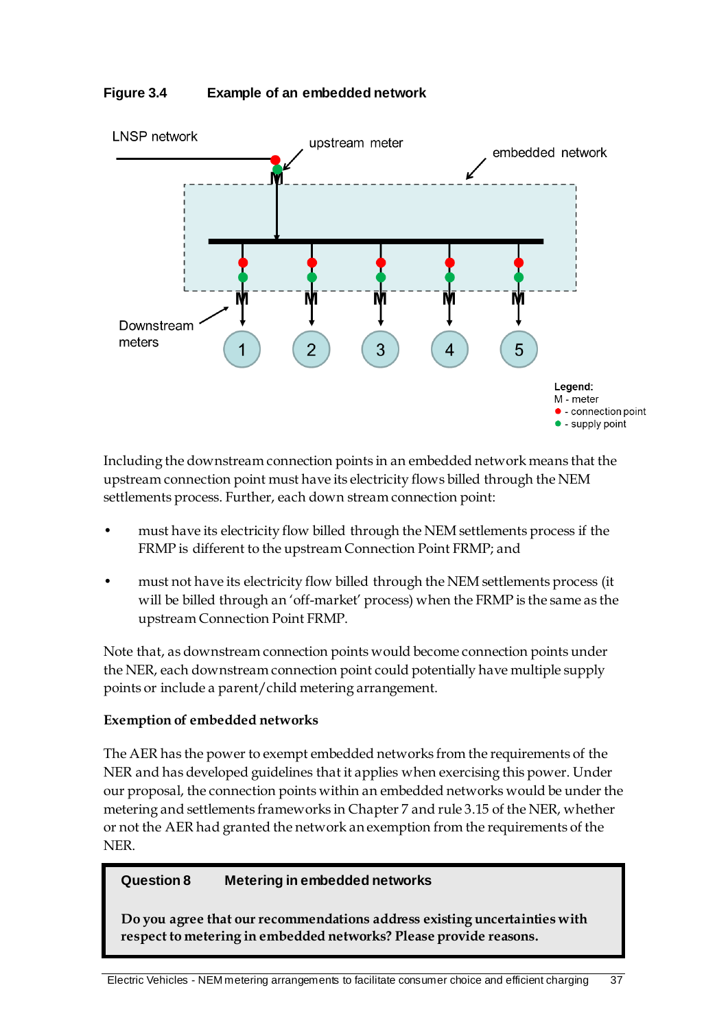**Figure 3.4 Example of an embedded network**

Including the downstream connection points in an embedded network means that the upstream connection point must have its electricity flows billed through the NEM settlements process. Further, each down stream connection point:

- must have its electricity flow billed through the NEM settlements process if the FRMP is different to the upstream Connection Point FRMP; and
- must not have its electricity flow billed through the NEM settlements process (it will be billed through an 'off-market' process) when the FRMP is the same as the upstream Connection Point FRMP.

Note that, as downstream connection points would become connection points under the NER, each downstream connection point could potentially have multiple supply points or include a parent/child metering arrangement.

**Exemption of embedded networks**

The AER has the power to exempt embedded networks from the requirements of the NER and has developed guidelines that it applies when exercising this power. Under our proposal, the connection points within an embedded networks would be under the metering and settlements frameworks in Chapter 7 and rule 3.15 of the NER, whether or not the AER had granted the network an exemption from the requirements of the NER.

> **Question 8 Metering in embedded networks**
>
> **Do you agree that our recommendations address existing uncertainties with respect to metering in embedded networks? Please provide reasons.**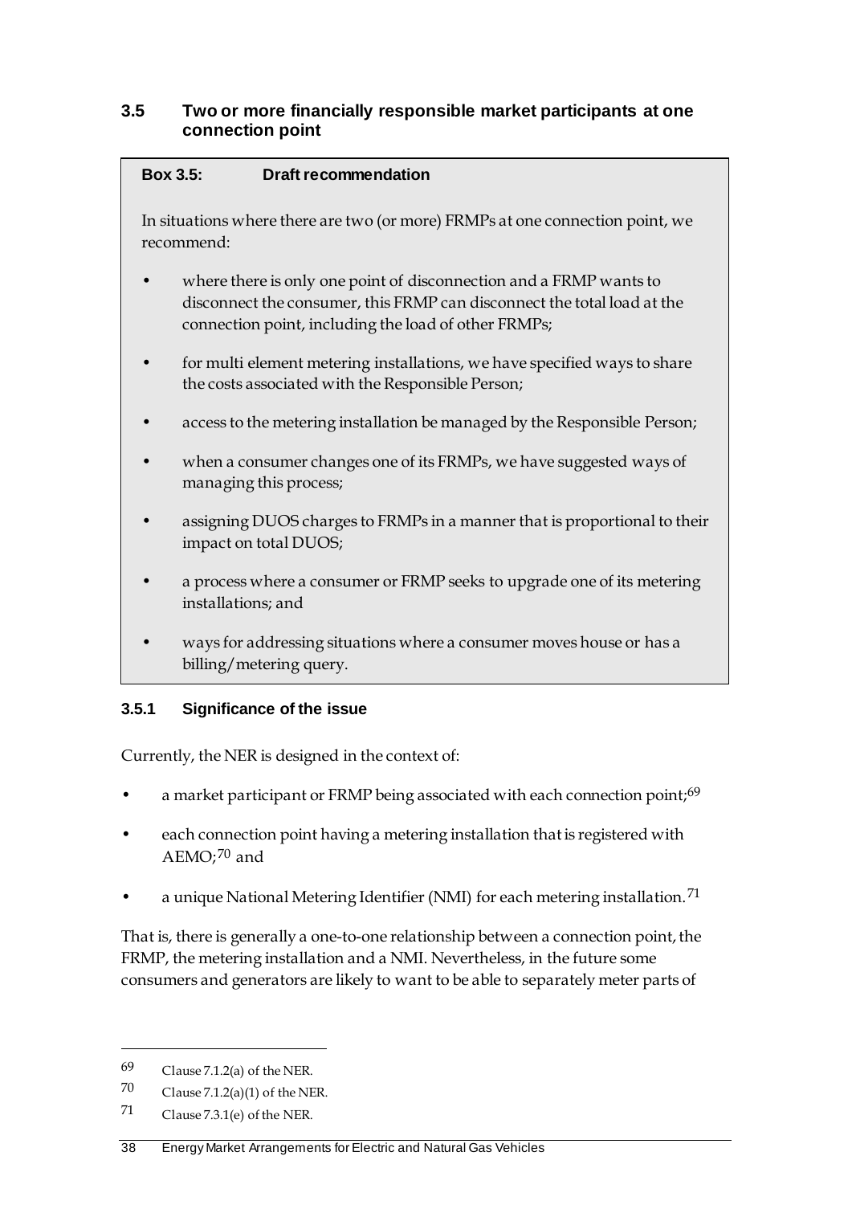## 3.5 Two or more financially responsible market participants at one connection point

**Box 3.5: Draft recommendation**

In situations where there are two (or more) FRMPs at one connection point, we recommend:

- where there is only one point of disconnection and a FRMP wants to disconnect the consumer, this FRMP can disconnect the total load at the connection point, including the load of other FRMPs;
- for multi element metering installations, we have specified ways to share the costs associated with the Responsible Person;
- access to the metering installation be managed by the Responsible Person;
- when a consumer changes one of its FRMPs, we have suggested ways of managing this process;
- assigning DUOS charges to FRMPs in a manner that is proportional to their impact on total DUOS;
- a process where a consumer or FRMP seeks to upgrade one of its metering installations; and
- ways for addressing situations where a consumer moves house or has a billing/metering query.

### 3.5.1 Significance of the issue

Currently, the NER is designed in the context of:

- a market participant or FRMP being associated with each connection point;[69]
- each connection point having a metering installation that is registered with AEMO;[70] and
- a unique National Metering Identifier (NMI) for each metering installation.[71]

That is, there is generally a one-to-one relationship between a connection point, the FRMP, the metering installation and a NMI. Nevertheless, in the future some consumers and generators are likely to want to be able to separately meter parts of

---

69 Clause 7.1.2(a) of the NER.

70 Clause 7.1.2(a)(1) of the NER.

71 Clause 7.3.1(e) of the NER.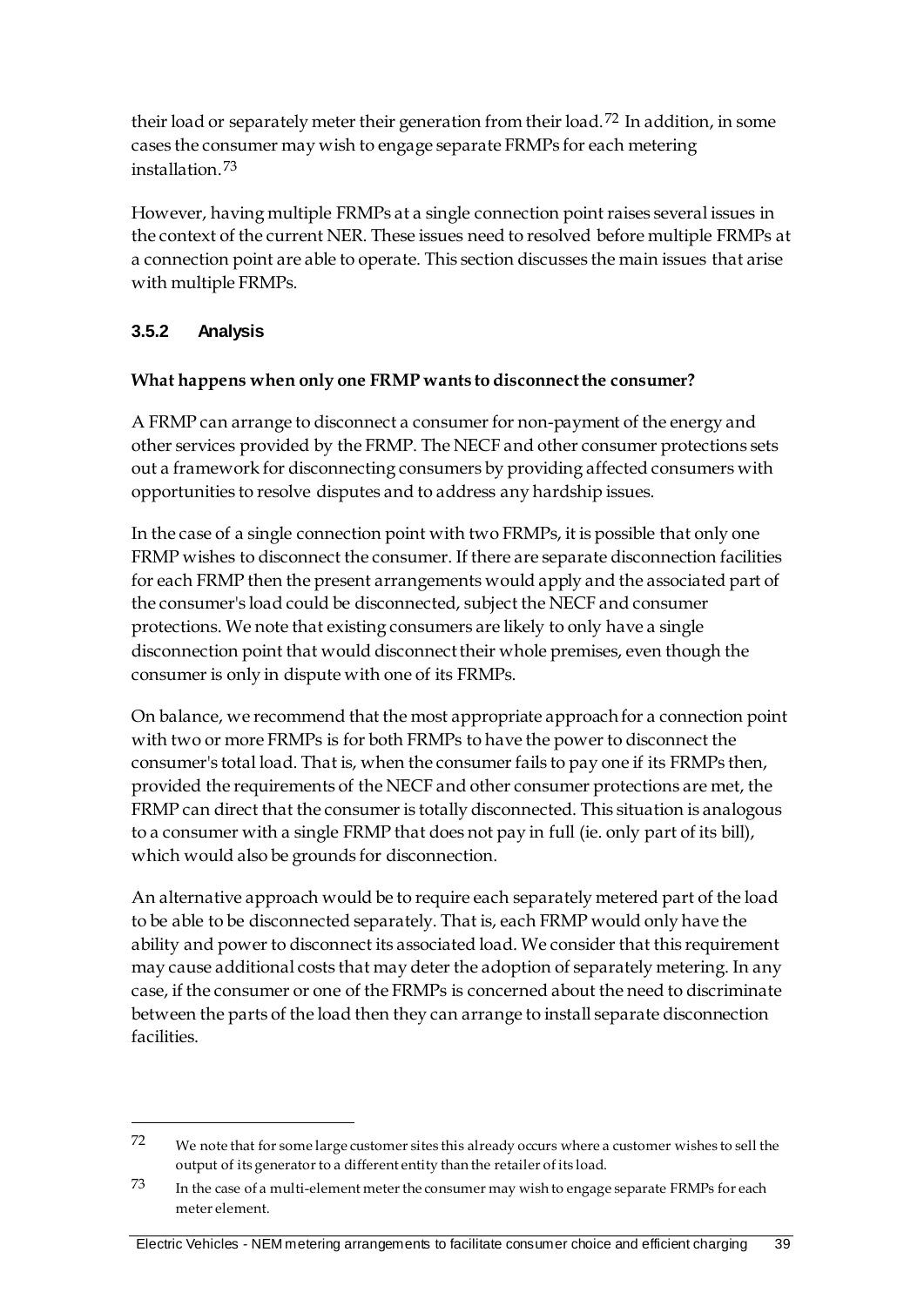their load or separately meter their generation from their load.[72] In addition, in some cases the consumer may wish to engage separate FRMPs for each metering installation.[73]

However, having multiple FRMPs at a single connection point raises several issues in the context of the current NER. These issues need to resolved before multiple FRMPs at a connection point are able to operate. This section discusses the main issues that arise with multiple FRMPs.

### 3.5.2 Analysis

**What happens when only one FRMP wants to disconnect the consumer?**

A FRMP can arrange to disconnect a consumer for non-payment of the energy and other services provided by the FRMP. The NECF and other consumer protections sets out a framework for disconnecting consumers by providing affected consumers with opportunities to resolve disputes and to address any hardship issues.

In the case of a single connection point with two FRMPs, it is possible that only one FRMP wishes to disconnect the consumer. If there are separate disconnection facilities for each FRMP then the present arrangements would apply and the associated part of the consumer's load could be disconnected, subject the NECF and consumer protections. We note that existing consumers are likely to only have a single disconnection point that would disconnect their whole premises, even though the consumer is only in dispute with one of its FRMPs.

On balance, we recommend that the most appropriate approach for a connection point with two or more FRMPs is for both FRMPs to have the power to disconnect the consumer's total load. That is, when the consumer fails to pay one if its FRMPs then, provided the requirements of the NECF and other consumer protections are met, the FRMP can direct that the consumer is totally disconnected. This situation is analogous to a consumer with a single FRMP that does not pay in full (ie. only part of its bill), which would also be grounds for disconnection.

An alternative approach would be to require each separately metered part of the load to be able to be disconnected separately. That is, each FRMP would only have the ability and power to disconnect its associated load. We consider that this requirement may cause additional costs that may deter the adoption of separately metering. In any case, if the consumer or one of the FRMPs is concerned about the need to discriminate between the parts of the load then they can arrange to install separate disconnection facilities.

---

[72] We note that for some large customer sites this already occurs where a customer wishes to sell the output of its generator to a different entity than the retailer of its load.

[73] In the case of a multi-element meter the consumer may wish to engage separate FRMPs for each meter element.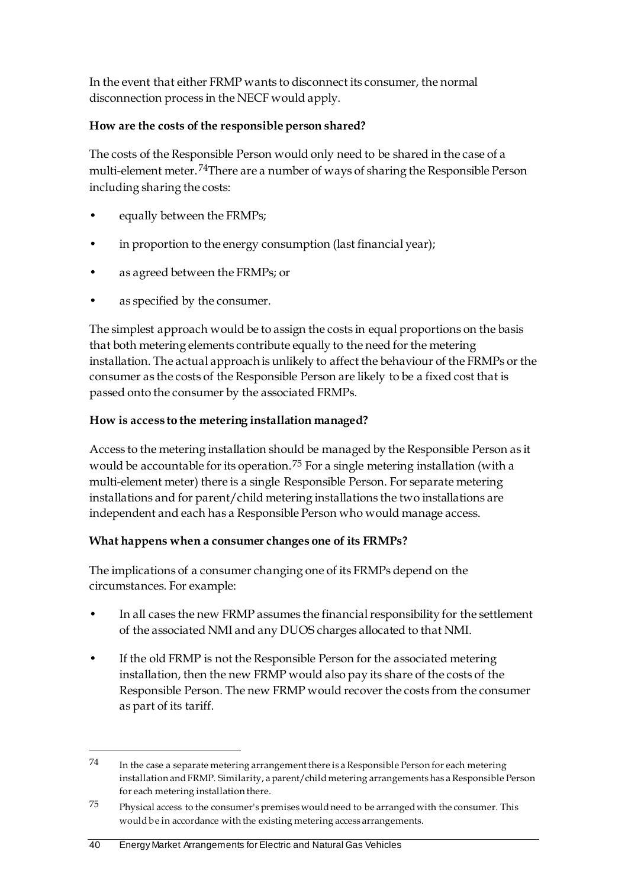In the event that either FRMP wants to disconnect its consumer, the normal disconnection process in the NECF would apply.

**How are the costs of the responsible person shared?**

The costs of the Responsible Person would only need to be shared in the case of a multi-element meter.[74] There are a number of ways of sharing the Responsible Person including sharing the costs:

- equally between the FRMPs;
- in proportion to the energy consumption (last financial year);
- as agreed between the FRMPs; or
- as specified by the consumer.

The simplest approach would be to assign the costs in equal proportions on the basis that both metering elements contribute equally to the need for the metering installation. The actual approach is unlikely to affect the behaviour of the FRMPs or the consumer as the costs of the Responsible Person are likely to be a fixed cost that is passed onto the consumer by the associated FRMPs.

**How is access to the metering installation managed?**

Access to the metering installation should be managed by the Responsible Person as it would be accountable for its operation.[75] For a single metering installation (with a multi-element meter) there is a single Responsible Person. For separate metering installations and for parent/child metering installations the two installations are independent and each has a Responsible Person who would manage access.

**What happens when a consumer changes one of its FRMPs?**

The implications of a consumer changing one of its FRMPs depend on the circumstances. For example:

- In all cases the new FRMP assumes the financial responsibility for the settlement of the associated NMI and any DUOS charges allocated to that NMI.
- If the old FRMP is not the Responsible Person for the associated metering installation, then the new FRMP would also pay its share of the costs of the Responsible Person. The new FRMP would recover the costs from the consumer as part of its tariff.

---

74 In the case a separate metering arrangement there is a Responsible Person for each metering installation and FRMP. Similarity, a parent/child metering arrangements has a Responsible Person for each metering installation there.

75 Physical access to the consumer's premises would need to be arranged with the consumer. This would be in accordance with the existing metering access arrangements.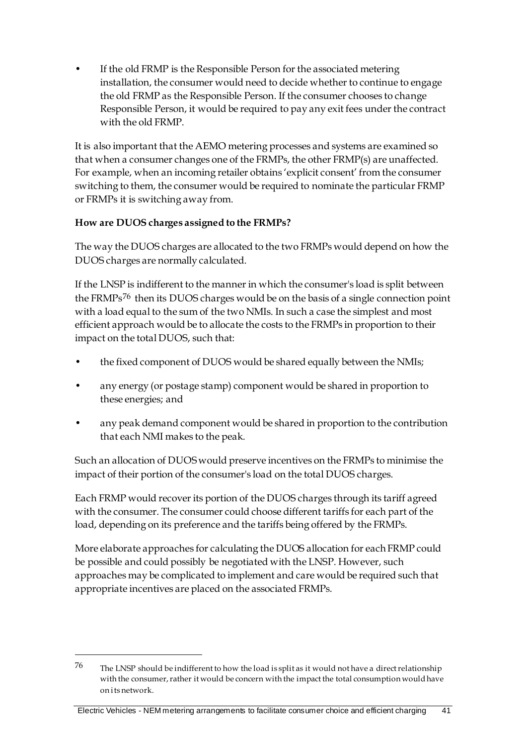- If the old FRMP is the Responsible Person for the associated metering installation, the consumer would need to decide whether to continue to engage the old FRMP as the Responsible Person. If the consumer chooses to change Responsible Person, it would be required to pay any exit fees under the contract with the old FRMP.

It is also important that the AEMO metering processes and systems are examined so that when a consumer changes one of the FRMPs, the other FRMP(s) are unaffected. For example, when an incoming retailer obtains 'explicit consent' from the consumer switching to them, the consumer would be required to nominate the particular FRMP or FRMPs it is switching away from.

**How are DUOS charges assigned to the FRMPs?**

The way the DUOS charges are allocated to the two FRMPs would depend on how the DUOS charges are normally calculated.

If the LNSP is indifferent to the manner in which the consumer's load is split between the FRMPs[76] then its DUOS charges would be on the basis of a single connection point with a load equal to the sum of the two NMIs. In such a case the simplest and most efficient approach would be to allocate the costs to the FRMPs in proportion to their impact on the total DUOS, such that:

- the fixed component of DUOS would be shared equally between the NMIs;
- any energy (or postage stamp) component would be shared in proportion to these energies; and
- any peak demand component would be shared in proportion to the contribution that each NMI makes to the peak.

Such an allocation of DUOS would preserve incentives on the FRMPs to minimise the impact of their portion of the consumer's load on the total DUOS charges.

Each FRMP would recover its portion of the DUOS charges through its tariff agreed with the consumer. The consumer could choose different tariffs for each part of the load, depending on its preference and the tariffs being offered by the FRMPs.

More elaborate approaches for calculating the DUOS allocation for each FRMP could be possible and could possibly be negotiated with the LNSP. However, such approaches may be complicated to implement and care would be required such that appropriate incentives are placed on the associated FRMPs.

---

76 The LNSP should be indifferent to how the load is split as it would not have a direct relationship with the consumer, rather it would be concern with the impact the total consumption would have on its network.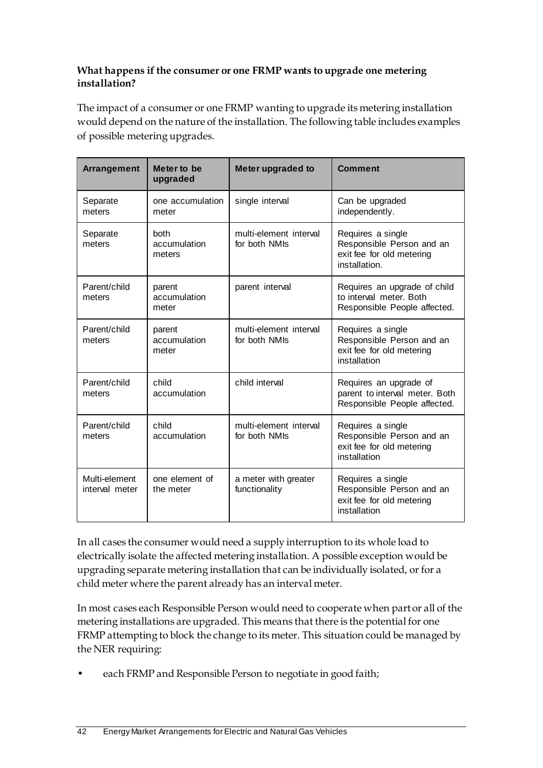**What happens if the consumer or one FRMP wants to upgrade one metering installation?**

The impact of a consumer or one FRMP wanting to upgrade its metering installation would depend on the nature of the installation. The following table includes examples of possible metering upgrades.

| Arrangement | Meter to be upgraded | Meter upgraded to | Comment |
|---|---|---|---|
| Separate meters | one accumulation meter | single interval | Can be upgraded independently. |
| Separate meters | both accumulation meters | multi-element interval for both NMIs | Requires a single Responsible Person and an exit fee for old metering installation. |
| Parent/child meters | parent accumulation meter | parent interval | Requires an upgrade of child to interval meter. Both Responsible People affected. |
| Parent/child meters | parent accumulation meter | multi-element interval for both NMIs | Requires a single Responsible Person and an exit fee for old metering installation |
| Parent/child meters | child accumulation | child interval | Requires an upgrade of parent to interval meter. Both Responsible People affected. |
| Parent/child meters | child accumulation | multi-element interval for both NMIs | Requires a single Responsible Person and an exit fee for old metering installation |
| Multi-element interval meter | one element of the meter | a meter with greater functionality | Requires a single Responsible Person and an exit fee for old metering installation |

In all cases the consumer would need a supply interruption to its whole load to electrically isolate the affected metering installation. A possible exception would be upgrading separate metering installation that can be individually isolated, or for a child meter where the parent already has an interval meter.

In most cases each Responsible Person would need to cooperate when part or all of the metering installations are upgraded. This means that there is the potential for one FRMP attempting to block the change to its meter. This situation could be managed by the NER requiring:

- each FRMP and Responsible Person to negotiate in good faith;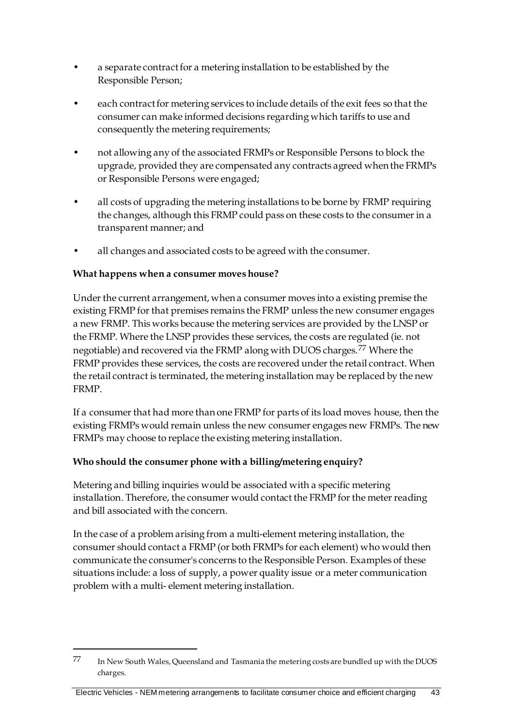- a separate contract for a metering installation to be established by the Responsible Person;
- each contract for metering services to include details of the exit fees so that the consumer can make informed decisions regarding which tariffs to use and consequently the metering requirements;
- not allowing any of the associated FRMPs or Responsible Persons to block the upgrade, provided they are compensated any contracts agreed when the FRMPs or Responsible Persons were engaged;
- all costs of upgrading the metering installations to be borne by FRMP requiring the changes, although this FRMP could pass on these costs to the consumer in a transparent manner; and
- all changes and associated costs to be agreed with the consumer.

**What happens when a consumer moves house?**

Under the current arrangement, when a consumer moves into a existing premise the existing FRMP for that premises remains the FRMP unless the new consumer engages a new FRMP. This works because the metering services are provided by the LNSP or the FRMP. Where the LNSP provides these services, the costs are regulated (ie. not negotiable) and recovered via the FRMP along with DUOS charges.[77] Where the FRMP provides these services, the costs are recovered under the retail contract. When the retail contract is terminated, the metering installation may be replaced by the new FRMP.

If a consumer that had more than one FRMP for parts of its load moves house, then the existing FRMPs would remain unless the new consumer engages new FRMPs. The new FRMPs may choose to replace the existing metering installation.

**Who should the consumer phone with a billing/metering enquiry?**

Metering and billing inquiries would be associated with a specific metering installation. Therefore, the consumer would contact the FRMP for the meter reading and bill associated with the concern.

In the case of a problem arising from a multi-element metering installation, the consumer should contact a FRMP (or both FRMPs for each element) who would then communicate the consumer's concerns to the Responsible Person. Examples of these situations include: a loss of supply, a power quality issue or a meter communication problem with a multi- element metering installation.

---

77 In New South Wales, Queensland and Tasmania the metering costs are bundled up with the DUOS charges.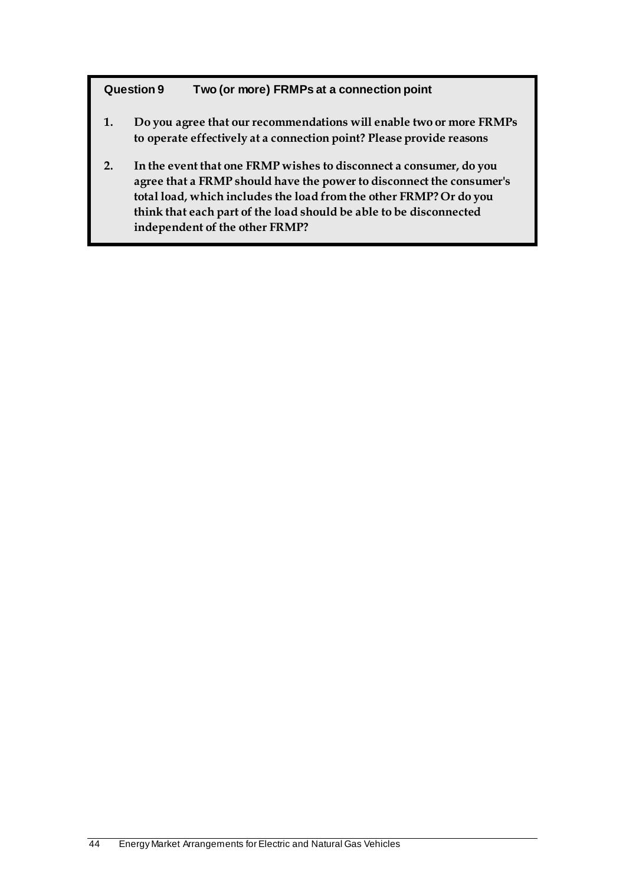**Question 9 Two (or more) FRMPs at a connection point**

1. **Do you agree that our recommendations will enable two or more FRMPs to operate effectively at a connection point? Please provide reasons**

2. **In the event that one FRMP wishes to disconnect a consumer, do you agree that a FRMP should have the power to disconnect the consumer's total load, which includes the load from the other FRMP? Or do you think that each part of the load should be able to be disconnected independent of the other FRMP?**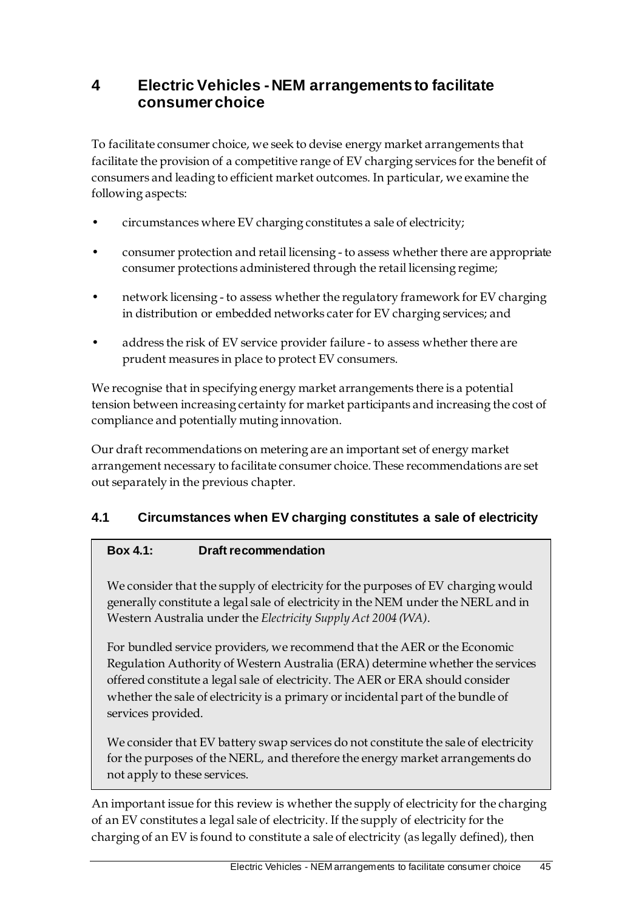# 4 Electric Vehicles - NEM arrangements to facilitate consumer choice

To facilitate consumer choice, we seek to devise energy market arrangements that facilitate the provision of a competitive range of EV charging services for the benefit of consumers and leading to efficient market outcomes. In particular, we examine the following aspects:

- circumstances where EV charging constitutes a sale of electricity;
- consumer protection and retail licensing - to assess whether there are appropriate consumer protections administered through the retail licensing regime;
- network licensing - to assess whether the regulatory framework for EV charging in distribution or embedded networks cater for EV charging services; and
- address the risk of EV service provider failure - to assess whether there are prudent measures in place to protect EV consumers.

We recognise that in specifying energy market arrangements there is a potential tension between increasing certainty for market participants and increasing the cost of compliance and potentially muting innovation.

Our draft recommendations on metering are an important set of energy market arrangement necessary to facilitate consumer choice. These recommendations are set out separately in the previous chapter.

## 4.1 Circumstances when EV charging constitutes a sale of electricity

> **Box 4.1: Draft recommendation**
>
> We consider that the supply of electricity for the purposes of EV charging would generally constitute a legal sale of electricity in the NEM under the NERL and in Western Australia under the *Electricity Supply Act 2004 (WA)*.
>
> For bundled service providers, we recommend that the AER or the Economic Regulation Authority of Western Australia (ERA) determine whether the services offered constitute a legal sale of electricity. The AER or ERA should consider whether the sale of electricity is a primary or incidental part of the bundle of services provided.
>
> We consider that EV battery swap services do not constitute the sale of electricity for the purposes of the NERL, and therefore the energy market arrangements do not apply to these services.

An important issue for this review is whether the supply of electricity for the charging of an EV constitutes a legal sale of electricity. If the supply of electricity for the charging of an EV is found to constitute a sale of electricity (as legally defined), then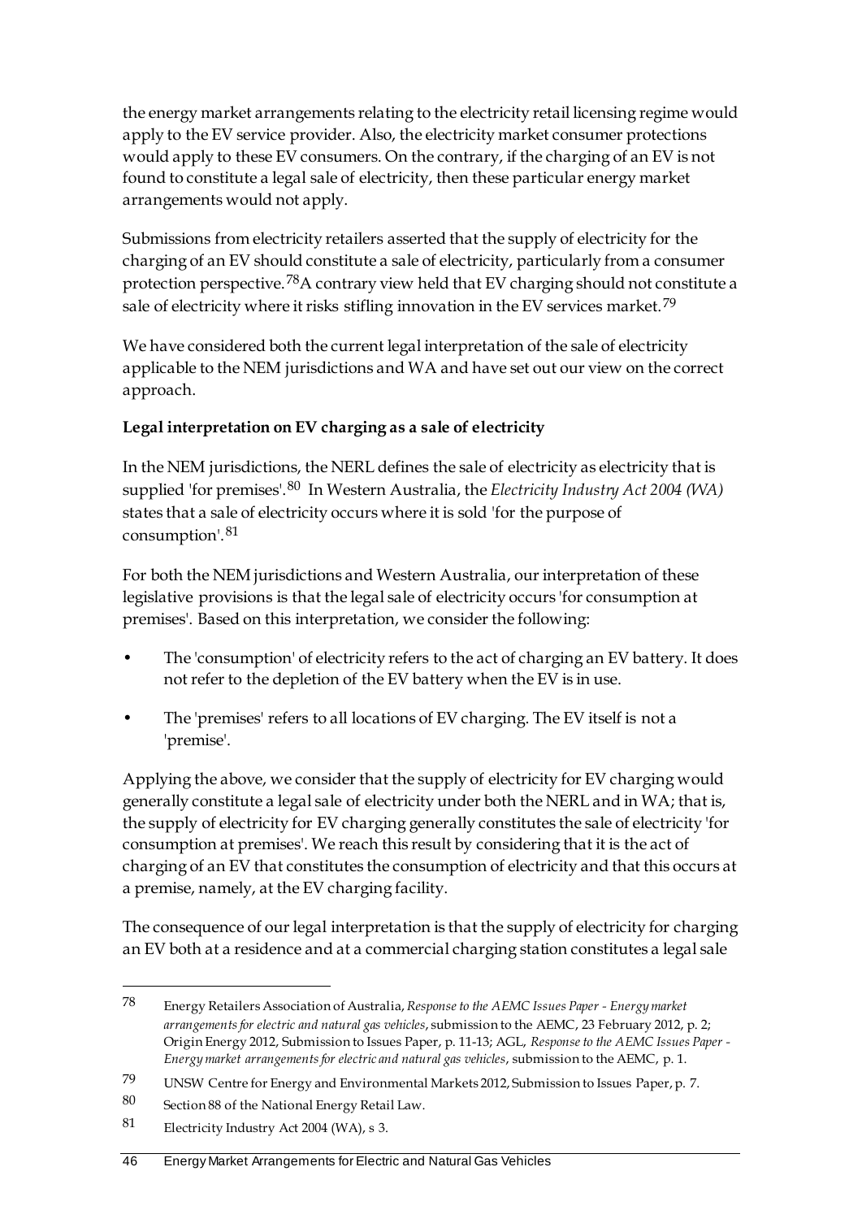the energy market arrangements relating to the electricity retail licensing regime would apply to the EV service provider. Also, the electricity market consumer protections would apply to these EV consumers. On the contrary, if the charging of an EV is not found to constitute a legal sale of electricity, then these particular energy market arrangements would not apply.

Submissions from electricity retailers asserted that the supply of electricity for the charging of an EV should constitute a sale of electricity, particularly from a consumer protection perspective.[78] A contrary view held that EV charging should not constitute a sale of electricity where it risks stifling innovation in the EV services market.[79]

We have considered both the current legal interpretation of the sale of electricity applicable to the NEM jurisdictions and WA and have set out our view on the correct approach.

**Legal interpretation on EV charging as a sale of electricity**

In the NEM jurisdictions, the NERL defines the sale of electricity as electricity that is supplied 'for premises'.[80] In Western Australia, the *Electricity Industry Act 2004 (WA)* states that a sale of electricity occurs where it is sold 'for the purpose of consumption'.[81]

For both the NEM jurisdictions and Western Australia, our interpretation of these legislative provisions is that the legal sale of electricity occurs 'for consumption at premises'. Based on this interpretation, we consider the following:

- The 'consumption' of electricity refers to the act of charging an EV battery. It does not refer to the depletion of the EV battery when the EV is in use.
- The 'premises' refers to all locations of EV charging. The EV itself is not a 'premise'.

Applying the above, we consider that the supply of electricity for EV charging would generally constitute a legal sale of electricity under both the NERL and in WA; that is, the supply of electricity for EV charging generally constitutes the sale of electricity 'for consumption at premises'. We reach this result by considering that it is the act of charging of an EV that constitutes the consumption of electricity and that this occurs at a premise, namely, at the EV charging facility.

The consequence of our legal interpretation is that the supply of electricity for charging an EV both at a residence and at a commercial charging station constitutes a legal sale

---

[78] Energy Retailers Association of Australia, *Response to the AEMC Issues Paper - Energy market arrangements for electric and natural gas vehicles*, submission to the AEMC, 23 February 2012, p. 2; Origin Energy 2012, Submission to Issues Paper, p. 11-13; AGL, *Response to the AEMC Issues Paper - Energy market arrangements for electric and natural gas vehicles*, submission to the AEMC, p. 1.

[79] UNSW Centre for Energy and Environmental Markets 2012, Submission to Issues Paper, p. 7.

[80] Section 88 of the National Energy Retail Law.

[81] Electricity Industry Act 2004 (WA), s 3.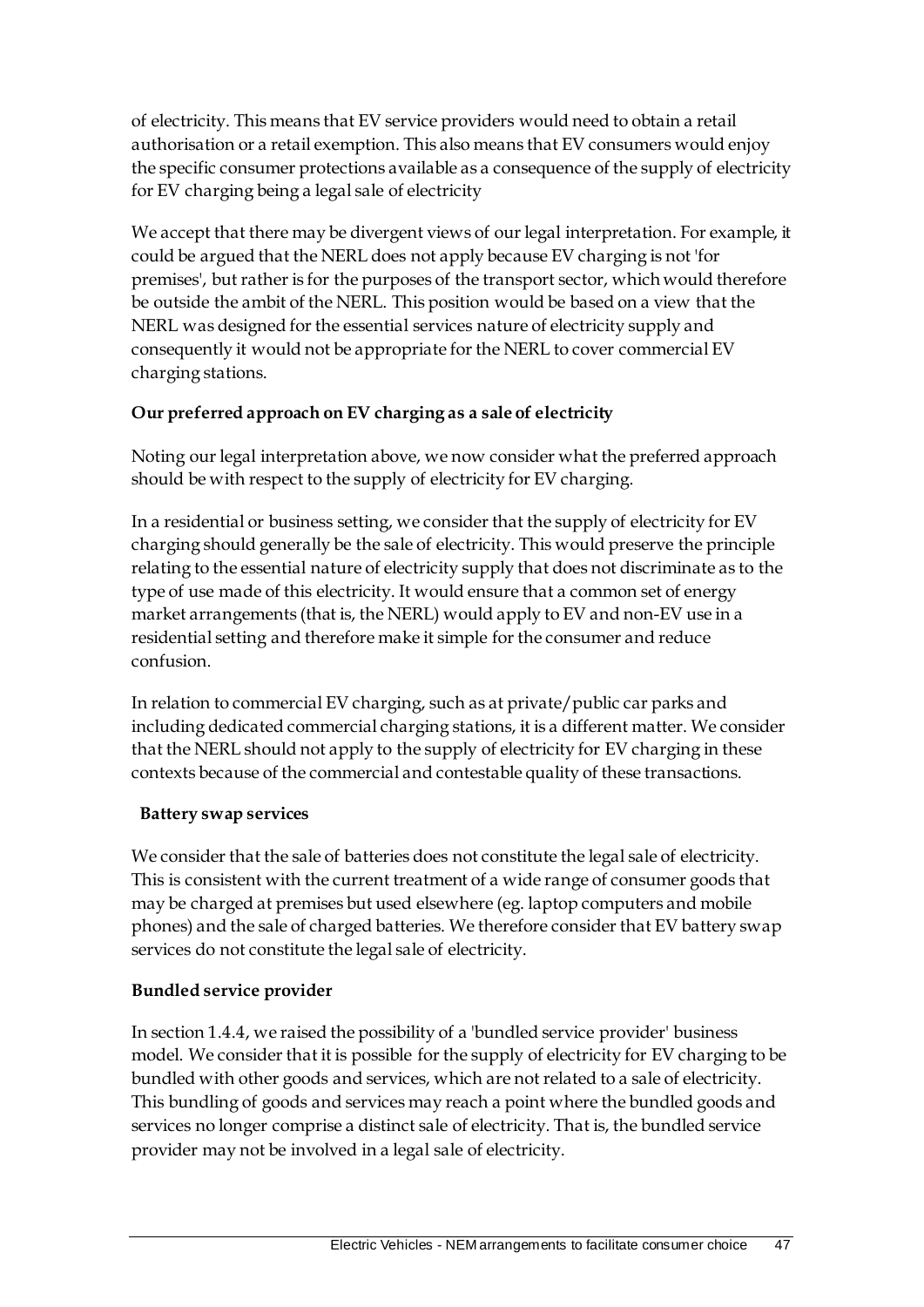of electricity. This means that EV service providers would need to obtain a retail authorisation or a retail exemption. This also means that EV consumers would enjoy the specific consumer protections available as a consequence of the supply of electricity for EV charging being a legal sale of electricity

We accept that there may be divergent views of our legal interpretation. For example, it could be argued that the NERL does not apply because EV charging is not 'for premises', but rather is for the purposes of the transport sector, which would therefore be outside the ambit of the NERL. This position would be based on a view that the NERL was designed for the essential services nature of electricity supply and consequently it would not be appropriate for the NERL to cover commercial EV charging stations.

**Our preferred approach on EV charging as a sale of electricity**

Noting our legal interpretation above, we now consider what the preferred approach should be with respect to the supply of electricity for EV charging.

In a residential or business setting, we consider that the supply of electricity for EV charging should generally be the sale of electricity. This would preserve the principle relating to the essential nature of electricity supply that does not discriminate as to the type of use made of this electricity. It would ensure that a common set of energy market arrangements (that is, the NERL) would apply to EV and non-EV use in a residential setting and therefore make it simple for the consumer and reduce confusion.

In relation to commercial EV charging, such as at private/public car parks and including dedicated commercial charging stations, it is a different matter. We consider that the NERL should not apply to the supply of electricity for EV charging in these contexts because of the commercial and contestable quality of these transactions.

**Battery swap services**

We consider that the sale of batteries does not constitute the legal sale of electricity. This is consistent with the current treatment of a wide range of consumer goods that may be charged at premises but used elsewhere (eg. laptop computers and mobile phones) and the sale of charged batteries. We therefore consider that EV battery swap services do not constitute the legal sale of electricity.

**Bundled service provider**

In section 1.4.4, we raised the possibility of a 'bundled service provider' business model. We consider that it is possible for the supply of electricity for EV charging to be bundled with other goods and services, which are not related to a sale of electricity. This bundling of goods and services may reach a point where the bundled goods and services no longer comprise a distinct sale of electricity. That is, the bundled service provider may not be involved in a legal sale of electricity.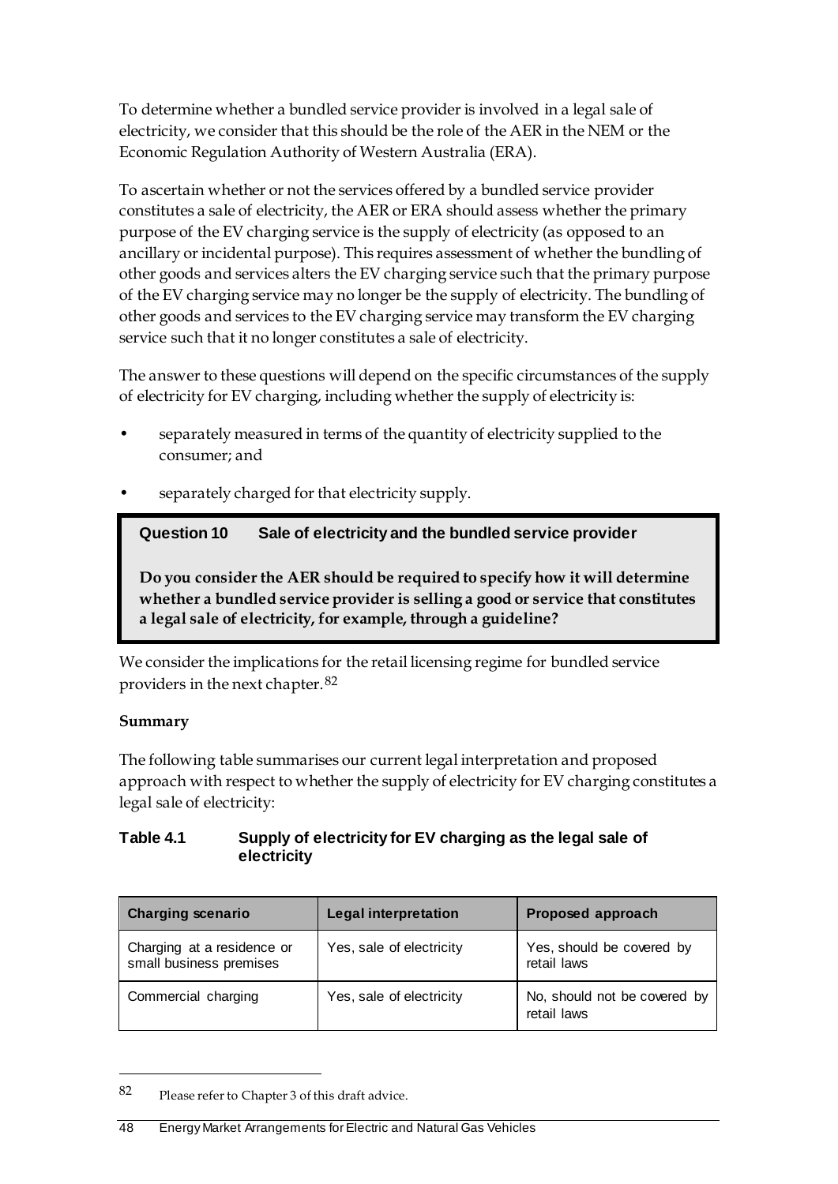To determine whether a bundled service provider is involved in a legal sale of electricity, we consider that this should be the role of the AER in the NEM or the Economic Regulation Authority of Western Australia (ERA).

To ascertain whether or not the services offered by a bundled service provider constitutes a sale of electricity, the AER or ERA should assess whether the primary purpose of the EV charging service is the supply of electricity (as opposed to an ancillary or incidental purpose). This requires assessment of whether the bundling of other goods and services alters the EV charging service such that the primary purpose of the EV charging service may no longer be the supply of electricity. The bundling of other goods and services to the EV charging service may transform the EV charging service such that it no longer constitutes a sale of electricity.

The answer to these questions will depend on the specific circumstances of the supply of electricity for EV charging, including whether the supply of electricity is:

- separately measured in terms of the quantity of electricity supplied to the consumer; and
- separately charged for that electricity supply.

> **Question 10 Sale of electricity and the bundled service provider**
>
> **Do you consider the AER should be required to specify how it will determine whether a bundled service provider is selling a good or service that constitutes a legal sale of electricity, for example, through a guideline?**

We consider the implications for the retail licensing regime for bundled service providers in the next chapter.[82]

**Summary**

The following table summarises our current legal interpretation and proposed approach with respect to whether the supply of electricity for EV charging constitutes a legal sale of electricity:

**Table 4.1 Supply of electricity for EV charging as the legal sale of electricity**

| Charging scenario | Legal interpretation | Proposed approach |
|---|---|---|
| Charging at a residence or small business premises | Yes, sale of electricity | Yes, should be covered by retail laws |
| Commercial charging | Yes, sale of electricity | No, should not be covered by retail laws |

[82] Please refer to Chapter 3 of this draft advice.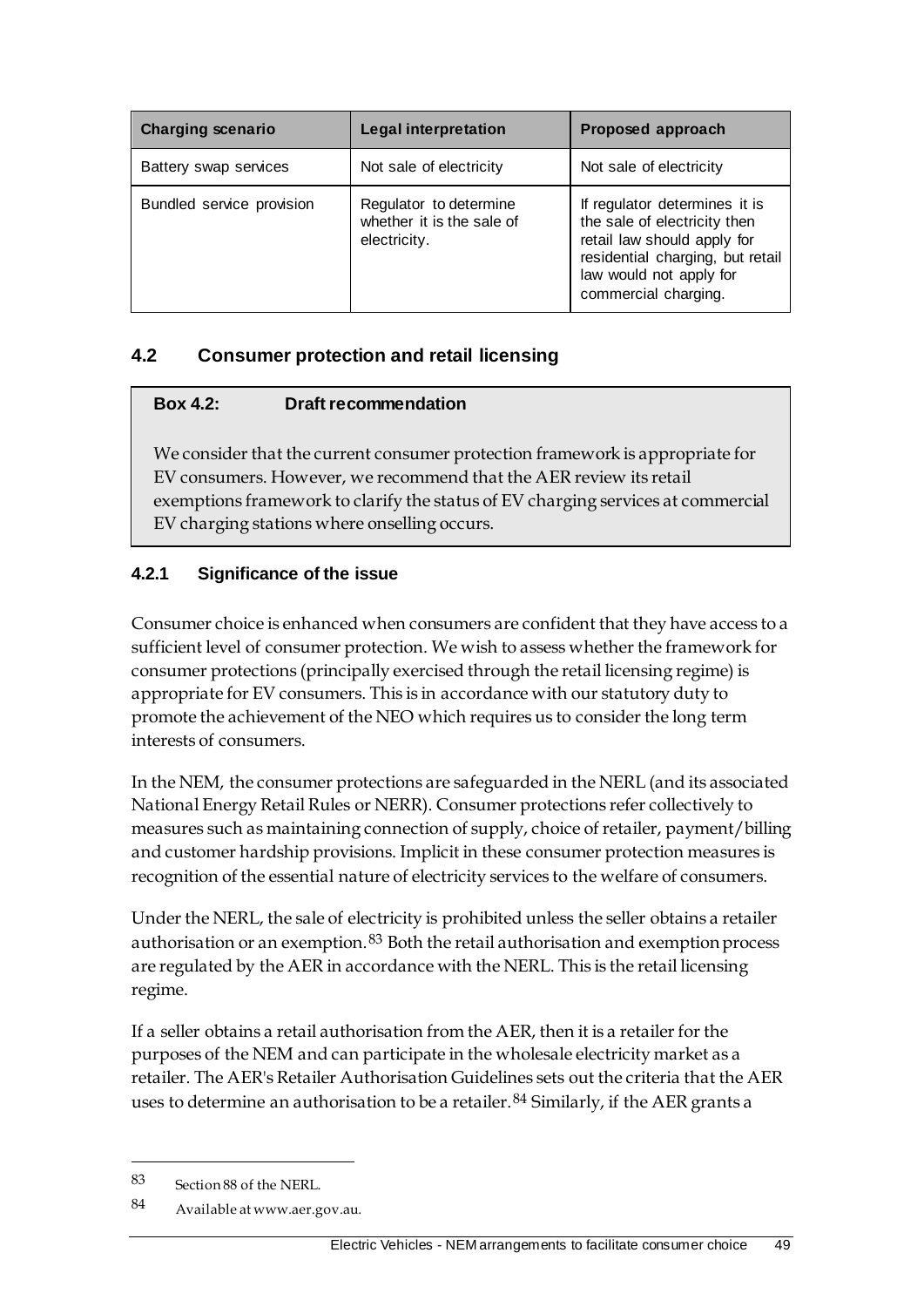| Charging scenario | Legal interpretation | Proposed approach |
| --- | --- | --- |
| Battery swap services | Not sale of electricity | Not sale of electricity |
| Bundled service provision | Regulator to determine whether it is the sale of electricity. | If regulator determines it is the sale of electricity then retail law should apply for residential charging, but retail law would not apply for commercial charging. |

## 4.2 Consumer protection and retail licensing

> **Box 4.2: Draft recommendation**
>
> We consider that the current consumer protection framework is appropriate for EV consumers. However, we recommend that the AER review its retail exemptions framework to clarify the status of EV charging services at commercial EV charging stations where onselling occurs.

### 4.2.1 Significance of the issue

Consumer choice is enhanced when consumers are confident that they have access to a sufficient level of consumer protection. We wish to assess whether the framework for consumer protections (principally exercised through the retail licensing regime) is appropriate for EV consumers. This is in accordance with our statutory duty to promote the achievement of the NEO which requires us to consider the long term interests of consumers.

In the NEM, the consumer protections are safeguarded in the NERL (and its associated National Energy Retail Rules or NERR). Consumer protections refer collectively to measures such as maintaining connection of supply, choice of retailer, payment/billing and customer hardship provisions. Implicit in these consumer protection measures is recognition of the essential nature of electricity services to the welfare of consumers.

Under the NERL, the sale of electricity is prohibited unless the seller obtains a retailer authorisation or an exemption.[83] Both the retail authorisation and exemption process are regulated by the AER in accordance with the NERL. This is the retail licensing regime.

If a seller obtains a retail authorisation from the AER, then it is a retailer for the purposes of the NEM and can participate in the wholesale electricity market as a retailer. The AER's Retailer Authorisation Guidelines sets out the criteria that the AER uses to determine an authorisation to be a retailer.[84] Similarly, if the AER grants a

---

83 Section 88 of the NERL.

84 Available at www.aer.gov.au.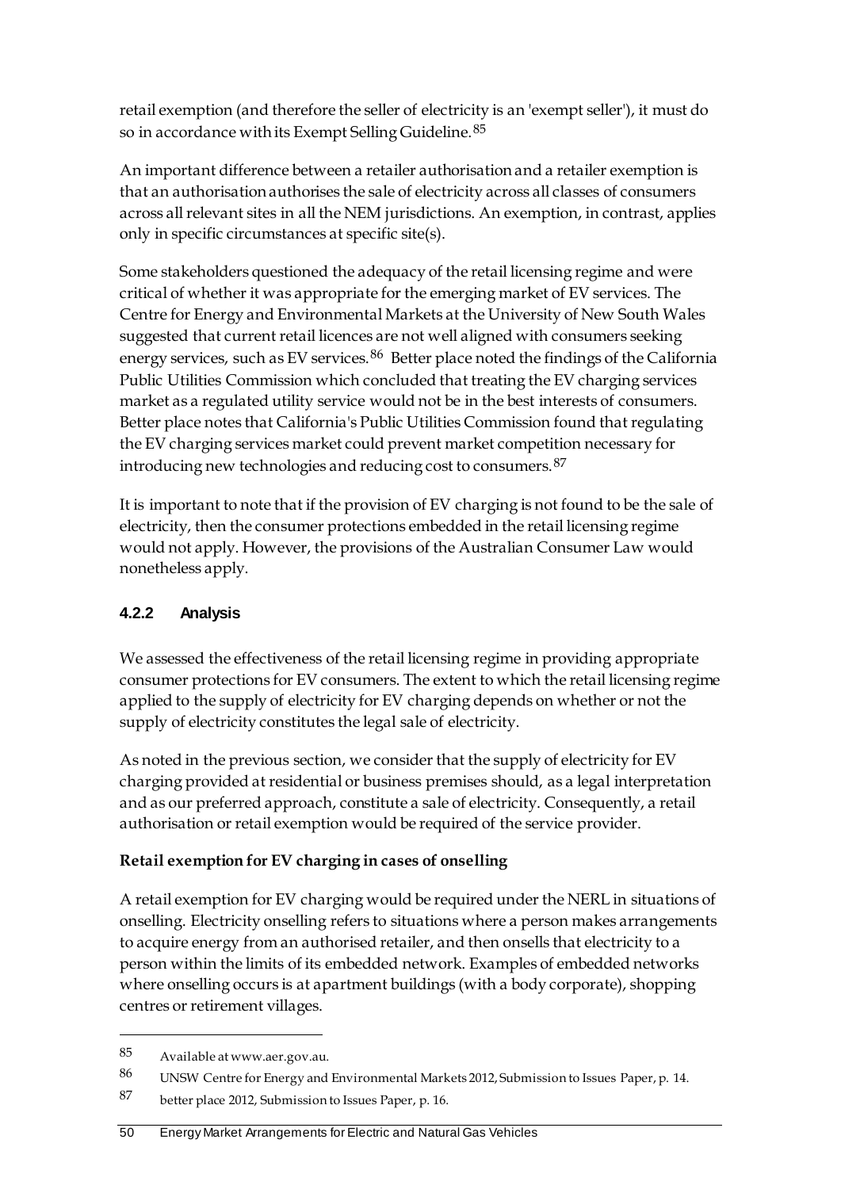retail exemption (and therefore the seller of electricity is an 'exempt seller'), it must do so in accordance with its Exempt Selling Guideline.[85]

An important difference between a retailer authorisation and a retailer exemption is that an authorisation authorises the sale of electricity across all classes of consumers across all relevant sites in all the NEM jurisdictions. An exemption, in contrast, applies only in specific circumstances at specific site(s).

Some stakeholders questioned the adequacy of the retail licensing regime and were critical of whether it was appropriate for the emerging market of EV services. The Centre for Energy and Environmental Markets at the University of New South Wales suggested that current retail licences are not well aligned with consumers seeking energy services, such as EV services.[86] Better place noted the findings of the California Public Utilities Commission which concluded that treating the EV charging services market as a regulated utility service would not be in the best interests of consumers. Better place notes that California's Public Utilities Commission found that regulating the EV charging services market could prevent market competition necessary for introducing new technologies and reducing cost to consumers.[87]

It is important to note that if the provision of EV charging is not found to be the sale of electricity, then the consumer protections embedded in the retail licensing regime would not apply. However, the provisions of the Australian Consumer Law would nonetheless apply.

### 4.2.2 Analysis

We assessed the effectiveness of the retail licensing regime in providing appropriate consumer protections for EV consumers. The extent to which the retail licensing regime applied to the supply of electricity for EV charging depends on whether or not the supply of electricity constitutes the legal sale of electricity.

As noted in the previous section, we consider that the supply of electricity for EV charging provided at residential or business premises should, as a legal interpretation and as our preferred approach, constitute a sale of electricity. Consequently, a retail authorisation or retail exemption would be required of the service provider.

**Retail exemption for EV charging in cases of onselling**

A retail exemption for EV charging would be required under the NERL in situations of onselling. Electricity onselling refers to situations where a person makes arrangements to acquire energy from an authorised retailer, and then onsells that electricity to a person within the limits of its embedded network. Examples of embedded networks where onselling occurs is at apartment buildings (with a body corporate), shopping centres or retirement villages.

---

85 Available at www.aer.gov.au.

86 UNSW Centre for Energy and Environmental Markets 2012, Submission to Issues Paper, p. 14.

87 better place 2012, Submission to Issues Paper, p. 16.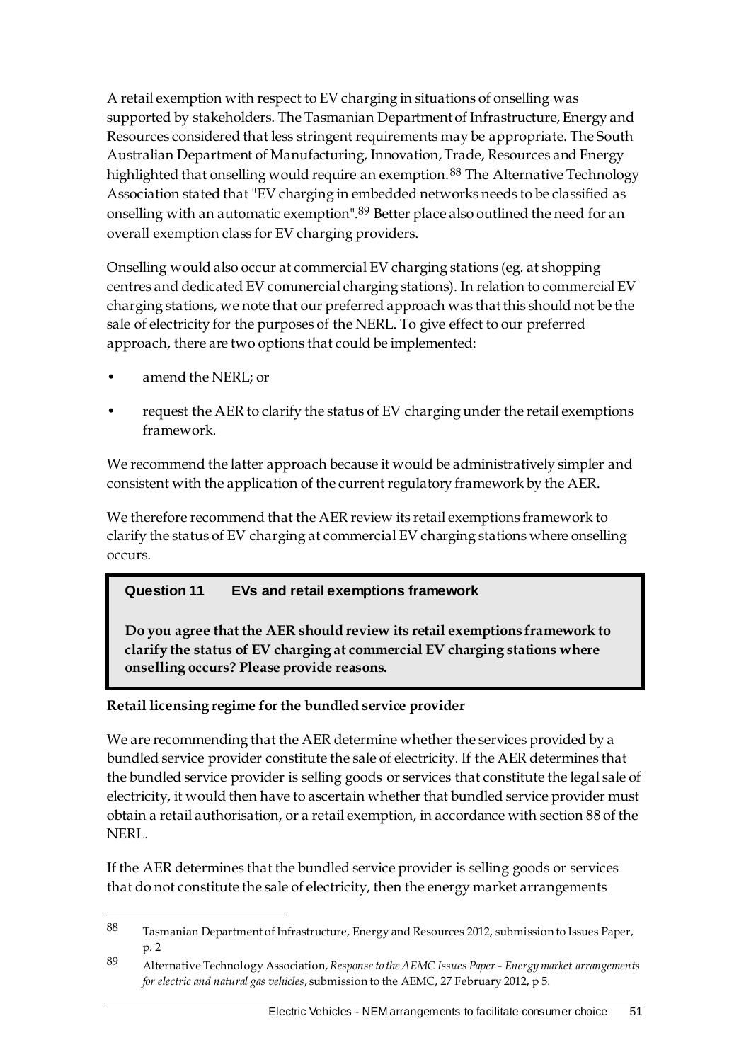A retail exemption with respect to EV charging in situations of onselling was supported by stakeholders. The Tasmanian Department of Infrastructure, Energy and Resources considered that less stringent requirements may be appropriate. The South Australian Department of Manufacturing, Innovation, Trade, Resources and Energy highlighted that onselling would require an exemption.[88] The Alternative Technology Association stated that "EV charging in embedded networks needs to be classified as onselling with an automatic exemption".[89] Better place also outlined the need for an overall exemption class for EV charging providers.

Onselling would also occur at commercial EV charging stations (eg. at shopping centres and dedicated EV commercial charging stations). In relation to commercial EV charging stations, we note that our preferred approach was that this should not be the sale of electricity for the purposes of the NERL. To give effect to our preferred approach, there are two options that could be implemented:

- amend the NERL; or
- request the AER to clarify the status of EV charging under the retail exemptions framework.

We recommend the latter approach because it would be administratively simpler and consistent with the application of the current regulatory framework by the AER.

We therefore recommend that the AER review its retail exemptions framework to clarify the status of EV charging at commercial EV charging stations where onselling occurs.

> **Question 11 EVs and retail exemptions framework**
>
> **Do you agree that the AER should review its retail exemptions framework to clarify the status of EV charging at commercial EV charging stations where onselling occurs? Please provide reasons.**

**Retail licensing regime for the bundled service provider**

We are recommending that the AER determine whether the services provided by a bundled service provider constitute the sale of electricity. If the AER determines that the bundled service provider is selling goods or services that constitute the legal sale of electricity, it would then have to ascertain whether that bundled service provider must obtain a retail authorisation, or a retail exemption, in accordance with section 88 of the NERL.

If the AER determines that the bundled service provider is selling goods or services that do not constitute the sale of electricity, then the energy market arrangements

---

88 Tasmanian Department of Infrastructure, Energy and Resources 2012, submission to Issues Paper, p. 2

89 Alternative Technology Association, *Response to the AEMC Issues Paper - Energy market arrangements for electric and natural gas vehicles*, submission to the AEMC, 27 February 2012, p 5.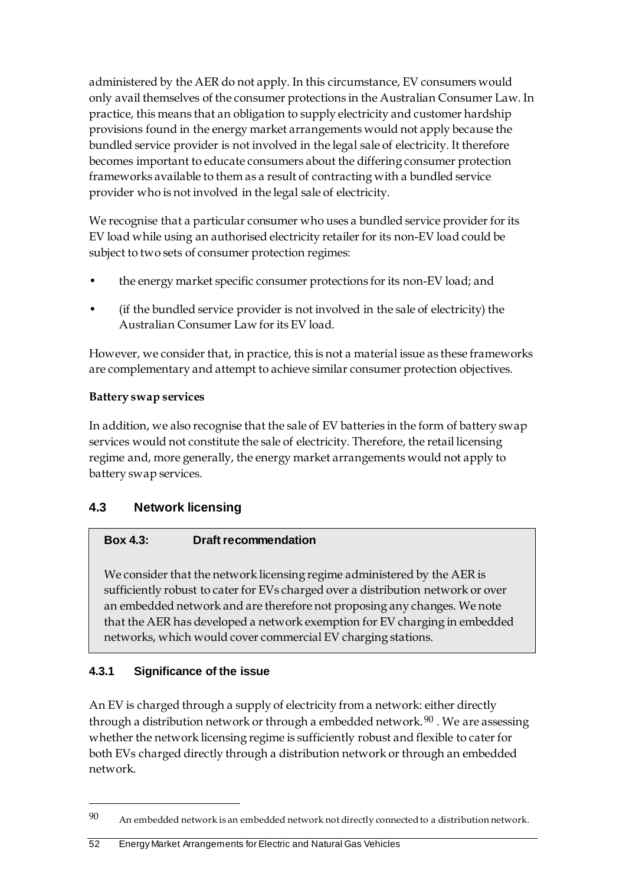administered by the AER do not apply. In this circumstance, EV consumers would only avail themselves of the consumer protections in the Australian Consumer Law. In practice, this means that an obligation to supply electricity and customer hardship provisions found in the energy market arrangements would not apply because the bundled service provider is not involved in the legal sale of electricity. It therefore becomes important to educate consumers about the differing consumer protection frameworks available to them as a result of contracting with a bundled service provider who is not involved in the legal sale of electricity.

We recognise that a particular consumer who uses a bundled service provider for its EV load while using an authorised electricity retailer for its non-EV load could be subject to two sets of consumer protection regimes:

- the energy market specific consumer protections for its non-EV load; and
- (if the bundled service provider is not involved in the sale of electricity) the Australian Consumer Law for its EV load.

However, we consider that, in practice, this is not a material issue as these frameworks are complementary and attempt to achieve similar consumer protection objectives.

**Battery swap services**

In addition, we also recognise that the sale of EV batteries in the form of battery swap services would not constitute the sale of electricity. Therefore, the retail licensing regime and, more generally, the energy market arrangements would not apply to battery swap services.

## 4.3 Network licensing

> **Box 4.3: Draft recommendation**
>
> We consider that the network licensing regime administered by the AER is sufficiently robust to cater for EVs charged over a distribution network or over an embedded network and are therefore not proposing any changes. We note that the AER has developed a network exemption for EV charging in embedded networks, which would cover commercial EV charging stations.

### 4.3.1 Significance of the issue

An EV is charged through a supply of electricity from a network: either directly through a distribution network or through a embedded network.[90] . We are assessing whether the network licensing regime is sufficiently robust and flexible to cater for both EVs charged directly through a distribution network or through an embedded network.

---

[90] An embedded network is an embedded network not directly connected to a distribution network.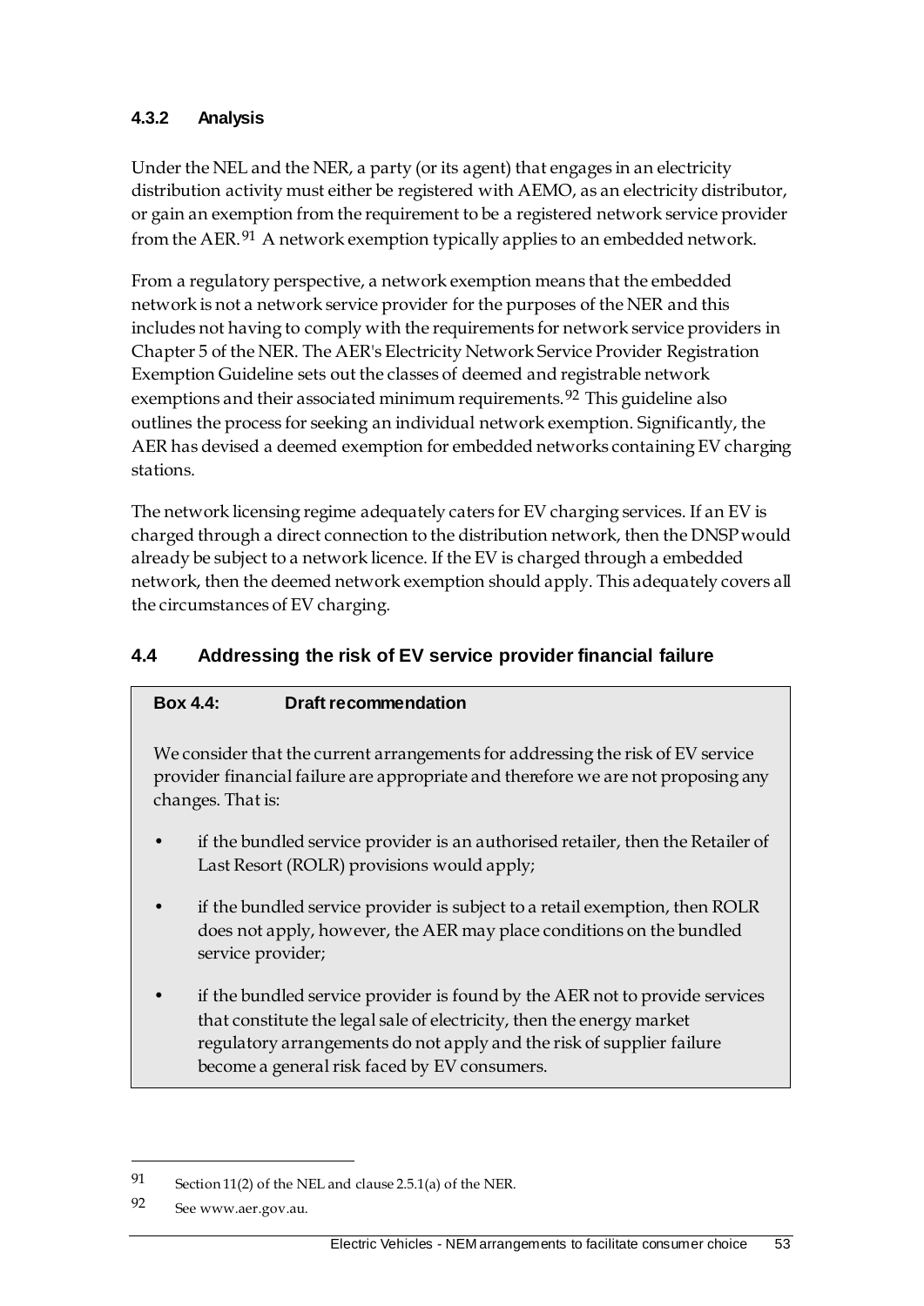### 4.3.2 Analysis

Under the NEL and the NER, a party (or its agent) that engages in an electricity distribution activity must either be registered with AEMO, as an electricity distributor, or gain an exemption from the requirement to be a registered network service provider from the AER.[91] A network exemption typically applies to an embedded network.

From a regulatory perspective, a network exemption means that the embedded network is not a network service provider for the purposes of the NER and this includes not having to comply with the requirements for network service providers in Chapter 5 of the NER. The AER's Electricity Network Service Provider Registration Exemption Guideline sets out the classes of deemed and registrable network exemptions and their associated minimum requirements.[92] This guideline also outlines the process for seeking an individual network exemption. Significantly, the AER has devised a deemed exemption for embedded networks containing EV charging stations.

The network licensing regime adequately caters for EV charging services. If an EV is charged through a direct connection to the distribution network, then the DNSP would already be subject to a network licence. If the EV is charged through a embedded network, then the deemed network exemption should apply. This adequately covers all the circumstances of EV charging.

## 4.4 Addressing the risk of EV service provider financial failure

**Box 4.4: Draft recommendation**

We consider that the current arrangements for addressing the risk of EV service provider financial failure are appropriate and therefore we are not proposing any changes. That is:

- if the bundled service provider is an authorised retailer, then the Retailer of Last Resort (ROLR) provisions would apply;
- if the bundled service provider is subject to a retail exemption, then ROLR does not apply, however, the AER may place conditions on the bundled service provider;
- if the bundled service provider is found by the AER not to provide services that constitute the legal sale of electricity, then the energy market regulatory arrangements do not apply and the risk of supplier failure become a general risk faced by EV consumers.

---

[91] Section 11(2) of the NEL and clause 2.5.1(a) of the NER.

[92] See www.aer.gov.au.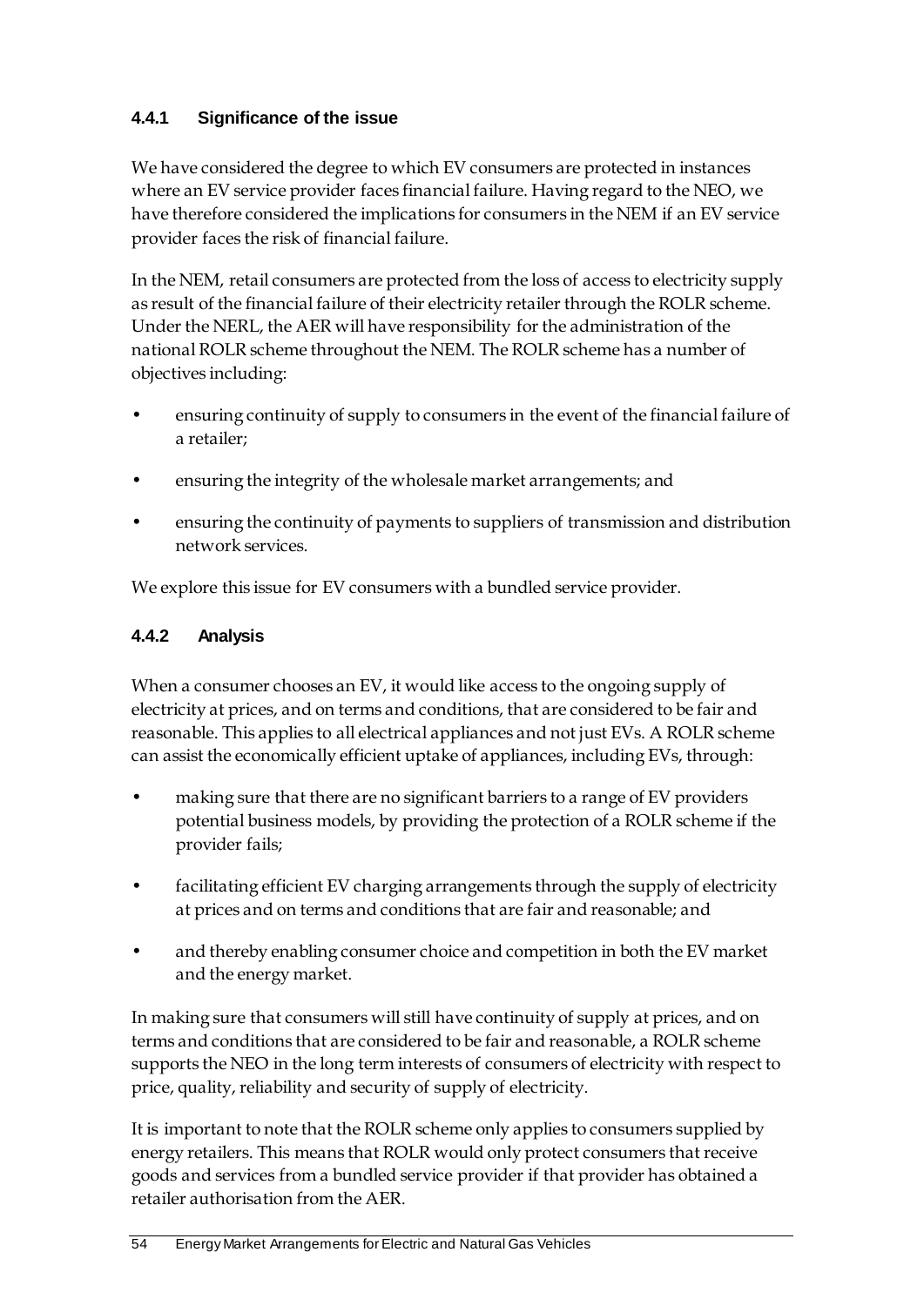### 4.4.1 Significance of the issue

We have considered the degree to which EV consumers are protected in instances where an EV service provider faces financial failure. Having regard to the NEO, we have therefore considered the implications for consumers in the NEM if an EV service provider faces the risk of financial failure.

In the NEM, retail consumers are protected from the loss of access to electricity supply as result of the financial failure of their electricity retailer through the ROLR scheme. Under the NERL, the AER will have responsibility for the administration of the national ROLR scheme throughout the NEM. The ROLR scheme has a number of objectives including:

- ensuring continuity of supply to consumers in the event of the financial failure of a retailer;
- ensuring the integrity of the wholesale market arrangements; and
- ensuring the continuity of payments to suppliers of transmission and distribution network services.

We explore this issue for EV consumers with a bundled service provider.

### 4.4.2 Analysis

When a consumer chooses an EV, it would like access to the ongoing supply of electricity at prices, and on terms and conditions, that are considered to be fair and reasonable. This applies to all electrical appliances and not just EVs. A ROLR scheme can assist the economically efficient uptake of appliances, including EVs, through:

- making sure that there are no significant barriers to a range of EV providers potential business models, by providing the protection of a ROLR scheme if the provider fails;
- facilitating efficient EV charging arrangements through the supply of electricity at prices and on terms and conditions that are fair and reasonable; and
- and thereby enabling consumer choice and competition in both the EV market and the energy market.

In making sure that consumers will still have continuity of supply at prices, and on terms and conditions that are considered to be fair and reasonable, a ROLR scheme supports the NEO in the long term interests of consumers of electricity with respect to price, quality, reliability and security of supply of electricity.

It is important to note that the ROLR scheme only applies to consumers supplied by energy retailers. This means that ROLR would only protect consumers that receive goods and services from a bundled service provider if that provider has obtained a retailer authorisation from the AER.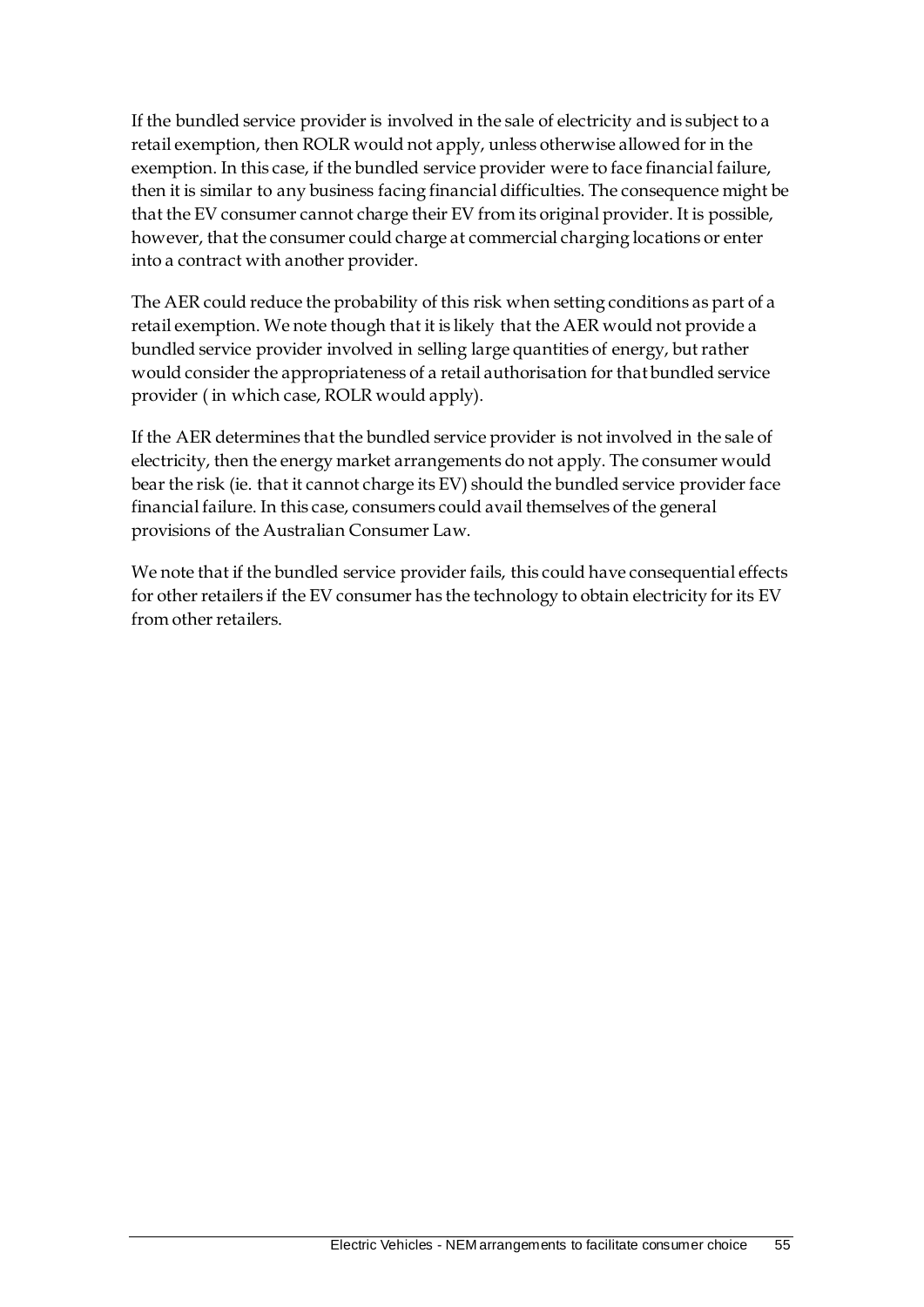If the bundled service provider is involved in the sale of electricity and is subject to a retail exemption, then ROLR would not apply, unless otherwise allowed for in the exemption. In this case, if the bundled service provider were to face financial failure, then it is similar to any business facing financial difficulties. The consequence might be that the EV consumer cannot charge their EV from its original provider. It is possible, however, that the consumer could charge at commercial charging locations or enter into a contract with another provider.

The AER could reduce the probability of this risk when setting conditions as part of a retail exemption. We note though that it is likely that the AER would not provide a bundled service provider involved in selling large quantities of energy, but rather would consider the appropriateness of a retail authorisation for that bundled service provider ( in which case, ROLR would apply).

If the AER determines that the bundled service provider is not involved in the sale of electricity, then the energy market arrangements do not apply. The consumer would bear the risk (ie. that it cannot charge its EV) should the bundled service provider face financial failure. In this case, consumers could avail themselves of the general provisions of the Australian Consumer Law.

We note that if the bundled service provider fails, this could have consequential effects for other retailers if the EV consumer has the technology to obtain electricity for its EV from other retailers.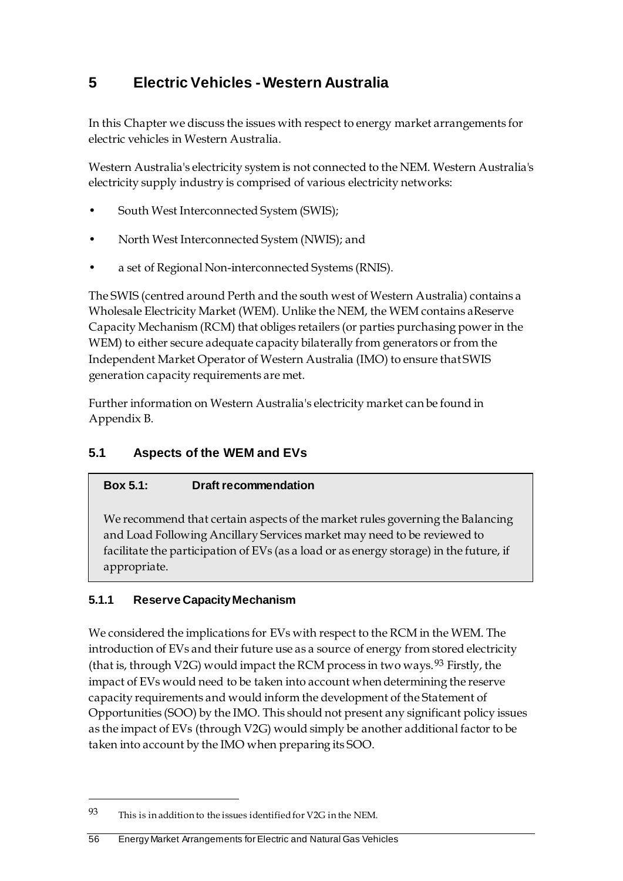# 5 Electric Vehicles - Western Australia

In this Chapter we discuss the issues with respect to energy market arrangements for electric vehicles in Western Australia.

Western Australia's electricity system is not connected to the NEM. Western Australia's electricity supply industry is comprised of various electricity networks:

- South West Interconnected System (SWIS);
- North West Interconnected System (NWIS); and
- a set of Regional Non-interconnected Systems (RNIS).

The SWIS (centred around Perth and the south west of Western Australia) contains a Wholesale Electricity Market (WEM). Unlike the NEM, the WEM contains aReserve Capacity Mechanism (RCM) that obliges retailers (or parties purchasing power in the WEM) to either secure adequate capacity bilaterally from generators or from the Independent Market Operator of Western Australia (IMO) to ensure that SWIS generation capacity requirements are met.

Further information on Western Australia's electricity market can be found in Appendix B.

## 5.1 Aspects of the WEM and EVs

> **Box 5.1: Draft recommendation**
>
> We recommend that certain aspects of the market rules governing the Balancing and Load Following Ancillary Services market may need to be reviewed to facilitate the participation of EVs (as a load or as energy storage) in the future, if appropriate.

### 5.1.1 Reserve Capacity Mechanism

We considered the implications for EVs with respect to the RCM in the WEM. The introduction of EVs and their future use as a source of energy from stored electricity (that is, through V2G) would impact the RCM process in two ways.[93] Firstly, the impact of EVs would need to be taken into account when determining the reserve capacity requirements and would inform the development of the Statement of Opportunities (SOO) by the IMO. This should not present any significant policy issues as the impact of EVs (through V2G) would simply be another additional factor to be taken into account by the IMO when preparing its SOO.

---

93 This is in addition to the issues identified for V2G in the NEM.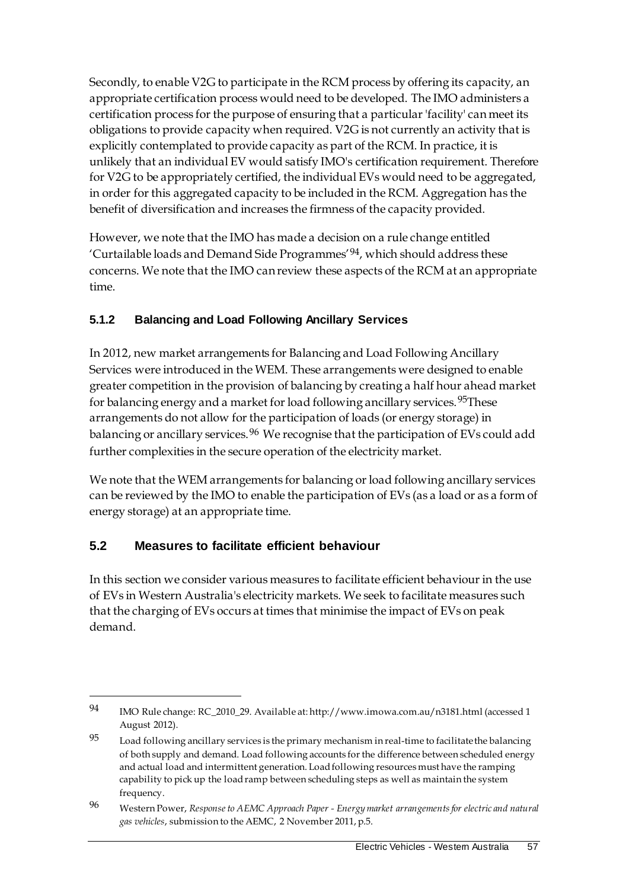Secondly, to enable V2G to participate in the RCM process by offering its capacity, an appropriate certification process would need to be developed. The IMO administers a certification process for the purpose of ensuring that a particular 'facility' can meet its obligations to provide capacity when required. V2G is not currently an activity that is explicitly contemplated to provide capacity as part of the RCM. In practice, it is unlikely that an individual EV would satisfy IMO's certification requirement. Therefore for V2G to be appropriately certified, the individual EVs would need to be aggregated, in order for this aggregated capacity to be included in the RCM. Aggregation has the benefit of diversification and increases the firmness of the capacity provided.

However, we note that the IMO has made a decision on a rule change entitled 'Curtailable loads and Demand Side Programmes'[94], which should address these concerns. We note that the IMO can review these aspects of the RCM at an appropriate time.

### 5.1.2 Balancing and Load Following Ancillary Services

In 2012, new market arrangements for Balancing and Load Following Ancillary Services were introduced in the WEM. These arrangements were designed to enable greater competition in the provision of balancing by creating a half hour ahead market for balancing energy and a market for load following ancillary services.[95] These arrangements do not allow for the participation of loads (or energy storage) in balancing or ancillary services.[96] We recognise that the participation of EVs could add further complexities in the secure operation of the electricity market.

We note that the WEM arrangements for balancing or load following ancillary services can be reviewed by the IMO to enable the participation of EVs (as a load or as a form of energy storage) at an appropriate time.

## 5.2 Measures to facilitate efficient behaviour

In this section we consider various measures to facilitate efficient behaviour in the use of EVs in Western Australia's electricity markets. We seek to facilitate measures such that the charging of EVs occurs at times that minimise the impact of EVs on peak demand.

---

94 IMO Rule change: RC_2010_29. Available at: http://www.imowa.com.au/n3181.html (accessed 1 August 2012).

95 Load following ancillary services is the primary mechanism in real-time to facilitate the balancing of both supply and demand. Load following accounts for the difference between scheduled energy and actual load and intermittent generation. Load following resources must have the ramping capability to pick up the load ramp between scheduling steps as well as maintain the system frequency.

96 Western Power, *Response to AEMC Approach Paper - Energy market arrangements for electric and natural gas vehicles*, submission to the AEMC, 2 November 2011, p.5.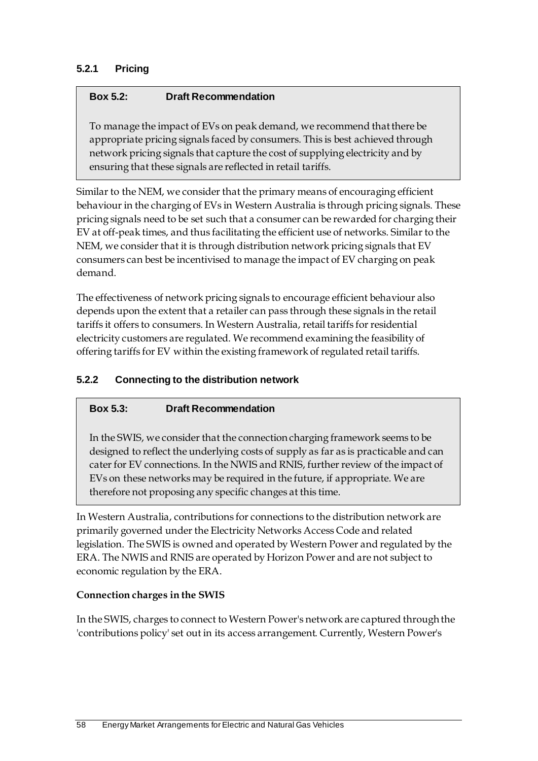### 5.2.1 Pricing

> **Box 5.2: Draft Recommendation**
>
> To manage the impact of EVs on peak demand, we recommend that there be appropriate pricing signals faced by consumers. This is best achieved through network pricing signals that capture the cost of supplying electricity and by ensuring that these signals are reflected in retail tariffs.

Similar to the NEM, we consider that the primary means of encouraging efficient behaviour in the charging of EVs in Western Australia is through pricing signals. These pricing signals need to be set such that a consumer can be rewarded for charging their EV at off-peak times, and thus facilitating the efficient use of networks. Similar to the NEM, we consider that it is through distribution network pricing signals that EV consumers can best be incentivised to manage the impact of EV charging on peak demand.

The effectiveness of network pricing signals to encourage efficient behaviour also depends upon the extent that a retailer can pass through these signals in the retail tariffs it offers to consumers. In Western Australia, retail tariffs for residential electricity customers are regulated. We recommend examining the feasibility of offering tariffs for EV within the existing framework of regulated retail tariffs.

### 5.2.2 Connecting to the distribution network

> **Box 5.3: Draft Recommendation**
>
> In the SWIS, we consider that the connection charging framework seems to be designed to reflect the underlying costs of supply as far as is practicable and can cater for EV connections. In the NWIS and RNIS, further review of the impact of EVs on these networks may be required in the future, if appropriate. We are therefore not proposing any specific changes at this time.

In Western Australia, contributions for connections to the distribution network are primarily governed under the Electricity Networks Access Code and related legislation. The SWIS is owned and operated by Western Power and regulated by the ERA. The NWIS and RNIS are operated by Horizon Power and are not subject to economic regulation by the ERA.

**Connection charges in the SWIS**

In the SWIS, charges to connect to Western Power's network are captured through the 'contributions policy' set out in its access arrangement. Currently, Western Power's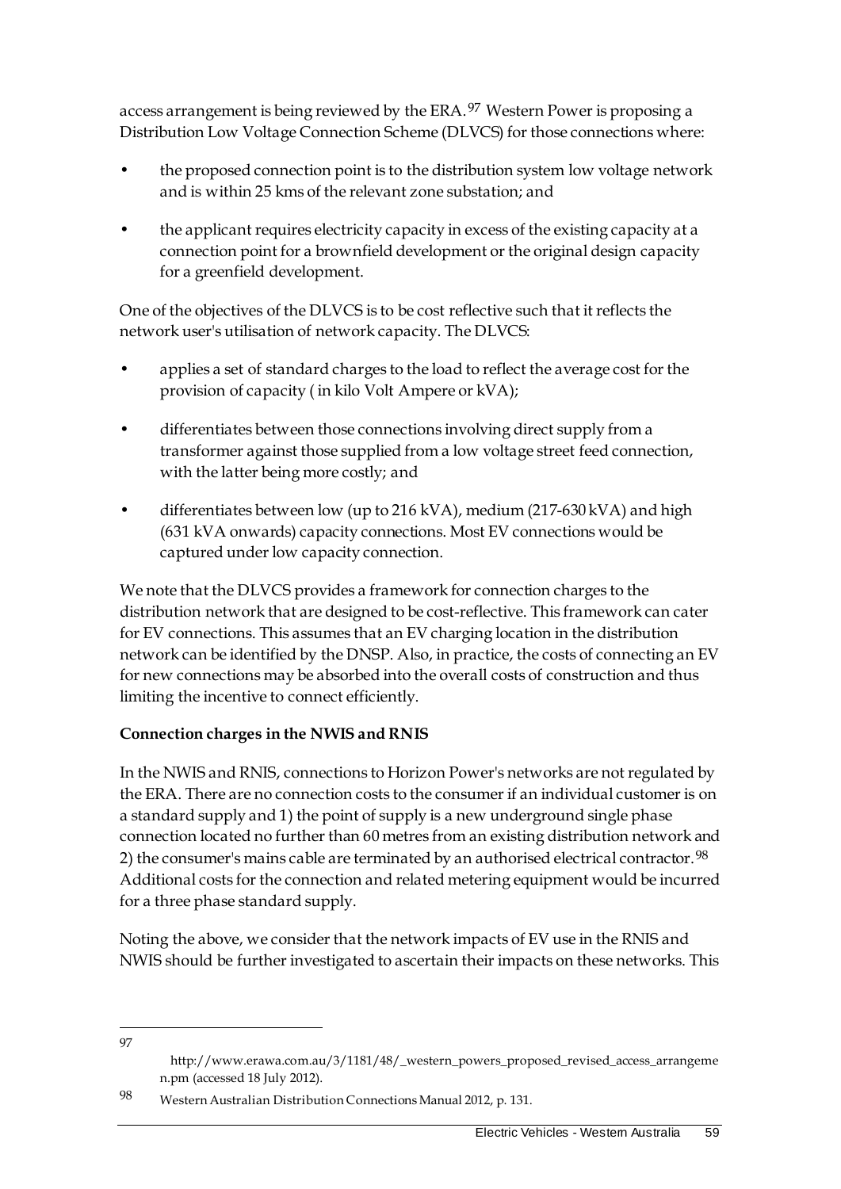access arrangement is being reviewed by the ERA.[97] Western Power is proposing a Distribution Low Voltage Connection Scheme (DLVCS) for those connections where:

- the proposed connection point is to the distribution system low voltage network and is within 25 kms of the relevant zone substation; and
- the applicant requires electricity capacity in excess of the existing capacity at a connection point for a brownfield development or the original design capacity for a greenfield development.

One of the objectives of the DLVCS is to be cost reflective such that it reflects the network user's utilisation of network capacity. The DLVCS:

- applies a set of standard charges to the load to reflect the average cost for the provision of capacity ( in kilo Volt Ampere or kVA);
- differentiates between those connections involving direct supply from a transformer against those supplied from a low voltage street feed connection, with the latter being more costly; and
- differentiates between low (up to 216 kVA), medium (217-630 kVA) and high (631 kVA onwards) capacity connections. Most EV connections would be captured under low capacity connection.

We note that the DLVCS provides a framework for connection charges to the distribution network that are designed to be cost-reflective. This framework can cater for EV connections. This assumes that an EV charging location in the distribution network can be identified by the DNSP. Also, in practice, the costs of connecting an EV for new connections may be absorbed into the overall costs of construction and thus limiting the incentive to connect efficiently.

**Connection charges in the NWIS and RNIS**

In the NWIS and RNIS, connections to Horizon Power's networks are not regulated by the ERA. There are no connection costs to the consumer if an individual customer is on a standard supply and 1) the point of supply is a new underground single phase connection located no further than 60 metres from an existing distribution network and 2) the consumer's mains cable are terminated by an authorised electrical contractor.[98] Additional costs for the connection and related metering equipment would be incurred for a three phase standard supply.

Noting the above, we consider that the network impacts of EV use in the RNIS and NWIS should be further investigated to ascertain their impacts on these networks. This

---

97 http://www.erawa.com.au/3/1181/48/_western_powers_proposed_revised_access_arrangemen.pm (accessed 18 July 2012).

98 Western Australian Distribution Connections Manual 2012, p. 131.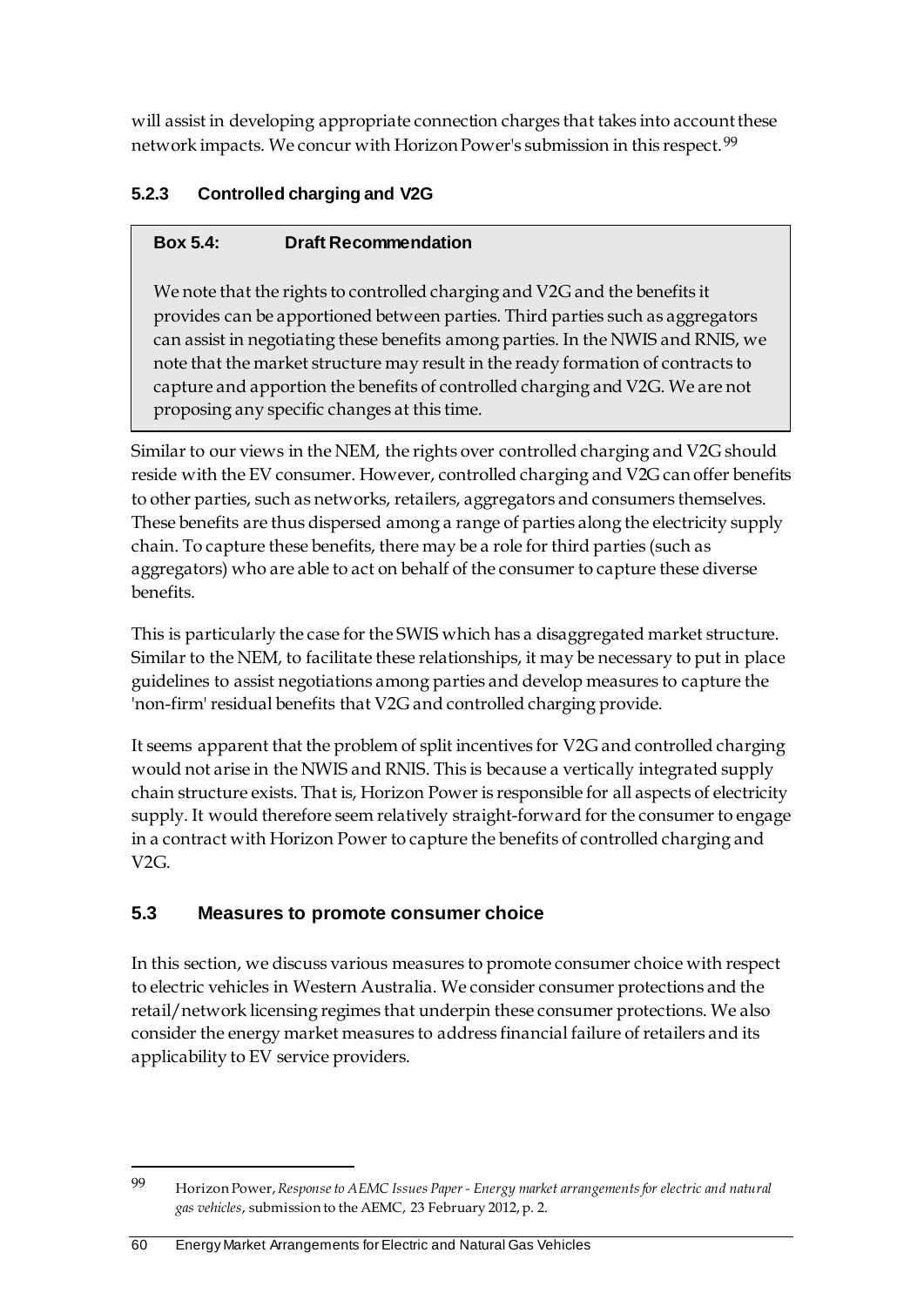will assist in developing appropriate connection charges that takes into account these network impacts. We concur with Horizon Power's submission in this respect.[99]

### 5.2.3 Controlled charging and V2G

> **Box 5.4: Draft Recommendation**
>
> We note that the rights to controlled charging and V2G and the benefits it provides can be apportioned between parties. Third parties such as aggregators can assist in negotiating these benefits among parties. In the NWIS and RNIS, we note that the market structure may result in the ready formation of contracts to capture and apportion the benefits of controlled charging and V2G. We are not proposing any specific changes at this time.

Similar to our views in the NEM, the rights over controlled charging and V2G should reside with the EV consumer. However, controlled charging and V2G can offer benefits to other parties, such as networks, retailers, aggregators and consumers themselves. These benefits are thus dispersed among a range of parties along the electricity supply chain. To capture these benefits, there may be a role for third parties (such as aggregators) who are able to act on behalf of the consumer to capture these diverse benefits.

This is particularly the case for the SWIS which has a disaggregated market structure. Similar to the NEM, to facilitate these relationships, it may be necessary to put in place guidelines to assist negotiations among parties and develop measures to capture the 'non-firm' residual benefits that V2G and controlled charging provide.

It seems apparent that the problem of split incentives for V2G and controlled charging would not arise in the NWIS and RNIS. This is because a vertically integrated supply chain structure exists. That is, Horizon Power is responsible for all aspects of electricity supply. It would therefore seem relatively straight-forward for the consumer to engage in a contract with Horizon Power to capture the benefits of controlled charging and V2G.

## 5.3 Measures to promote consumer choice

In this section, we discuss various measures to promote consumer choice with respect to electric vehicles in Western Australia. We consider consumer protections and the retail/network licensing regimes that underpin these consumer protections. We also consider the energy market measures to address financial failure of retailers and its applicability to EV service providers.

---

[99] Horizon Power, *Response to AEMC Issues Paper - Energy market arrangements for electric and natural gas vehicles*, submission to the AEMC, 23 February 2012, p. 2.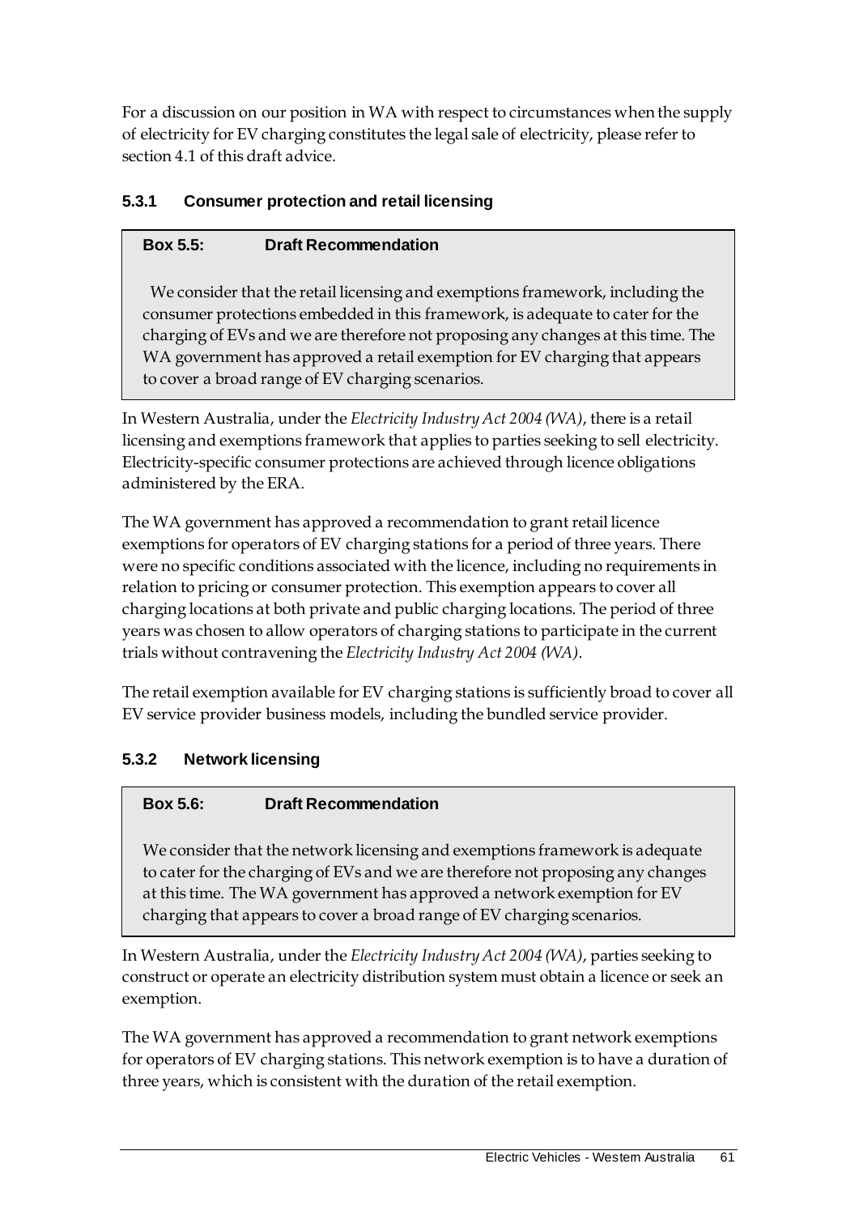For a discussion on our position in WA with respect to circumstances when the supply of electricity for EV charging constitutes the legal sale of electricity, please refer to section 4.1 of this draft advice.

### 5.3.1 Consumer protection and retail licensing

> **Box 5.5: Draft Recommendation**
>
> We consider that the retail licensing and exemptions framework, including the consumer protections embedded in this framework, is adequate to cater for the charging of EVs and we are therefore not proposing any changes at this time. The WA government has approved a retail exemption for EV charging that appears to cover a broad range of EV charging scenarios.

In Western Australia, under the *Electricity Industry Act 2004 (WA)*, there is a retail licensing and exemptions framework that applies to parties seeking to sell electricity. Electricity-specific consumer protections are achieved through licence obligations administered by the ERA.

The WA government has approved a recommendation to grant retail licence exemptions for operators of EV charging stations for a period of three years. There were no specific conditions associated with the licence, including no requirements in relation to pricing or consumer protection. This exemption appears to cover all charging locations at both private and public charging locations. The period of three years was chosen to allow operators of charging stations to participate in the current trials without contravening the *Electricity Industry Act 2004 (WA)*.

The retail exemption available for EV charging stations is sufficiently broad to cover all EV service provider business models, including the bundled service provider.

### 5.3.2 Network licensing

> **Box 5.6: Draft Recommendation**
>
> We consider that the network licensing and exemptions framework is adequate to cater for the charging of EVs and we are therefore not proposing any changes at this time. The WA government has approved a network exemption for EV charging that appears to cover a broad range of EV charging scenarios.

In Western Australia, under the *Electricity Industry Act 2004 (WA)*, parties seeking to construct or operate an electricity distribution system must obtain a licence or seek an exemption.

The WA government has approved a recommendation to grant network exemptions for operators of EV charging stations. This network exemption is to have a duration of three years, which is consistent with the duration of the retail exemption.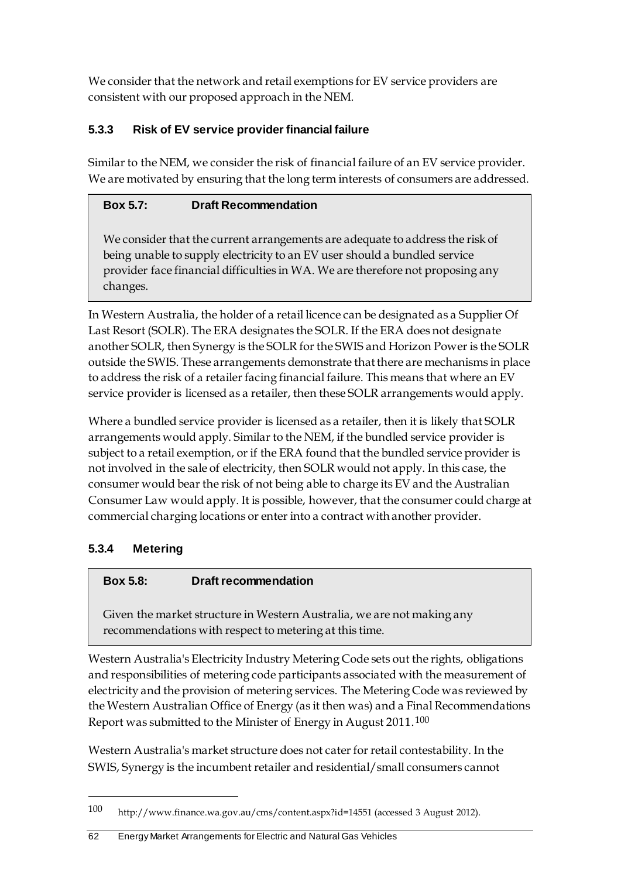We consider that the network and retail exemptions for EV service providers are consistent with our proposed approach in the NEM.

### 5.3.3 Risk of EV service provider financial failure

Similar to the NEM, we consider the risk of financial failure of an EV service provider. We are motivated by ensuring that the long term interests of consumers are addressed.

> **Box 5.7: Draft Recommendation**
>
> We consider that the current arrangements are adequate to address the risk of being unable to supply electricity to an EV user should a bundled service provider face financial difficulties in WA. We are therefore not proposing any changes.

In Western Australia, the holder of a retail licence can be designated as a Supplier Of Last Resort (SOLR). The ERA designates the SOLR. If the ERA does not designate another SOLR, then Synergy is the SOLR for the SWIS and Horizon Power is the SOLR outside the SWIS. These arrangements demonstrate that there are mechanisms in place to address the risk of a retailer facing financial failure. This means that where an EV service provider is licensed as a retailer, then these SOLR arrangements would apply.

Where a bundled service provider is licensed as a retailer, then it is likely that SOLR arrangements would apply. Similar to the NEM, if the bundled service provider is subject to a retail exemption, or if the ERA found that the bundled service provider is not involved in the sale of electricity, then SOLR would not apply. In this case, the consumer would bear the risk of not being able to charge its EV and the Australian Consumer Law would apply. It is possible, however, that the consumer could charge at commercial charging locations or enter into a contract with another provider.

### 5.3.4 Metering

> **Box 5.8: Draft recommendation**
>
> Given the market structure in Western Australia, we are not making any recommendations with respect to metering at this time.

Western Australia's Electricity Industry Metering Code sets out the rights, obligations and responsibilities of metering code participants associated with the measurement of electricity and the provision of metering services. The Metering Code was reviewed by the Western Australian Office of Energy (as it then was) and a Final Recommendations Report was submitted to the Minister of Energy in August 2011.[100]

Western Australia's market structure does not cater for retail contestability. In the SWIS, Synergy is the incumbent retailer and residential/small consumers cannot

---

[100] http://www.finance.wa.gov.au/cms/content.aspx?id=14551 (accessed 3 August 2012).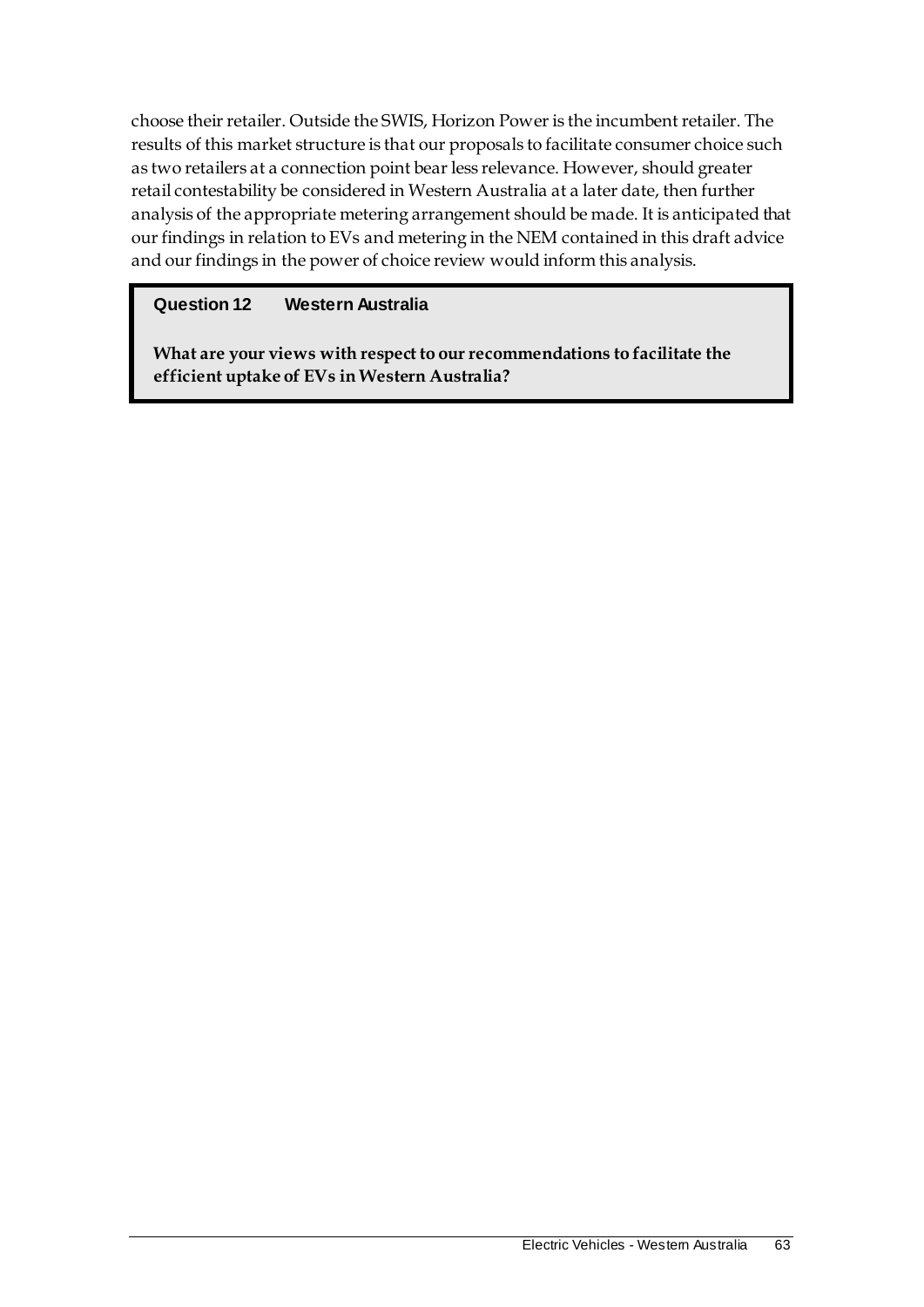choose their retailer. Outside the SWIS, Horizon Power is the incumbent retailer. The results of this market structure is that our proposals to facilitate consumer choice such as two retailers at a connection point bear less relevance. However, should greater retail contestability be considered in Western Australia at a later date, then further analysis of the appropriate metering arrangement should be made. It is anticipated that our findings in relation to EVs and metering in the NEM contained in this draft advice and our findings in the power of choice review would inform this analysis.

> **Question 12 Western Australia**
>
> **What are your views with respect to our recommendations to facilitate the efficient uptake of EVs in Western Australia?**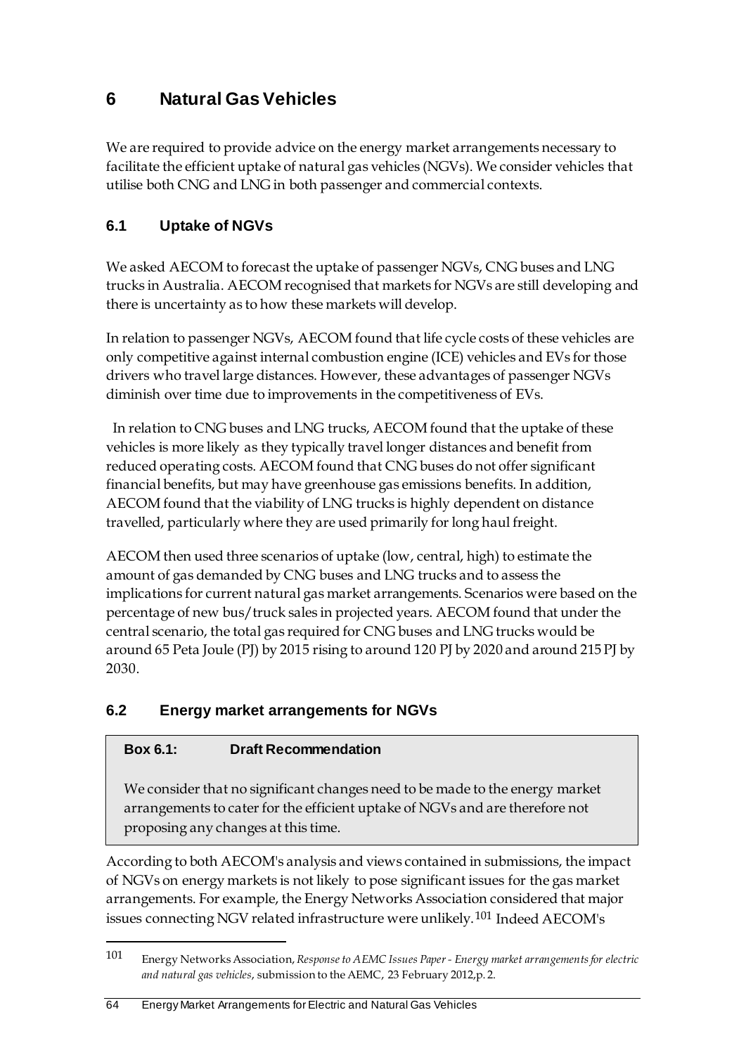# 6 Natural Gas Vehicles

We are required to provide advice on the energy market arrangements necessary to facilitate the efficient uptake of natural gas vehicles (NGVs). We consider vehicles that utilise both CNG and LNG in both passenger and commercial contexts.

## 6.1 Uptake of NGVs

We asked AECOM to forecast the uptake of passenger NGVs, CNG buses and LNG trucks in Australia. AECOM recognised that markets for NGVs are still developing and there is uncertainty as to how these markets will develop.

In relation to passenger NGVs, AECOM found that life cycle costs of these vehicles are only competitive against internal combustion engine (ICE) vehicles and EVs for those drivers who travel large distances. However, these advantages of passenger NGVs diminish over time due to improvements in the competitiveness of EVs.

In relation to CNG buses and LNG trucks, AECOM found that the uptake of these vehicles is more likely as they typically travel longer distances and benefit from reduced operating costs. AECOM found that CNG buses do not offer significant financial benefits, but may have greenhouse gas emissions benefits. In addition, AECOM found that the viability of LNG trucks is highly dependent on distance travelled, particularly where they are used primarily for long haul freight.

AECOM then used three scenarios of uptake (low, central, high) to estimate the amount of gas demanded by CNG buses and LNG trucks and to assess the implications for current natural gas market arrangements. Scenarios were based on the percentage of new bus/truck sales in projected years. AECOM found that under the central scenario, the total gas required for CNG buses and LNG trucks would be around 65 Peta Joule (PJ) by 2015 rising to around 120 PJ by 2020 and around 215 PJ by 2030.

## 6.2 Energy market arrangements for NGVs

> **Box 6.1: Draft Recommendation**
>
> We consider that no significant changes need to be made to the energy market arrangements to cater for the efficient uptake of NGVs and are therefore not proposing any changes at this time.

According to both AECOM's analysis and views contained in submissions, the impact of NGVs on energy markets is not likely to pose significant issues for the gas market arrangements. For example, the Energy Networks Association considered that major issues connecting NGV related infrastructure were unlikely.[101] Indeed AECOM's

---

[101] Energy Networks Association, *Response to AEMC Issues Paper - Energy market arrangements for electric and natural gas vehicles*, submission to the AEMC, 23 February 2012, p. 2.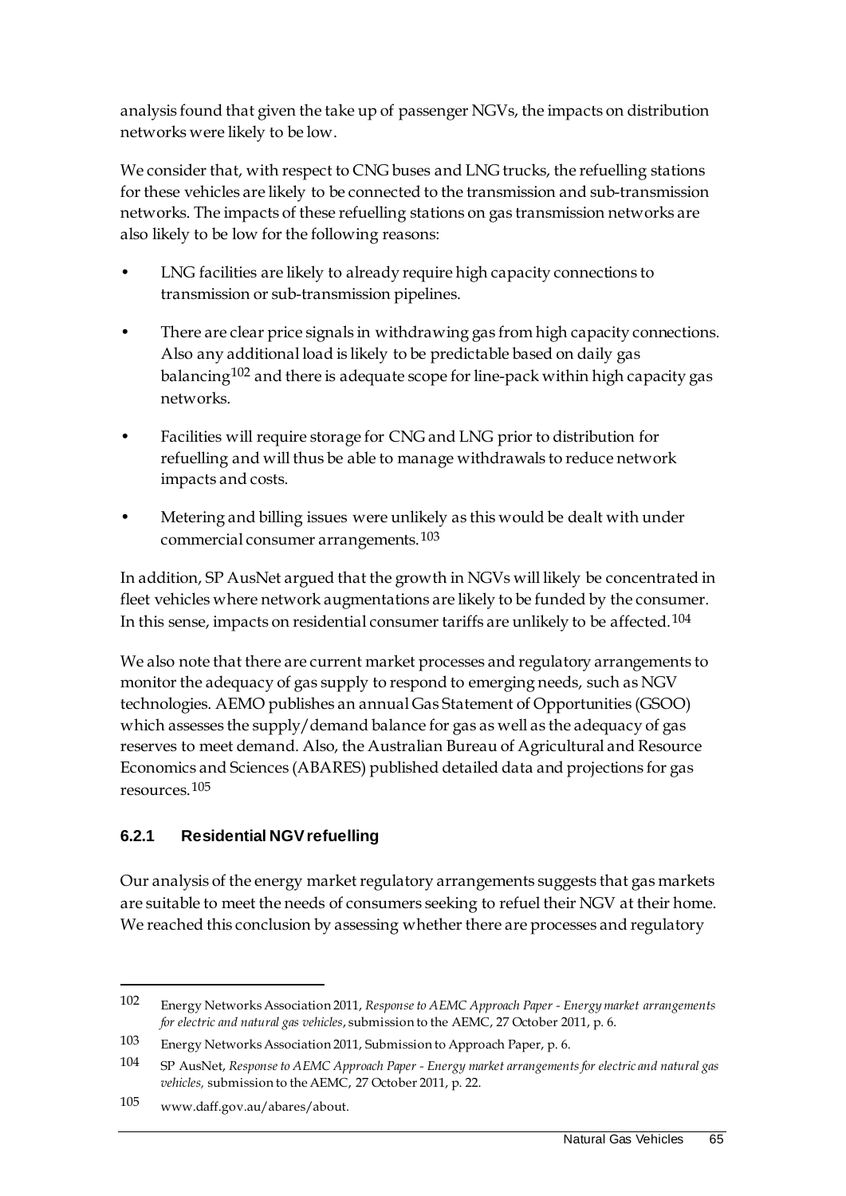analysis found that given the take up of passenger NGVs, the impacts on distribution networks were likely to be low.

We consider that, with respect to CNG buses and LNG trucks, the refuelling stations for these vehicles are likely to be connected to the transmission and sub-transmission networks. The impacts of these refuelling stations on gas transmission networks are also likely to be low for the following reasons:

- LNG facilities are likely to already require high capacity connections to transmission or sub-transmission pipelines.
- There are clear price signals in withdrawing gas from high capacity connections. Also any additional load is likely to be predictable based on daily gas balancing[102] and there is adequate scope for line-pack within high capacity gas networks.
- Facilities will require storage for CNG and LNG prior to distribution for refuelling and will thus be able to manage withdrawals to reduce network impacts and costs.
- Metering and billing issues were unlikely as this would be dealt with under commercial consumer arrangements.[103]

In addition, SP AusNet argued that the growth in NGVs will likely be concentrated in fleet vehicles where network augmentations are likely to be funded by the consumer. In this sense, impacts on residential consumer tariffs are unlikely to be affected.[104]

We also note that there are current market processes and regulatory arrangements to monitor the adequacy of gas supply to respond to emerging needs, such as NGV technologies. AEMO publishes an annual Gas Statement of Opportunities (GSOO) which assesses the supply/demand balance for gas as well as the adequacy of gas reserves to meet demand. Also, the Australian Bureau of Agricultural and Resource Economics and Sciences (ABARES) published detailed data and projections for gas resources.[105]

### 6.2.1 Residential NGV refuelling

Our analysis of the energy market regulatory arrangements suggests that gas markets are suitable to meet the needs of consumers seeking to refuel their NGV at their home. We reached this conclusion by assessing whether there are processes and regulatory

---

102 Energy Networks Association 2011, *Response to AEMC Approach Paper - Energy market arrangements for electric and natural gas vehicles*, submission to the AEMC, 27 October 2011, p. 6.

103 Energy Networks Association 2011, Submission to Approach Paper, p. 6.

104 SP AusNet, *Response to AEMC Approach Paper - Energy market arrangements for electric and natural gas vehicles,* submission to the AEMC, 27 October 2011, p. 22.

105 www.daff.gov.au/abares/about.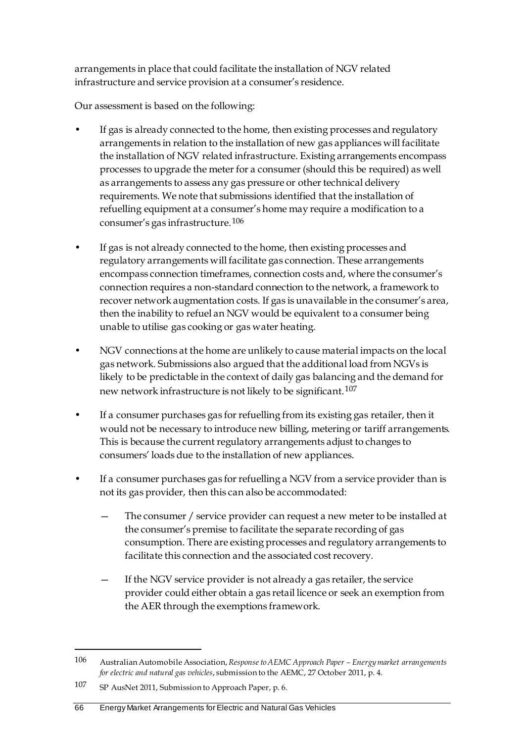arrangements in place that could facilitate the installation of NGV related infrastructure and service provision at a consumer's residence.

Our assessment is based on the following:

- If gas is already connected to the home, then existing processes and regulatory arrangements in relation to the installation of new gas appliances will facilitate the installation of NGV related infrastructure. Existing arrangements encompass processes to upgrade the meter for a consumer (should this be required) as well as arrangements to assess any gas pressure or other technical delivery requirements. We note that submissions identified that the installation of refuelling equipment at a consumer's home may require a modification to a consumer's gas infrastructure.[106]

- If gas is not already connected to the home, then existing processes and regulatory arrangements will facilitate gas connection. These arrangements encompass connection timeframes, connection costs and, where the consumer's connection requires a non-standard connection to the network, a framework to recover network augmentation costs. If gas is unavailable in the consumer's area, then the inability to refuel an NGV would be equivalent to a consumer being unable to utilise gas cooking or gas water heating.

- NGV connections at the home are unlikely to cause material impacts on the local gas network. Submissions also argued that the additional load from NGVs is likely to be predictable in the context of daily gas balancing and the demand for new network infrastructure is not likely to be significant.[107]

- If a consumer purchases gas for refuelling from its existing gas retailer, then it would not be necessary to introduce new billing, metering or tariff arrangements. This is because the current regulatory arrangements adjust to changes to consumers' loads due to the installation of new appliances.

- If a consumer purchases gas for refuelling a NGV from a service provider than is not its gas provider, then this can also be accommodated:

  - The consumer / service provider can request a new meter to be installed at the consumer's premise to facilitate the separate recording of gas consumption. There are existing processes and regulatory arrangements to facilitate this connection and the associated cost recovery.

  - If the NGV service provider is not already a gas retailer, the service provider could either obtain a gas retail licence or seek an exemption from the AER through the exemptions framework.

---

106 Australian Automobile Association, *Response to AEMC Approach Paper – Energy market arrangements for electric and natural gas vehicles*, submission to the AEMC, 27 October 2011, p. 4.

107 SP AusNet 2011, Submission to Approach Paper, p. 6.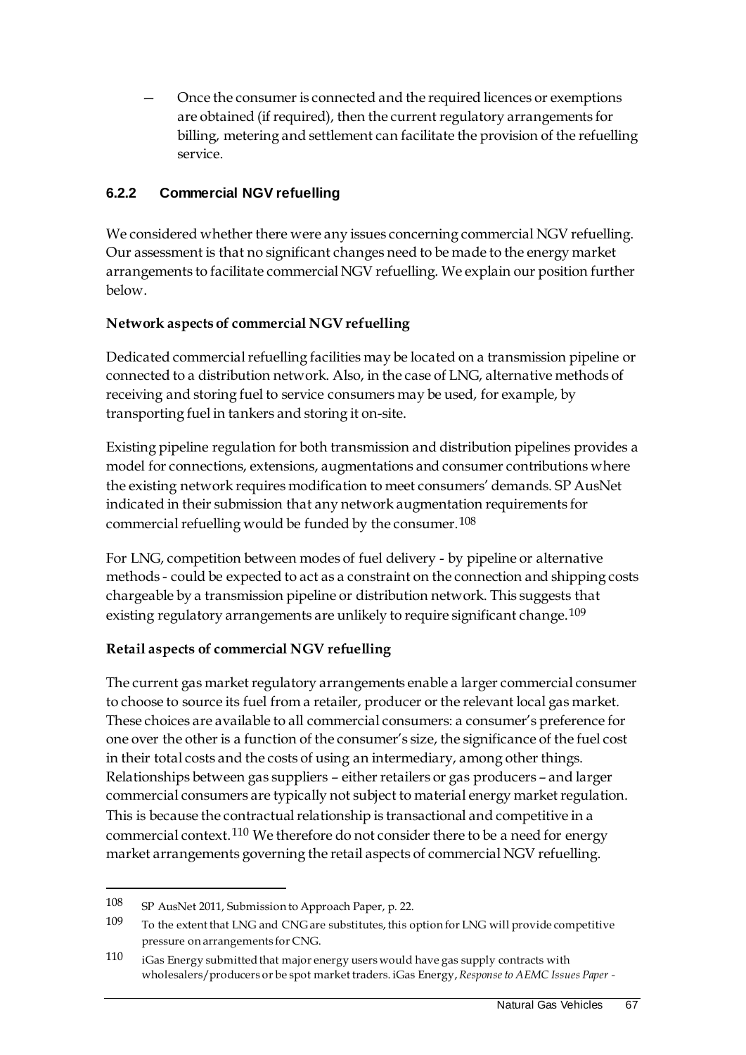— Once the consumer is connected and the required licences or exemptions are obtained (if required), then the current regulatory arrangements for billing, metering and settlement can facilitate the provision of the refuelling service.

### 6.2.2 Commercial NGV refuelling

We considered whether there were any issues concerning commercial NGV refuelling. Our assessment is that no significant changes need to be made to the energy market arrangements to facilitate commercial NGV refuelling. We explain our position further below.

**Network aspects of commercial NGV refuelling**

Dedicated commercial refuelling facilities may be located on a transmission pipeline or connected to a distribution network. Also, in the case of LNG, alternative methods of receiving and storing fuel to service consumers may be used, for example, by transporting fuel in tankers and storing it on-site.

Existing pipeline regulation for both transmission and distribution pipelines provides a model for connections, extensions, augmentations and consumer contributions where the existing network requires modification to meet consumers' demands. SP AusNet indicated in their submission that any network augmentation requirements for commercial refuelling would be funded by the consumer.[108]

For LNG, competition between modes of fuel delivery - by pipeline or alternative methods - could be expected to act as a constraint on the connection and shipping costs chargeable by a transmission pipeline or distribution network. This suggests that existing regulatory arrangements are unlikely to require significant change.[109]

**Retail aspects of commercial NGV refuelling**

The current gas market regulatory arrangements enable a larger commercial consumer to choose to source its fuel from a retailer, producer or the relevant local gas market. These choices are available to all commercial consumers: a consumer's preference for one over the other is a function of the consumer's size, the significance of the fuel cost in their total costs and the costs of using an intermediary, among other things. Relationships between gas suppliers – either retailers or gas producers – and larger commercial consumers are typically not subject to material energy market regulation. This is because the contractual relationship is transactional and competitive in a commercial context.[110] We therefore do not consider there to be a need for energy market arrangements governing the retail aspects of commercial NGV refuelling.

---

108 SP AusNet 2011, Submission to Approach Paper, p. 22.

109 To the extent that LNG and CNG are substitutes, this option for LNG will provide competitive pressure on arrangements for CNG.

110 iGas Energy submitted that major energy users would have gas supply contracts with wholesalers/producers or be spot market traders. iGas Energy, *Response to AEMC Issues Paper -*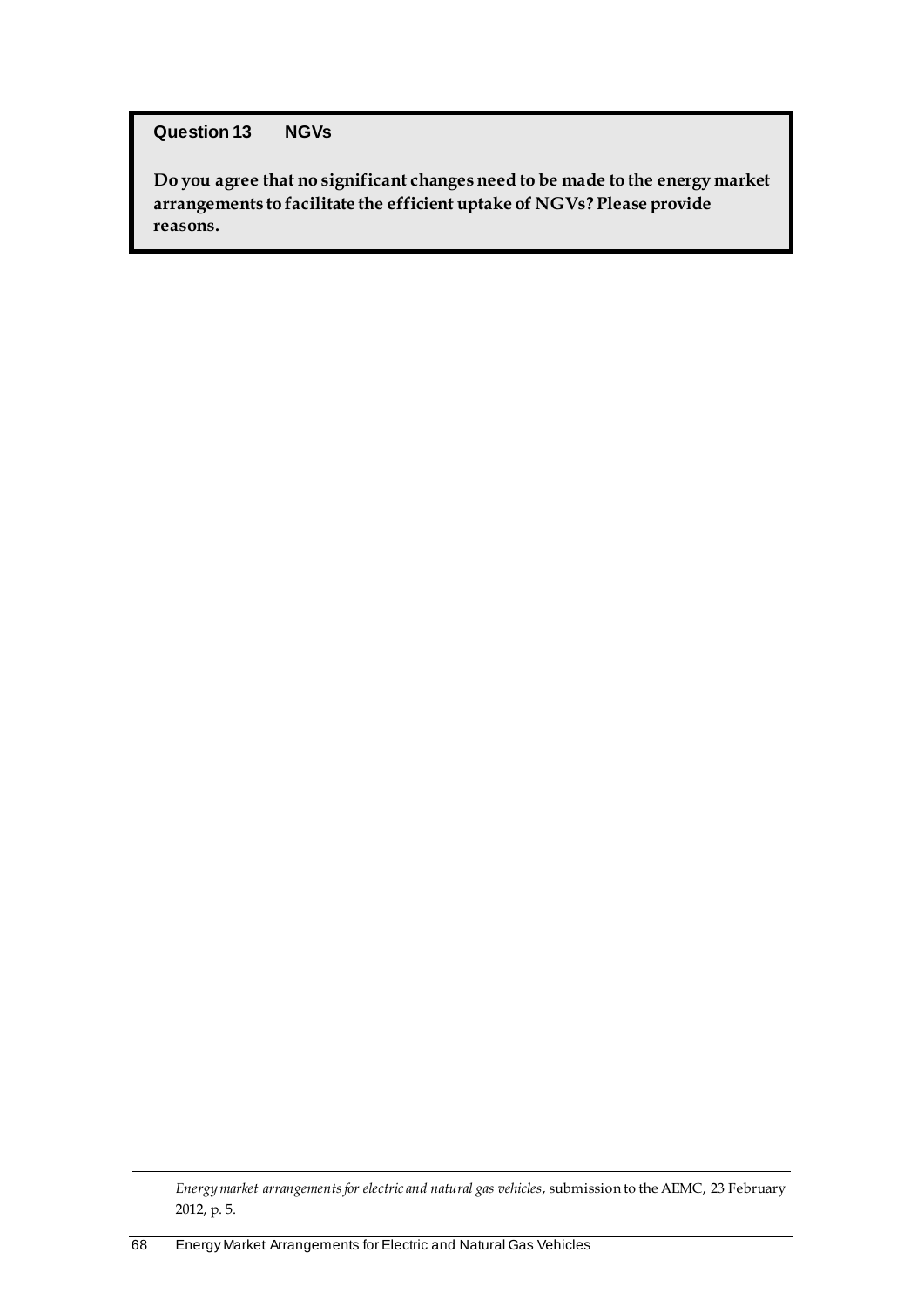**Question 13 NGVs**

**Do you agree that no significant changes need to be made to the energy market arrangements to facilitate the efficient uptake of NGVs? Please provide reasons.**

---

*Energy market arrangements for electric and natural gas vehicles*, submission to the AEMC, 23 February 2012, p. 5.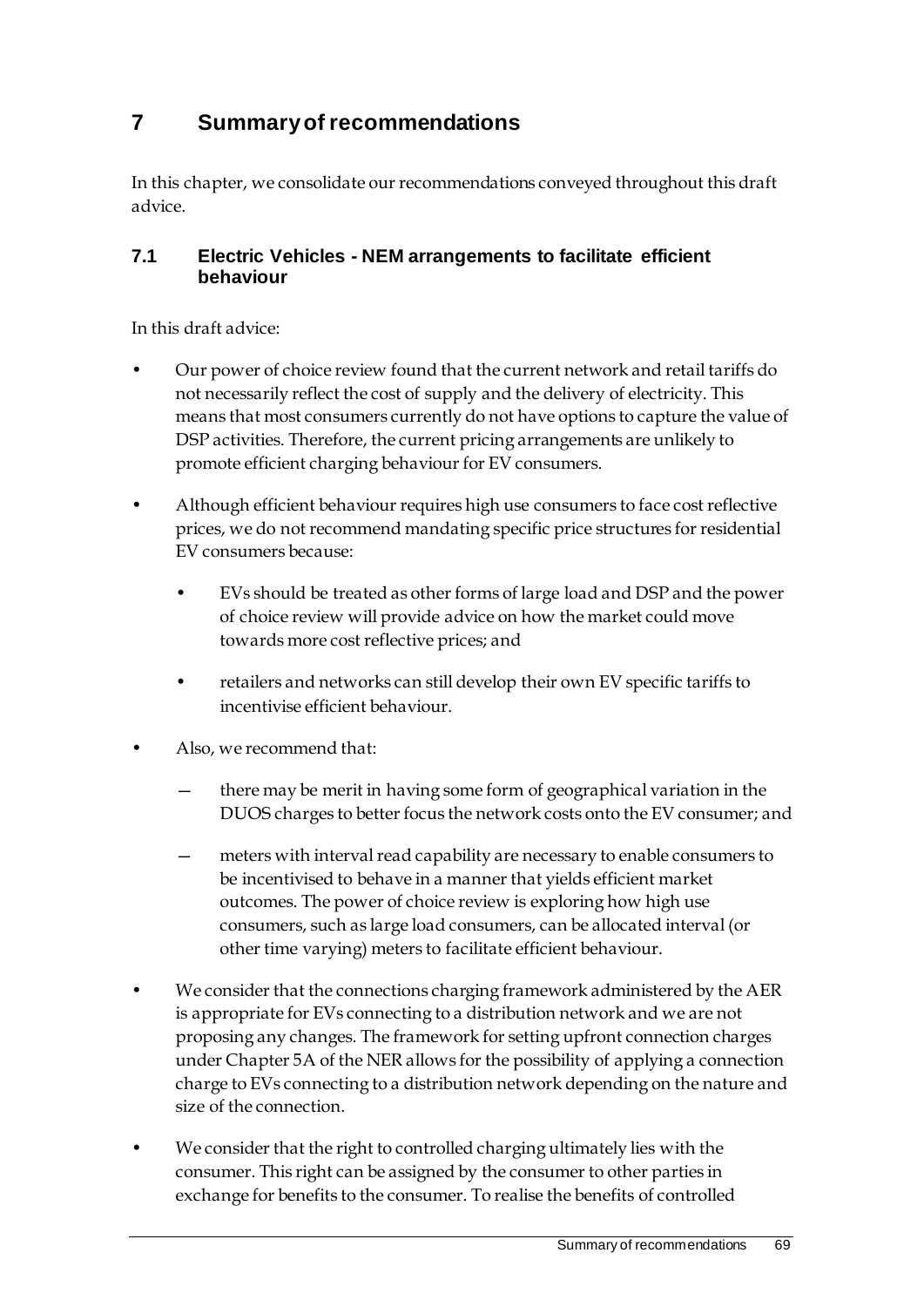# 7 Summary of recommendations

In this chapter, we consolidate our recommendations conveyed throughout this draft advice.

## 7.1 Electric Vehicles - NEM arrangements to facilitate efficient behaviour

In this draft advice:

- Our power of choice review found that the current network and retail tariffs do not necessarily reflect the cost of supply and the delivery of electricity. This means that most consumers currently do not have options to capture the value of DSP activities. Therefore, the current pricing arrangements are unlikely to promote efficient charging behaviour for EV consumers.
- Although efficient behaviour requires high use consumers to face cost reflective prices, we do not recommend mandating specific price structures for residential EV consumers because:
  - EVs should be treated as other forms of large load and DSP and the power of choice review will provide advice on how the market could move towards more cost reflective prices; and
  - retailers and networks can still develop their own EV specific tariffs to incentivise efficient behaviour.
- Also, we recommend that:
  - there may be merit in having some form of geographical variation in the DUOS charges to better focus the network costs onto the EV consumer; and
  - meters with interval read capability are necessary to enable consumers to be incentivised to behave in a manner that yields efficient market outcomes. The power of choice review is exploring how high use consumers, such as large load consumers, can be allocated interval (or other time varying) meters to facilitate efficient behaviour.
- We consider that the connections charging framework administered by the AER is appropriate for EVs connecting to a distribution network and we are not proposing any changes. The framework for setting upfront connection charges under Chapter 5A of the NER allows for the possibility of applying a connection charge to EVs connecting to a distribution network depending on the nature and size of the connection.
- We consider that the right to controlled charging ultimately lies with the consumer. This right can be assigned by the consumer to other parties in exchange for benefits to the consumer. To realise the benefits of controlled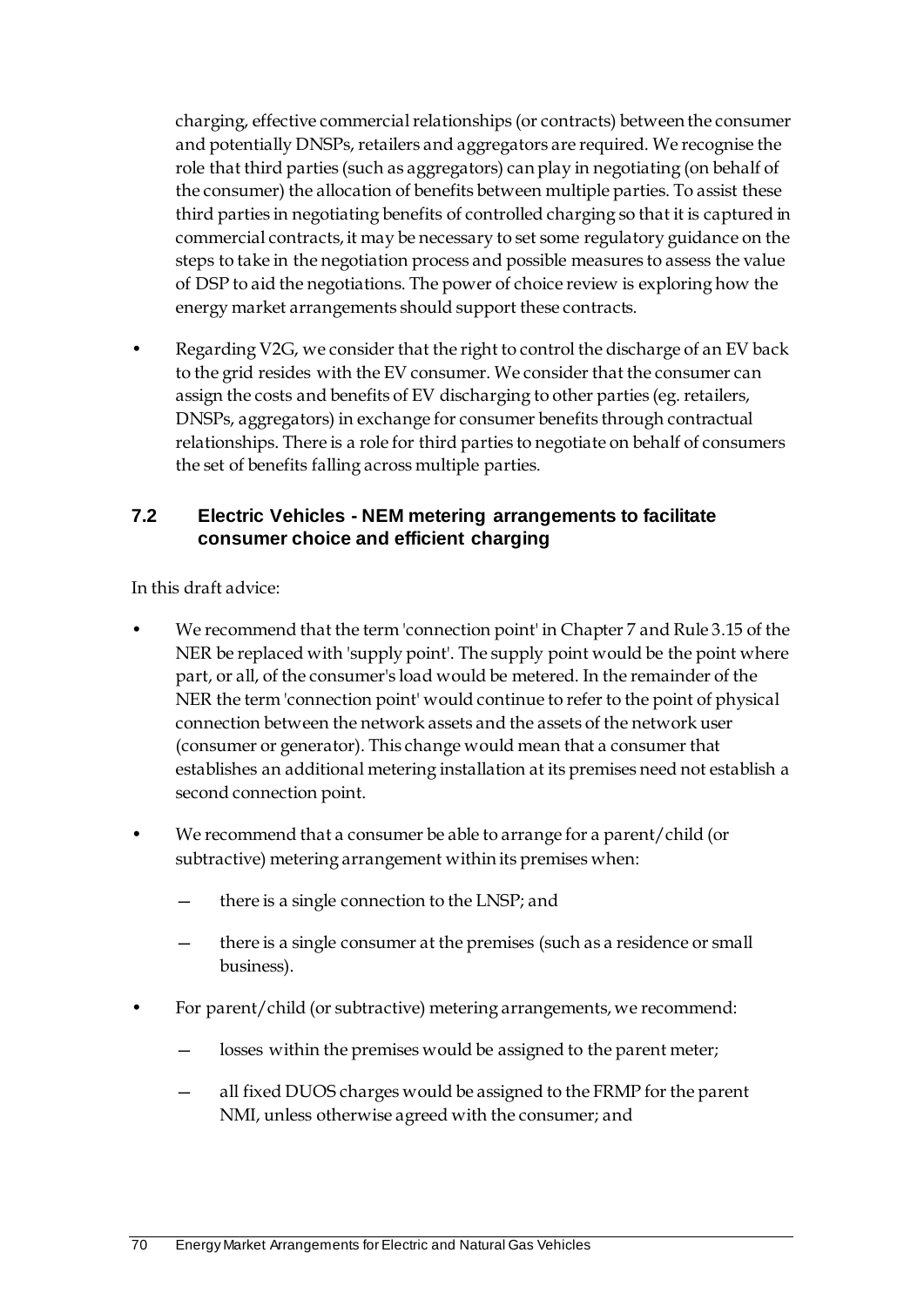charging, effective commercial relationships (or contracts) between the consumer and potentially DNSPs, retailers and aggregators are required. We recognise the role that third parties (such as aggregators) can play in negotiating (on behalf of the consumer) the allocation of benefits between multiple parties. To assist these third parties in negotiating benefits of controlled charging so that it is captured in commercial contracts, it may be necessary to set some regulatory guidance on the steps to take in the negotiation process and possible measures to assess the value of DSP to aid the negotiations. The power of choice review is exploring how the energy market arrangements should support these contracts.

- Regarding V2G, we consider that the right to control the discharge of an EV back to the grid resides with the EV consumer. We consider that the consumer can assign the costs and benefits of EV discharging to other parties (eg. retailers, DNSPs, aggregators) in exchange for consumer benefits through contractual relationships. There is a role for third parties to negotiate on behalf of consumers the set of benefits falling across multiple parties.

## 7.2 Electric Vehicles - NEM metering arrangements to facilitate consumer choice and efficient charging

In this draft advice:

- We recommend that the term 'connection point' in Chapter 7 and Rule 3.15 of the NER be replaced with 'supply point'. The supply point would be the point where part, or all, of the consumer's load would be metered. In the remainder of the NER the term 'connection point' would continue to refer to the point of physical connection between the network assets and the assets of the network user (consumer or generator). This change would mean that a consumer that establishes an additional metering installation at its premises need not establish a second connection point.
- We recommend that a consumer be able to arrange for a parent/child (or subtractive) metering arrangement within its premises when:
  - there is a single connection to the LNSP; and
  - there is a single consumer at the premises (such as a residence or small business).
- For parent/child (or subtractive) metering arrangements, we recommend:
  - losses within the premises would be assigned to the parent meter;
  - all fixed DUOS charges would be assigned to the FRMP for the parent NMI, unless otherwise agreed with the consumer; and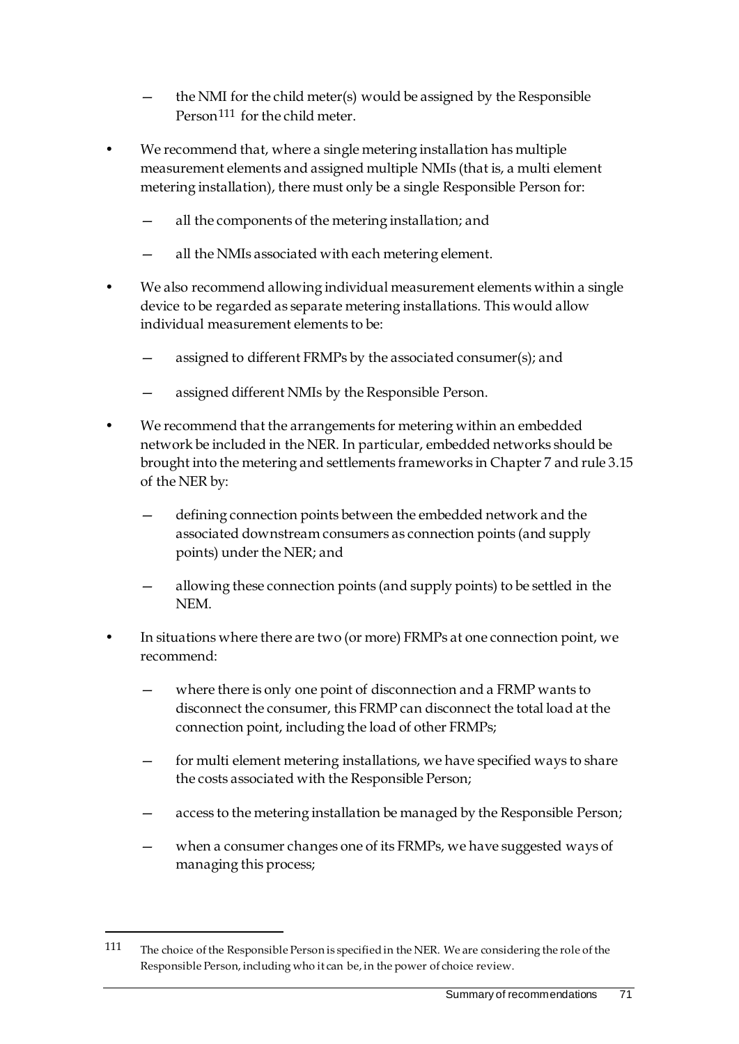- the NMI for the child meter(s) would be assigned by the Responsible Person[111] for the child meter.

- We recommend that, where a single metering installation has multiple measurement elements and assigned multiple NMIs (that is, a multi element metering installation), there must only be a single Responsible Person for:
   - all the components of the metering installation; and
   - all the NMIs associated with each metering element.
- We also recommend allowing individual measurement elements within a single device to be regarded as separate metering installations. This would allow individual measurement elements to be:
   - assigned to different FRMPs by the associated consumer(s); and
   - assigned different NMIs by the Responsible Person.
- We recommend that the arrangements for metering within an embedded network be included in the NER. In particular, embedded networks should be brought into the metering and settlements frameworks in Chapter 7 and rule 3.15 of the NER by:
   - defining connection points between the embedded network and the associated downstream consumers as connection points (and supply points) under the NER; and
   - allowing these connection points (and supply points) to be settled in the NEM.
- In situations where there are two (or more) FRMPs at one connection point, we recommend:
   - where there is only one point of disconnection and a FRMP wants to disconnect the consumer, this FRMP can disconnect the total load at the connection point, including the load of other FRMPs;
   - for multi element metering installations, we have specified ways to share the costs associated with the Responsible Person;
   - access to the metering installation be managed by the Responsible Person;
   - when a consumer changes one of its FRMPs, we have suggested ways of managing this process;

---

[111] The choice of the Responsible Person is specified in the NER. We are considering the role of the Responsible Person, including who it can be, in the power of choice review.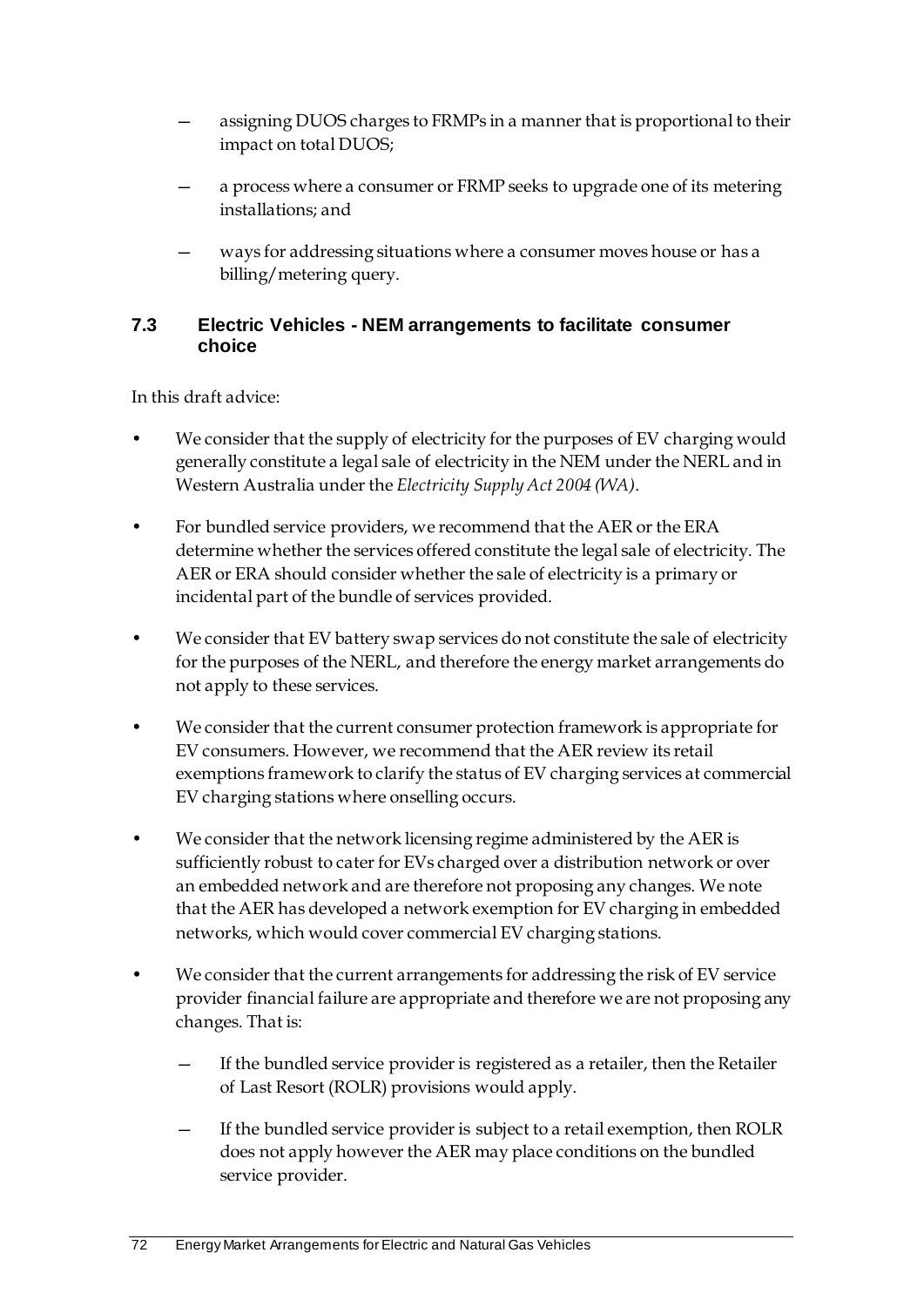- assigning DUOS charges to FRMPs in a manner that is proportional to their impact on total DUOS;
- a process where a consumer or FRMP seeks to upgrade one of its metering installations; and
- ways for addressing situations where a consumer moves house or has a billing/metering query.

### 7.3 Electric Vehicles - NEM arrangements to facilitate consumer choice

In this draft advice:

- We consider that the supply of electricity for the purposes of EV charging would generally constitute a legal sale of electricity in the NEM under the NERL and in Western Australia under the *Electricity Supply Act 2004 (WA)*.
- For bundled service providers, we recommend that the AER or the ERA determine whether the services offered constitute the legal sale of electricity. The AER or ERA should consider whether the sale of electricity is a primary or incidental part of the bundle of services provided.
- We consider that EV battery swap services do not constitute the sale of electricity for the purposes of the NERL, and therefore the energy market arrangements do not apply to these services.
- We consider that the current consumer protection framework is appropriate for EV consumers. However, we recommend that the AER review its retail exemptions framework to clarify the status of EV charging services at commercial EV charging stations where onselling occurs.
- We consider that the network licensing regime administered by the AER is sufficiently robust to cater for EVs charged over a distribution network or over an embedded network and are therefore not proposing any changes. We note that the AER has developed a network exemption for EV charging in embedded networks, which would cover commercial EV charging stations.
- We consider that the current arrangements for addressing the risk of EV service provider financial failure are appropriate and therefore we are not proposing any changes. That is:
  - If the bundled service provider is registered as a retailer, then the Retailer of Last Resort (ROLR) provisions would apply.
  - If the bundled service provider is subject to a retail exemption, then ROLR does not apply however the AER may place conditions on the bundled service provider.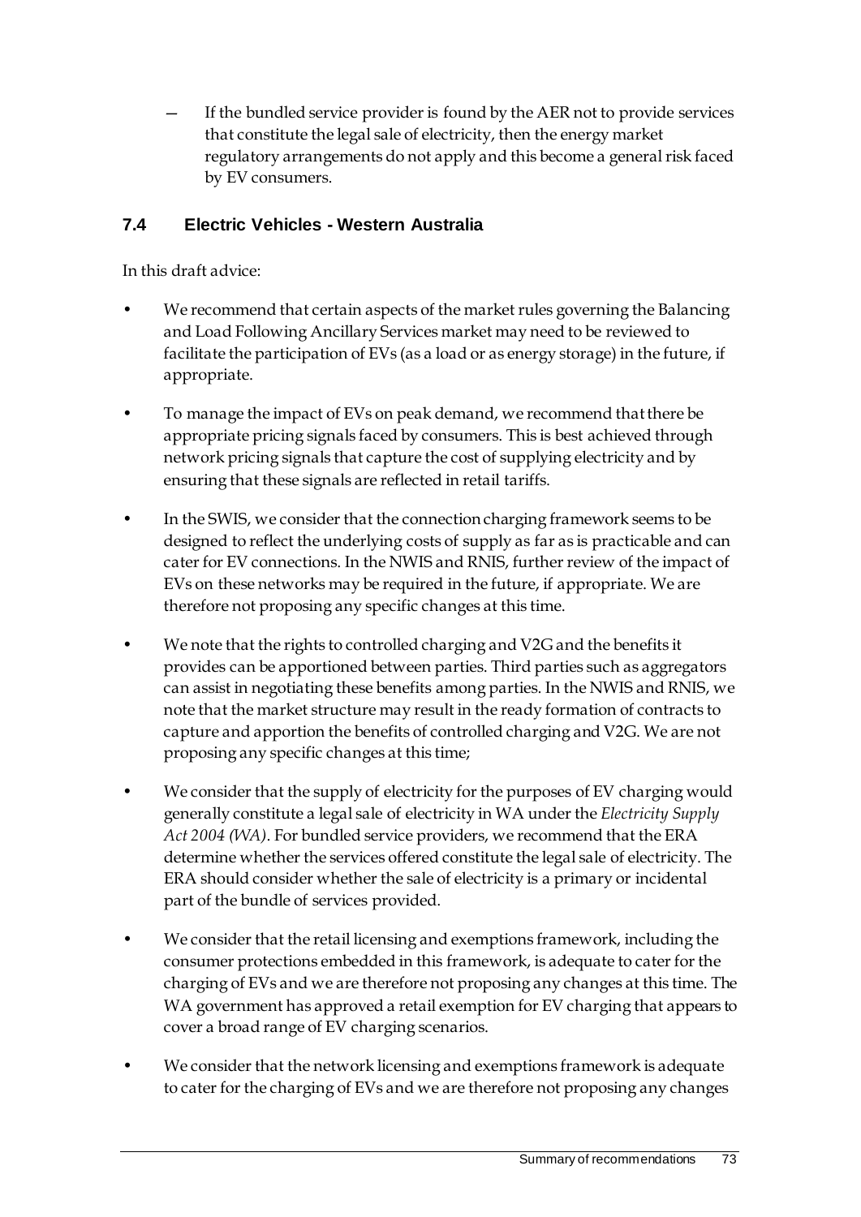— If the bundled service provider is found by the AER not to provide services that constitute the legal sale of electricity, then the energy market regulatory arrangements do not apply and this become a general risk faced by EV consumers.

### 7.4 Electric Vehicles - Western Australia

In this draft advice:

- We recommend that certain aspects of the market rules governing the Balancing and Load Following Ancillary Services market may need to be reviewed to facilitate the participation of EVs (as a load or as energy storage) in the future, if appropriate.
- To manage the impact of EVs on peak demand, we recommend that there be appropriate pricing signals faced by consumers. This is best achieved through network pricing signals that capture the cost of supplying electricity and by ensuring that these signals are reflected in retail tariffs.
- In the SWIS, we consider that the connection charging framework seems to be designed to reflect the underlying costs of supply as far as is practicable and can cater for EV connections. In the NWIS and RNIS, further review of the impact of EVs on these networks may be required in the future, if appropriate. We are therefore not proposing any specific changes at this time.
- We note that the rights to controlled charging and V2G and the benefits it provides can be apportioned between parties. Third parties such as aggregators can assist in negotiating these benefits among parties. In the NWIS and RNIS, we note that the market structure may result in the ready formation of contracts to capture and apportion the benefits of controlled charging and V2G. We are not proposing any specific changes at this time;
- We consider that the supply of electricity for the purposes of EV charging would generally constitute a legal sale of electricity in WA under the *Electricity Supply Act 2004 (WA)*. For bundled service providers, we recommend that the ERA determine whether the services offered constitute the legal sale of electricity. The ERA should consider whether the sale of electricity is a primary or incidental part of the bundle of services provided.
- We consider that the retail licensing and exemptions framework, including the consumer protections embedded in this framework, is adequate to cater for the charging of EVs and we are therefore not proposing any changes at this time. The WA government has approved a retail exemption for EV charging that appears to cover a broad range of EV charging scenarios.
- We consider that the network licensing and exemptions framework is adequate to cater for the charging of EVs and we are therefore not proposing any changes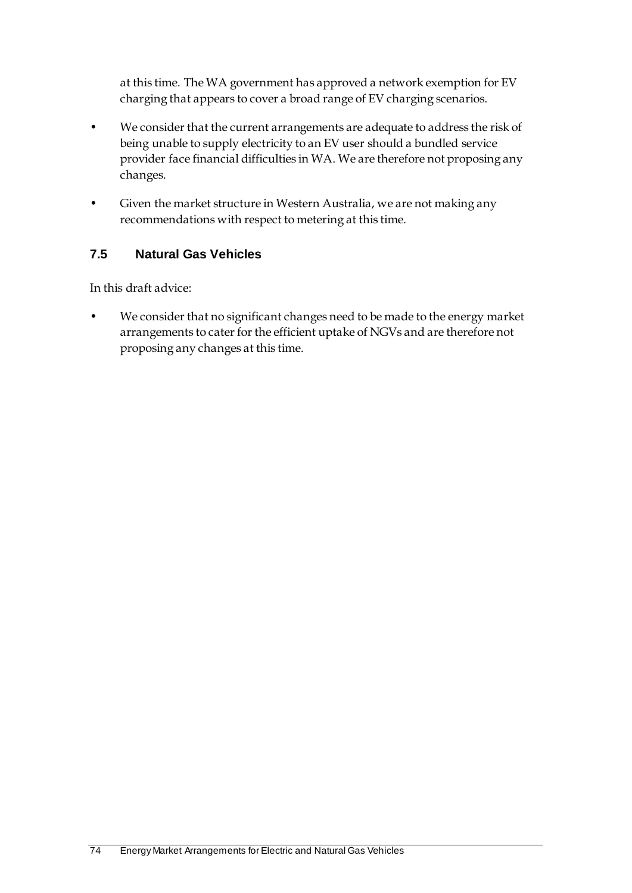at this time. The WA government has approved a network exemption for EV charging that appears to cover a broad range of EV charging scenarios.

- We consider that the current arrangements are adequate to address the risk of being unable to supply electricity to an EV user should a bundled service provider face financial difficulties in WA. We are therefore not proposing any changes.
- Given the market structure in Western Australia, we are not making any recommendations with respect to metering at this time.

### 7.5 Natural Gas Vehicles

In this draft advice:

- We consider that no significant changes need to be made to the energy market arrangements to cater for the efficient uptake of NGVs and are therefore not proposing any changes at this time.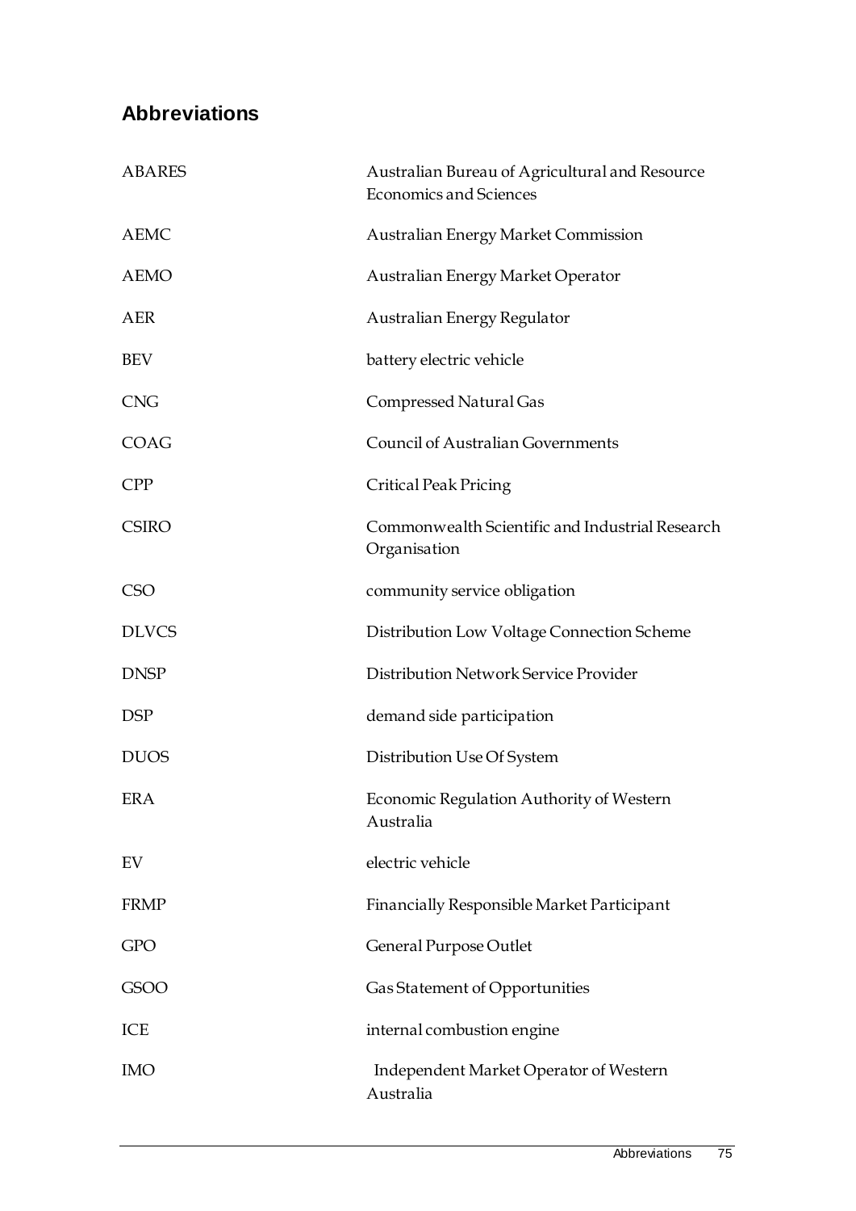## Abbreviations

| | |
|---|---|
| ABARES | Australian Bureau of Agricultural and Resource Economics and Sciences |
| AEMC | Australian Energy Market Commission |
| AEMO | Australian Energy Market Operator |
| AER | Australian Energy Regulator |
| BEV | battery electric vehicle |
| CNG | Compressed Natural Gas |
| COAG | Council of Australian Governments |
| CPP | Critical Peak Pricing |
| CSIRO | Commonwealth Scientific and Industrial Research Organisation |
| CSO | community service obligation |
| DLVCS | Distribution Low Voltage Connection Scheme |
| DNSP | Distribution Network Service Provider |
| DSP | demand side participation |
| DUOS | Distribution Use Of System |
| ERA | Economic Regulation Authority of Western Australia |
| EV | electric vehicle |
| FRMP | Financially Responsible Market Participant |
| GPO | General Purpose Outlet |
| GSOO | Gas Statement of Opportunities |
| ICE | internal combustion engine |
| IMO | Independent Market Operator of Western Australia |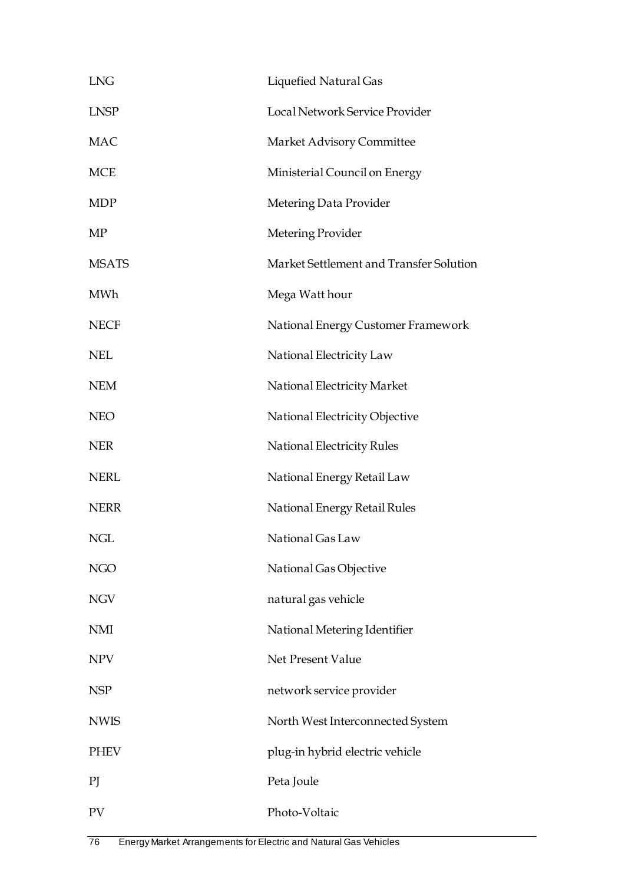| | |
|---|---|
| LNG | Liquefied Natural Gas |
| LNSP | Local Network Service Provider |
| MAC | Market Advisory Committee |
| MCE | Ministerial Council on Energy |
| MDP | Metering Data Provider |
| MP | Metering Provider |
| MSATS | Market Settlement and Transfer Solution |
| MWh | Mega Watt hour |
| NECF | National Energy Customer Framework |
| NEL | National Electricity Law |
| NEM | National Electricity Market |
| NEO | National Electricity Objective |
| NER | National Electricity Rules |
| NERL | National Energy Retail Law |
| NERR | National Energy Retail Rules |
| NGL | National Gas Law |
| NGO | National Gas Objective |
| NGV | natural gas vehicle |
| NMI | National Metering Identifier |
| NPV | Net Present Value |
| NSP | network service provider |
| NWIS | North West Interconnected System |
| PHEV | plug-in hybrid electric vehicle |
| PJ | Peta Joule |
| PV | Photo-Voltaic |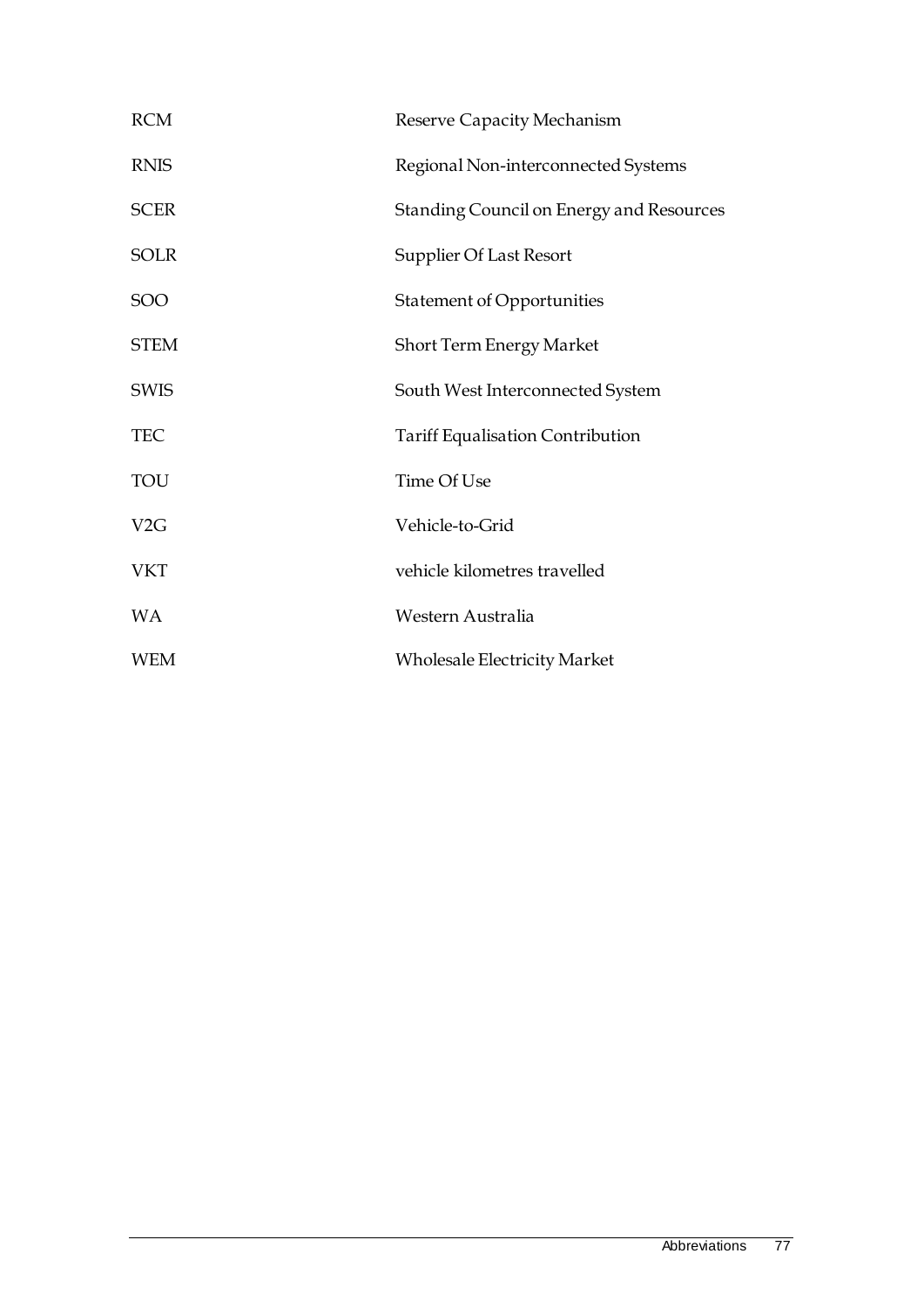| | |
|---|---|
| RCM | Reserve Capacity Mechanism |
| RNIS | Regional Non-interconnected Systems |
| SCER | Standing Council on Energy and Resources |
| SOLR | Supplier Of Last Resort |
| SOO | Statement of Opportunities |
| STEM | Short Term Energy Market |
| SWIS | South West Interconnected System |
| TEC | Tariff Equalisation Contribution |
| TOU | Time Of Use |
| V2G | Vehicle-to-Grid |
| VKT | vehicle kilometres travelled |
| WA | Western Australia |
| WEM | Wholesale Electricity Market |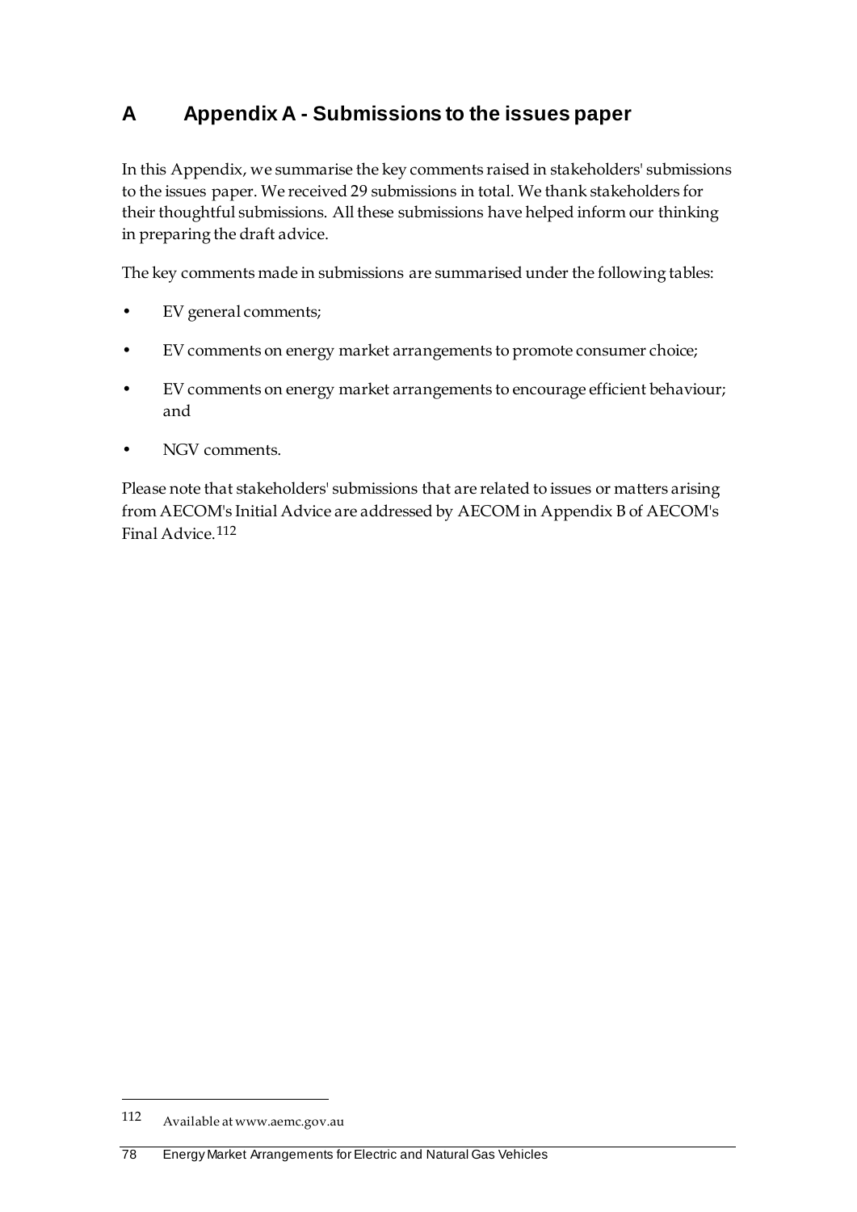# A Appendix A - Submissions to the issues paper

In this Appendix, we summarise the key comments raised in stakeholders' submissions to the issues paper. We received 29 submissions in total. We thank stakeholders for their thoughtful submissions. All these submissions have helped inform our thinking in preparing the draft advice.

The key comments made in submissions are summarised under the following tables:

- EV general comments;
- EV comments on energy market arrangements to promote consumer choice;
- EV comments on energy market arrangements to encourage efficient behaviour; and
- NGV comments.

Please note that stakeholders' submissions that are related to issues or matters arising from AECOM's Initial Advice are addressed by AECOM in Appendix B of AECOM's Final Advice.[112]

---

[112] Available at www.aemc.gov.au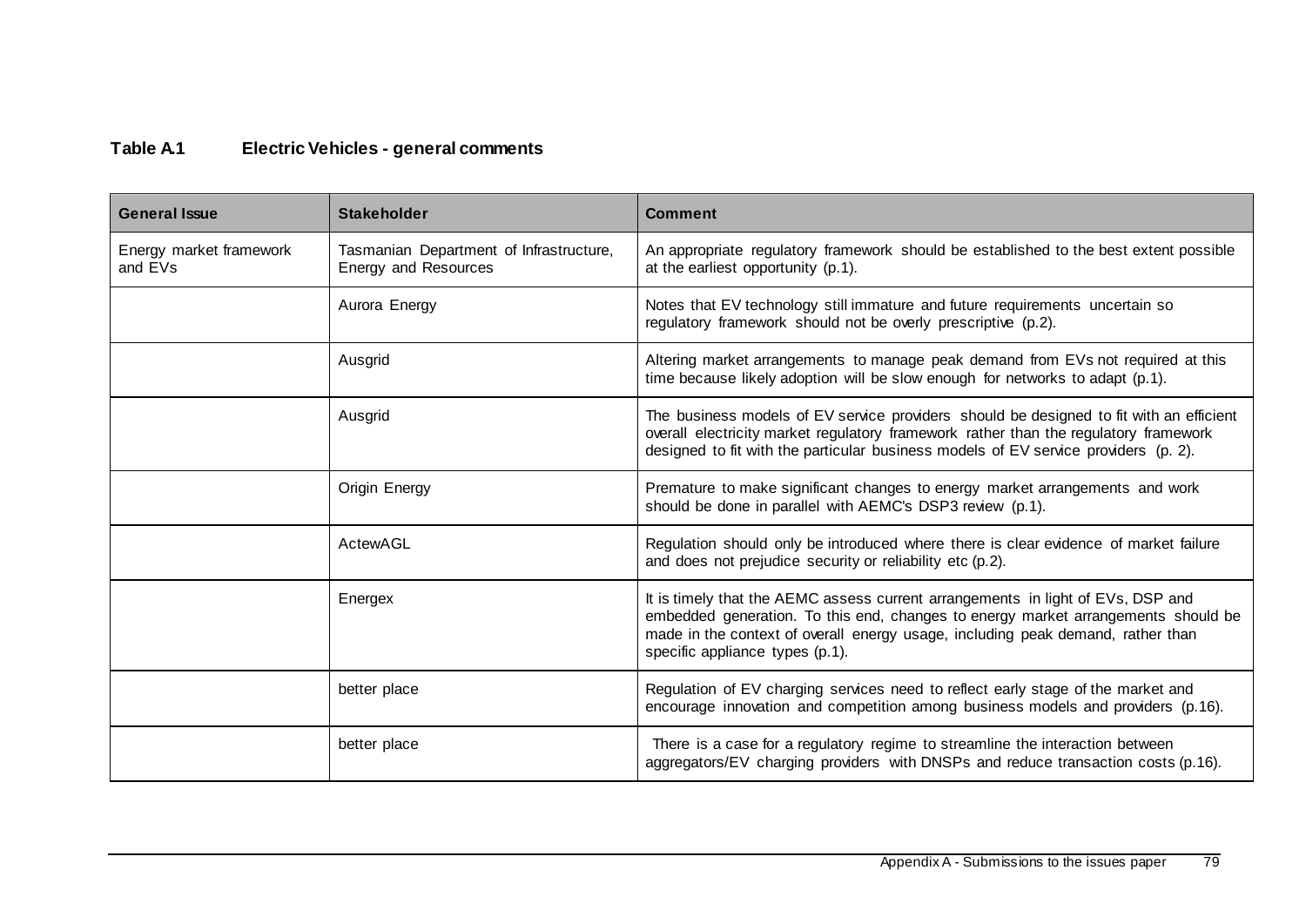**Table A.1 Electric Vehicles - general comments**

| General Issue | Stakeholder | Comment |
| --- | --- | --- |
| Energy market framework and EVs | Tasmanian Department of Infrastructure, Energy and Resources | An appropriate regulatory framework should be established to the best extent possible at the earliest opportunity (p.1). |
| | Aurora Energy | Notes that EV technology still immature and future requirements uncertain so regulatory framework should not be overly prescriptive (p.2). |
| | Ausgrid | Altering market arrangements to manage peak demand from EVs not required at this time because likely adoption will be slow enough for networks to adapt (p.1). |
| | Ausgrid | The business models of EV service providers should be designed to fit with an efficient overall electricity market regulatory framework rather than the regulatory framework designed to fit with the particular business models of EV service providers (p. 2). |
| | Origin Energy | Premature to make significant changes to energy market arrangements and work should be done in parallel with AEMC's DSP3 review (p.1). |
| | ActewAGL | Regulation should only be introduced where there is clear evidence of market failure and does not prejudice security or reliability etc (p.2). |
| | Energex | It is timely that the AEMC assess current arrangements in light of EVs, DSP and embedded generation. To this end, changes to energy market arrangements should be made in the context of overall energy usage, including peak demand, rather than specific appliance types (p.1). |
| | better place | Regulation of EV charging services need to reflect early stage of the market and encourage innovation and competition among business models and providers (p.16). |
| | better place | There is a case for a regulatory regime to streamline the interaction between aggregators/EV charging providers with DNSPs and reduce transaction costs (p.16). |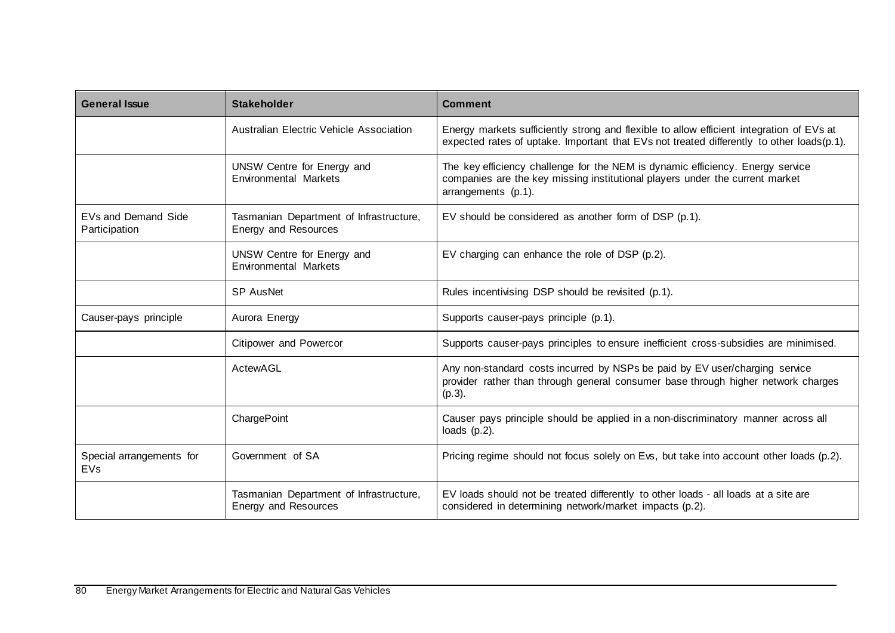| General Issue | Stakeholder | Comment |
|---|---|---|
| | Australian Electric Vehicle Association | Energy markets sufficiently strong and flexible to allow efficient integration of EVs at expected rates of uptake. Important that EVs not treated differently to other loads(p.1). |
| | UNSW Centre for Energy and Environmental Markets | The key efficiency challenge for the NEM is dynamic efficiency. Energy service companies are the key missing institutional players under the current market arrangements (p.1). |
| EVs and Demand Side Participation | Tasmanian Department of Infrastructure, Energy and Resources | EV should be considered as another form of DSP (p.1). |
| | UNSW Centre for Energy and Environmental Markets | EV charging can enhance the role of DSP (p.2). |
| | SP AusNet | Rules incentivising DSP should be revisited (p.1). |
| Causer-pays principle | Aurora Energy | Supports causer-pays principle (p.1). |
| | Citipower and Powercor | Supports causer-pays principles to ensure inefficient cross-subsidies are minimised. |
| | ActewAGL | Any non-standard costs incurred by NSPs be paid by EV user/charging service provider rather than through general consumer base through higher network charges (p.3). |
| | ChargePoint | Causer pays principle should be applied in a non-discriminatory manner across all loads (p.2). |
| Special arrangements for EVs | Government of SA | Pricing regime should not focus solely on Evs, but take into account other loads (p.2). |
| | Tasmanian Department of Infrastructure, Energy and Resources | EV loads should not be treated differently to other loads - all loads at a site are considered in determining network/market impacts (p.2). |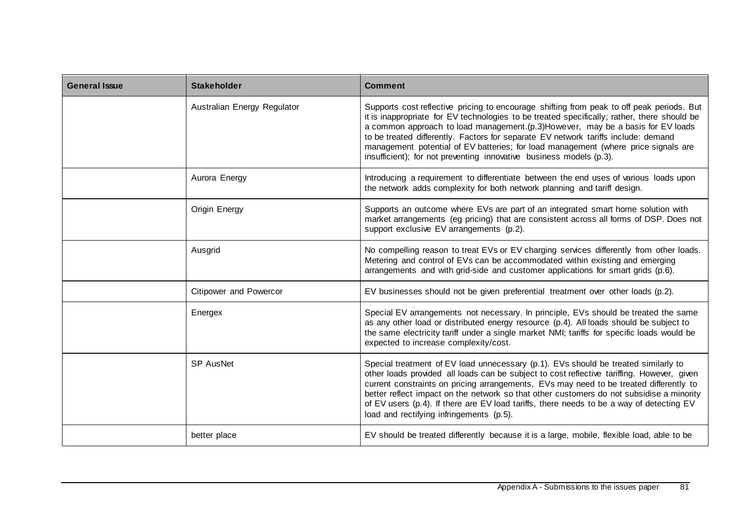| General Issue | Stakeholder | Comment |
| --- | --- | --- |
| | Australian Energy Regulator | Supports cost reflective pricing to encourage shifting from peak to off peak periods. But it is inappropriate for EV technologies to be treated specifically; rather, there should be a common approach to load management.(p.3)However, may be a basis for EV loads to be treated differently. Factors for separate EV network tariffs include: demand management potential of EV batteries; for load management (where price signals are insufficient); for not preventing innovative business models (p.3). |
| | Aurora Energy | Introducing a requirement to differentiate between the end uses of various loads upon the network adds complexity for both network planning and tariff design. |
| | Origin Energy | Supports an outcome where EVs are part of an integrated smart home solution with market arrangements (eg pricing) that are consistent across all forms of DSP. Does not support exclusive EV arrangements (p.2). |
| | Ausgrid | No compelling reason to treat EVs or EV charging services differently from other loads. Metering and control of EVs can be accommodated within existing and emerging arrangements and with grid-side and customer applications for smart grids (p.6). |
| | Citipower and Powercor | EV businesses should not be given preferential treatment over other loads (p.2). |
| | Energex | Special EV arrangements not necessary. In principle, EVs should be treated the same as any other load or distributed energy resource (p.4). All loads should be subject to the same electricity tariff under a single market NMI; tariffs for specific loads would be expected to increase complexity/cost. |
| | SP AusNet | Special treatment of EV load unnecessary (p.1). EVs should be treated similarly to other loads provided all loads can be subject to cost reflective tariffing. However, given current constraints on pricing arrangements, EVs may need to be treated differently to better reflect impact on the network so that other customers do not subsidise a minority of EV users (p.4). If there are EV load tariffs, there needs to be a way of detecting EV load and rectifying infringements (p.5). |
| | better place | EV should be treated differently because it is a large, mobile, flexible load, able to be |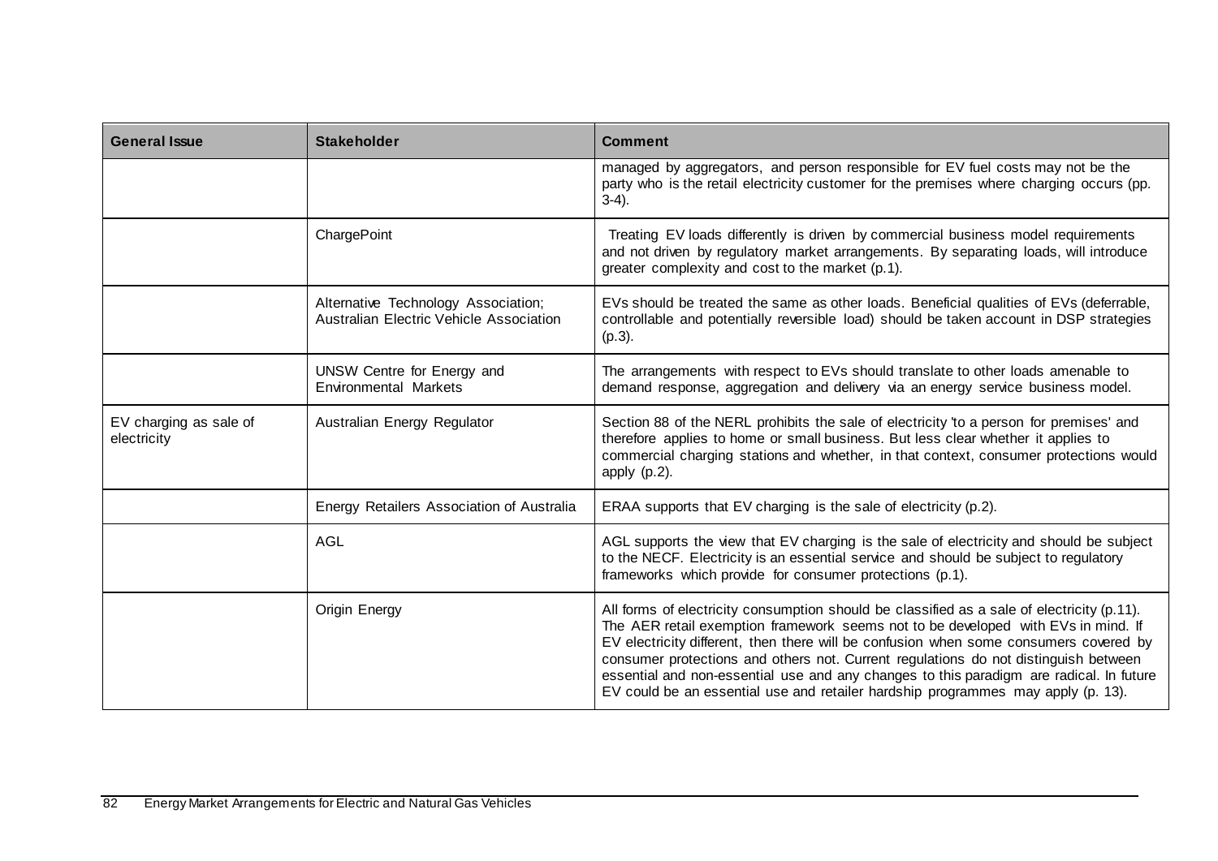| General Issue | Stakeholder | Comment |
| --- | --- | --- |
| | | managed by aggregators, and person responsible for EV fuel costs may not be the party who is the retail electricity customer for the premises where charging occurs (pp. 3-4). |
| | ChargePoint | Treating EV loads differently is driven by commercial business model requirements and not driven by regulatory market arrangements. By separating loads, will introduce greater complexity and cost to the market (p.1). |
| | Alternative Technology Association; Australian Electric Vehicle Association | EVs should be treated the same as other loads. Beneficial qualities of EVs (deferrable, controllable and potentially reversible load) should be taken account in DSP strategies (p.3). |
| | UNSW Centre for Energy and Environmental Markets | The arrangements with respect to EVs should translate to other loads amenable to demand response, aggregation and delivery via an energy service business model. |
| EV charging as sale of electricity | Australian Energy Regulator | Section 88 of the NERL prohibits the sale of electricity 'to a person for premises' and therefore applies to home or small business. But less clear whether it applies to commercial charging stations and whether, in that context, consumer protections would apply (p.2). |
| | Energy Retailers Association of Australia | ERAA supports that EV charging is the sale of electricity (p.2). |
| | AGL | AGL supports the view that EV charging is the sale of electricity and should be subject to the NECF. Electricity is an essential service and should be subject to regulatory frameworks which provide for consumer protections (p.1). |
| | Origin Energy | All forms of electricity consumption should be classified as a sale of electricity (p.11). The AER retail exemption framework seems not to be developed with EVs in mind. If EV electricity different, then there will be confusion when some consumers covered by consumer protections and others not. Current regulations do not distinguish between essential and non-essential use and any changes to this paradigm are radical. In future EV could be an essential use and retailer hardship programmes may apply (p. 13). |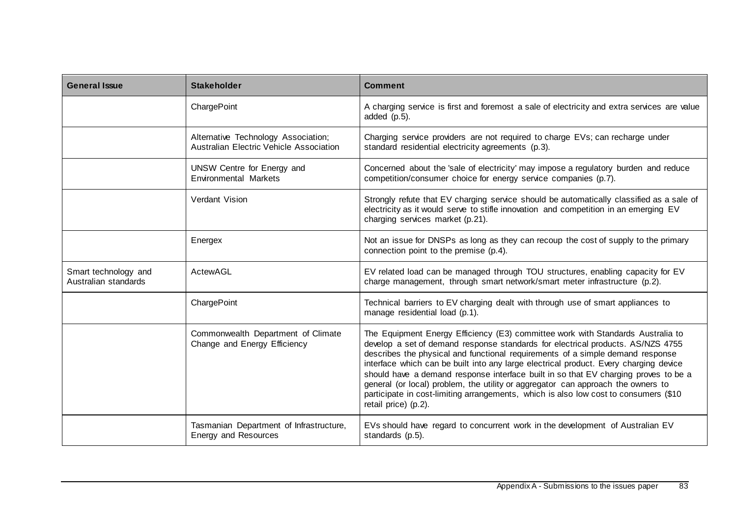| General Issue | Stakeholder | Comment |
| --- | --- | --- |
| | ChargePoint | A charging service is first and foremost a sale of electricity and extra services are value added (p.5). |
| | Alternative Technology Association; Australian Electric Vehicle Association | Charging service providers are not required to charge EVs; can recharge under standard residential electricity agreements (p.3). |
| | UNSW Centre for Energy and Environmental Markets | Concerned about the 'sale of electricity' may impose a regulatory burden and reduce competition/consumer choice for energy service companies (p.7). |
| | Verdant Vision | Strongly refute that EV charging service should be automatically classified as a sale of electricity as it would serve to stifle innovation and competition in an emerging EV charging services market (p.21). |
| | Energex | Not an issue for DNSPs as long as they can recoup the cost of supply to the primary connection point to the premise (p.4). |
| Smart technology and Australian standards | ActewAGL | EV related load can be managed through TOU structures, enabling capacity for EV charge management, through smart network/smart meter infrastructure (p.2). |
| | ChargePoint | Technical barriers to EV charging dealt with through use of smart appliances to manage residential load (p.1). |
| | Commonwealth Department of Climate Change and Energy Efficiency | The Equipment Energy Efficiency (E3) committee work with Standards Australia to develop a set of demand response standards for electrical products. AS/NZS 4755 describes the physical and functional requirements of a simple demand response interface which can be built into any large electrical product. Every charging device should have a demand response interface built in so that EV charging proves to be a general (or local) problem, the utility or aggregator can approach the owners to participate in cost-limiting arrangements, which is also low cost to consumers ($10 retail price) (p.2). |
| | Tasmanian Department of Infrastructure, Energy and Resources | EVs should have regard to concurrent work in the development of Australian EV standards (p.5). |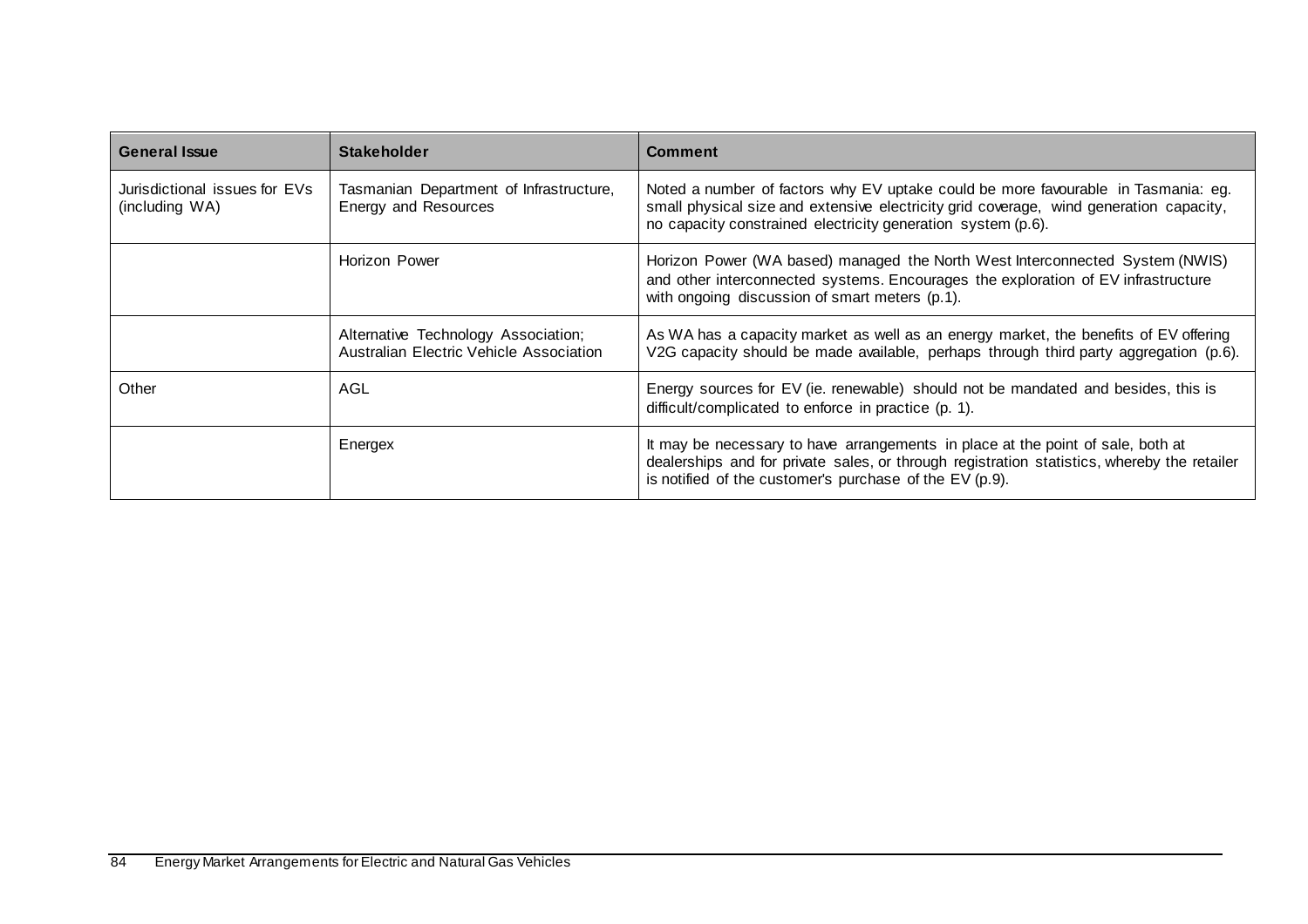| General Issue | Stakeholder | Comment |
|---|---|---|
| Jurisdictional issues for EVs (including WA) | Tasmanian Department of Infrastructure, Energy and Resources | Noted a number of factors why EV uptake could be more favourable in Tasmania: eg. small physical size and extensive electricity grid coverage, wind generation capacity, no capacity constrained electricity generation system (p.6). |
| | Horizon Power | Horizon Power (WA based) managed the North West Interconnected System (NWIS) and other interconnected systems. Encourages the exploration of EV infrastructure with ongoing discussion of smart meters (p.1). |
| | Alternative Technology Association; Australian Electric Vehicle Association | As WA has a capacity market as well as an energy market, the benefits of EV offering V2G capacity should be made available, perhaps through third party aggregation (p.6). |
| Other | AGL | Energy sources for EV (ie. renewable) should not be mandated and besides, this is difficult/complicated to enforce in practice (p. 1). |
| | Energex | It may be necessary to have arrangements in place at the point of sale, both at dealerships and for private sales, or through registration statistics, whereby the retailer is notified of the customer's purchase of the EV (p.9). |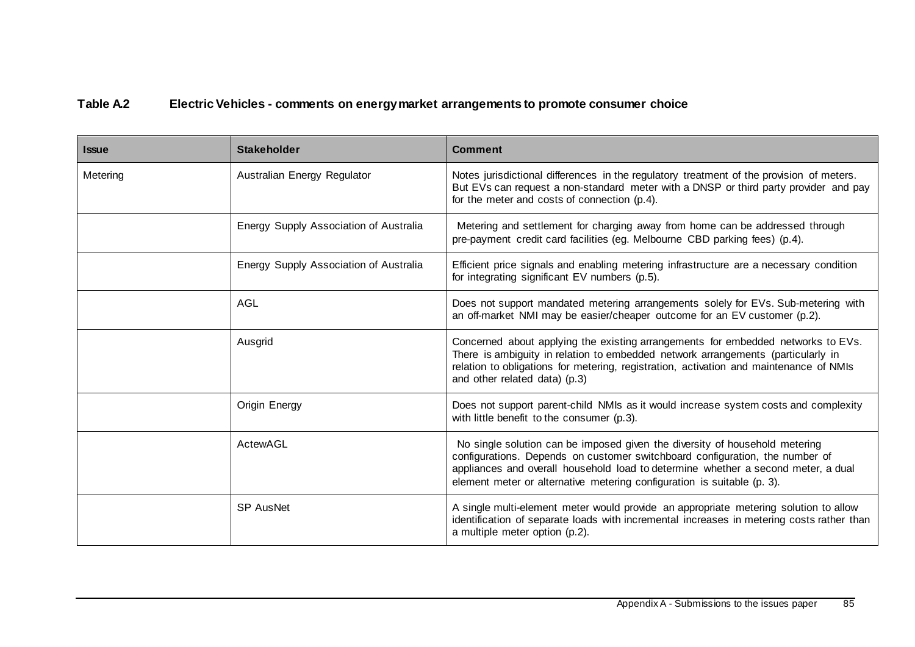**Table A.2 Electric Vehicles - comments on energy market arrangements to promote consumer choice**

| Issue | Stakeholder | Comment |
|---|---|---|
| Metering | Australian Energy Regulator | Notes jurisdictional differences in the regulatory treatment of the provision of meters. But EVs can request a non-standard meter with a DNSP or third party provider and pay for the meter and costs of connection (p.4). |
| | Energy Supply Association of Australia | Metering and settlement for charging away from home can be addressed through pre-payment credit card facilities (eg. Melbourne CBD parking fees) (p.4). |
| | Energy Supply Association of Australia | Efficient price signals and enabling metering infrastructure are a necessary condition for integrating significant EV numbers (p.5). |
| | AGL | Does not support mandated metering arrangements solely for EVs. Sub-metering with an off-market NMI may be easier/cheaper outcome for an EV customer (p.2). |
| | Ausgrid | Concerned about applying the existing arrangements for embedded networks to EVs. There is ambiguity in relation to embedded network arrangements (particularly in relation to obligations for metering, registration, activation and maintenance of NMIs and other related data) (p.3) |
| | Origin Energy | Does not support parent-child NMIs as it would increase system costs and complexity with little benefit to the consumer (p.3). |
| | ActewAGL | No single solution can be imposed given the diversity of household metering configurations. Depends on customer switchboard configuration, the number of appliances and overall household load to determine whether a second meter, a dual element meter or alternative metering configuration is suitable (p. 3). |
| | SP AusNet | A single multi-element meter would provide an appropriate metering solution to allow identification of separate loads with incremental increases in metering costs rather than a multiple meter option (p.2). |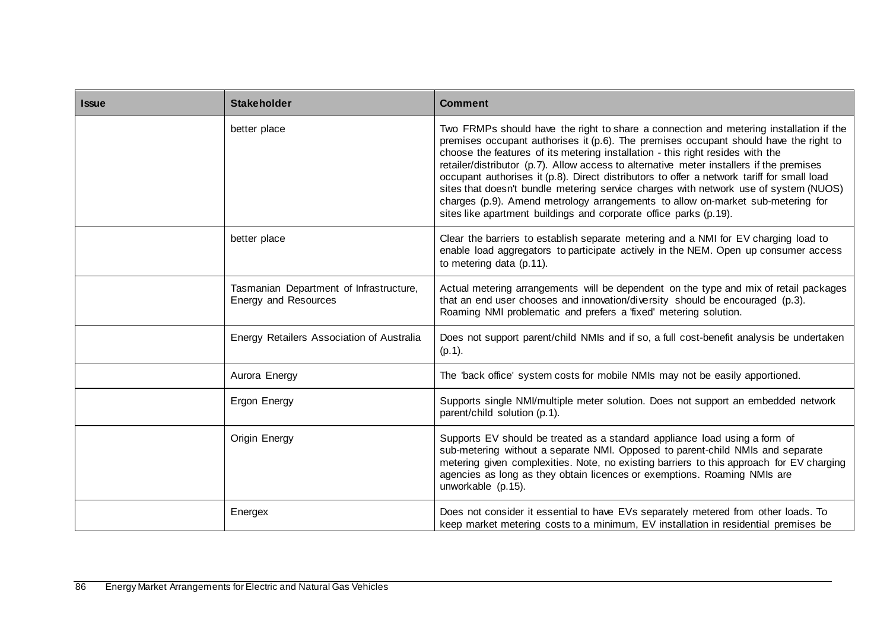| Issue | Stakeholder | Comment |
|---|---|---|
| | better place | Two FRMPs should have the right to share a connection and metering installation if the premises occupant authorises it (p.6). The premises occupant should have the right to choose the features of its metering installation - this right resides with the retailer/distributor (p.7). Allow access to alternative meter installers if the premises occupant authorises it (p.8). Direct distributors to offer a network tariff for small load sites that doesn't bundle metering service charges with network use of system (NUOS) charges (p.9). Amend metrology arrangements to allow on-market sub-metering for sites like apartment buildings and corporate office parks (p.19). |
| | better place | Clear the barriers to establish separate metering and a NMI for EV charging load to enable load aggregators to participate actively in the NEM. Open up consumer access to metering data (p.11). |
| | Tasmanian Department of Infrastructure, Energy and Resources | Actual metering arrangements will be dependent on the type and mix of retail packages that an end user chooses and innovation/diversity should be encouraged (p.3). Roaming NMI problematic and prefers a 'fixed' metering solution. |
| | Energy Retailers Association of Australia | Does not support parent/child NMIs and if so, a full cost-benefit analysis be undertaken (p.1). |
| | Aurora Energy | The 'back office' system costs for mobile NMIs may not be easily apportioned. |
| | Ergon Energy | Supports single NMI/multiple meter solution. Does not support an embedded network parent/child solution (p.1). |
| | Origin Energy | Supports EV should be treated as a standard appliance load using a form of sub-metering without a separate NMI. Opposed to parent-child NMIs and separate metering given complexities. Note, no existing barriers to this approach for EV charging agencies as long as they obtain licences or exemptions. Roaming NMIs are unworkable (p.15). |
| | Energex | Does not consider it essential to have EVs separately metered from other loads. To keep market metering costs to a minimum, EV installation in residential premises be |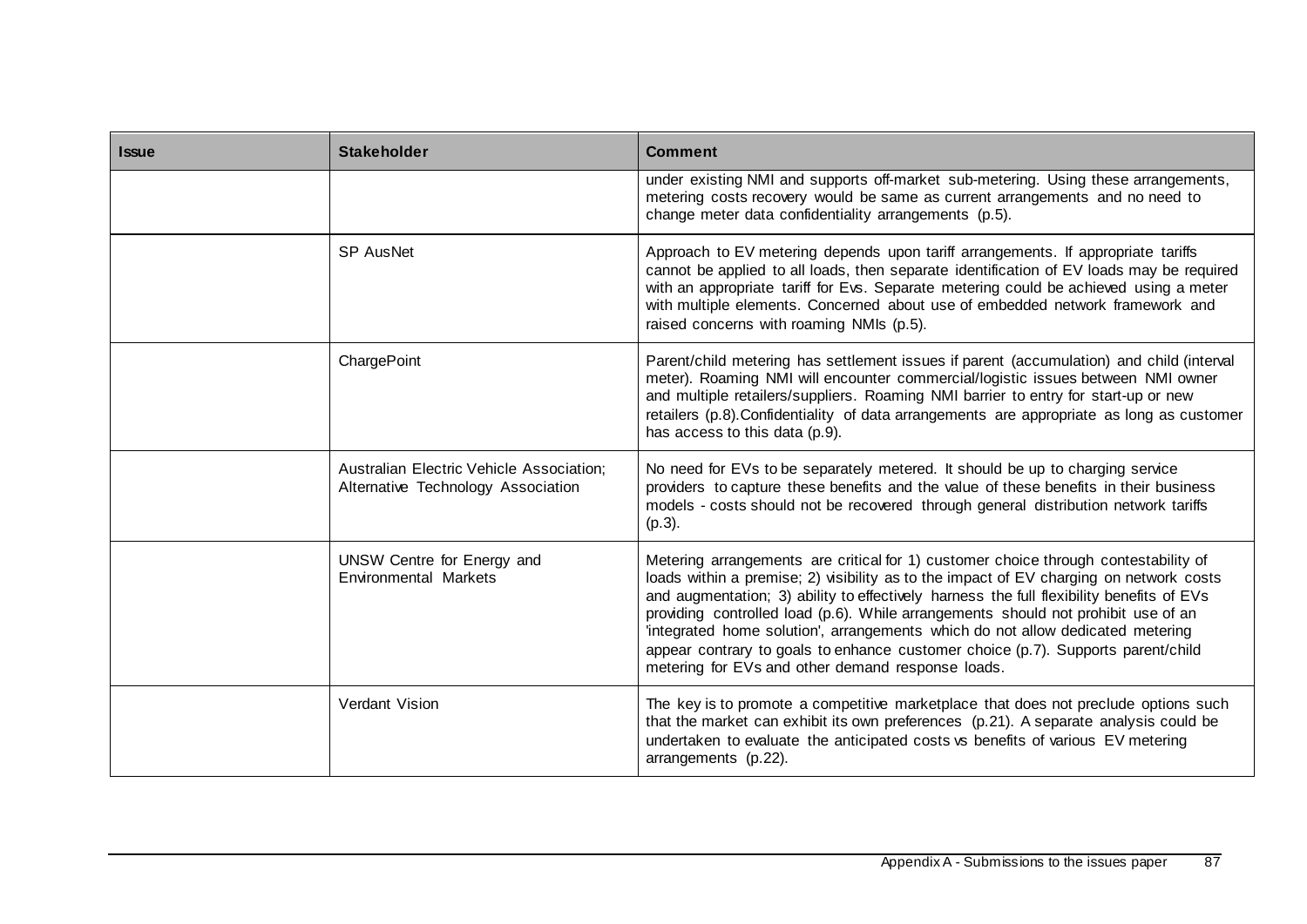| Issue | Stakeholder | Comment |
| --- | --- | --- |
| | | under existing NMI and supports off-market sub-metering. Using these arrangements, metering costs recovery would be same as current arrangements and no need to change meter data confidentiality arrangements (p.5). |
| | SP AusNet | Approach to EV metering depends upon tariff arrangements. If appropriate tariffs cannot be applied to all loads, then separate identification of EV loads may be required with an appropriate tariff for Evs. Separate metering could be achieved using a meter with multiple elements. Concerned about use of embedded network framework and raised concerns with roaming NMIs (p.5). |
| | ChargePoint | Parent/child metering has settlement issues if parent (accumulation) and child (interval meter). Roaming NMI will encounter commercial/logistic issues between NMI owner and multiple retailers/suppliers. Roaming NMI barrier to entry for start-up or new retailers (p.8).Confidentiality of data arrangements are appropriate as long as customer has access to this data (p.9). |
| | Australian Electric Vehicle Association; Alternative Technology Association | No need for EVs to be separately metered. It should be up to charging service providers to capture these benefits and the value of these benefits in their business models - costs should not be recovered through general distribution network tariffs (p.3). |
| | UNSW Centre for Energy and Environmental Markets | Metering arrangements are critical for 1) customer choice through contestability of loads within a premise; 2) visibility as to the impact of EV charging on network costs and augmentation; 3) ability to effectively harness the full flexibility benefits of EVs providing controlled load (p.6). While arrangements should not prohibit use of an 'integrated home solution', arrangements which do not allow dedicated metering appear contrary to goals to enhance customer choice (p.7). Supports parent/child metering for EVs and other demand response loads. |
| | Verdant Vision | The key is to promote a competitive marketplace that does not preclude options such that the market can exhibit its own preferences (p.21). A separate analysis could be undertaken to evaluate the anticipated costs vs benefits of various EV metering arrangements (p.22). |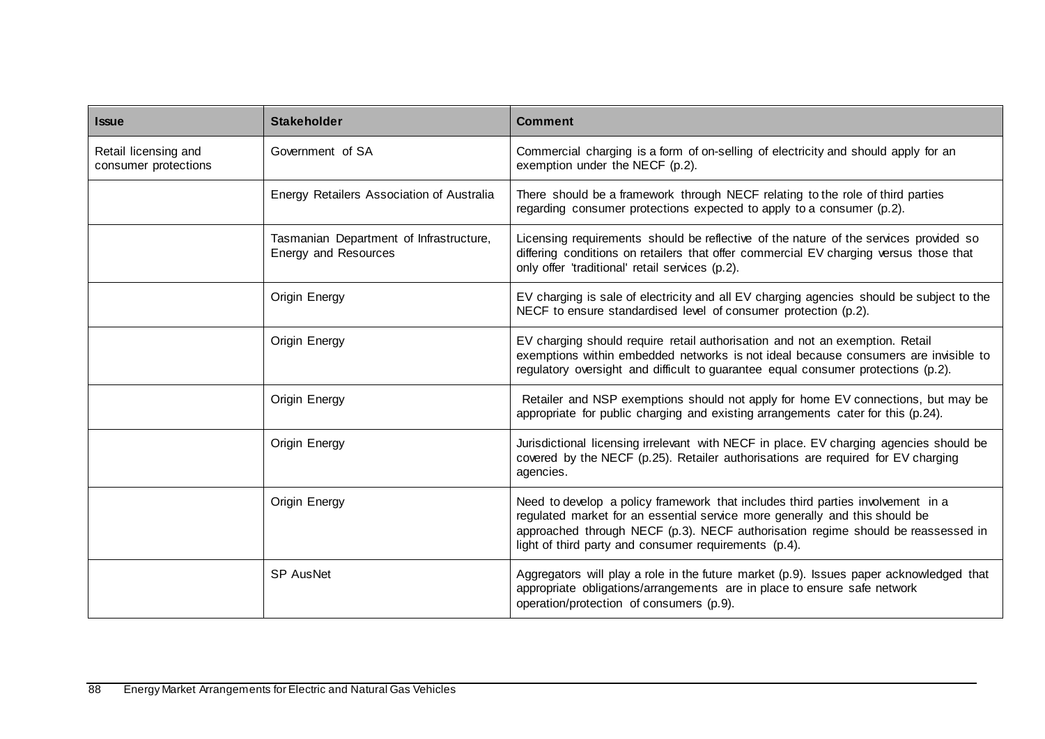| Issue | Stakeholder | Comment |
|---|---|---|
| Retail licensing and consumer protections | Government of SA | Commercial charging is a form of on-selling of electricity and should apply for an exemption under the NECF (p.2). |
| | Energy Retailers Association of Australia | There should be a framework through NECF relating to the role of third parties regarding consumer protections expected to apply to a consumer (p.2). |
| | Tasmanian Department of Infrastructure, Energy and Resources | Licensing requirements should be reflective of the nature of the services provided so differing conditions on retailers that offer commercial EV charging versus those that only offer 'traditional' retail services (p.2). |
| | Origin Energy | EV charging is sale of electricity and all EV charging agencies should be subject to the NECF to ensure standardised level of consumer protection (p.2). |
| | Origin Energy | EV charging should require retail authorisation and not an exemption. Retail exemptions within embedded networks is not ideal because consumers are invisible to regulatory oversight and difficult to guarantee equal consumer protections (p.2). |
| | Origin Energy | Retailer and NSP exemptions should not apply for home EV connections, but may be appropriate for public charging and existing arrangements cater for this (p.24). |
| | Origin Energy | Jurisdictional licensing irrelevant with NECF in place. EV charging agencies should be covered by the NECF (p.25). Retailer authorisations are required for EV charging agencies. |
| | Origin Energy | Need to develop a policy framework that includes third parties involvement in a regulated market for an essential service more generally and this should be approached through NECF (p.3). NECF authorisation regime should be reassessed in light of third party and consumer requirements (p.4). |
| | SP AusNet | Aggregators will play a role in the future market (p.9). Issues paper acknowledged that appropriate obligations/arrangements are in place to ensure safe network operation/protection of consumers (p.9). |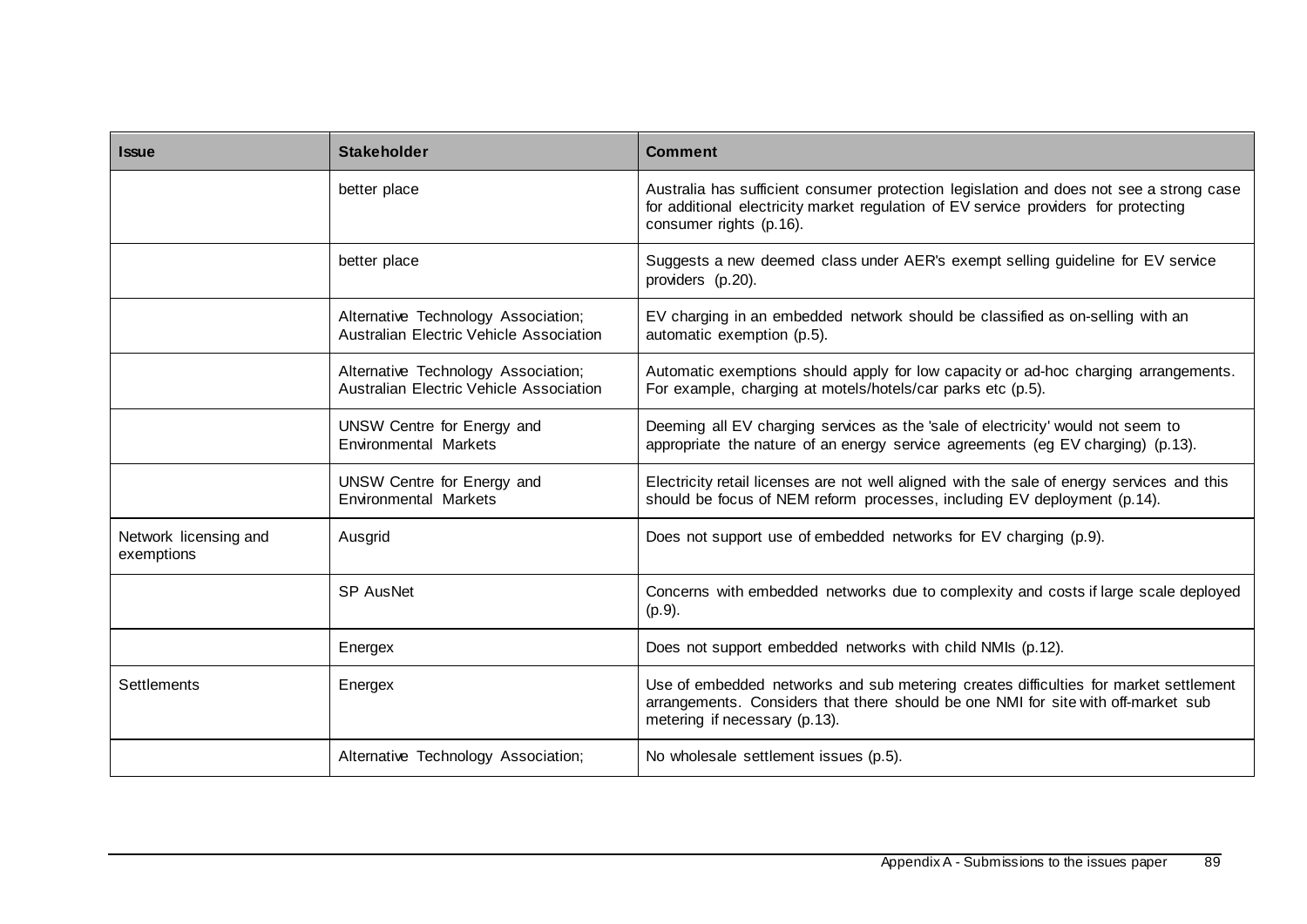| Issue | Stakeholder | Comment |
|---|---|---|
| | better place | Australia has sufficient consumer protection legislation and does not see a strong case for additional electricity market regulation of EV service providers for protecting consumer rights (p.16). |
| | better place | Suggests a new deemed class under AER's exempt selling guideline for EV service providers (p.20). |
| | Alternative Technology Association; Australian Electric Vehicle Association | EV charging in an embedded network should be classified as on-selling with an automatic exemption (p.5). |
| | Alternative Technology Association; Australian Electric Vehicle Association | Automatic exemptions should apply for low capacity or ad-hoc charging arrangements. For example, charging at motels/hotels/car parks etc (p.5). |
| | UNSW Centre for Energy and Environmental Markets | Deeming all EV charging services as the 'sale of electricity' would not seem to appropriate the nature of an energy service agreements (eg EV charging) (p.13). |
| | UNSW Centre for Energy and Environmental Markets | Electricity retail licenses are not well aligned with the sale of energy services and this should be focus of NEM reform processes, including EV deployment (p.14). |
| Network licensing and exemptions | Ausgrid | Does not support use of embedded networks for EV charging (p.9). |
| | SP AusNet | Concerns with embedded networks due to complexity and costs if large scale deployed (p.9). |
| | Energex | Does not support embedded networks with child NMIs (p.12). |
| Settlements | Energex | Use of embedded networks and sub metering creates difficulties for market settlement arrangements. Considers that there should be one NMI for site with off-market sub metering if necessary (p.13). |
| | Alternative Technology Association; | No wholesale settlement issues (p.5). |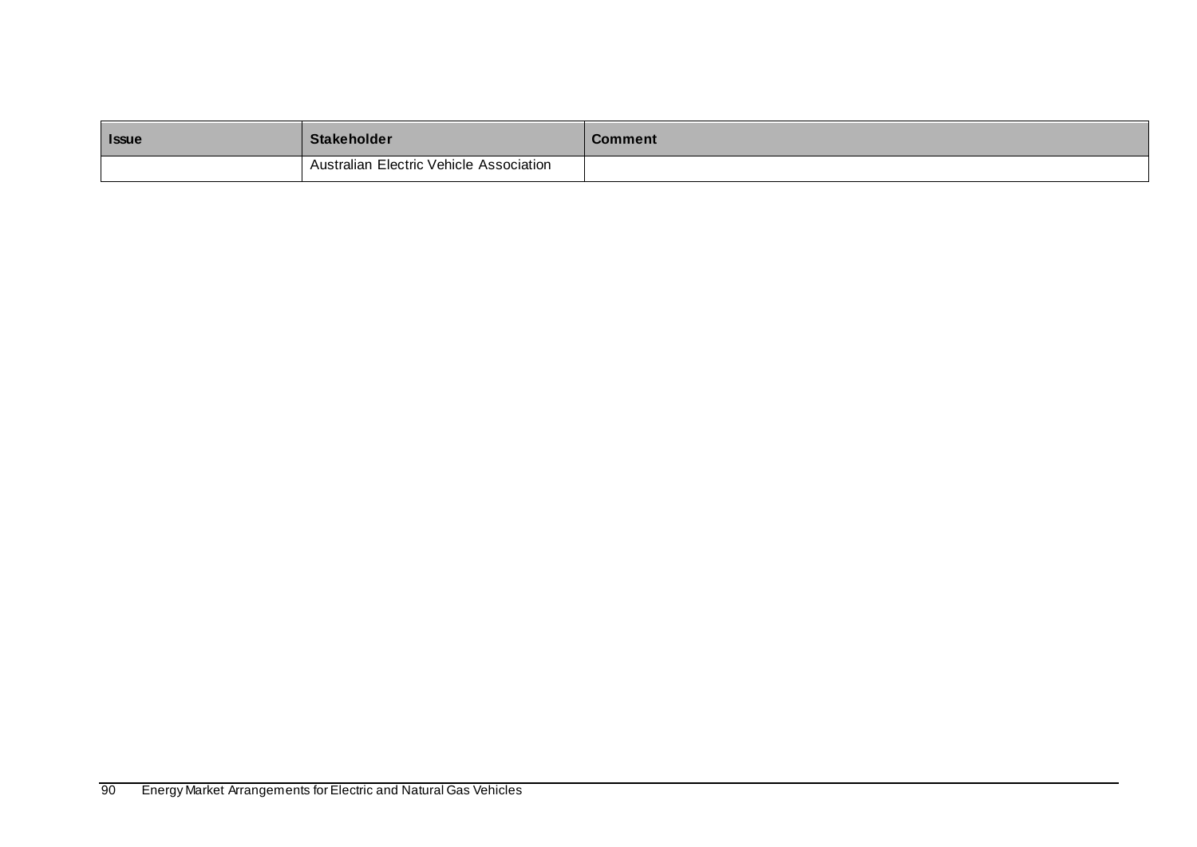| Issue | Stakeholder | Comment |
| --- | --- | --- |
| | Australian Electric Vehicle Association | |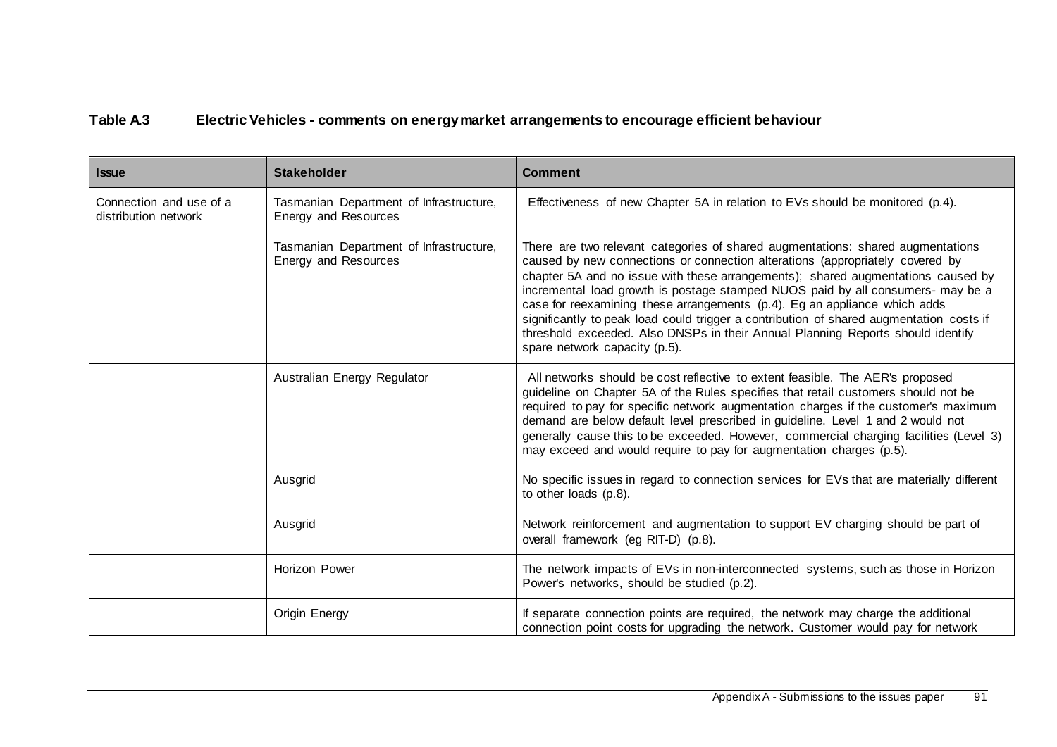**Table A.3 Electric Vehicles - comments on energy market arrangements to encourage efficient behaviour**

| Issue | Stakeholder | Comment |
| --- | --- | --- |
| Connection and use of a distribution network | Tasmanian Department of Infrastructure, Energy and Resources | Effectiveness of new Chapter 5A in relation to EVs should be monitored (p.4). |
| | Tasmanian Department of Infrastructure, Energy and Resources | There are two relevant categories of shared augmentations: shared augmentations caused by new connections or connection alterations (appropriately covered by chapter 5A and no issue with these arrangements); shared augmentations caused by incremental load growth is postage stamped NUOS paid by all consumers- may be a case for reexamining these arrangements (p.4). Eg an appliance which adds significantly to peak load could trigger a contribution of shared augmentation costs if threshold exceeded. Also DNSPs in their Annual Planning Reports should identify spare network capacity (p.5). |
| | Australian Energy Regulator | All networks should be cost reflective to extent feasible. The AER's proposed guideline on Chapter 5A of the Rules specifies that retail customers should not be required to pay for specific network augmentation charges if the customer's maximum demand are below default level prescribed in guideline. Level 1 and 2 would not generally cause this to be exceeded. However, commercial charging facilities (Level 3) may exceed and would require to pay for augmentation charges (p.5). |
| | Ausgrid | No specific issues in regard to connection services for EVs that are materially different to other loads (p.8). |
| | Ausgrid | Network reinforcement and augmentation to support EV charging should be part of overall framework (eg RIT-D) (p.8). |
| | Horizon Power | The network impacts of EVs in non-interconnected systems, such as those in Horizon Power's networks, should be studied (p.2). |
| | Origin Energy | If separate connection points are required, the network may charge the additional connection point costs for upgrading the network. Customer would pay for network |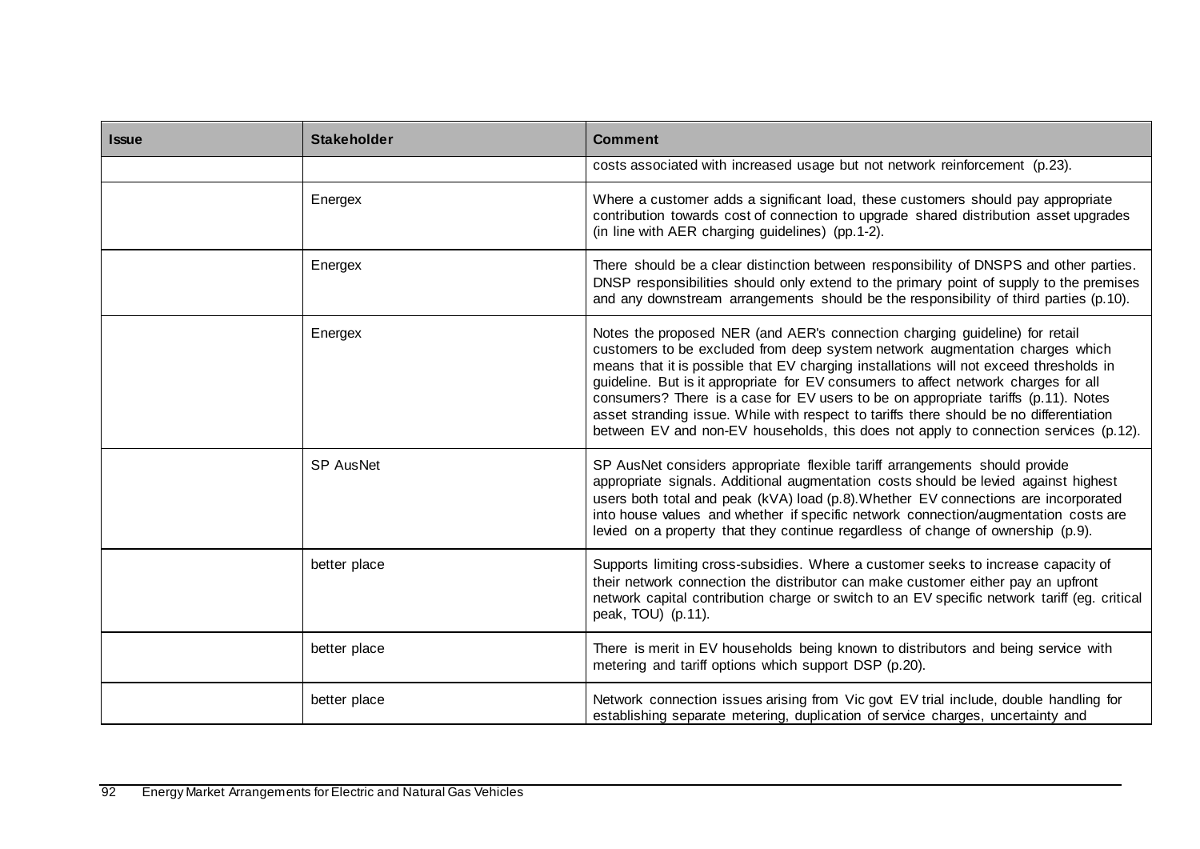| Issue | Stakeholder | Comment |
| --- | --- | --- |
| | | costs associated with increased usage but not network reinforcement (p.23). |
| | Energex | Where a customer adds a significant load, these customers should pay appropriate contribution towards cost of connection to upgrade shared distribution asset upgrades (in line with AER charging guidelines) (pp.1-2). |
| | Energex | There should be a clear distinction between responsibility of DNSPS and other parties. DNSP responsibilities should only extend to the primary point of supply to the premises and any downstream arrangements should be the responsibility of third parties (p.10). |
| | Energex | Notes the proposed NER (and AER's connection charging guideline) for retail customers to be excluded from deep system network augmentation charges which means that it is possible that EV charging installations will not exceed thresholds in guideline. But is it appropriate for EV consumers to affect network charges for all consumers? There is a case for EV users to be on appropriate tariffs (p.11). Notes asset stranding issue. While with respect to tariffs there should be no differentiation between EV and non-EV households, this does not apply to connection services (p.12). |
| | SP AusNet | SP AusNet considers appropriate flexible tariff arrangements should provide appropriate signals. Additional augmentation costs should be levied against highest users both total and peak (kVA) load (p.8).Whether EV connections are incorporated into house values and whether if specific network connection/augmentation costs are levied on a property that they continue regardless of change of ownership (p.9). |
| | better place | Supports limiting cross-subsidies. Where a customer seeks to increase capacity of their network connection the distributor can make customer either pay an upfront network capital contribution charge or switch to an EV specific network tariff (eg. critical peak, TOU) (p.11). |
| | better place | There is merit in EV households being known to distributors and being service with metering and tariff options which support DSP (p.20). |
| | better place | Network connection issues arising from Vic govt EV trial include, double handling for establishing separate metering, duplication of service charges, uncertainty and |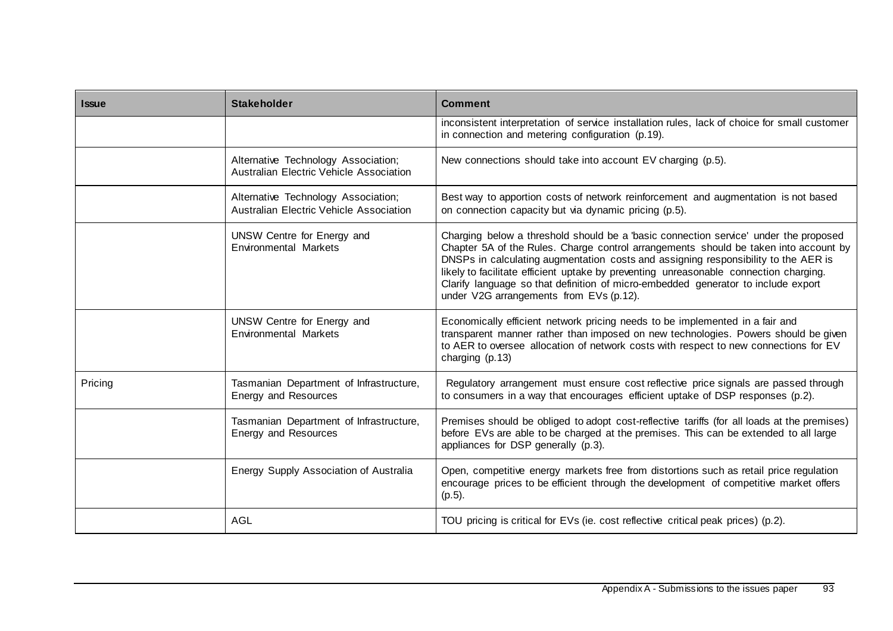| Issue | Stakeholder | Comment |
| --- | --- | --- |
| | | inconsistent interpretation of service installation rules, lack of choice for small customer in connection and metering configuration (p.19). |
| | Alternative Technology Association; Australian Electric Vehicle Association | New connections should take into account EV charging (p.5). |
| | Alternative Technology Association; Australian Electric Vehicle Association | Best way to apportion costs of network reinforcement and augmentation is not based on connection capacity but via dynamic pricing (p.5). |
| | UNSW Centre for Energy and Environmental Markets | Charging below a threshold should be a 'basic connection service' under the proposed Chapter 5A of the Rules. Charge control arrangements should be taken into account by DNSPs in calculating augmentation costs and assigning responsibility to the AER is likely to facilitate efficient uptake by preventing unreasonable connection charging. Clarify language so that definition of micro-embedded generator to include export under V2G arrangements from EVs (p.12). |
| | UNSW Centre for Energy and Environmental Markets | Economically efficient network pricing needs to be implemented in a fair and transparent manner rather than imposed on new technologies. Powers should be given to AER to oversee allocation of network costs with respect to new connections for EV charging (p.13) |
| Pricing | Tasmanian Department of Infrastructure, Energy and Resources | Regulatory arrangement must ensure cost reflective price signals are passed through to consumers in a way that encourages efficient uptake of DSP responses (p.2). |
| | Tasmanian Department of Infrastructure, Energy and Resources | Premises should be obliged to adopt cost-reflective tariffs (for all loads at the premises) before EVs are able to be charged at the premises. This can be extended to all large appliances for DSP generally (p.3). |
| | Energy Supply Association of Australia | Open, competitive energy markets free from distortions such as retail price regulation encourage prices to be efficient through the development of competitive market offers (p.5). |
| | AGL | TOU pricing is critical for EVs (ie. cost reflective critical peak prices) (p.2). |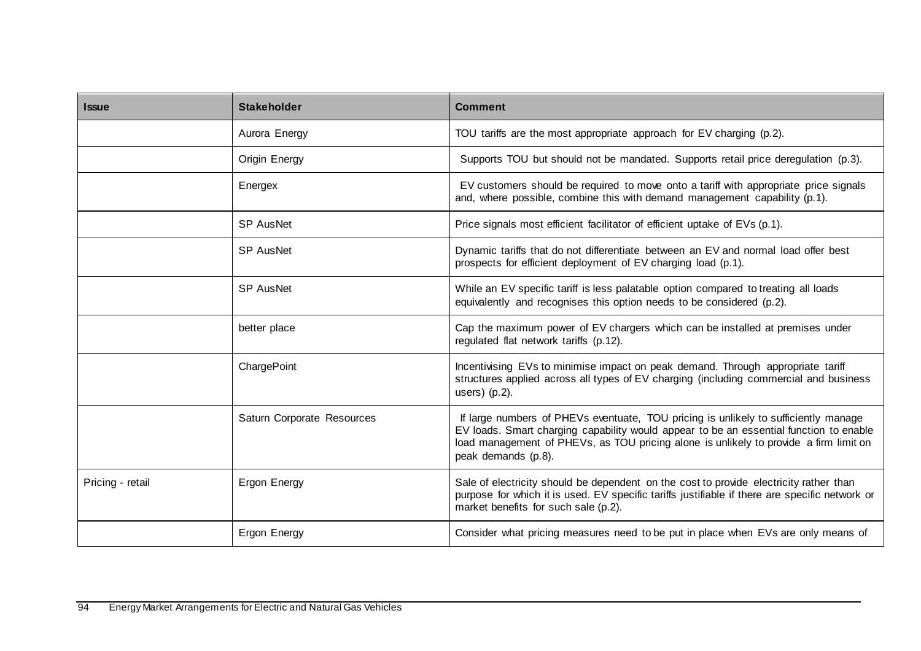| Issue | Stakeholder | Comment |
|---|---|---|
| | Aurora Energy | TOU tariffs are the most appropriate approach for EV charging (p.2). |
| | Origin Energy | Supports TOU but should not be mandated. Supports retail price deregulation (p.3). |
| | Energex | EV customers should be required to move onto a tariff with appropriate price signals and, where possible, combine this with demand management capability (p.1). |
| | SP AusNet | Price signals most efficient facilitator of efficient uptake of EVs (p.1). |
| | SP AusNet | Dynamic tariffs that do not differentiate between an EV and normal load offer best prospects for efficient deployment of EV charging load (p.1). |
| | SP AusNet | While an EV specific tariff is less palatable option compared to treating all loads equivalently and recognises this option needs to be considered (p.2). |
| | better place | Cap the maximum power of EV chargers which can be installed at premises under regulated flat network tariffs (p.12). |
| | ChargePoint | Incentivising EVs to minimise impact on peak demand. Through appropriate tariff structures applied across all types of EV charging (including commercial and business users) (p.2). |
| | Saturn Corporate Resources | If large numbers of PHEVs eventuate, TOU pricing is unlikely to sufficiently manage EV loads. Smart charging capability would appear to be an essential function to enable load management of PHEVs, as TOU pricing alone is unlikely to provide a firm limit on peak demands (p.8). |
| Pricing - retail | Ergon Energy | Sale of electricity should be dependent on the cost to provide electricity rather than purpose for which it is used. EV specific tariffs justifiable if there are specific network or market benefits for such sale (p.2). |
| | Ergon Energy | Consider what pricing measures need to be put in place when EVs are only means of |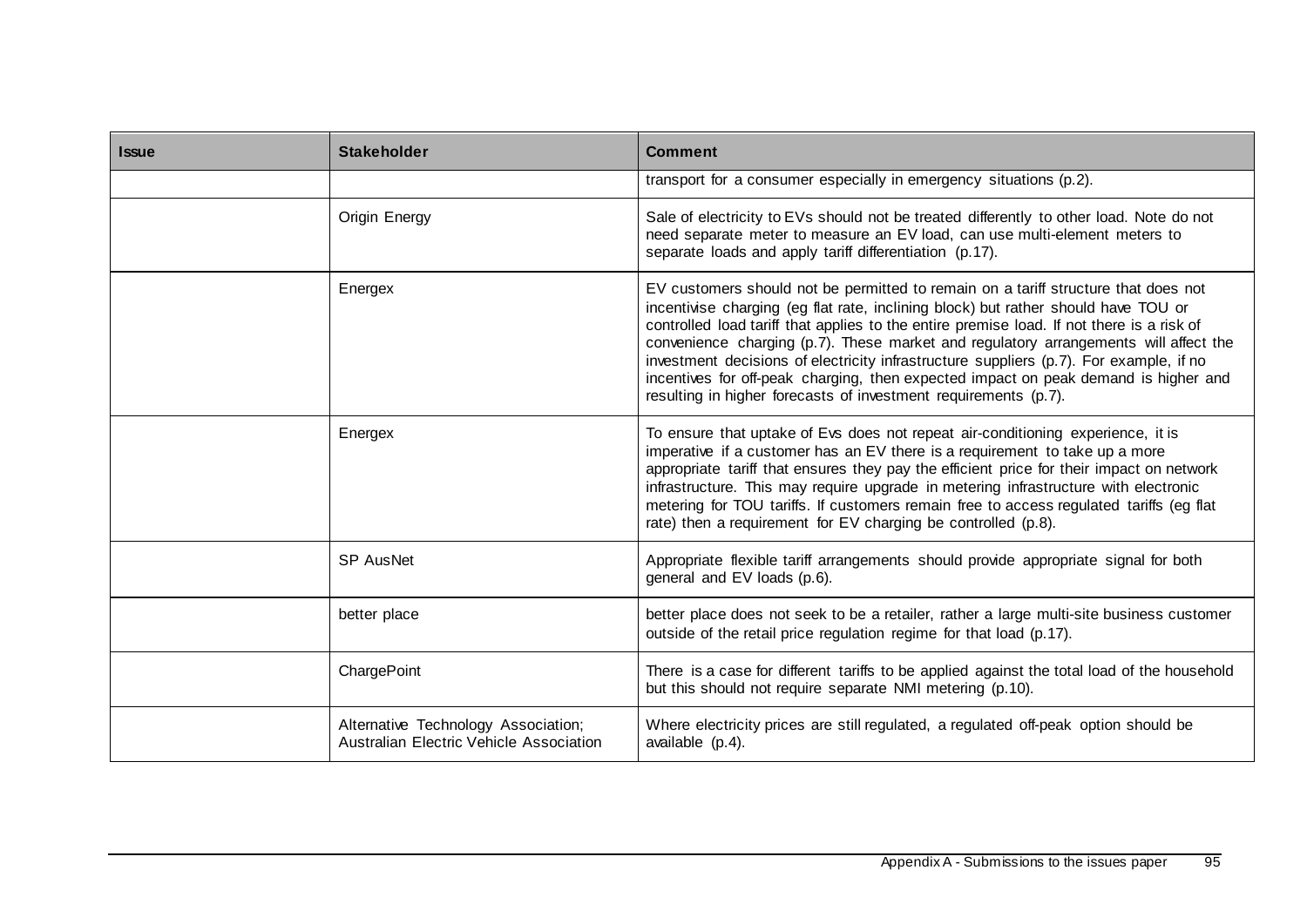| Issue | Stakeholder | Comment |
| --- | --- | --- |
| | | transport for a consumer especially in emergency situations (p.2). |
| | Origin Energy | Sale of electricity to EVs should not be treated differently to other load. Note do not need separate meter to measure an EV load, can use multi-element meters to separate loads and apply tariff differentiation (p.17). |
| | Energex | EV customers should not be permitted to remain on a tariff structure that does not incentivise charging (eg flat rate, inclining block) but rather should have TOU or controlled load tariff that applies to the entire premise load. If not there is a risk of convenience charging (p.7). These market and regulatory arrangements will affect the investment decisions of electricity infrastructure suppliers (p.7). For example, if no incentives for off-peak charging, then expected impact on peak demand is higher and resulting in higher forecasts of investment requirements (p.7). |
| | Energex | To ensure that uptake of Evs does not repeat air-conditioning experience, it is imperative if a customer has an EV there is a requirement to take up a more appropriate tariff that ensures they pay the efficient price for their impact on network infrastructure. This may require upgrade in metering infrastructure with electronic metering for TOU tariffs. If customers remain free to access regulated tariffs (eg flat rate) then a requirement for EV charging be controlled (p.8). |
| | SP AusNet | Appropriate flexible tariff arrangements should provide appropriate signal for both general and EV loads (p.6). |
| | better place | better place does not seek to be a retailer, rather a large multi-site business customer outside of the retail price regulation regime for that load (p.17). |
| | ChargePoint | There is a case for different tariffs to be applied against the total load of the household but this should not require separate NMI metering (p.10). |
| | Alternative Technology Association; Australian Electric Vehicle Association | Where electricity prices are still regulated, a regulated off-peak option should be available (p.4). |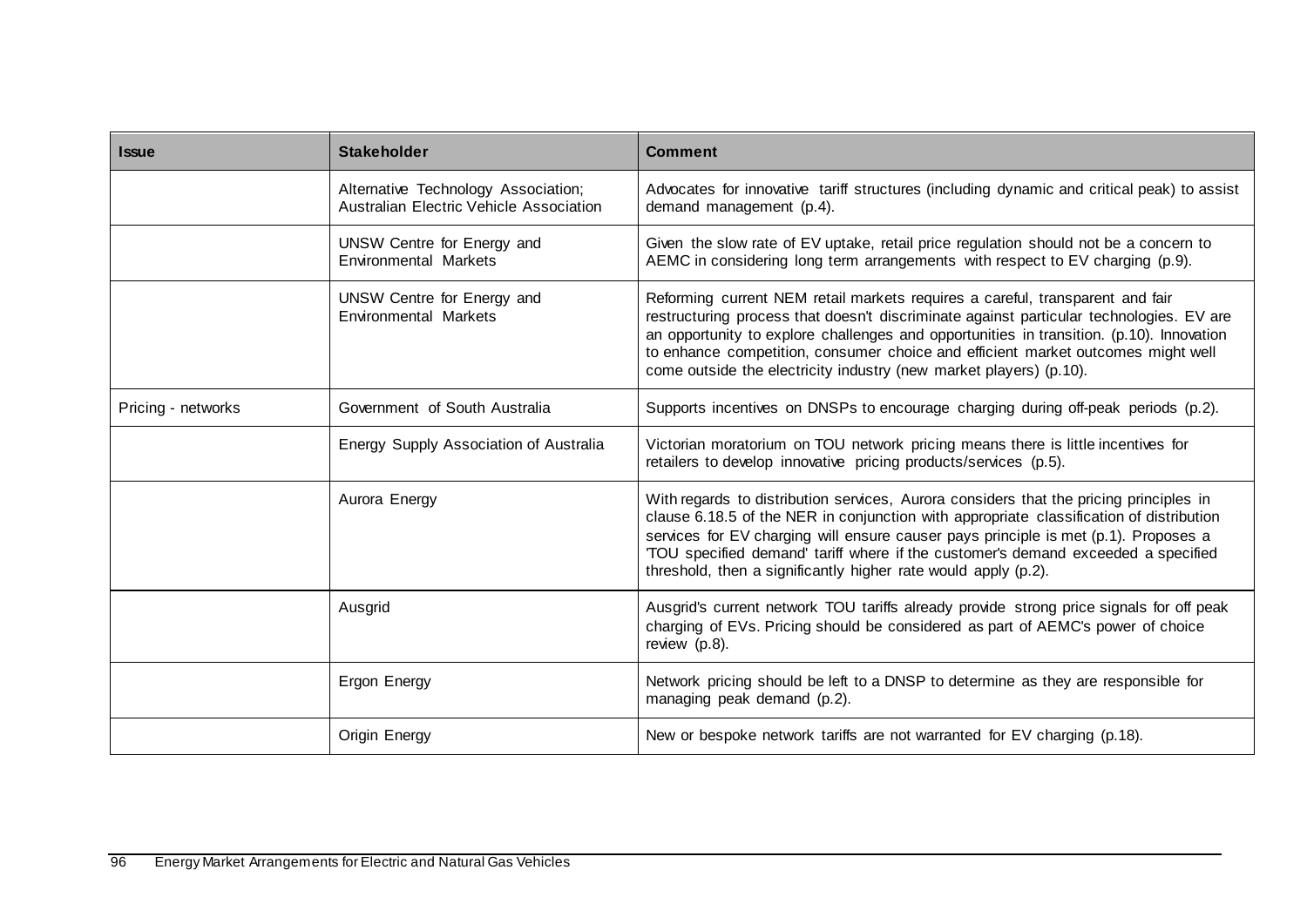| Issue | Stakeholder | Comment |
| --- | --- | --- |
| | Alternative Technology Association; Australian Electric Vehicle Association | Advocates for innovative tariff structures (including dynamic and critical peak) to assist demand management (p.4). |
| | UNSW Centre for Energy and Environmental Markets | Given the slow rate of EV uptake, retail price regulation should not be a concern to AEMC in considering long term arrangements with respect to EV charging (p.9). |
| | UNSW Centre for Energy and Environmental Markets | Reforming current NEM retail markets requires a careful, transparent and fair restructuring process that doesn't discriminate against particular technologies. EV are an opportunity to explore challenges and opportunities in transition. (p.10). Innovation to enhance competition, consumer choice and efficient market outcomes might well come outside the electricity industry (new market players) (p.10). |
| Pricing - networks | Government of South Australia | Supports incentives on DNSPs to encourage charging during off-peak periods (p.2). |
| | Energy Supply Association of Australia | Victorian moratorium on TOU network pricing means there is little incentives for retailers to develop innovative pricing products/services (p.5). |
| | Aurora Energy | With regards to distribution services, Aurora considers that the pricing principles in clause 6.18.5 of the NER in conjunction with appropriate classification of distribution services for EV charging will ensure causer pays principle is met (p.1). Proposes a 'TOU specified demand' tariff where if the customer's demand exceeded a specified threshold, then a significantly higher rate would apply (p.2). |
| | Ausgrid | Ausgrid's current network TOU tariffs already provide strong price signals for off peak charging of EVs. Pricing should be considered as part of AEMC's power of choice review (p.8). |
| | Ergon Energy | Network pricing should be left to a DNSP to determine as they are responsible for managing peak demand (p.2). |
| | Origin Energy | New or bespoke network tariffs are not warranted for EV charging (p.18). |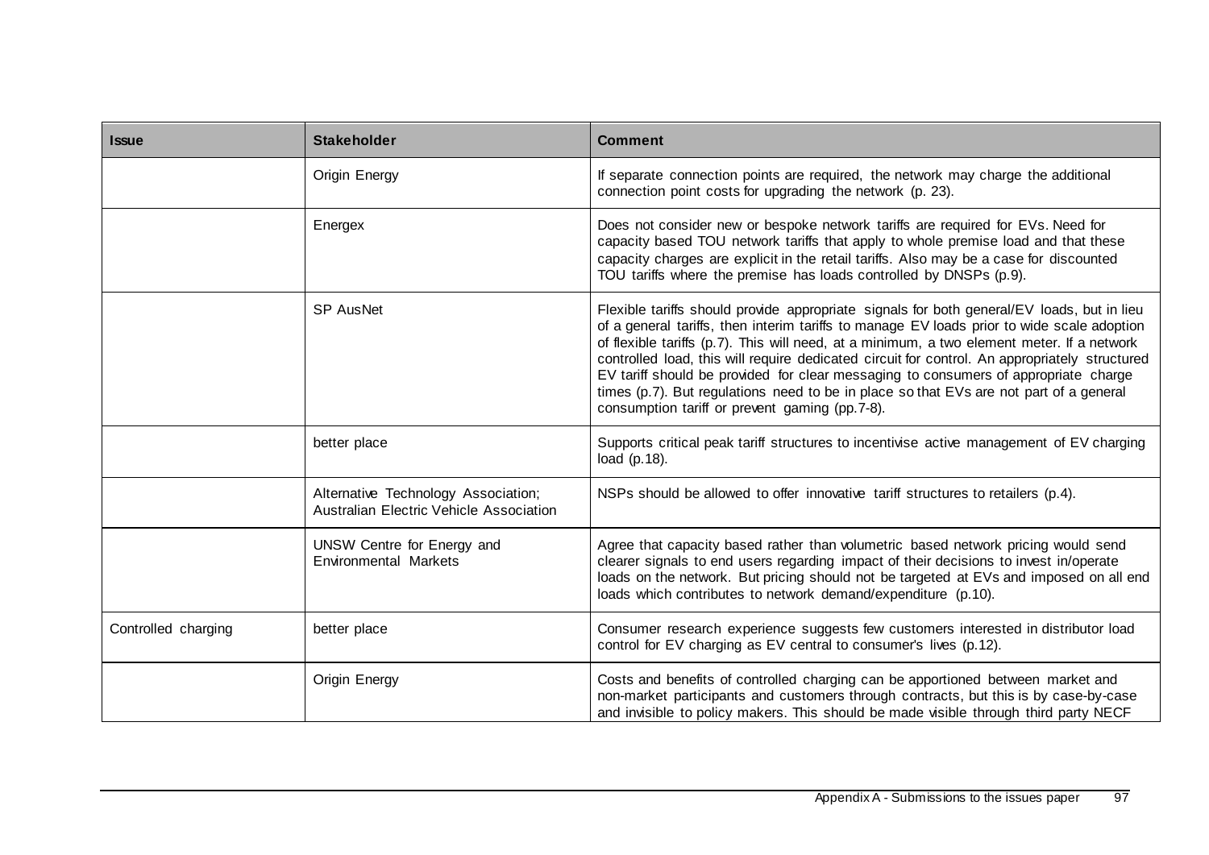| Issue | Stakeholder | Comment |
| --- | --- | --- |
| | Origin Energy | If separate connection points are required, the network may charge the additional connection point costs for upgrading the network (p. 23). |
| | Energex | Does not consider new or bespoke network tariffs are required for EVs. Need for capacity based TOU network tariffs that apply to whole premise load and that these capacity charges are explicit in the retail tariffs. Also may be a case for discounted TOU tariffs where the premise has loads controlled by DNSPs (p.9). |
| | SP AusNet | Flexible tariffs should provide appropriate signals for both general/EV loads, but in lieu of a general tariffs, then interim tariffs to manage EV loads prior to wide scale adoption of flexible tariffs (p.7). This will need, at a minimum, a two element meter. If a network controlled load, this will require dedicated circuit for control. An appropriately structured EV tariff should be provided for clear messaging to consumers of appropriate charge times (p.7). But regulations need to be in place so that EVs are not part of a general consumption tariff or prevent gaming (pp.7-8). |
| | better place | Supports critical peak tariff structures to incentivise active management of EV charging load (p.18). |
| | Alternative Technology Association; Australian Electric Vehicle Association | NSPs should be allowed to offer innovative tariff structures to retailers (p.4). |
| | UNSW Centre for Energy and Environmental Markets | Agree that capacity based rather than volumetric based network pricing would send clearer signals to end users regarding impact of their decisions to invest in/operate loads on the network. But pricing should not be targeted at EVs and imposed on all end loads which contributes to network demand/expenditure (p.10). |
| Controlled charging | better place | Consumer research experience suggests few customers interested in distributor load control for EV charging as EV central to consumer's lives (p.12). |
| | Origin Energy | Costs and benefits of controlled charging can be apportioned between market and non-market participants and customers through contracts, but this is by case-by-case and invisible to policy makers. This should be made visible through third party NECF |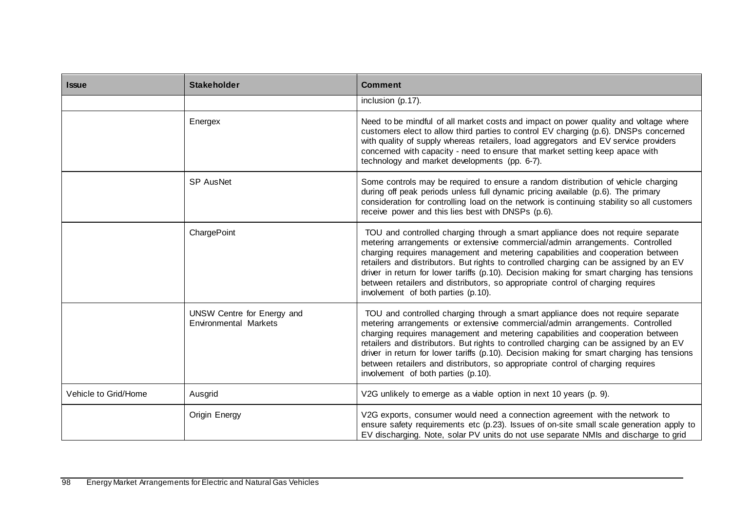| Issue | Stakeholder | Comment |
|---|---|---|
| | | inclusion (p.17). |
| | Energex | Need to be mindful of all market costs and impact on power quality and voltage where customers elect to allow third parties to control EV charging (p.6). DNSPs concerned with quality of supply whereas retailers, load aggregators and EV service providers concerned with capacity - need to ensure that market setting keep apace with technology and market developments (pp. 6-7). |
| | SP AusNet | Some controls may be required to ensure a random distribution of vehicle charging during off peak periods unless full dynamic pricing available (p.6). The primary consideration for controlling load on the network is continuing stability so all customers receive power and this lies best with DNSPs (p.6). |
| | ChargePoint | TOU and controlled charging through a smart appliance does not require separate metering arrangements or extensive commercial/admin arrangements. Controlled charging requires management and metering capabilities and cooperation between retailers and distributors. But rights to controlled charging can be assigned by an EV driver in return for lower tariffs (p.10). Decision making for smart charging has tensions between retailers and distributors, so appropriate control of charging requires involvement of both parties (p.10). |
| | UNSW Centre for Energy and Environmental Markets | TOU and controlled charging through a smart appliance does not require separate metering arrangements or extensive commercial/admin arrangements. Controlled charging requires management and metering capabilities and cooperation between retailers and distributors. But rights to controlled charging can be assigned by an EV driver in return for lower tariffs (p.10). Decision making for smart charging has tensions between retailers and distributors, so appropriate control of charging requires involvement of both parties (p.10). |
| Vehicle to Grid/Home | Ausgrid | V2G unlikely to emerge as a viable option in next 10 years (p. 9). |
| | Origin Energy | V2G exports, consumer would need a connection agreement with the network to ensure safety requirements etc (p.23). Issues of on-site small scale generation apply to EV discharging. Note, solar PV units do not use separate NMIs and discharge to grid |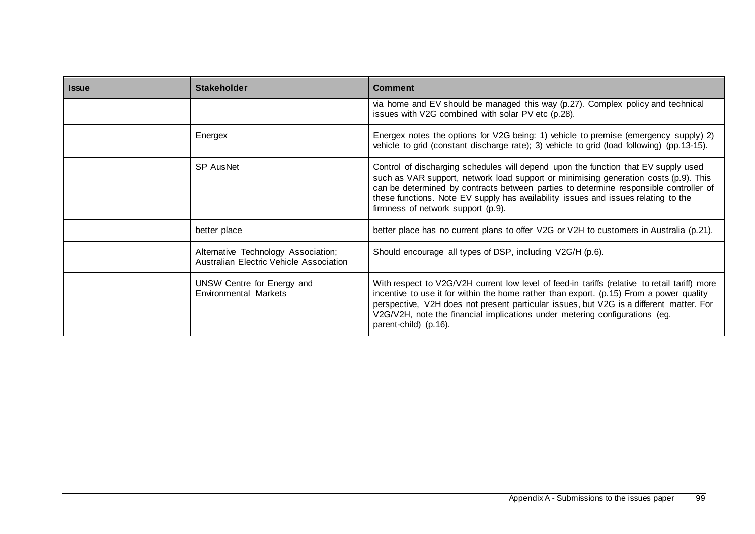| Issue | Stakeholder | Comment |
|---|---|---|
| | | via home and EV should be managed this way (p.27). Complex policy and technical issues with V2G combined with solar PV etc (p.28). |
| | Energex | Energex notes the options for V2G being: 1) vehicle to premise (emergency supply) 2) vehicle to grid (constant discharge rate); 3) vehicle to grid (load following) (pp.13-15). |
| | SP AusNet | Control of discharging schedules will depend upon the function that EV supply used such as VAR support, network load support or minimising generation costs (p.9). This can be determined by contracts between parties to determine responsible controller of these functions. Note EV supply has availability issues and issues relating to the firmness of network support (p.9). |
| | better place | better place has no current plans to offer V2G or V2H to customers in Australia (p.21). |
| | Alternative Technology Association; Australian Electric Vehicle Association | Should encourage all types of DSP, including V2G/H (p.6). |
| | UNSW Centre for Energy and Environmental Markets | With respect to V2G/V2H current low level of feed-in tariffs (relative to retail tariff) more incentive to use it for within the home rather than export. (p.15) From a power quality perspective, V2H does not present particular issues, but V2G is a different matter. For V2G/V2H, note the financial implications under metering configurations (eg. parent-child) (p.16). |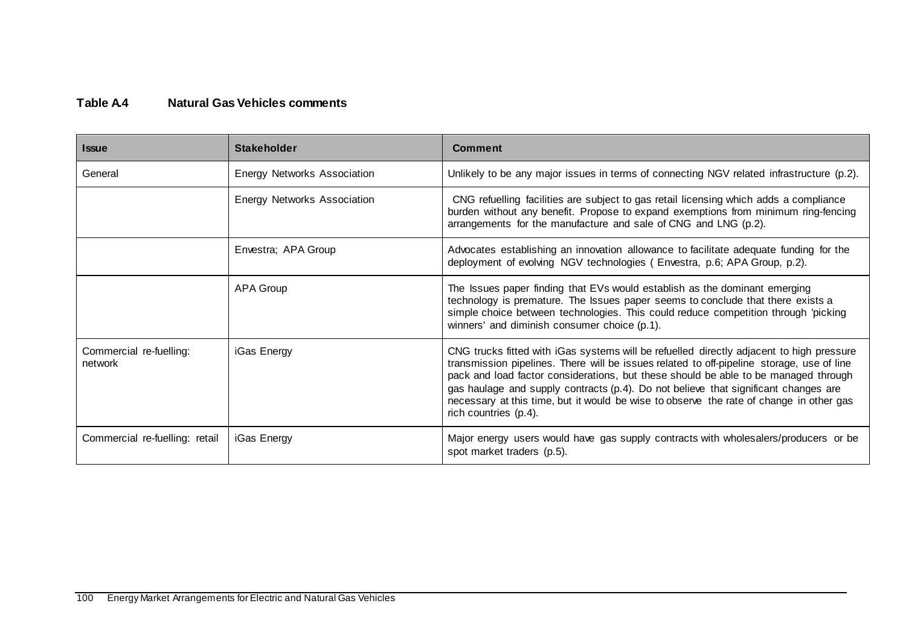**Table A.4 Natural Gas Vehicles comments**

| Issue | Stakeholder | Comment |
|---|---|---|
| General | Energy Networks Association | Unlikely to be any major issues in terms of connecting NGV related infrastructure (p.2). |
| | Energy Networks Association | CNG refuelling facilities are subject to gas retail licensing which adds a compliance burden without any benefit. Propose to expand exemptions from minimum ring-fencing arrangements for the manufacture and sale of CNG and LNG (p.2). |
| | Envestra; APA Group | Advocates establishing an innovation allowance to facilitate adequate funding for the deployment of evolving NGV technologies ( Envestra, p.6; APA Group, p.2). |
| | APA Group | The Issues paper finding that EVs would establish as the dominant emerging technology is premature. The Issues paper seems to conclude that there exists a simple choice between technologies. This could reduce competition through 'picking winners' and diminish consumer choice (p.1). |
| Commercial re-fuelling: network | iGas Energy | CNG trucks fitted with iGas systems will be refuelled directly adjacent to high pressure transmission pipelines. There will be issues related to off-pipeline storage, use of line pack and load factor considerations, but these should be able to be managed through gas haulage and supply contracts (p.4). Do not believe that significant changes are necessary at this time, but it would be wise to observe the rate of change in other gas rich countries (p.4). |
| Commercial re-fuelling: retail | iGas Energy | Major energy users would have gas supply contracts with wholesalers/producers or be spot market traders (p.5). |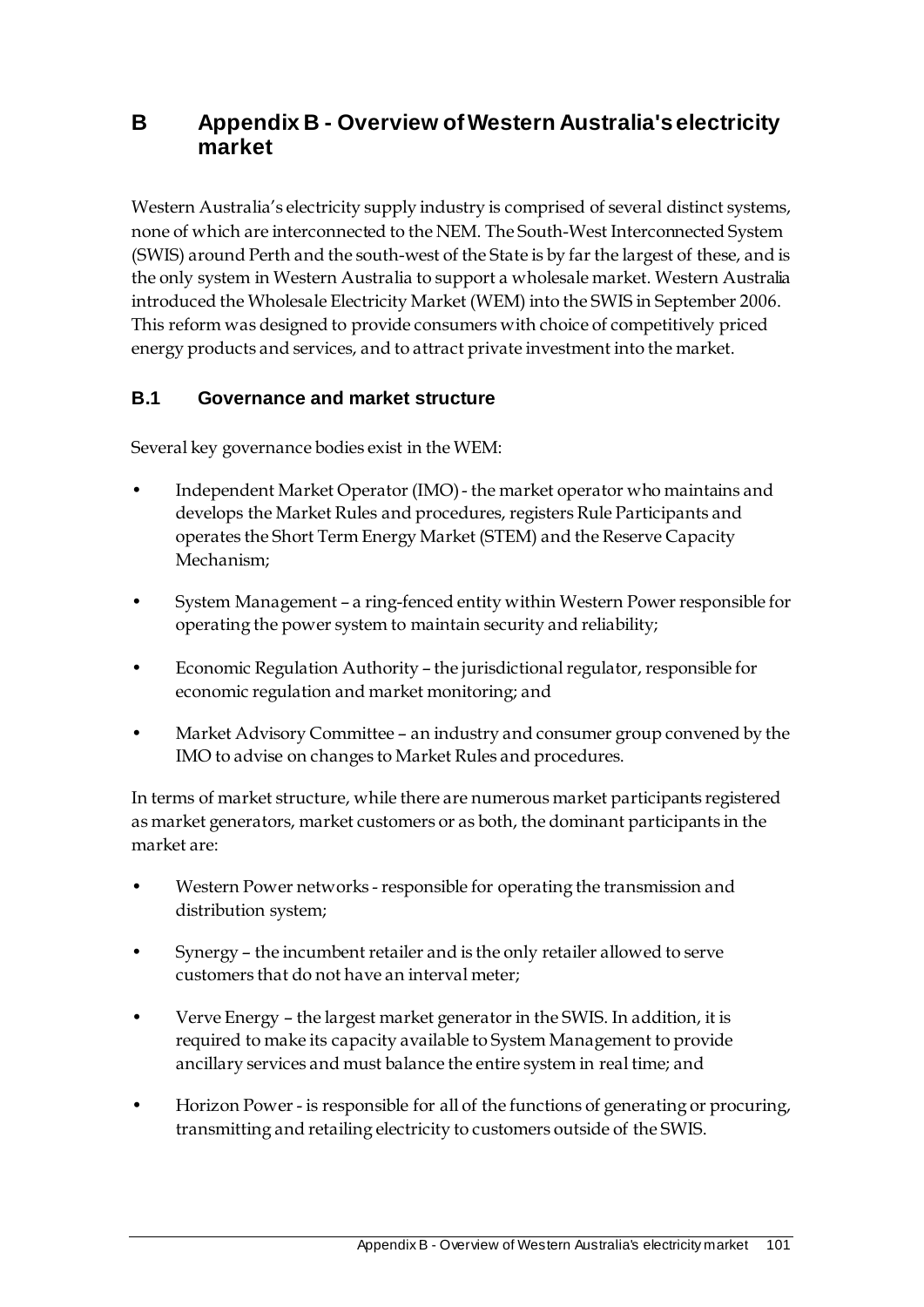# B Appendix B - Overview of Western Australia's electricity market

Western Australia's electricity supply industry is comprised of several distinct systems, none of which are interconnected to the NEM. The South-West Interconnected System (SWIS) around Perth and the south-west of the State is by far the largest of these, and is the only system in Western Australia to support a wholesale market. Western Australia introduced the Wholesale Electricity Market (WEM) into the SWIS in September 2006. This reform was designed to provide consumers with choice of competitively priced energy products and services, and to attract private investment into the market.

## B.1 Governance and market structure

Several key governance bodies exist in the WEM:

- Independent Market Operator (IMO) - the market operator who maintains and develops the Market Rules and procedures, registers Rule Participants and operates the Short Term Energy Market (STEM) and the Reserve Capacity Mechanism;
- System Management – a ring-fenced entity within Western Power responsible for operating the power system to maintain security and reliability;
- Economic Regulation Authority – the jurisdictional regulator, responsible for economic regulation and market monitoring; and
- Market Advisory Committee – an industry and consumer group convened by the IMO to advise on changes to Market Rules and procedures.

In terms of market structure, while there are numerous market participants registered as market generators, market customers or as both, the dominant participants in the market are:

- Western Power networks - responsible for operating the transmission and distribution system;
- Synergy – the incumbent retailer and is the only retailer allowed to serve customers that do not have an interval meter;
- Verve Energy – the largest market generator in the SWIS. In addition, it is required to make its capacity available to System Management to provide ancillary services and must balance the entire system in real time; and
- Horizon Power - is responsible for all of the functions of generating or procuring, transmitting and retailing electricity to customers outside of the SWIS.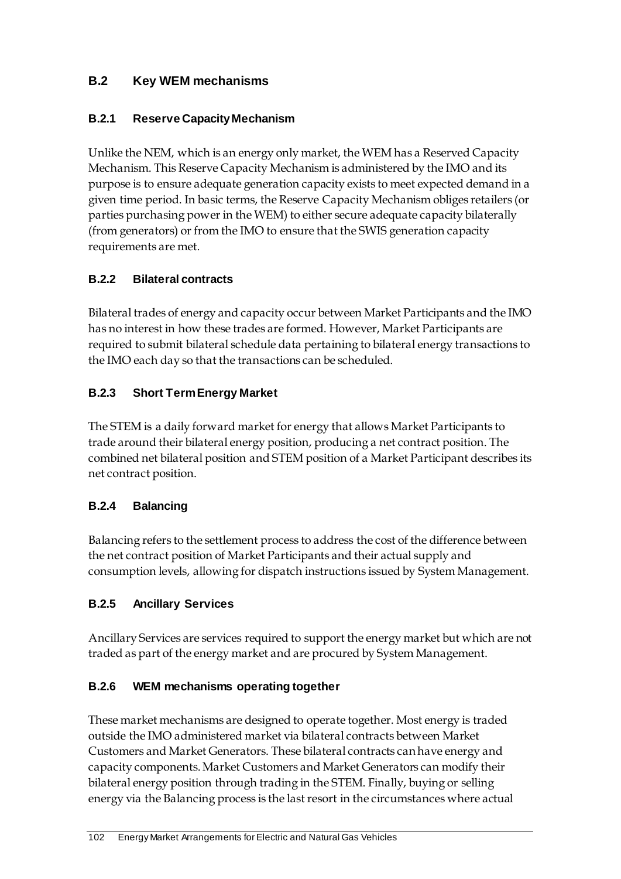## B.2 Key WEM mechanisms

### B.2.1 Reserve Capacity Mechanism

Unlike the NEM, which is an energy only market, the WEM has a Reserved Capacity Mechanism. This Reserve Capacity Mechanism is administered by the IMO and its purpose is to ensure adequate generation capacity exists to meet expected demand in a given time period. In basic terms, the Reserve Capacity Mechanism obliges retailers (or parties purchasing power in the WEM) to either secure adequate capacity bilaterally (from generators) or from the IMO to ensure that the SWIS generation capacity requirements are met.

### B.2.2 Bilateral contracts

Bilateral trades of energy and capacity occur between Market Participants and the IMO has no interest in how these trades are formed. However, Market Participants are required to submit bilateral schedule data pertaining to bilateral energy transactions to the IMO each day so that the transactions can be scheduled.

### B.2.3 Short Term Energy Market

The STEM is a daily forward market for energy that allows Market Participants to trade around their bilateral energy position, producing a net contract position. The combined net bilateral position and STEM position of a Market Participant describes its net contract position.

### B.2.4 Balancing

Balancing refers to the settlement process to address the cost of the difference between the net contract position of Market Participants and their actual supply and consumption levels, allowing for dispatch instructions issued by System Management.

### B.2.5 Ancillary Services

Ancillary Services are services required to support the energy market but which are not traded as part of the energy market and are procured by System Management.

### B.2.6 WEM mechanisms operating together

These market mechanisms are designed to operate together. Most energy is traded outside the IMO administered market via bilateral contracts between Market Customers and Market Generators. These bilateral contracts can have energy and capacity components. Market Customers and Market Generators can modify their bilateral energy position through trading in the STEM. Finally, buying or selling energy via the Balancing process is the last resort in the circumstances where actual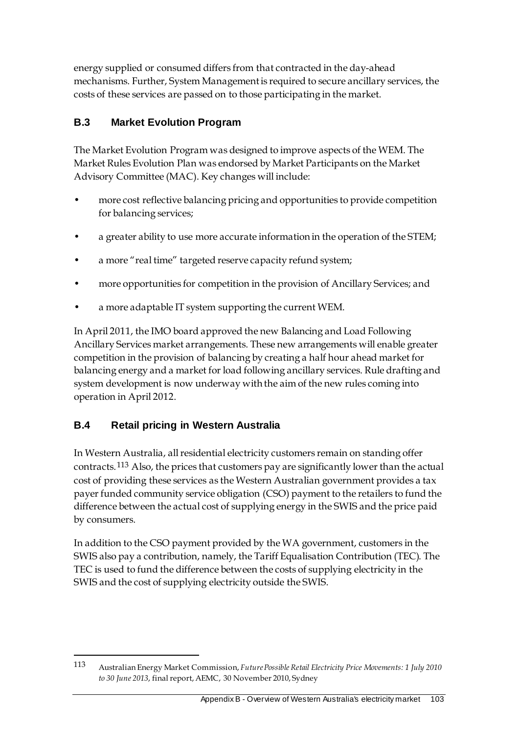energy supplied or consumed differs from that contracted in the day-ahead mechanisms. Further, System Management is required to secure ancillary services, the costs of these services are passed on to those participating in the market.

## B.3 Market Evolution Program

The Market Evolution Program was designed to improve aspects of the WEM. The Market Rules Evolution Plan was endorsed by Market Participants on the Market Advisory Committee (MAC). Key changes will include:

- more cost reflective balancing pricing and opportunities to provide competition for balancing services;
- a greater ability to use more accurate information in the operation of the STEM;
- a more "real time" targeted reserve capacity refund system;
- more opportunities for competition in the provision of Ancillary Services; and
- a more adaptable IT system supporting the current WEM.

In April 2011, the IMO board approved the new Balancing and Load Following Ancillary Services market arrangements. These new arrangements will enable greater competition in the provision of balancing by creating a half hour ahead market for balancing energy and a market for load following ancillary services. Rule drafting and system development is now underway with the aim of the new rules coming into operation in April 2012.

## B.4 Retail pricing in Western Australia

In Western Australia, all residential electricity customers remain on standing offer contracts.[113] Also, the prices that customers pay are significantly lower than the actual cost of providing these services as the Western Australian government provides a tax payer funded community service obligation (CSO) payment to the retailers to fund the difference between the actual cost of supplying energy in the SWIS and the price paid by consumers.

In addition to the CSO payment provided by the WA government, customers in the SWIS also pay a contribution, namely, the Tariff Equalisation Contribution (TEC). The TEC is used to fund the difference between the costs of supplying electricity in the SWIS and the cost of supplying electricity outside the SWIS.

---

113 Australian Energy Market Commission, *Future Possible Retail Electricity Price Movements: 1 July 2010 to 30 June 2013*, final report, AEMC, 30 November 2010, Sydney